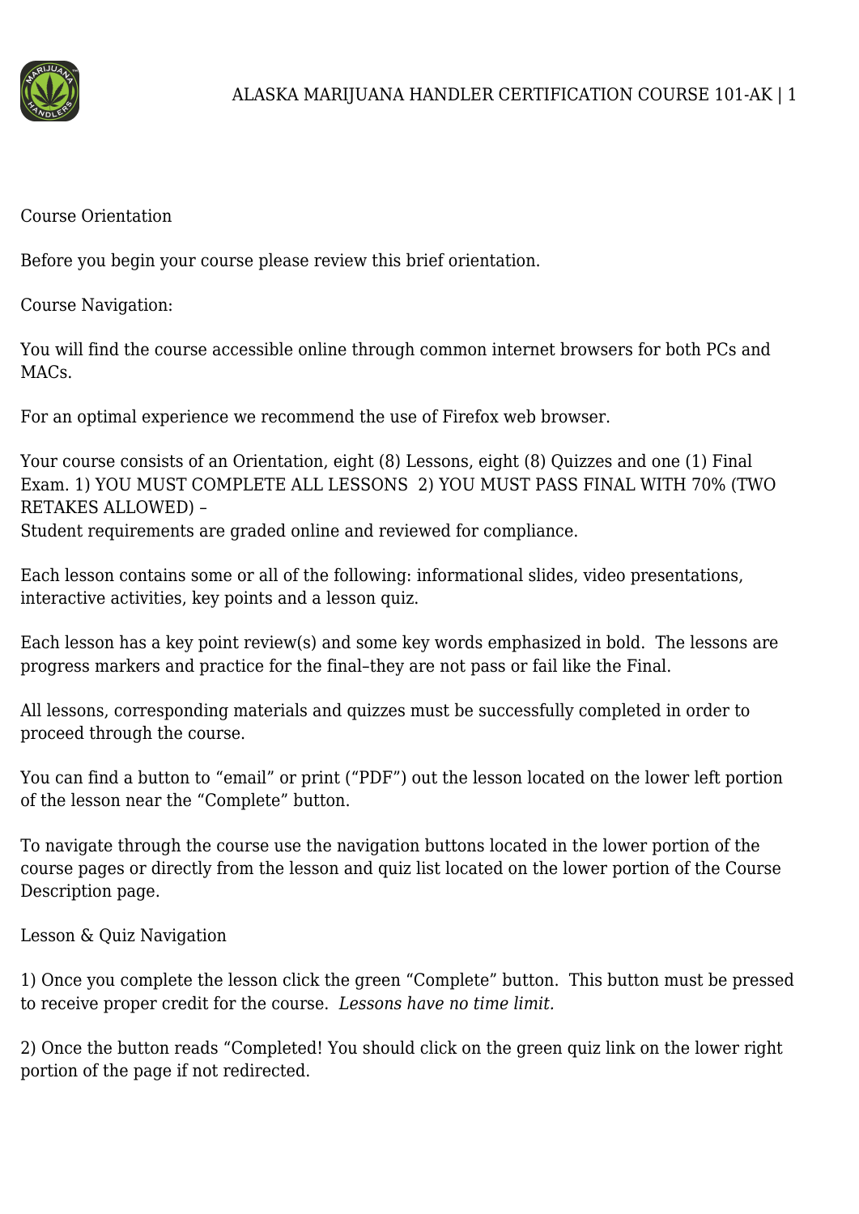## Course Orientation

Before you begin your course please review this brief orientation.

### Course Navigation:

You will find the course accessible online through common internet browsers for both PCs and MACs.

For an optimal experience we recommend the use of Firefox web browser.

Your course consists of an Orientation, eight (8) Lessons, eight (8) Quizzes and one (1) Final Exam. 1) YOU MUST COMPLETE ALL LESSONS 2) YOU MUST PASS FINAL WITH 70% (TWO RETAKES ALLOWED) –
Student requirements are graded online and reviewed for compliance.

Each lesson contains some or all of the following: informational slides, video presentations, interactive activities, key points and a lesson quiz.

Each lesson has a key point review(s) and some key words emphasized in bold. The lessons are progress markers and practice for the final–they are not pass or fail like the Final.

All lessons, corresponding materials and quizzes must be successfully completed in order to proceed through the course.

You can find a button to "email" or print ("PDF") out the lesson located on the lower left portion of the lesson near the "Complete" button.

To navigate through the course use the navigation buttons located in the lower portion of the course pages or directly from the lesson and quiz list located on the lower portion of the Course Description page.

### Lesson & Quiz Navigation

1) Once you complete the lesson click the green "Complete" button. This button must be pressed to receive proper credit for the course. *Lessons have no time limit.*

2) Once the button reads "Completed! You should click on the green quiz link on the lower right portion of the page if not redirected.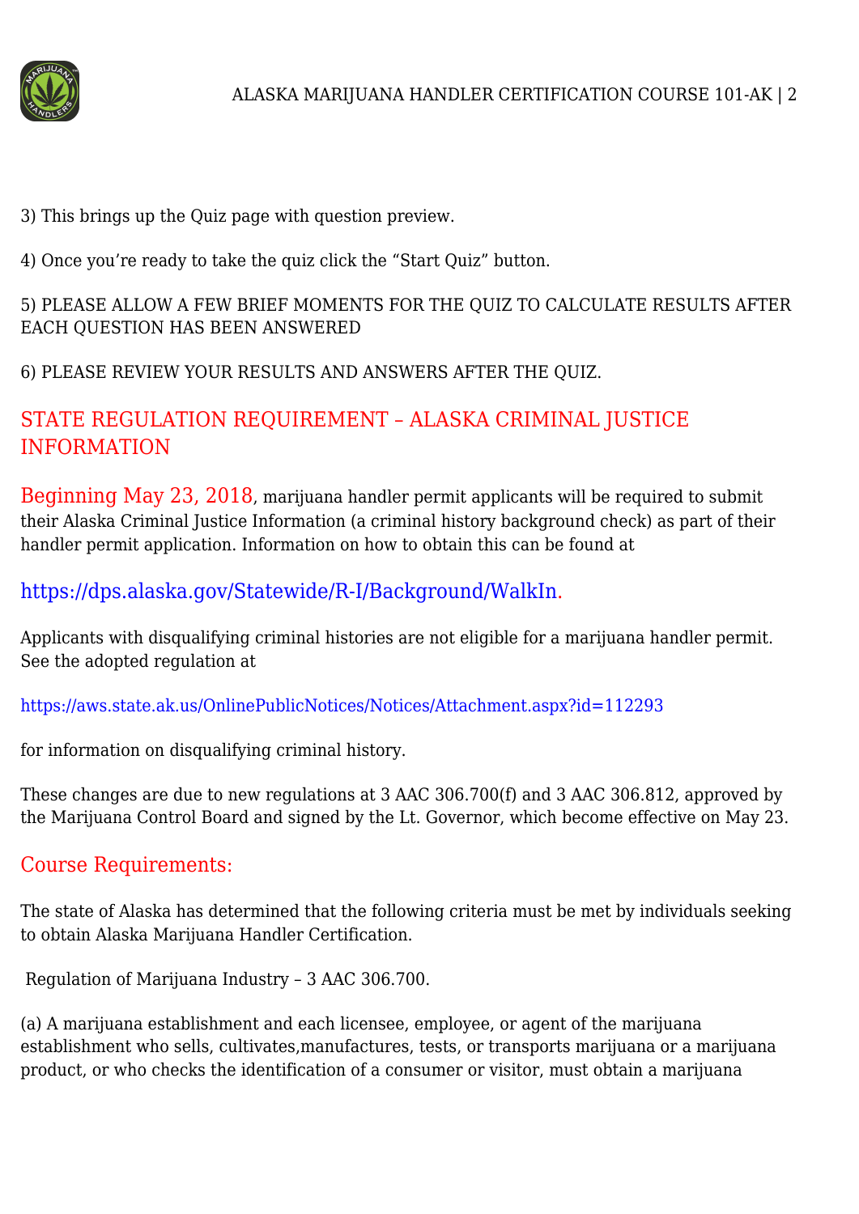3) This brings up the Quiz page with question preview.

4) Once you're ready to take the quiz click the "Start Quiz" button.

5) PLEASE ALLOW A FEW BRIEF MOMENTS FOR THE QUIZ TO CALCULATE RESULTS AFTER EACH QUESTION HAS BEEN ANSWERED

6) PLEASE REVIEW YOUR RESULTS AND ANSWERS AFTER THE QUIZ.

## STATE REGULATION REQUIREMENT – ALASKA CRIMINAL JUSTICE INFORMATION

Beginning May 23, 2018, marijuana handler permit applicants will be required to submit their Alaska Criminal Justice Information (a criminal history background check) as part of their handler permit application. Information on how to obtain this can be found at

https://dps.alaska.gov/Statewide/R-I/Background/WalkIn.

Applicants with disqualifying criminal histories are not eligible for a marijuana handler permit. See the adopted regulation at

https://aws.state.ak.us/OnlinePublicNotices/Notices/Attachment.aspx?id=112293

for information on disqualifying criminal history.

These changes are due to new regulations at 3 AAC 306.700(f) and 3 AAC 306.812, approved by the Marijuana Control Board and signed by the Lt. Governor, which become effective on May 23.

## Course Requirements:

The state of Alaska has determined that the following criteria must be met by individuals seeking to obtain Alaska Marijuana Handler Certification.

Regulation of Marijuana Industry – 3 AAC 306.700.

(a) A marijuana establishment and each licensee, employee, or agent of the marijuana establishment who sells, cultivates,manufactures, tests, or transports marijuana or a marijuana product, or who checks the identification of a consumer or visitor, must obtain a marijuana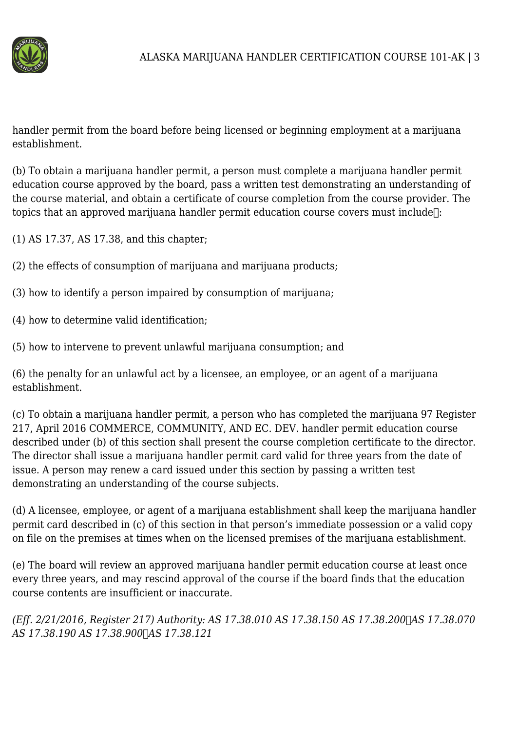handler permit from the board before being licensed or beginning employment at a marijuana establishment.

(b) To obtain a marijuana handler permit, a person must complete a marijuana handler permit education course approved by the board, pass a written test demonstrating an understanding of the course material, and obtain a certificate of course completion from the course provider. The topics that an approved marijuana handler permit education course covers must include:

(1) AS 17.37, AS 17.38, and this chapter;

(2) the effects of consumption of marijuana and marijuana products;

(3) how to identify a person impaired by consumption of marijuana;

(4) how to determine valid identification;

(5) how to intervene to prevent unlawful marijuana consumption; and

(6) the penalty for an unlawful act by a licensee, an employee, or an agent of a marijuana establishment.

(c) To obtain a marijuana handler permit, a person who has completed the marijuana 97 Register 217, April 2016 COMMERCE, COMMUNITY, AND EC. DEV. handler permit education course described under (b) of this section shall present the course completion certificate to the director. The director shall issue a marijuana handler permit card valid for three years from the date of issue. A person may renew a card issued under this section by passing a written test demonstrating an understanding of the course subjects.

(d) A licensee, employee, or agent of a marijuana establishment shall keep the marijuana handler permit card described in (c) of this section in that person's immediate possession or a valid copy on file on the premises at times when on the licensed premises of the marijuana establishment.

(e) The board will review an approved marijuana handler permit education course at least once every three years, and may rescind approval of the course if the board finds that the education course contents are insufficient or inaccurate.

*(Eff. 2/21/2016, Register 217) Authority: AS 17.38.010 AS 17.38.150 AS 17.38.200 AS 17.38.070 AS 17.38.190 AS 17.38.900 AS 17.38.121*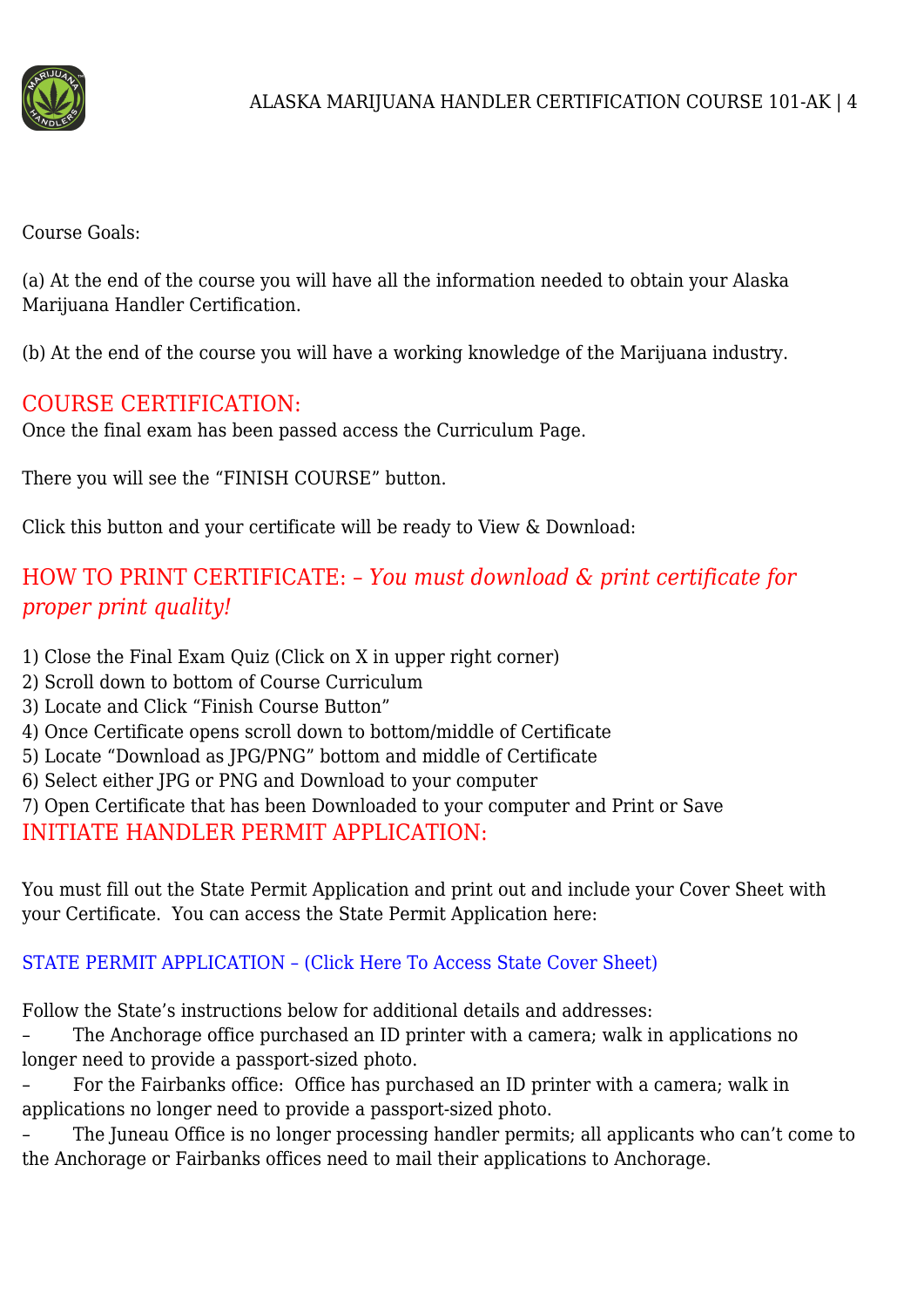Course Goals:

(a) At the end of the course you will have all the information needed to obtain your Alaska Marijuana Handler Certification.

(b) At the end of the course you will have a working knowledge of the Marijuana industry.

## COURSE CERTIFICATION:

Once the final exam has been passed access the Curriculum Page.

There you will see the "FINISH COURSE" button.

Click this button and your certificate will be ready to View & Download:

## HOW TO PRINT CERTIFICATE: – *You must download & print certificate for proper print quality!*

1) Close the Final Exam Quiz (Click on X in upper right corner)
2) Scroll down to bottom of Course Curriculum
3) Locate and Click "Finish Course Button"
4) Once Certificate opens scroll down to bottom/middle of Certificate
5) Locate "Download as JPG/PNG" bottom and middle of Certificate
6) Select either JPG or PNG and Download to your computer
7) Open Certificate that has been Downloaded to your computer and Print or Save

## INITIATE HANDLER PERMIT APPLICATION:

You must fill out the State Permit Application and print out and include your Cover Sheet with your Certificate. You can access the State Permit Application here:

STATE PERMIT APPLICATION – (Click Here To Access State Cover Sheet)

Follow the State's instructions below for additional details and addresses:

– The Anchorage office purchased an ID printer with a camera; walk in applications no longer need to provide a passport-sized photo.

– For the Fairbanks office: Office has purchased an ID printer with a camera; walk in applications no longer need to provide a passport-sized photo.

– The Juneau Office is no longer processing handler permits; all applicants who can't come to the Anchorage or Fairbanks offices need to mail their applications to Anchorage.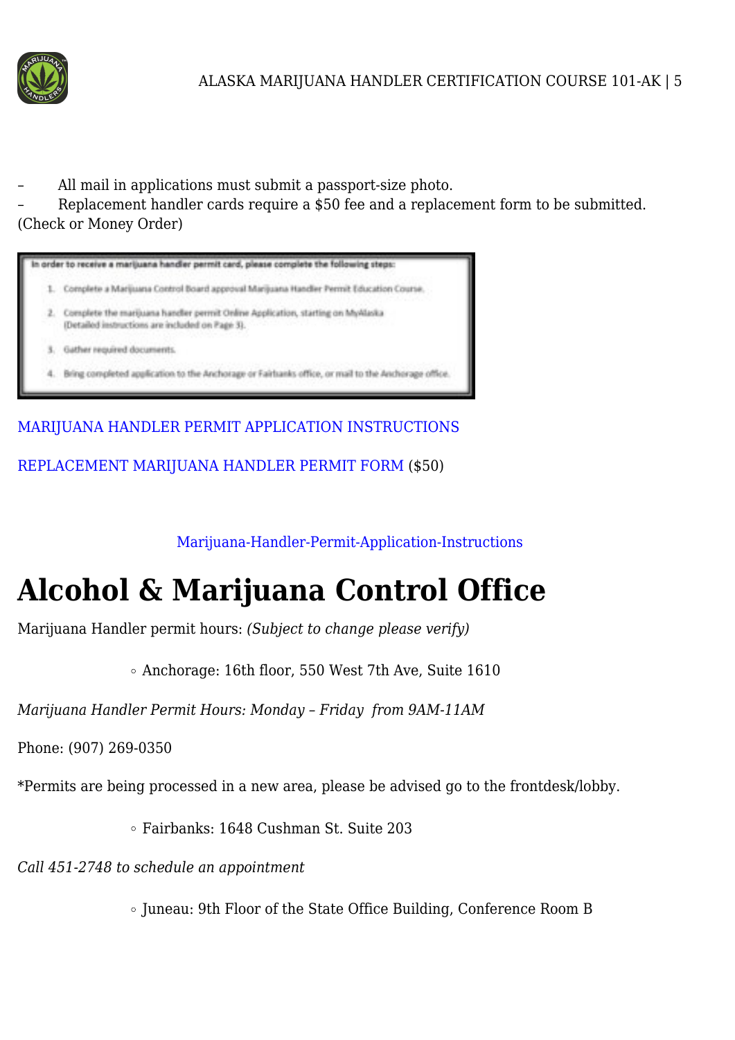– All mail in applications must submit a passport-size photo.
– Replacement handler cards require a $50 fee and a replacement form to be submitted. (Check or Money Order)

In order to receive a marijuana handler permit card, please complete the following steps:

1. Complete a Marijuana Control Board approval Marijuana Handler Permit Education Course.
2. Complete the marijuana handler permit Online Application, starting on MyAlaska (Detailed instructions are included on Page 3).
3. Gather required documents.
4. Bring completed application to the Anchorage or Fairbanks office, or mail to the Anchorage office.

MARIJUANA HANDLER PERMIT APPLICATION INSTRUCTIONS

REPLACEMENT MARIJUANA HANDLER PERMIT FORM ($50)

Marijuana-Handler-Permit-Application-Instructions

# Alcohol & Marijuana Control Office

Marijuana Handler permit hours: *(Subject to change please verify)*

- Anchorage: 16th floor, 550 West 7th Ave, Suite 1610

*Marijuana Handler Permit Hours: Monday – Friday from 9AM-11AM*

Phone: (907) 269-0350

*Permits are being processed in a new area, please be advised go to the frontdesk/lobby.

- Fairbanks: 1648 Cushman St. Suite 203

*Call 451-2748 to schedule an appointment*

- Juneau: 9th Floor of the State Office Building, Conference Room B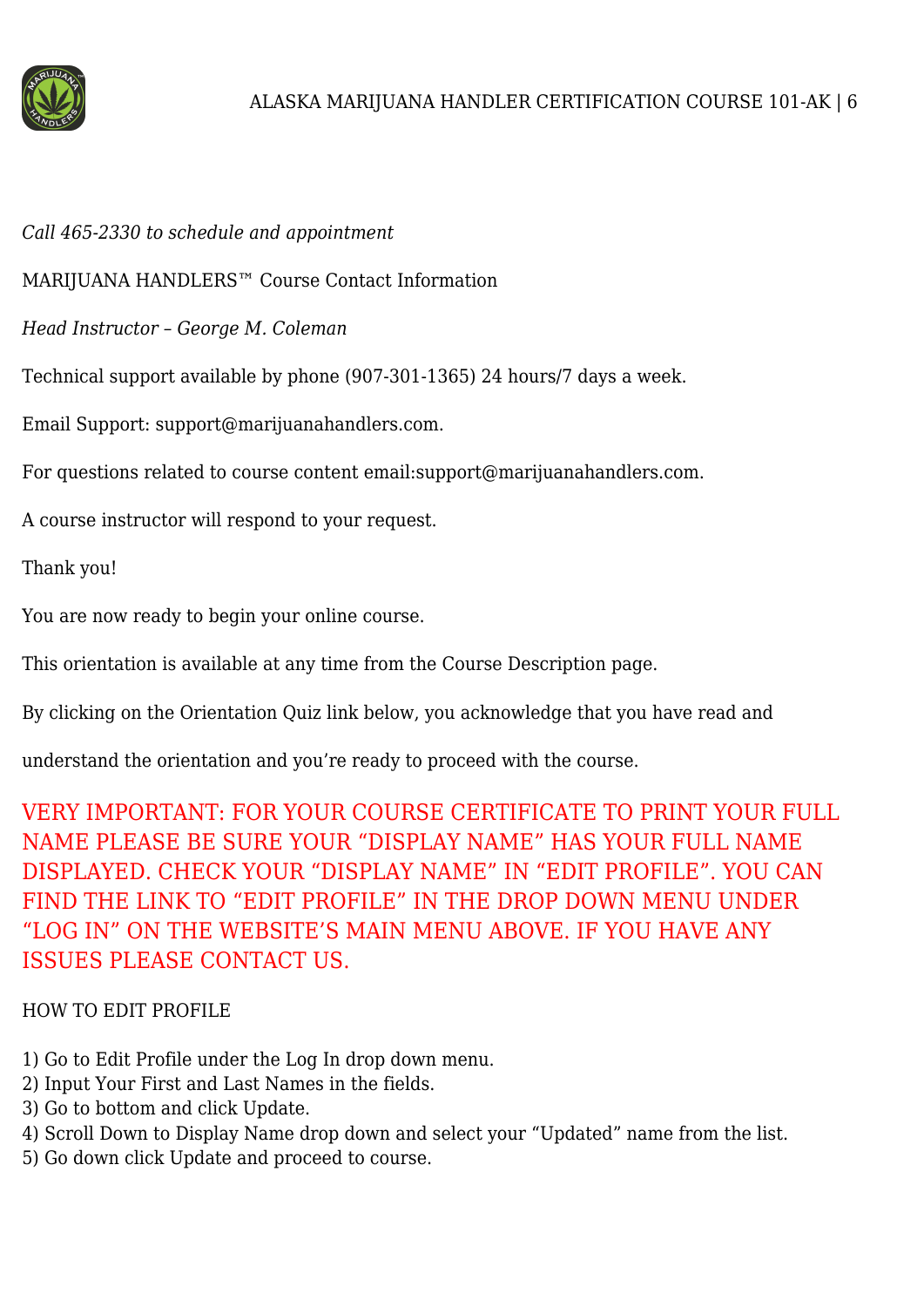*Call 465-2330 to schedule and appointment*

MARIJUANA HANDLERS™ Course Contact Information

*Head Instructor – George M. Coleman*

Technical support available by phone (907-301-1365) 24 hours/7 days a week.

Email Support: support@marijuanahandlers.com.

For questions related to course content email:support@marijuanahandlers.com.

A course instructor will respond to your request.

Thank you!

You are now ready to begin your online course.

This orientation is available at any time from the Course Description page.

By clicking on the Orientation Quiz link below, you acknowledge that you have read and

understand the orientation and you're ready to proceed with the course.

VERY IMPORTANT: FOR YOUR COURSE CERTIFICATE TO PRINT YOUR FULL NAME PLEASE BE SURE YOUR "DISPLAY NAME" HAS YOUR FULL NAME DISPLAYED. CHECK YOUR "DISPLAY NAME" IN "EDIT PROFILE". YOU CAN FIND THE LINK TO "EDIT PROFILE" IN THE DROP DOWN MENU UNDER "LOG IN" ON THE WEBSITE'S MAIN MENU ABOVE. IF YOU HAVE ANY ISSUES PLEASE CONTACT US.

HOW TO EDIT PROFILE

1) Go to Edit Profile under the Log In drop down menu.
2) Input Your First and Last Names in the fields.
3) Go to bottom and click Update.
4) Scroll Down to Display Name drop down and select your "Updated" name from the list.
5) Go down click Update and proceed to course.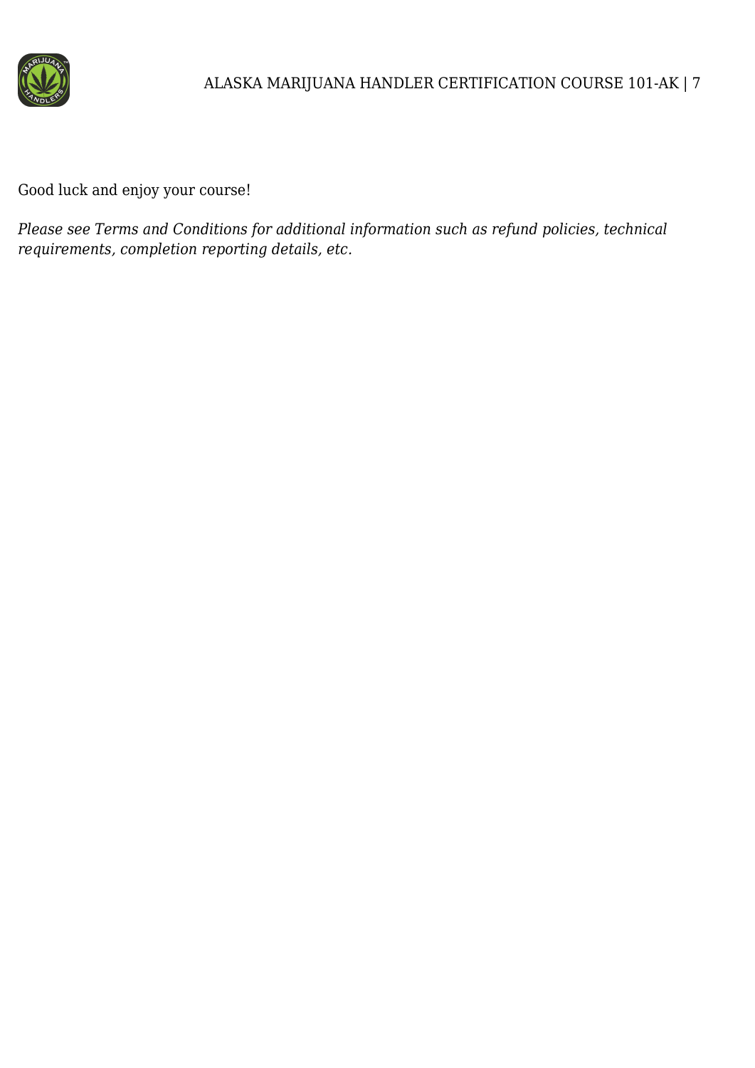Good luck and enjoy your course!

*Please see Terms and Conditions for additional information such as refund policies, technical requirements, completion reporting details, etc.*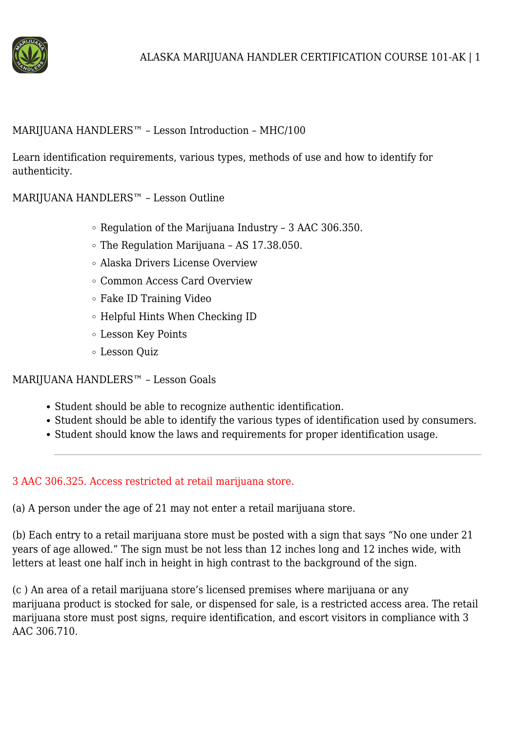MARIJUANA HANDLERS™ – Lesson Introduction – MHC/100

Learn identification requirements, various types, methods of use and how to identify for authenticity.

MARIJUANA HANDLERS™ – Lesson Outline

- Regulation of the Marijuana Industry – 3 AAC 306.350.
- The Regulation Marijuana – AS 17.38.050.
- Alaska Drivers License Overview
- Common Access Card Overview
- Fake ID Training Video
- Helpful Hints When Checking ID
- Lesson Key Points
- Lesson Quiz

MARIJUANA HANDLERS™ – Lesson Goals

- Student should be able to recognize authentic identification.
- Student should be able to identify the various types of identification used by consumers.
- Student should know the laws and requirements for proper identification usage.

---

## 3 AAC 306.325. Access restricted at retail marijuana store.

(a) A person under the age of 21 may not enter a retail marijuana store.

(b) Each entry to a retail marijuana store must be posted with a sign that says "No one under 21 years of age allowed." The sign must be not less than 12 inches long and 12 inches wide, with letters at least one half inch in height in high contrast to the background of the sign.

(c ) An area of a retail marijuana store's licensed premises where marijuana or any marijuana product is stocked for sale, or dispensed for sale, is a restricted access area. The retail marijuana store must post signs, require identification, and escort visitors in compliance with 3 AAC 306.710.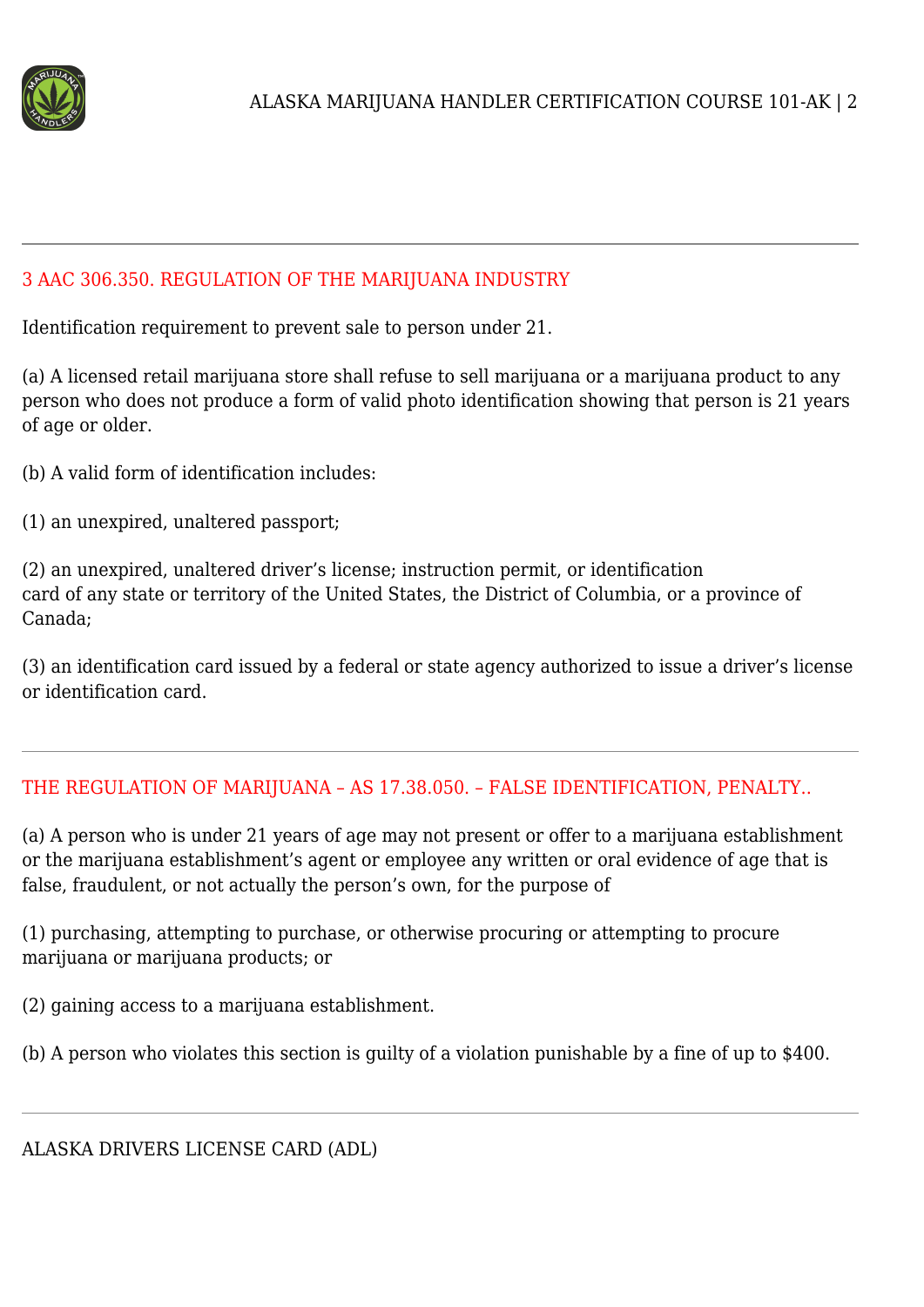## 3 AAC 306.350. REGULATION OF THE MARIJUANA INDUSTRY

Identification requirement to prevent sale to person under 21.

(a) A licensed retail marijuana store shall refuse to sell marijuana or a marijuana product to any person who does not produce a form of valid photo identification showing that person is 21 years of age or older.

(b) A valid form of identification includes:

(1) an unexpired, unaltered passport;

(2) an unexpired, unaltered driver's license; instruction permit, or identification card of any state or territory of the United States, the District of Columbia, or a province of Canada;

(3) an identification card issued by a federal or state agency authorized to issue a driver's license or identification card.

---

## THE REGULATION OF MARIJUANA – AS 17.38.050. – FALSE IDENTIFICATION, PENALTY..

(a) A person who is under 21 years of age may not present or offer to a marijuana establishment or the marijuana establishment's agent or employee any written or oral evidence of age that is false, fraudulent, or not actually the person's own, for the purpose of

(1) purchasing, attempting to purchase, or otherwise procuring or attempting to procure marijuana or marijuana products; or

(2) gaining access to a marijuana establishment.

(b) A person who violates this section is guilty of a violation punishable by a fine of up to $400.

---

ALASKA DRIVERS LICENSE CARD (ADL)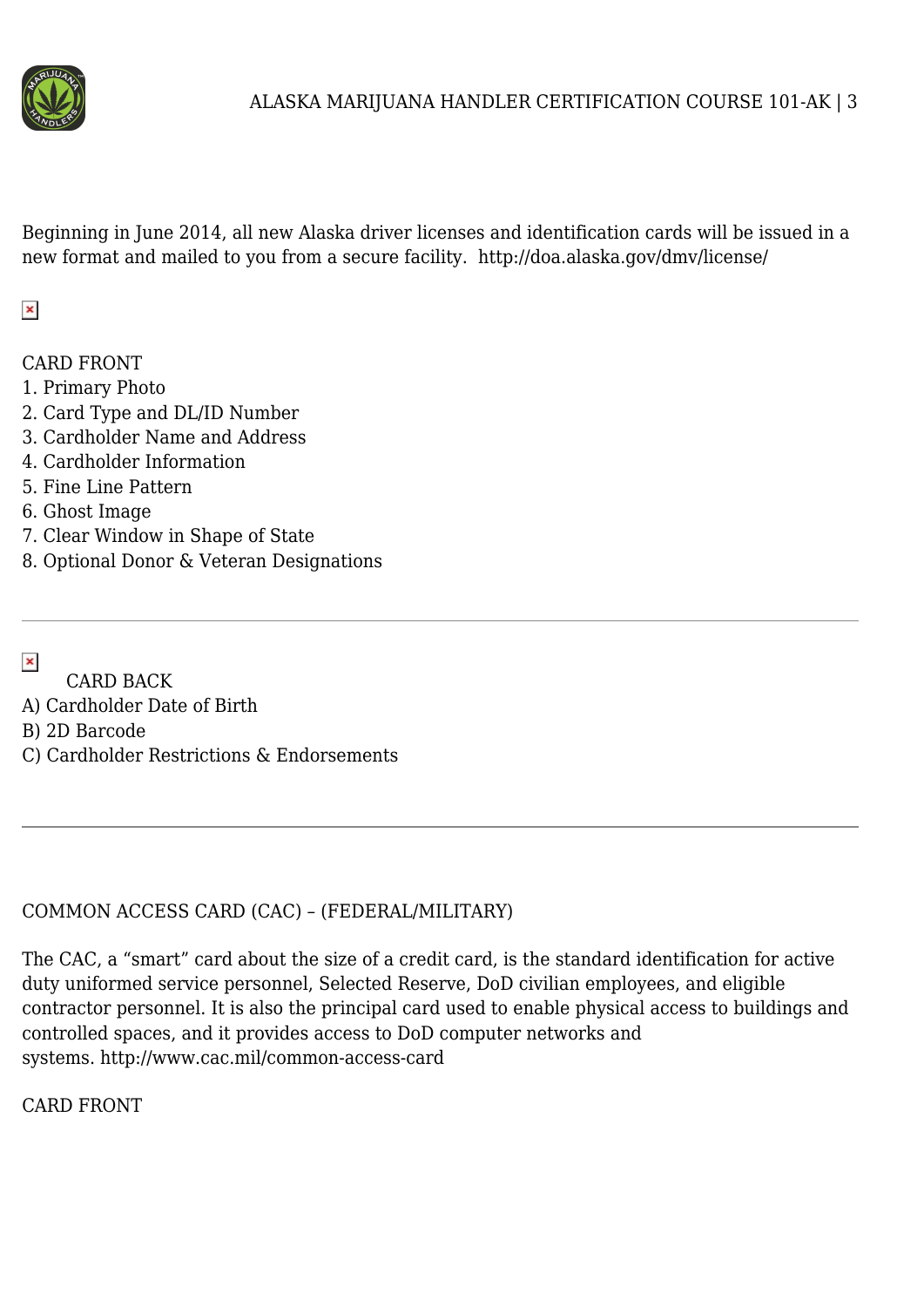Beginning in June 2014, all new Alaska driver licenses and identification cards will be issued in a new format and mailed to you from a secure facility. http://doa.alaska.gov/dmv/license/

CARD FRONT
1. Primary Photo
2. Card Type and DL/ID Number
3. Cardholder Name and Address
4. Cardholder Information
5. Fine Line Pattern
6. Ghost Image
7. Clear Window in Shape of State
8. Optional Donor & Veteran Designations

---

CARD BACK
A) Cardholder Date of Birth
B) 2D Barcode
C) Cardholder Restrictions & Endorsements

---

COMMON ACCESS CARD (CAC) – (FEDERAL/MILITARY)

The CAC, a "smart" card about the size of a credit card, is the standard identification for active duty uniformed service personnel, Selected Reserve, DoD civilian employees, and eligible contractor personnel. It is also the principal card used to enable physical access to buildings and controlled spaces, and it provides access to DoD computer networks and systems. http://www.cac.mil/common-access-card

CARD FRONT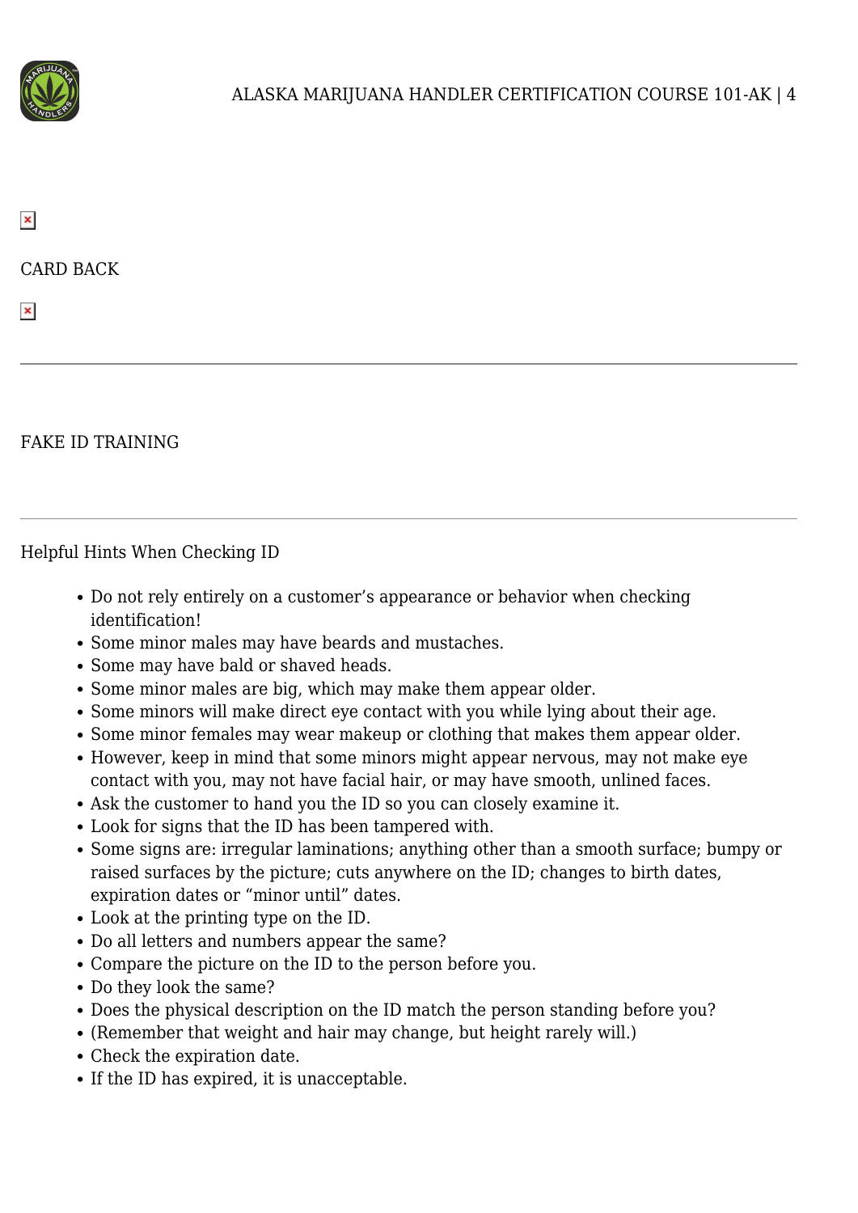CARD BACK

---

## FAKE ID TRAINING

---

### Helpful Hints When Checking ID

- Do not rely entirely on a customer's appearance or behavior when checking identification!
- Some minor males may have beards and mustaches.
- Some may have bald or shaved heads.
- Some minor males are big, which may make them appear older.
- Some minors will make direct eye contact with you while lying about their age.
- Some minor females may wear makeup or clothing that makes them appear older.
- However, keep in mind that some minors might appear nervous, may not make eye contact with you, may not have facial hair, or may have smooth, unlined faces.
- Ask the customer to hand you the ID so you can closely examine it.
- Look for signs that the ID has been tampered with.
- Some signs are: irregular laminations; anything other than a smooth surface; bumpy or raised surfaces by the picture; cuts anywhere on the ID; changes to birth dates, expiration dates or "minor until" dates.
- Look at the printing type on the ID.
- Do all letters and numbers appear the same?
- Compare the picture on the ID to the person before you.
- Do they look the same?
- Does the physical description on the ID match the person standing before you?
- (Remember that weight and hair may change, but height rarely will.)
- Check the expiration date.
- If the ID has expired, it is unacceptable.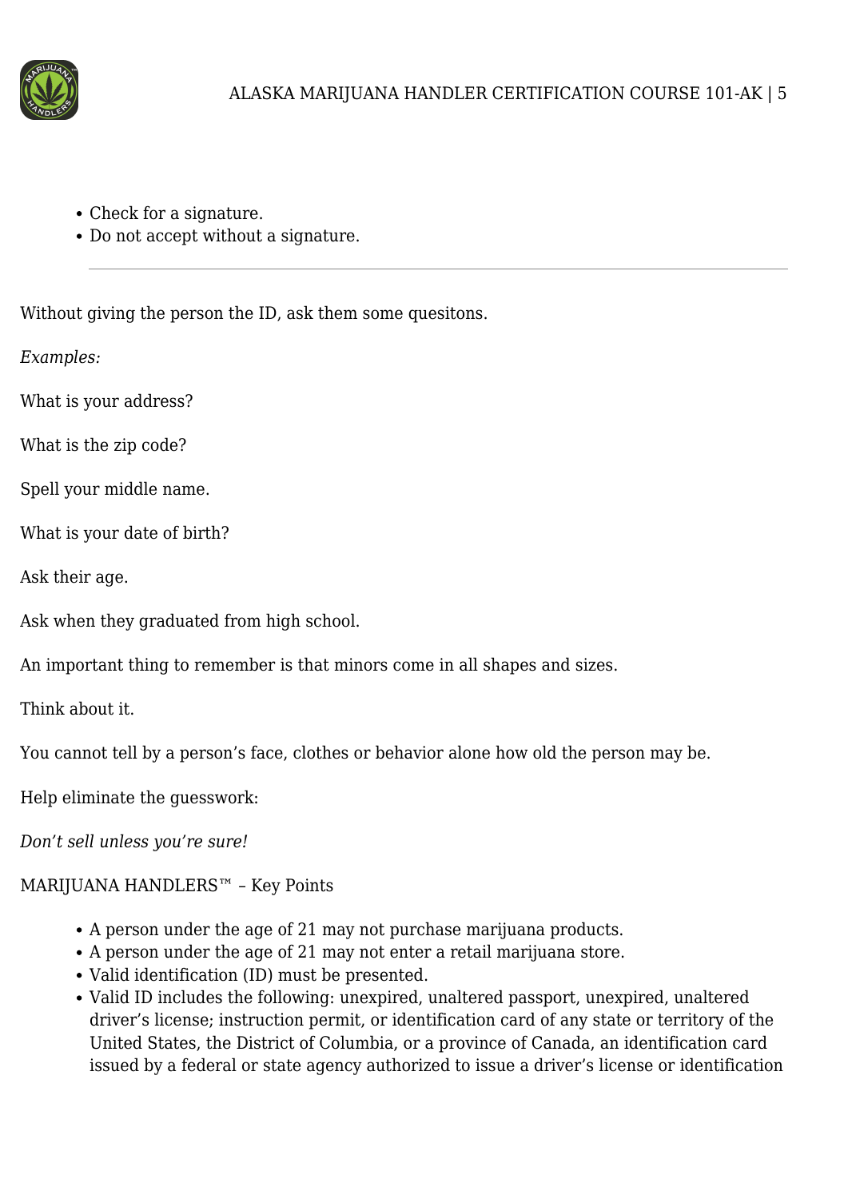- Check for a signature.
- Do not accept without a signature.

---

Without giving the person the ID, ask them some quesitons.

*Examples:*

What is your address?

What is the zip code?

Spell your middle name.

What is your date of birth?

Ask their age.

Ask when they graduated from high school.

An important thing to remember is that minors come in all shapes and sizes.

Think about it.

You cannot tell by a person's face, clothes or behavior alone how old the person may be.

Help eliminate the guesswork:

*Don't sell unless you're sure!*

MARIJUANA HANDLERS™ – Key Points

- A person under the age of 21 may not purchase marijuana products.
- A person under the age of 21 may not enter a retail marijuana store.
- Valid identification (ID) must be presented.
- Valid ID includes the following: unexpired, unaltered passport, unexpired, unaltered driver's license; instruction permit, or identification card of any state or territory of the United States, the District of Columbia, or a province of Canada, an identification card issued by a federal or state agency authorized to issue a driver's license or identification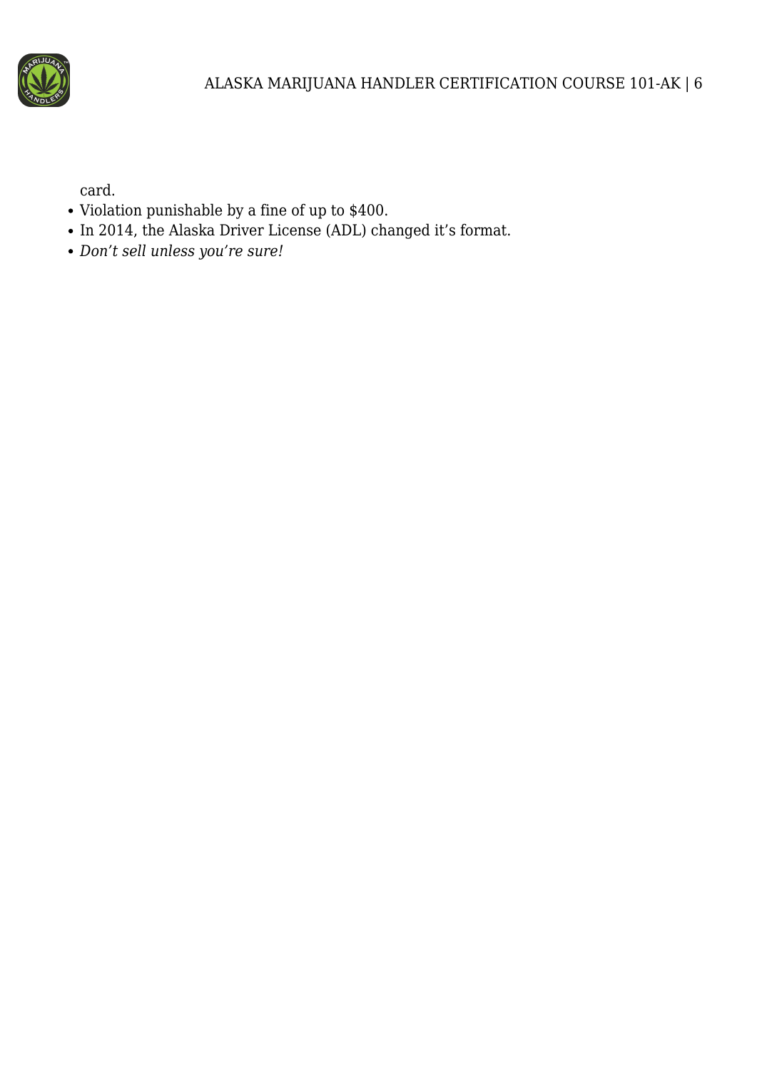card.

- Violation punishable by a fine of up to $400.
- In 2014, the Alaska Driver License (ADL) changed it's format.
- *Don't sell unless you're sure!*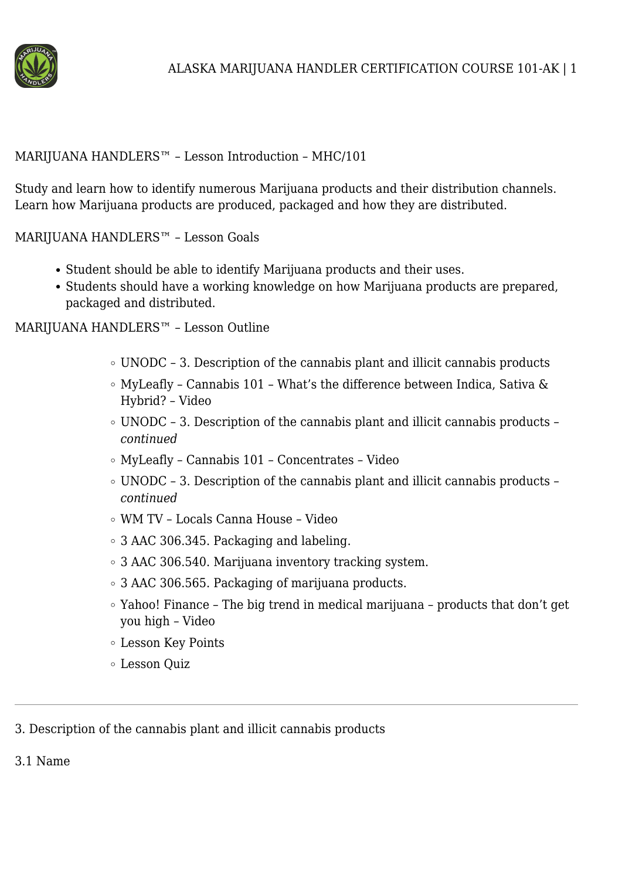MARIJUANA HANDLERS™ – Lesson Introduction – MHC/101

Study and learn how to identify numerous Marijuana products and their distribution channels. Learn how Marijuana products are produced, packaged and how they are distributed.

MARIJUANA HANDLERS™ – Lesson Goals

- Student should be able to identify Marijuana products and their uses.
- Students should have a working knowledge on how Marijuana products are prepared, packaged and distributed.

MARIJUANA HANDLERS™ – Lesson Outline

- UNODC – 3. Description of the cannabis plant and illicit cannabis products
- MyLeafly – Cannabis 101 – What's the difference between Indica, Sativa & Hybrid? – Video
- UNODC – 3. Description of the cannabis plant and illicit cannabis products – *continued*
- MyLeafly – Cannabis 101 – Concentrates – Video
- UNODC – 3. Description of the cannabis plant and illicit cannabis products – *continued*
- WM TV – Locals Canna House – Video
- 3 AAC 306.345. Packaging and labeling.
- 3 AAC 306.540. Marijuana inventory tracking system.
- 3 AAC 306.565. Packaging of marijuana products.
- Yahoo! Finance – The big trend in medical marijuana – products that don't get you high – Video
- Lesson Key Points
- Lesson Quiz

---

3. Description of the cannabis plant and illicit cannabis products

3.1 Name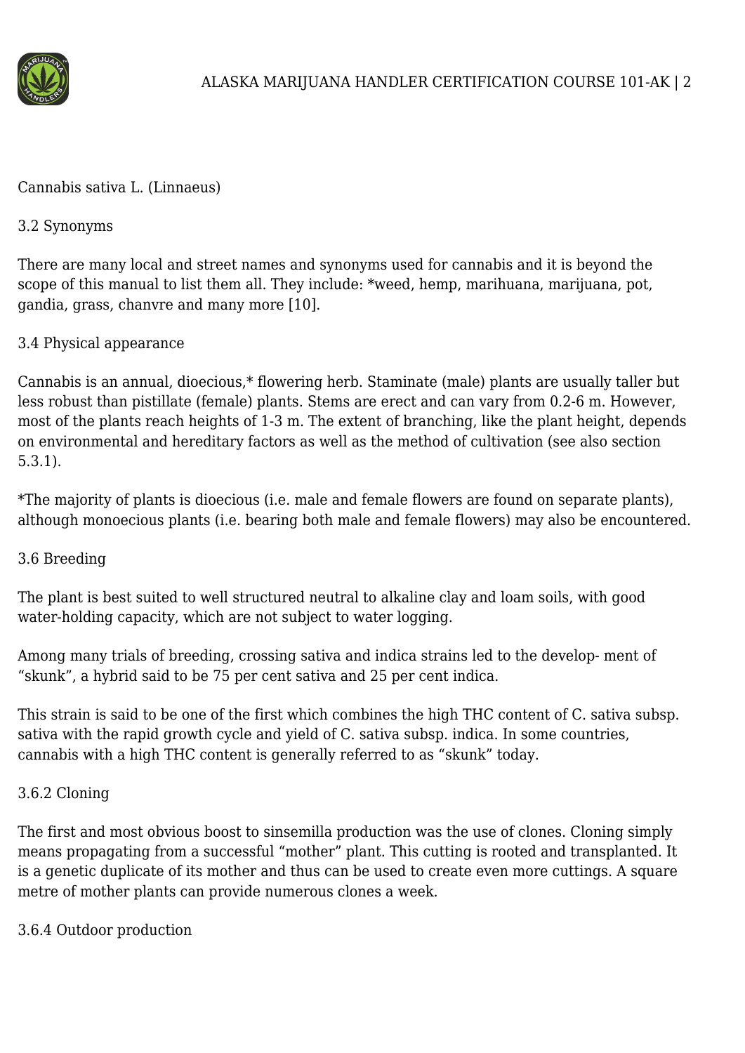Cannabis sativa L. (Linnaeus)

### 3.2 Synonyms

There are many local and street names and synonyms used for cannabis and it is beyond the scope of this manual to list them all. They include: *weed, hemp, marihuana, marijuana, pot, gandia, grass, chanvre and many more [10].

### 3.4 Physical appearance

Cannabis is an annual, dioecious,* flowering herb. Staminate (male) plants are usually taller but less robust than pistillate (female) plants. Stems are erect and can vary from 0.2-6 m. However, most of the plants reach heights of 1-3 m. The extent of branching, like the plant height, depends on environmental and hereditary factors as well as the method of cultivation (see also section 5.3.1).

*The majority of plants is dioecious (i.e. male and female flowers are found on separate plants), although monoecious plants (i.e. bearing both male and female flowers) may also be encountered.

### 3.6 Breeding

The plant is best suited to well structured neutral to alkaline clay and loam soils, with good water-holding capacity, which are not subject to water logging.

Among many trials of breeding, crossing sativa and indica strains led to the develop- ment of "skunk", a hybrid said to be 75 per cent sativa and 25 per cent indica.

This strain is said to be one of the first which combines the high THC content of C. sativa subsp. sativa with the rapid growth cycle and yield of C. sativa subsp. indica. In some countries, cannabis with a high THC content is generally referred to as "skunk" today.

#### 3.6.2 Cloning

The first and most obvious boost to sinsemilla production was the use of clones. Cloning simply means propagating from a successful "mother" plant. This cutting is rooted and transplanted. It is a genetic duplicate of its mother and thus can be used to create even more cuttings. A square metre of mother plants can provide numerous clones a week.

#### 3.6.4 Outdoor production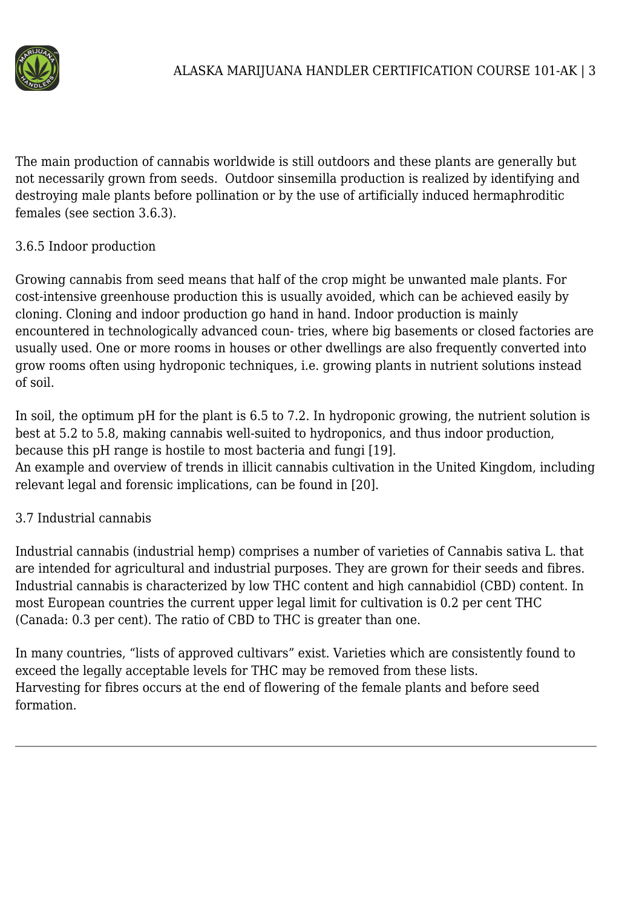The main production of cannabis worldwide is still outdoors and these plants are generally but not necessarily grown from seeds.  Outdoor sinsemilla production is realized by identifying and destroying male plants before pollination or by the use of artificially induced hermaphroditic females (see section 3.6.3).

### 3.6.5 Indoor production

Growing cannabis from seed means that half of the crop might be unwanted male plants. For cost-intensive greenhouse production this is usually avoided, which can be achieved easily by cloning. Cloning and indoor production go hand in hand. Indoor production is mainly encountered in technologically advanced coun- tries, where big basements or closed factories are usually used. One or more rooms in houses or other dwellings are also frequently converted into grow rooms often using hydroponic techniques, i.e. growing plants in nutrient solutions instead of soil.

In soil, the optimum pH for the plant is 6.5 to 7.2. In hydroponic growing, the nutrient solution is best at 5.2 to 5.8, making cannabis well-suited to hydroponics, and thus indoor production, because this pH range is hostile to most bacteria and fungi [19].
An example and overview of trends in illicit cannabis cultivation in the United Kingdom, including relevant legal and forensic implications, can be found in [20].

## 3.7 Industrial cannabis

Industrial cannabis (industrial hemp) comprises a number of varieties of Cannabis sativa L. that are intended for agricultural and industrial purposes. They are grown for their seeds and fibres. Industrial cannabis is characterized by low THC content and high cannabidiol (CBD) content. In most European countries the current upper legal limit for cultivation is 0.2 per cent THC (Canada: 0.3 per cent). The ratio of CBD to THC is greater than one.

In many countries, “lists of approved cultivars” exist. Varieties which are consistently found to exceed the legally acceptable levels for THC may be removed from these lists.
Harvesting for fibres occurs at the end of flowering of the female plants and before seed formation.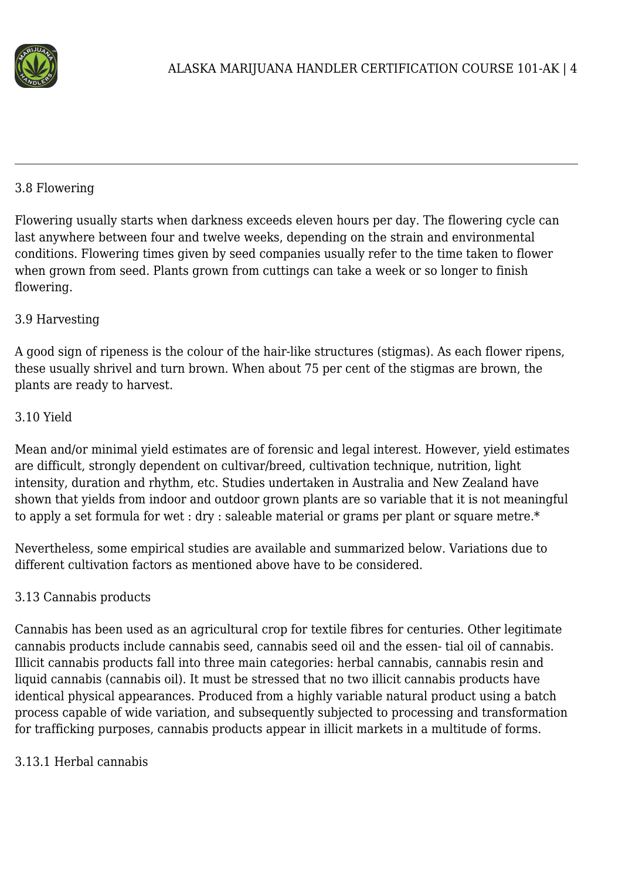### 3.8 Flowering

Flowering usually starts when darkness exceeds eleven hours per day. The flowering cycle can last anywhere between four and twelve weeks, depending on the strain and environmental conditions. Flowering times given by seed companies usually refer to the time taken to flower when grown from seed. Plants grown from cuttings can take a week or so longer to finish flowering.

### 3.9 Harvesting

A good sign of ripeness is the colour of the hair-like structures (stigmas). As each flower ripens, these usually shrivel and turn brown. When about 75 per cent of the stigmas are brown, the plants are ready to harvest.

### 3.10 Yield

Mean and/or minimal yield estimates are of forensic and legal interest. However, yield estimates are difficult, strongly dependent on cultivar/breed, cultivation technique, nutrition, light intensity, duration and rhythm, etc. Studies undertaken in Australia and New Zealand have shown that yields from indoor and outdoor grown plants are so variable that it is not meaningful to apply a set formula for wet : dry : saleable material or grams per plant or square metre.*

Nevertheless, some empirical studies are available and summarized below. Variations due to different cultivation factors as mentioned above have to be considered.

### 3.13 Cannabis products

Cannabis has been used as an agricultural crop for textile fibres for centuries. Other legitimate cannabis products include cannabis seed, cannabis seed oil and the essen- tial oil of cannabis. Illicit cannabis products fall into three main categories: herbal cannabis, cannabis resin and liquid cannabis (cannabis oil). It must be stressed that no two illicit cannabis products have identical physical appearances. Produced from a highly variable natural product using a batch process capable of wide variation, and subsequently subjected to processing and transformation for trafficking purposes, cannabis products appear in illicit markets in a multitude of forms.

#### 3.13.1 Herbal cannabis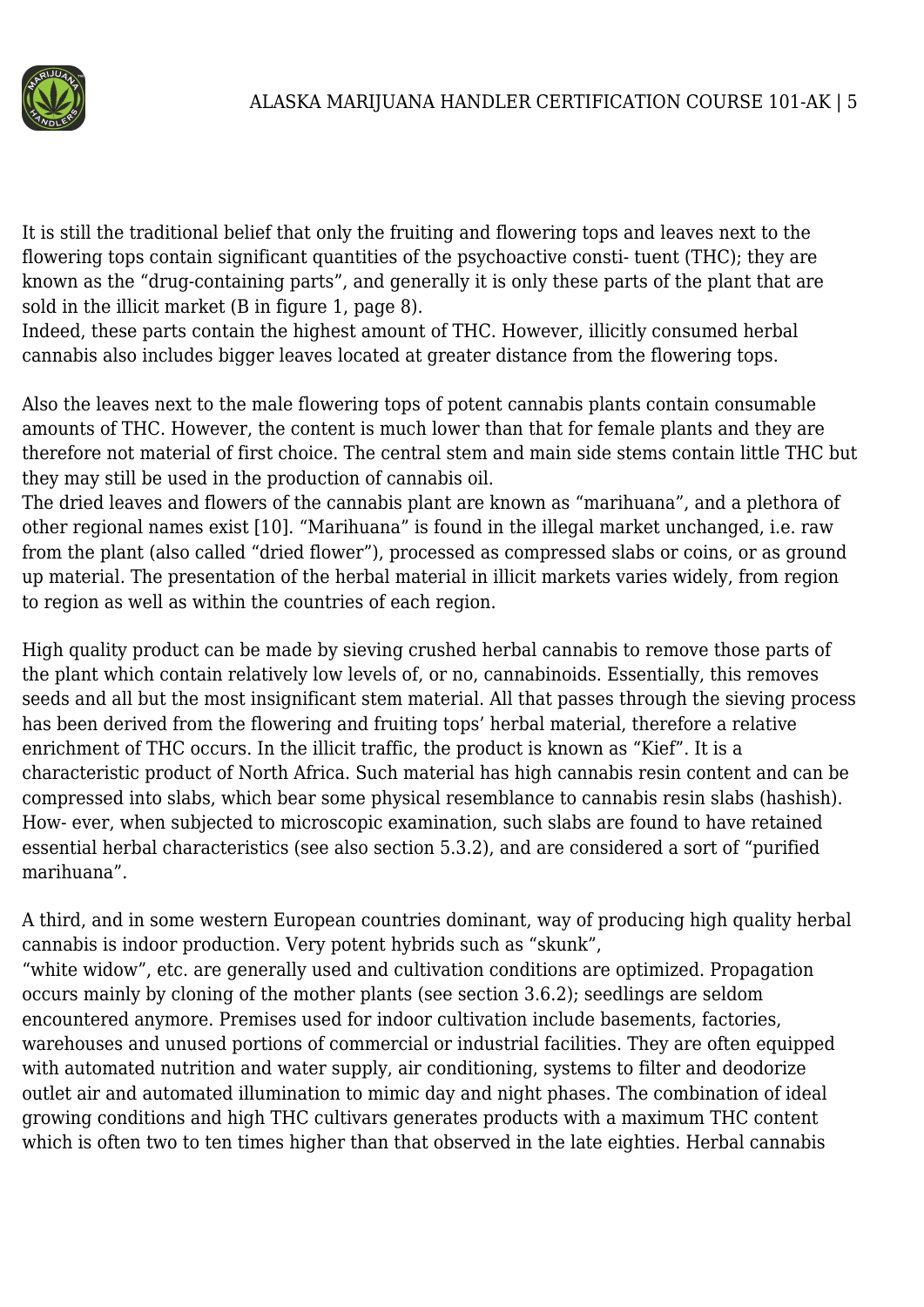It is still the traditional belief that only the fruiting and flowering tops and leaves next to the flowering tops contain significant quantities of the psychoactive consti- tuent (THC); they are known as the “drug-containing parts”, and generally it is only these parts of the plant that are sold in the illicit market (B in figure 1, page 8).
Indeed, these parts contain the highest amount of THC. However, illicitly consumed herbal cannabis also includes bigger leaves located at greater distance from the flowering tops.

Also the leaves next to the male flowering tops of potent cannabis plants contain consumable amounts of THC. However, the content is much lower than that for female plants and they are therefore not material of first choice. The central stem and main side stems contain little THC but they may still be used in the production of cannabis oil.
The dried leaves and flowers of the cannabis plant are known as “marihuana”, and a plethora of other regional names exist [10]. “Marihuana” is found in the illegal market unchanged, i.e. raw from the plant (also called “dried flower”), processed as compressed slabs or coins, or as ground up material. The presentation of the herbal material in illicit markets varies widely, from region to region as well as within the countries of each region.

High quality product can be made by sieving crushed herbal cannabis to remove those parts of the plant which contain relatively low levels of, or no, cannabinoids. Essentially, this removes seeds and all but the most insignificant stem material. All that passes through the sieving process has been derived from the flowering and fruiting tops’ herbal material, therefore a relative enrichment of THC occurs. In the illicit traffic, the product is known as “Kief”. It is a characteristic product of North Africa. Such material has high cannabis resin content and can be compressed into slabs, which bear some physical resemblance to cannabis resin slabs (hashish). How- ever, when subjected to microscopic examination, such slabs are found to have retained essential herbal characteristics (see also section 5.3.2), and are considered a sort of “purified marihuana”.

A third, and in some western European countries dominant, way of producing high quality herbal cannabis is indoor production. Very potent hybrids such as “skunk”,
“white widow”, etc. are generally used and cultivation conditions are optimized. Propagation occurs mainly by cloning of the mother plants (see section 3.6.2); seedlings are seldom encountered anymore. Premises used for indoor cultivation include basements, factories, warehouses and unused portions of commercial or industrial facilities. They are often equipped with automated nutrition and water supply, air conditioning, systems to filter and deodorize outlet air and automated illumination to mimic day and night phases. The combination of ideal growing conditions and high THC cultivars generates products with a maximum THC content which is often two to ten times higher than that observed in the late eighties. Herbal cannabis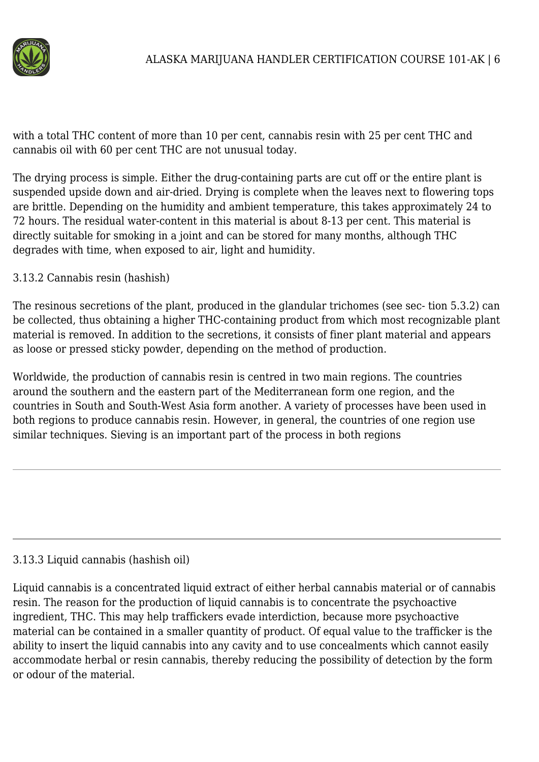with a total THC content of more than 10 per cent, cannabis resin with 25 per cent THC and cannabis oil with 60 per cent THC are not unusual today.

The drying process is simple. Either the drug-containing parts are cut off or the entire plant is suspended upside down and air-dried. Drying is complete when the leaves next to flowering tops are brittle. Depending on the humidity and ambient temperature, this takes approximately 24 to 72 hours. The residual water-content in this material is about 8-13 per cent. This material is directly suitable for smoking in a joint and can be stored for many months, although THC degrades with time, when exposed to air, light and humidity.

### 3.13.2 Cannabis resin (hashish)

The resinous secretions of the plant, produced in the glandular trichomes (see sec- tion 5.3.2) can be collected, thus obtaining a higher THC-containing product from which most recognizable plant material is removed. In addition to the secretions, it consists of finer plant material and appears as loose or pressed sticky powder, depending on the method of production.

Worldwide, the production of cannabis resin is centred in two main regions. The countries around the southern and the eastern part of the Mediterranean form one region, and the countries in South and South-West Asia form another. A variety of processes have been used in both regions to produce cannabis resin. However, in general, the countries of one region use similar techniques. Sieving is an important part of the process in both regions

---

---

### 3.13.3 Liquid cannabis (hashish oil)

Liquid cannabis is a concentrated liquid extract of either herbal cannabis material or of cannabis resin. The reason for the production of liquid cannabis is to concentrate the psychoactive ingredient, THC. This may help traffickers evade interdiction, because more psychoactive material can be contained in a smaller quantity of product. Of equal value to the trafficker is the ability to insert the liquid cannabis into any cavity and to use concealments which cannot easily accommodate herbal or resin cannabis, thereby reducing the possibility of detection by the form or odour of the material.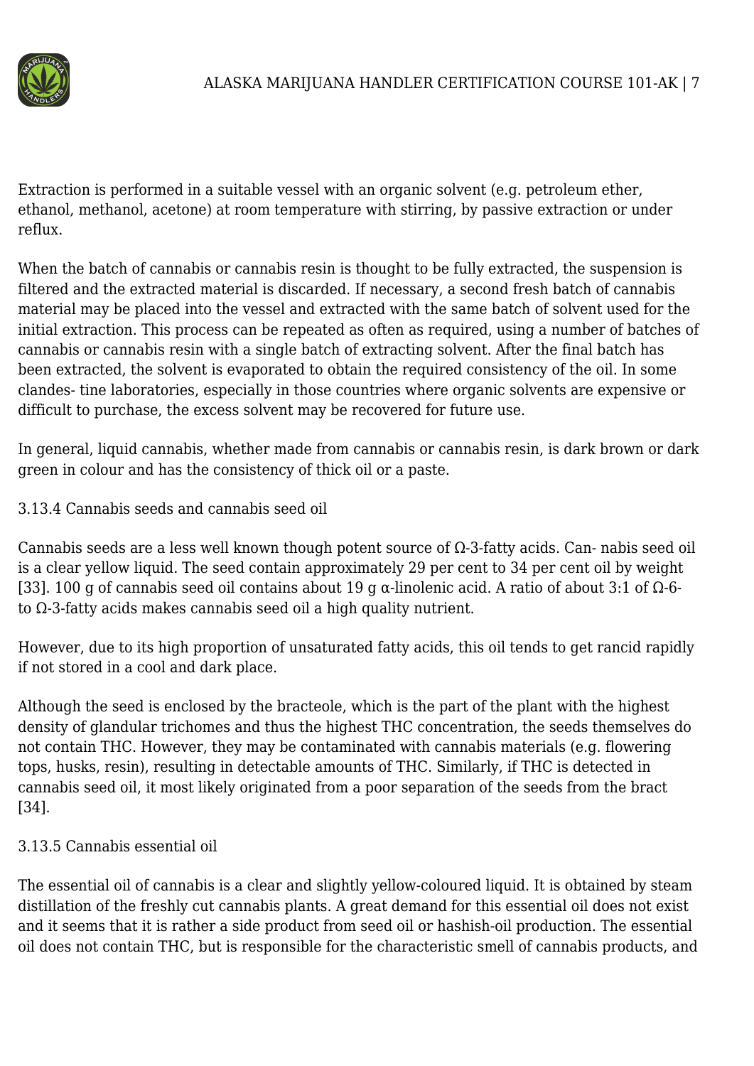Extraction is performed in a suitable vessel with an organic solvent (e.g. petroleum ether, ethanol, methanol, acetone) at room temperature with stirring, by passive extraction or under reflux.

When the batch of cannabis or cannabis resin is thought to be fully extracted, the suspension is filtered and the extracted material is discarded. If necessary, a second fresh batch of cannabis material may be placed into the vessel and extracted with the same batch of solvent used for the initial extraction. This process can be repeated as often as required, using a number of batches of cannabis or cannabis resin with a single batch of extracting solvent. After the final batch has been extracted, the solvent is evaporated to obtain the required consistency of the oil. In some clandes- tine laboratories, especially in those countries where organic solvents are expensive or difficult to purchase, the excess solvent may be recovered for future use.

In general, liquid cannabis, whether made from cannabis or cannabis resin, is dark brown or dark green in colour and has the consistency of thick oil or a paste.

### 3.13.4 Cannabis seeds and cannabis seed oil

Cannabis seeds are a less well known though potent source of $\Omega$-3-fatty acids. Can- nabis seed oil is a clear yellow liquid. The seed contain approximately 29 per cent to 34 per cent oil by weight [33]. 100 g of cannabis seed oil contains about 19 g $\alpha$-linolenic acid. A ratio of about 3:1 of $\Omega$-6- to $\Omega$-3-fatty acids makes cannabis seed oil a high quality nutrient.

However, due to its high proportion of unsaturated fatty acids, this oil tends to get rancid rapidly if not stored in a cool and dark place.

Although the seed is enclosed by the bracteole, which is the part of the plant with the highest density of glandular trichomes and thus the highest THC concentration, the seeds themselves do not contain THC. However, they may be contaminated with cannabis materials (e.g. flowering tops, husks, resin), resulting in detectable amounts of THC. Similarly, if THC is detected in cannabis seed oil, it most likely originated from a poor separation of the seeds from the bract [34].

### 3.13.5 Cannabis essential oil

The essential oil of cannabis is a clear and slightly yellow-coloured liquid. It is obtained by steam distillation of the freshly cut cannabis plants. A great demand for this essential oil does not exist and it seems that it is rather a side product from seed oil or hashish-oil production. The essential oil does not contain THC, but is responsible for the characteristic smell of cannabis products, and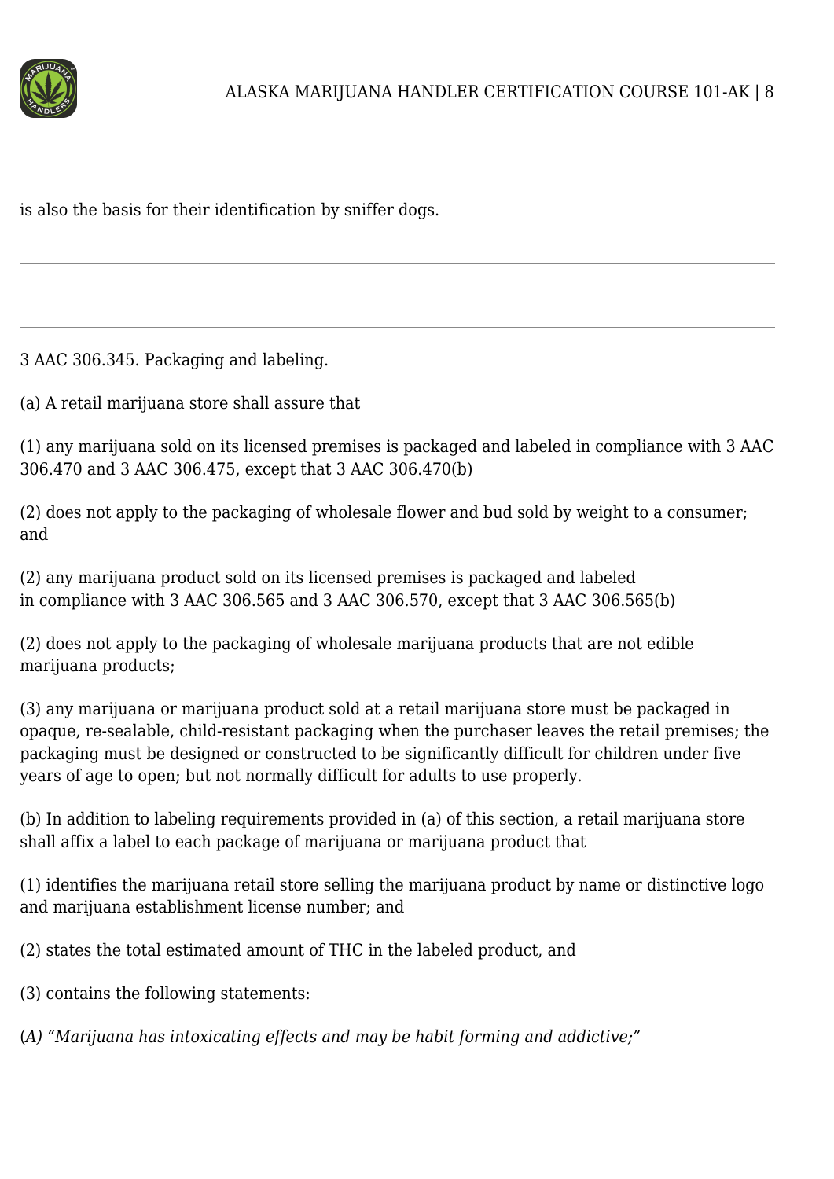is also the basis for their identification by sniffer dogs.

---

---

3 AAC 306.345. Packaging and labeling.

(a) A retail marijuana store shall assure that

(1) any marijuana sold on its licensed premises is packaged and labeled in compliance with 3 AAC 306.470 and 3 AAC 306.475, except that 3 AAC 306.470(b)

(2) does not apply to the packaging of wholesale flower and bud sold by weight to a consumer; and

(2) any marijuana product sold on its licensed premises is packaged and labeled in compliance with 3 AAC 306.565 and 3 AAC 306.570, except that 3 AAC 306.565(b)

(2) does not apply to the packaging of wholesale marijuana products that are not edible marijuana products;

(3) any marijuana or marijuana product sold at a retail marijuana store must be packaged in opaque, re-sealable, child-resistant packaging when the purchaser leaves the retail premises; the packaging must be designed or constructed to be significantly difficult for children under five years of age to open; but not normally difficult for adults to use properly.

(b) In addition to labeling requirements provided in (a) of this section, a retail marijuana store shall affix a label to each package of marijuana or marijuana product that

(1) identifies the marijuana retail store selling the marijuana product by name or distinctive logo and marijuana establishment license number; and

(2) states the total estimated amount of THC in the labeled product, and

(3) contains the following statements:

*(A) "Marijuana has intoxicating effects and may be habit forming and addictive;"*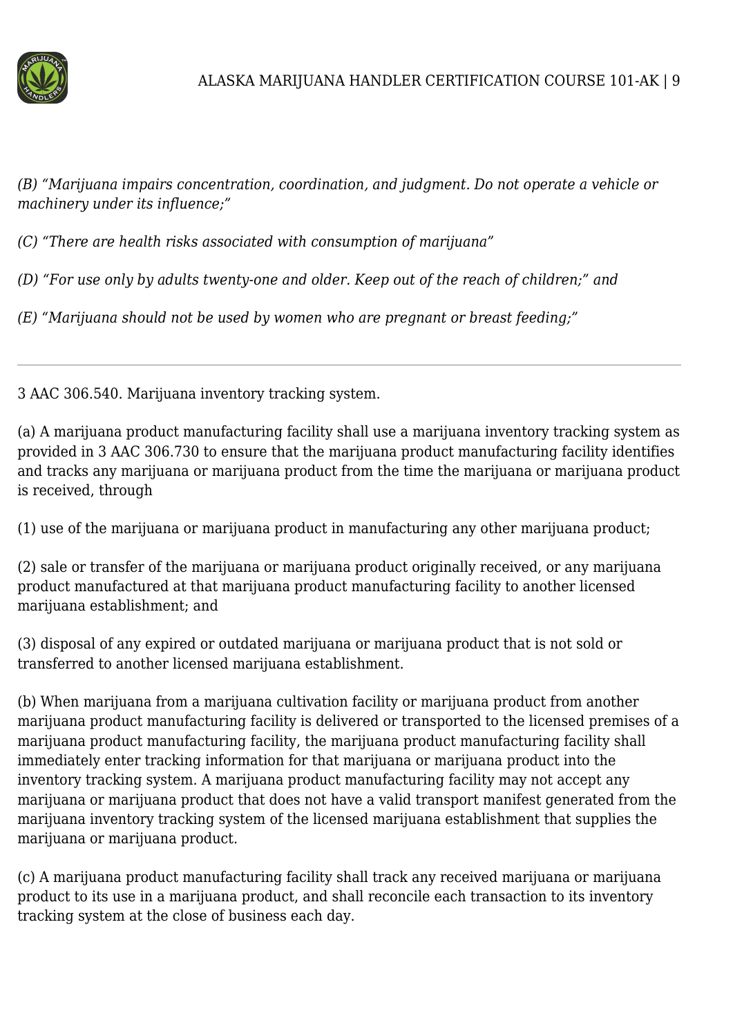*(B) "Marijuana impairs concentration, coordination, and judgment. Do not operate a vehicle or machinery under its influence;"*

*(C) "There are health risks associated with consumption of marijuana"*

*(D) "For use only by adults twenty-one and older. Keep out of the reach of children;" and*

*(E) "Marijuana should not be used by women who are pregnant or breast feeding;"*

---

3 AAC 306.540. Marijuana inventory tracking system.

(a) A marijuana product manufacturing facility shall use a marijuana inventory tracking system as provided in 3 AAC 306.730 to ensure that the marijuana product manufacturing facility identifies and tracks any marijuana or marijuana product from the time the marijuana or marijuana product is received, through

(1) use of the marijuana or marijuana product in manufacturing any other marijuana product;

(2) sale or transfer of the marijuana or marijuana product originally received, or any marijuana product manufactured at that marijuana product manufacturing facility to another licensed marijuana establishment; and

(3) disposal of any expired or outdated marijuana or marijuana product that is not sold or transferred to another licensed marijuana establishment.

(b) When marijuana from a marijuana cultivation facility or marijuana product from another marijuana product manufacturing facility is delivered or transported to the licensed premises of a marijuana product manufacturing facility, the marijuana product manufacturing facility shall immediately enter tracking information for that marijuana or marijuana product into the inventory tracking system. A marijuana product manufacturing facility may not accept any marijuana or marijuana product that does not have a valid transport manifest generated from the marijuana inventory tracking system of the licensed marijuana establishment that supplies the marijuana or marijuana product.

(c) A marijuana product manufacturing facility shall track any received marijuana or marijuana product to its use in a marijuana product, and shall reconcile each transaction to its inventory tracking system at the close of business each day.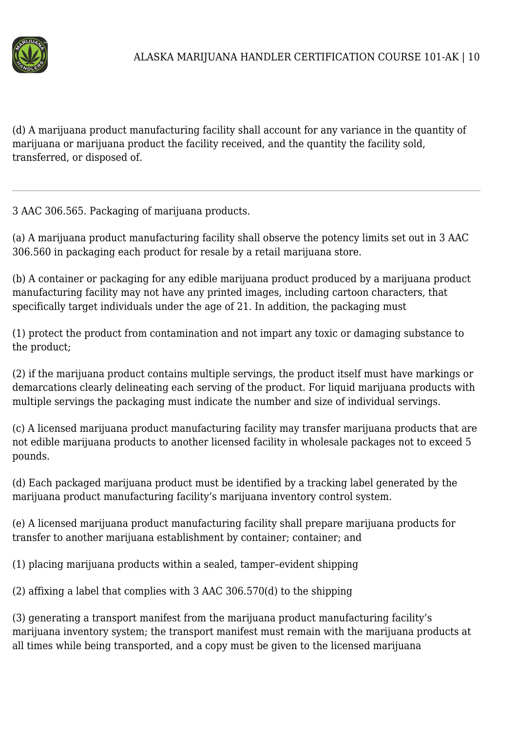(d) A marijuana product manufacturing facility shall account for any variance in the quantity of marijuana or marijuana product the facility received, and the quantity the facility sold, transferred, or disposed of.

---

3 AAC 306.565. Packaging of marijuana products.

(a) A marijuana product manufacturing facility shall observe the potency limits set out in 3 AAC 306.560 in packaging each product for resale by a retail marijuana store.

(b) A container or packaging for any edible marijuana product produced by a marijuana product manufacturing facility may not have any printed images, including cartoon characters, that specifically target individuals under the age of 21. In addition, the packaging must

(1) protect the product from contamination and not impart any toxic or damaging substance to the product;

(2) if the marijuana product contains multiple servings, the product itself must have markings or demarcations clearly delineating each serving of the product. For liquid marijuana products with multiple servings the packaging must indicate the number and size of individual servings.

(c) A licensed marijuana product manufacturing facility may transfer marijuana products that are not edible marijuana products to another licensed facility in wholesale packages not to exceed 5 pounds.

(d) Each packaged marijuana product must be identified by a tracking label generated by the marijuana product manufacturing facility's marijuana inventory control system.

(e) A licensed marijuana product manufacturing facility shall prepare marijuana products for transfer to another marijuana establishment by container; container; and

(1) placing marijuana products within a sealed, tamper–evident shipping

(2) affixing a label that complies with 3 AAC 306.570(d) to the shipping

(3) generating a transport manifest from the marijuana product manufacturing facility's marijuana inventory system; the transport manifest must remain with the marijuana products at all times while being transported, and a copy must be given to the licensed marijuana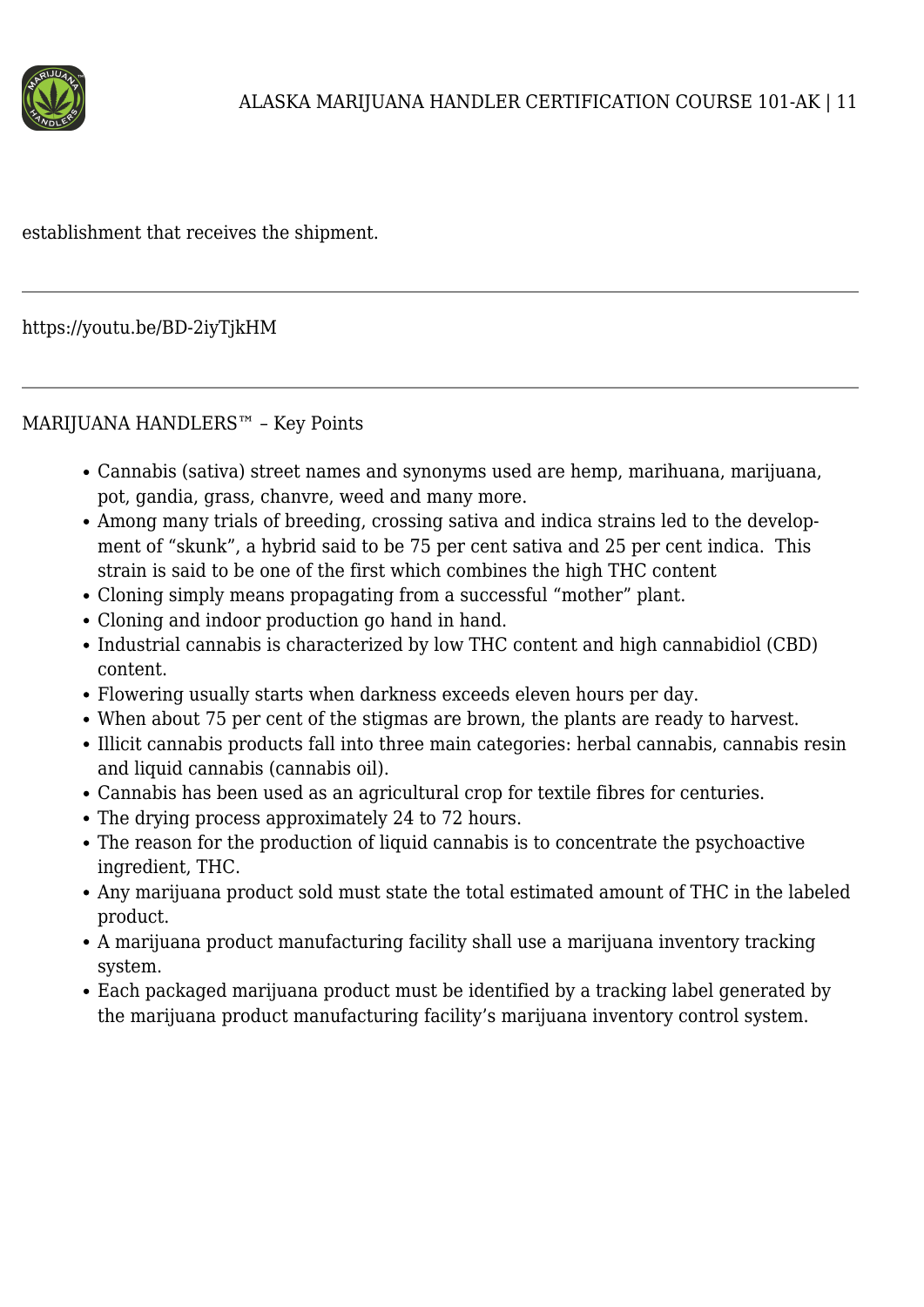establishment that receives the shipment.

---

https://youtu.be/BD-2iyTjkHM

---

MARIJUANA HANDLERS™ – Key Points

- Cannabis (sativa) street names and synonyms used are hemp, marihuana, marijuana, pot, gandia, grass, chanvre, weed and many more.
- Among many trials of breeding, crossing sativa and indica strains led to the development of "skunk", a hybrid said to be 75 per cent sativa and 25 per cent indica. This strain is said to be one of the first which combines the high THC content
- Cloning simply means propagating from a successful "mother" plant.
- Cloning and indoor production go hand in hand.
- Industrial cannabis is characterized by low THC content and high cannabidiol (CBD) content.
- Flowering usually starts when darkness exceeds eleven hours per day.
- When about 75 per cent of the stigmas are brown, the plants are ready to harvest.
- Illicit cannabis products fall into three main categories: herbal cannabis, cannabis resin and liquid cannabis (cannabis oil).
- Cannabis has been used as an agricultural crop for textile fibres for centuries.
- The drying process approximately 24 to 72 hours.
- The reason for the production of liquid cannabis is to concentrate the psychoactive ingredient, THC.
- Any marijuana product sold must state the total estimated amount of THC in the labeled product.
- A marijuana product manufacturing facility shall use a marijuana inventory tracking system.
- Each packaged marijuana product must be identified by a tracking label generated by the marijuana product manufacturing facility's marijuana inventory control system.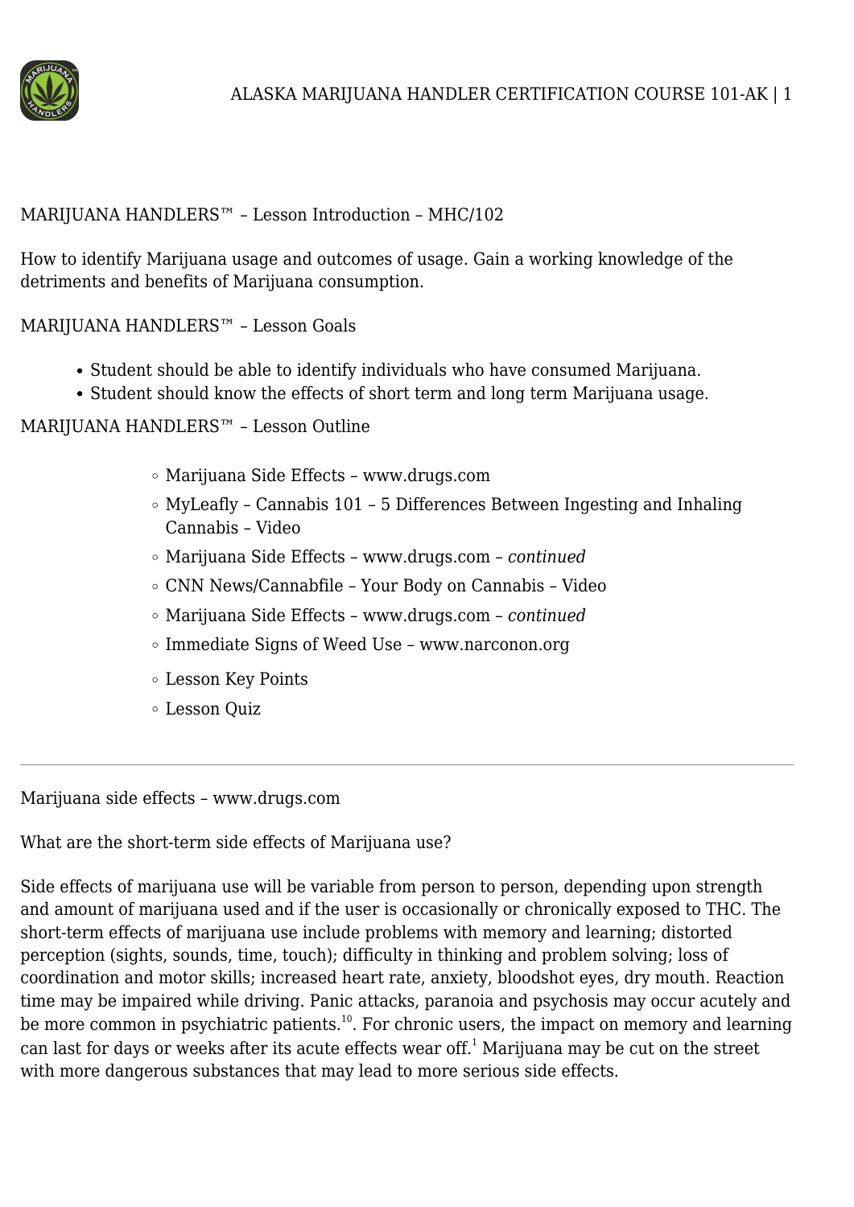MARIJUANA HANDLERS™ – Lesson Introduction – MHC/102

How to identify Marijuana usage and outcomes of usage. Gain a working knowledge of the detriments and benefits of Marijuana consumption.

MARIJUANA HANDLERS™ – Lesson Goals

- Student should be able to identify individuals who have consumed Marijuana.
- Student should know the effects of short term and long term Marijuana usage.

MARIJUANA HANDLERS™ – Lesson Outline

- Marijuana Side Effects – www.drugs.com
- MyLeafly – Cannabis 101 – 5 Differences Between Ingesting and Inhaling Cannabis – Video
- Marijuana Side Effects – www.drugs.com – *continued*
- CNN News/Cannabfile – Your Body on Cannabis – Video
- Marijuana Side Effects – www.drugs.com – *continued*
- Immediate Signs of Weed Use – www.narconon.org
- Lesson Key Points
- Lesson Quiz

---

Marijuana side effects – www.drugs.com

What are the short-term side effects of Marijuana use?

Side effects of marijuana use will be variable from person to person, depending upon strength and amount of marijuana used and if the user is occasionally or chronically exposed to THC. The short-term effects of marijuana use include problems with memory and learning; distorted perception (sights, sounds, time, touch); difficulty in thinking and problem solving; loss of coordination and motor skills; increased heart rate, anxiety, bloodshot eyes, dry mouth. Reaction time may be impaired while driving. Panic attacks, paranoia and psychosis may occur acutely and be more common in psychiatric patients.[10]. For chronic users, the impact on memory and learning can last for days or weeks after its acute effects wear off.[1] Marijuana may be cut on the street with more dangerous substances that may lead to more serious side effects.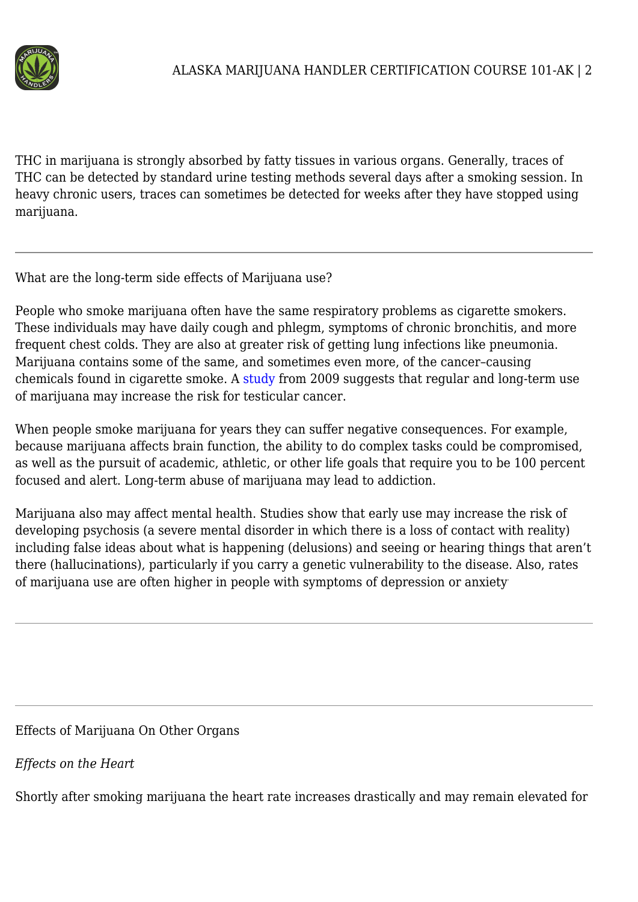THC in marijuana is strongly absorbed by fatty tissues in various organs. Generally, traces of THC can be detected by standard urine testing methods several days after a smoking session. In heavy chronic users, traces can sometimes be detected for weeks after they have stopped using marijuana.

---

What are the long-term side effects of Marijuana use?

People who smoke marijuana often have the same respiratory problems as cigarette smokers. These individuals may have daily cough and phlegm, symptoms of chronic bronchitis, and more frequent chest colds. They are also at greater risk of getting lung infections like pneumonia. Marijuana contains some of the same, and sometimes even more, of the cancer–causing chemicals found in cigarette smoke. A study from 2009 suggests that regular and long-term use of marijuana may increase the risk for testicular cancer.

When people smoke marijuana for years they can suffer negative consequences. For example, because marijuana affects brain function, the ability to do complex tasks could be compromised, as well as the pursuit of academic, athletic, or other life goals that require you to be 100 percent focused and alert. Long-term abuse of marijuana may lead to addiction.

Marijuana also may affect mental health. Studies show that early use may increase the risk of developing psychosis (a severe mental disorder in which there is a loss of contact with reality) including false ideas about what is happening (delusions) and seeing or hearing things that aren't there (hallucinations), particularly if you carry a genetic vulnerability to the disease. Also, rates of marijuana use are often higher in people with symptoms of depression or anxiety.

---

---

Effects of Marijuana On Other Organs

*Effects on the Heart*

Shortly after smoking marijuana the heart rate increases drastically and may remain elevated for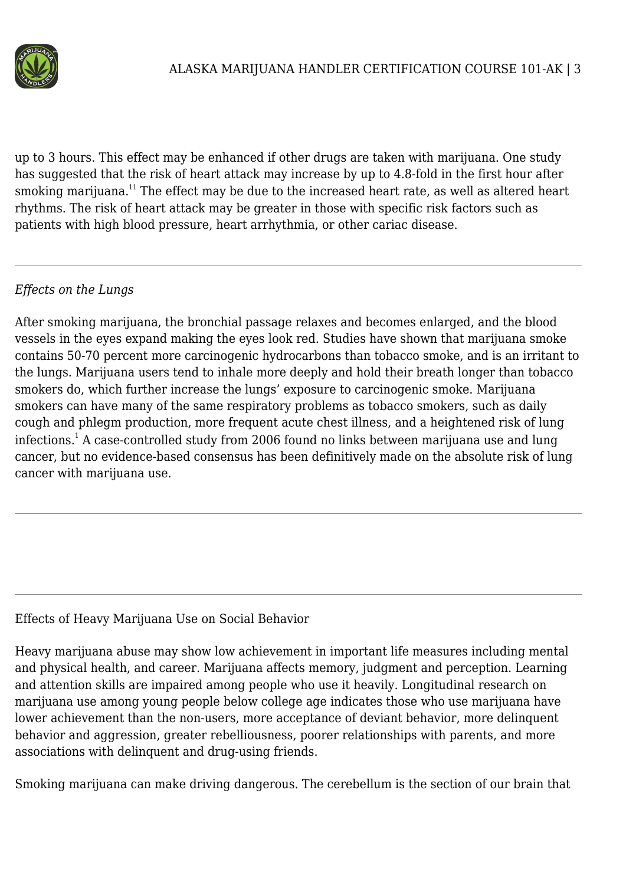up to 3 hours. This effect may be enhanced if other drugs are taken with marijuana. One study has suggested that the risk of heart attack may increase by up to 4.8-fold in the first hour after smoking marijuana.[11] The effect may be due to the increased heart rate, as well as altered heart rhythms. The risk of heart attack may be greater in those with specific risk factors such as patients with high blood pressure, heart arrhythmia, or other cariac disease.

---

*Effects on the Lungs*

After smoking marijuana, the bronchial passage relaxes and becomes enlarged, and the blood vessels in the eyes expand making the eyes look red. Studies have shown that marijuana smoke contains 50-70 percent more carcinogenic hydrocarbons than tobacco smoke, and is an irritant to the lungs. Marijuana users tend to inhale more deeply and hold their breath longer than tobacco smokers do, which further increase the lungs' exposure to carcinogenic smoke. Marijuana smokers can have many of the same respiratory problems as tobacco smokers, such as daily cough and phlegm production, more frequent acute chest illness, and a heightened risk of lung infections.[1] A case-controlled study from 2006 found no links between marijuana use and lung cancer, but no evidence-based consensus has been definitively made on the absolute risk of lung cancer with marijuana use.

---

---

Effects of Heavy Marijuana Use on Social Behavior

Heavy marijuana abuse may show low achievement in important life measures including mental and physical health, and career. Marijuana affects memory, judgment and perception. Learning and attention skills are impaired among people who use it heavily. Longitudinal research on marijuana use among young people below college age indicates those who use marijuana have lower achievement than the non-users, more acceptance of deviant behavior, more delinquent behavior and aggression, greater rebelliousness, poorer relationships with parents, and more associations with delinquent and drug-using friends.

Smoking marijuana can make driving dangerous. The cerebellum is the section of our brain that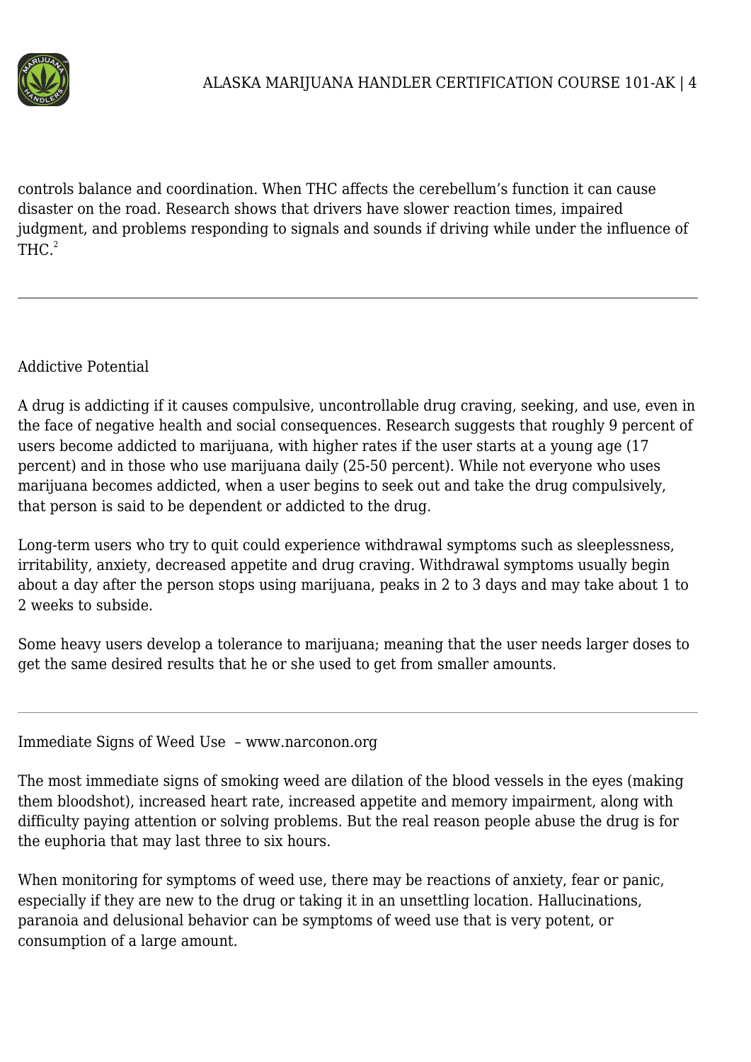controls balance and coordination. When THC affects the cerebellum's function it can cause disaster on the road. Research shows that drivers have slower reaction times, impaired judgment, and problems responding to signals and sounds if driving while under the influence of THC.[2]

---

## Addictive Potential

A drug is addicting if it causes compulsive, uncontrollable drug craving, seeking, and use, even in the face of negative health and social consequences. Research suggests that roughly 9 percent of users become addicted to marijuana, with higher rates if the user starts at a young age (17 percent) and in those who use marijuana daily (25-50 percent). While not everyone who uses marijuana becomes addicted, when a user begins to seek out and take the drug compulsively, that person is said to be dependent or addicted to the drug.

Long-term users who try to quit could experience withdrawal symptoms such as sleeplessness, irritability, anxiety, decreased appetite and drug craving. Withdrawal symptoms usually begin about a day after the person stops using marijuana, peaks in 2 to 3 days and may take about 1 to 2 weeks to subside.

Some heavy users develop a tolerance to marijuana; meaning that the user needs larger doses to get the same desired results that he or she used to get from smaller amounts.

---

## Immediate Signs of Weed Use – www.narconon.org

The most immediate signs of smoking weed are dilation of the blood vessels in the eyes (making them bloodshot), increased heart rate, increased appetite and memory impairment, along with difficulty paying attention or solving problems. But the real reason people abuse the drug is for the euphoria that may last three to six hours.

When monitoring for symptoms of weed use, there may be reactions of anxiety, fear or panic, especially if they are new to the drug or taking it in an unsettling location. Hallucinations, paranoia and delusional behavior can be symptoms of weed use that is very potent, or consumption of a large amount.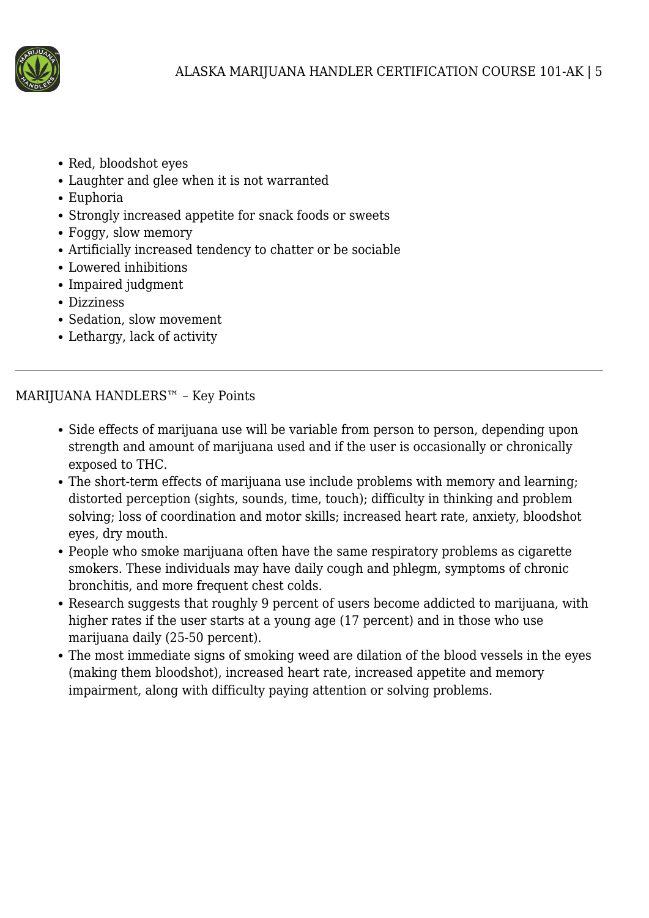- Red, bloodshot eyes
- Laughter and glee when it is not warranted
- Euphoria
- Strongly increased appetite for snack foods or sweets
- Foggy, slow memory
- Artificially increased tendency to chatter or be sociable
- Lowered inhibitions
- Impaired judgment
- Dizziness
- Sedation, slow movement
- Lethargy, lack of activity

---

MARIJUANA HANDLERS™ – Key Points

- Side effects of marijuana use will be variable from person to person, depending upon strength and amount of marijuana used and if the user is occasionally or chronically exposed to THC.
- The short-term effects of marijuana use include problems with memory and learning; distorted perception (sights, sounds, time, touch); difficulty in thinking and problem solving; loss of coordination and motor skills; increased heart rate, anxiety, bloodshot eyes, dry mouth.
- People who smoke marijuana often have the same respiratory problems as cigarette smokers. These individuals may have daily cough and phlegm, symptoms of chronic bronchitis, and more frequent chest colds.
- Research suggests that roughly 9 percent of users become addicted to marijuana, with higher rates if the user starts at a young age (17 percent) and in those who use marijuana daily (25-50 percent).
- The most immediate signs of smoking weed are dilation of the blood vessels in the eyes (making them bloodshot), increased heart rate, increased appetite and memory impairment, along with difficulty paying attention or solving problems.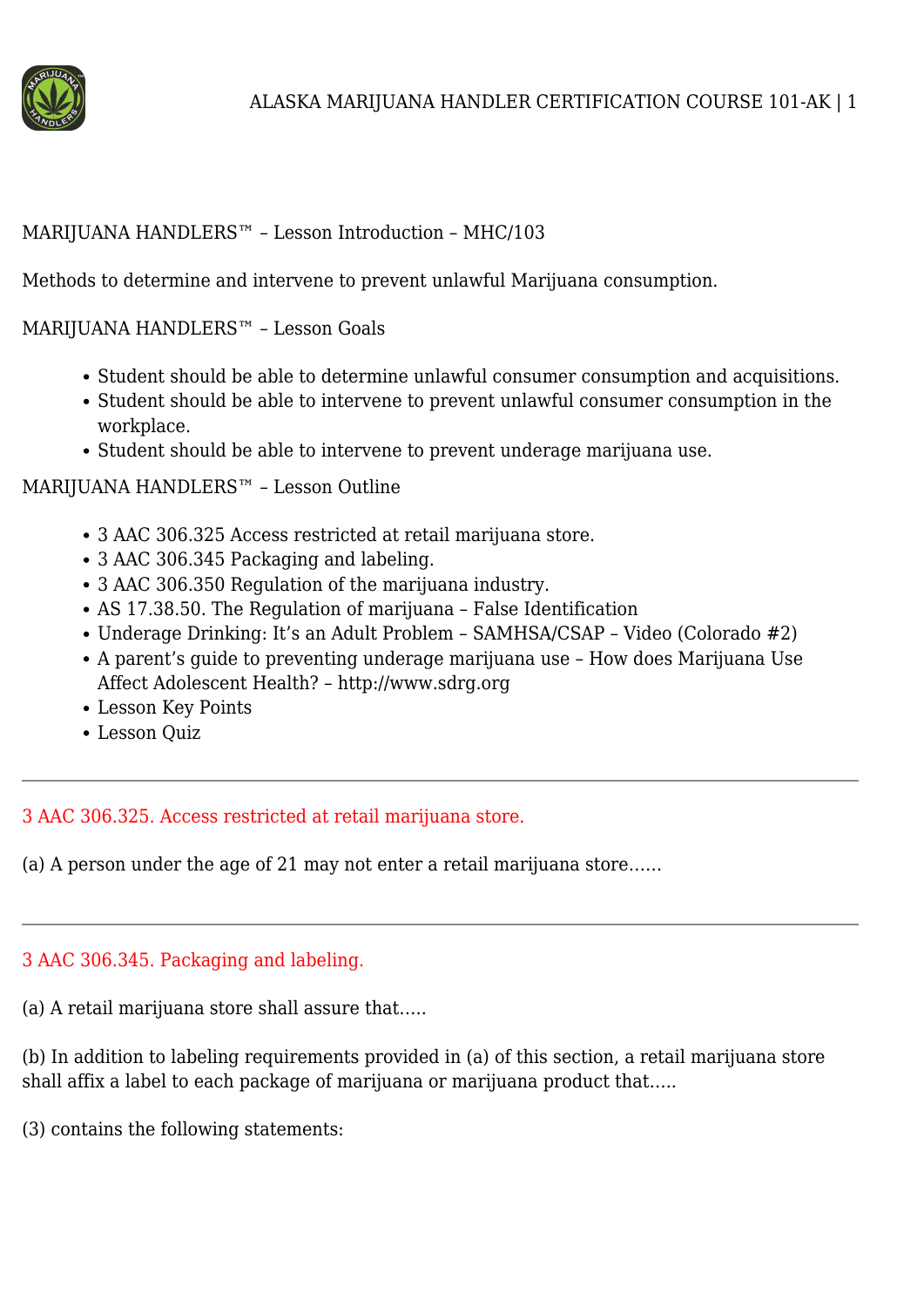MARIJUANA HANDLERS™ – Lesson Introduction – MHC/103

Methods to determine and intervene to prevent unlawful Marijuana consumption.

MARIJUANA HANDLERS™ – Lesson Goals

- Student should be able to determine unlawful consumer consumption and acquisitions.
- Student should be able to intervene to prevent unlawful consumer consumption in the workplace.
- Student should be able to intervene to prevent underage marijuana use.

MARIJUANA HANDLERS™ – Lesson Outline

- 3 AAC 306.325 Access restricted at retail marijuana store.
- 3 AAC 306.345 Packaging and labeling.
- 3 AAC 306.350 Regulation of the marijuana industry.
- AS 17.38.50. The Regulation of marijuana – False Identification
- Underage Drinking: It's an Adult Problem – SAMHSA/CSAP – Video (Colorado #2)
- A parent's guide to preventing underage marijuana use – How does Marijuana Use Affect Adolescent Health? – http://www.sdrg.org
- Lesson Key Points
- Lesson Quiz

---

## 3 AAC 306.325. Access restricted at retail marijuana store.

(a) A person under the age of 21 may not enter a retail marijuana store……

---

## 3 AAC 306.345. Packaging and labeling.

(a) A retail marijuana store shall assure that…..

(b) In addition to labeling requirements provided in (a) of this section, a retail marijuana store shall affix a label to each package of marijuana or marijuana product that…..

(3) contains the following statements: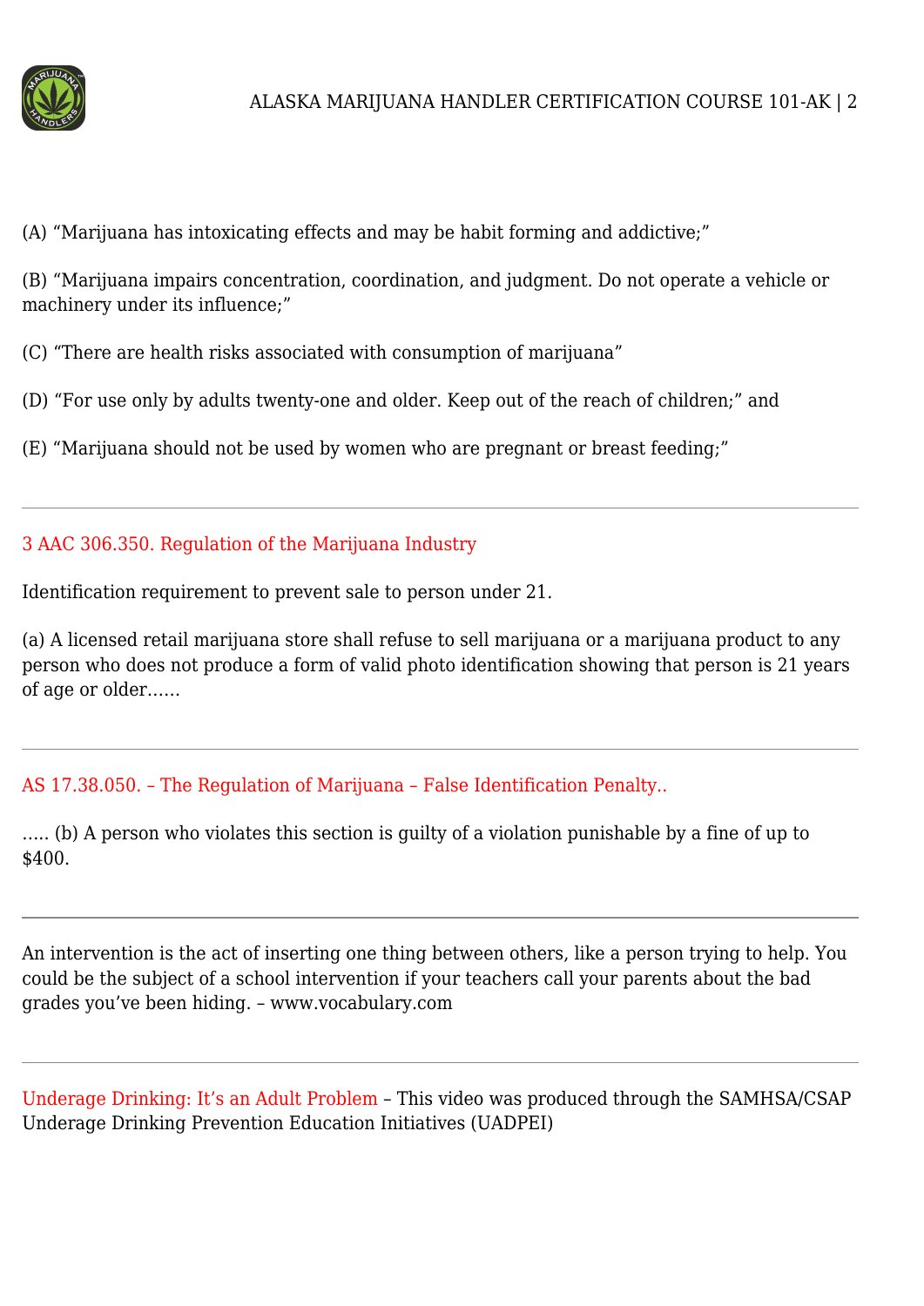(A) “Marijuana has intoxicating effects and may be habit forming and addictive;”

(B) “Marijuana impairs concentration, coordination, and judgment. Do not operate a vehicle or machinery under its influence;”

(C) “There are health risks associated with consumption of marijuana”

(D) “For use only by adults twenty-one and older. Keep out of the reach of children;” and

(E) “Marijuana should not be used by women who are pregnant or breast feeding;”

---

3 AAC 306.350. Regulation of the Marijuana Industry

Identification requirement to prevent sale to person under 21.

(a) A licensed retail marijuana store shall refuse to sell marijuana or a marijuana product to any person who does not produce a form of valid photo identification showing that person is 21 years of age or older……

---

AS 17.38.050. – The Regulation of Marijuana – False Identification Penalty..

….. (b) A person who violates this section is guilty of a violation punishable by a fine of up to $400.

---

An intervention is the act of inserting one thing between others, like a person trying to help. You could be the subject of a school intervention if your teachers call your parents about the bad grades you’ve been hiding. – www.vocabulary.com

---

Underage Drinking: It’s an Adult Problem – This video was produced through the SAMHSA/CSAP Underage Drinking Prevention Education Initiatives (UADPEI)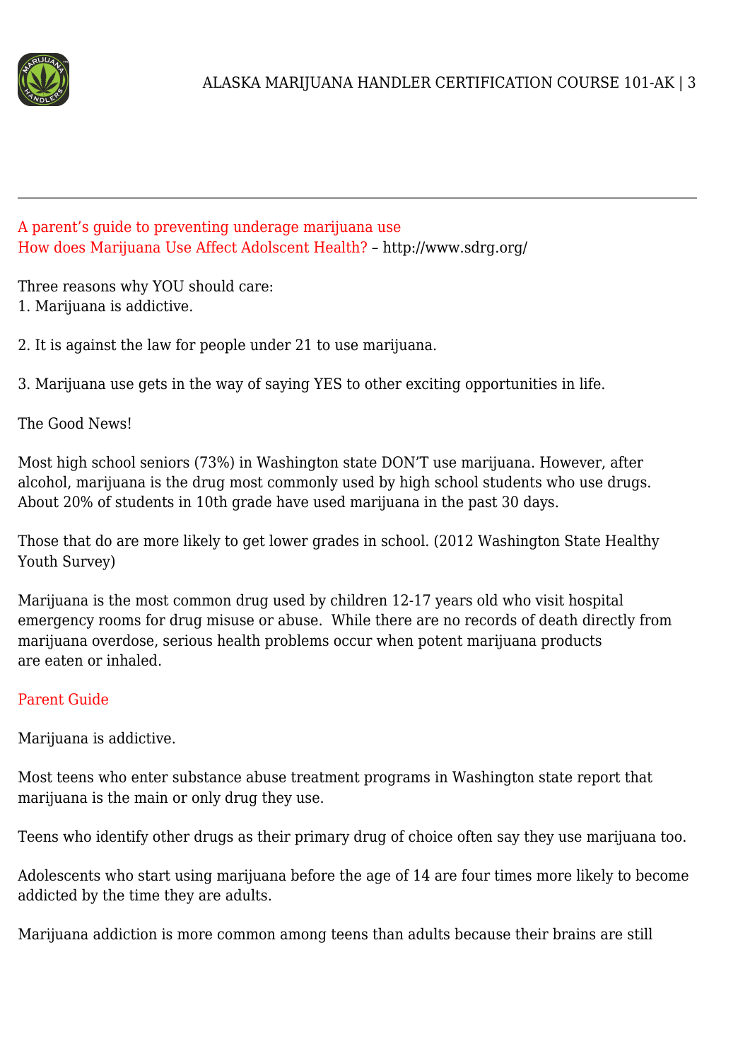A parent's guide to preventing underage marijuana use
How does Marijuana Use Affect Adolscent Health? – http://www.sdrg.org/

Three reasons why YOU should care:

1. Marijuana is addictive.

2. It is against the law for people under 21 to use marijuana.

3. Marijuana use gets in the way of saying YES to other exciting opportunities in life.

The Good News!

Most high school seniors (73%) in Washington state DON'T use marijuana. However, after alcohol, marijuana is the drug most commonly used by high school students who use drugs. About 20% of students in 10th grade have used marijuana in the past 30 days.

Those that do are more likely to get lower grades in school. (2012 Washington State Healthy Youth Survey)

Marijuana is the most common drug used by children 12-17 years old who visit hospital emergency rooms for drug misuse or abuse. While there are no records of death directly from marijuana overdose, serious health problems occur when potent marijuana products are eaten or inhaled.

Parent Guide

Marijuana is addictive.

Most teens who enter substance abuse treatment programs in Washington state report that marijuana is the main or only drug they use.

Teens who identify other drugs as their primary drug of choice often say they use marijuana too.

Adolescents who start using marijuana before the age of 14 are four times more likely to become addicted by the time they are adults.

Marijuana addiction is more common among teens than adults because their brains are still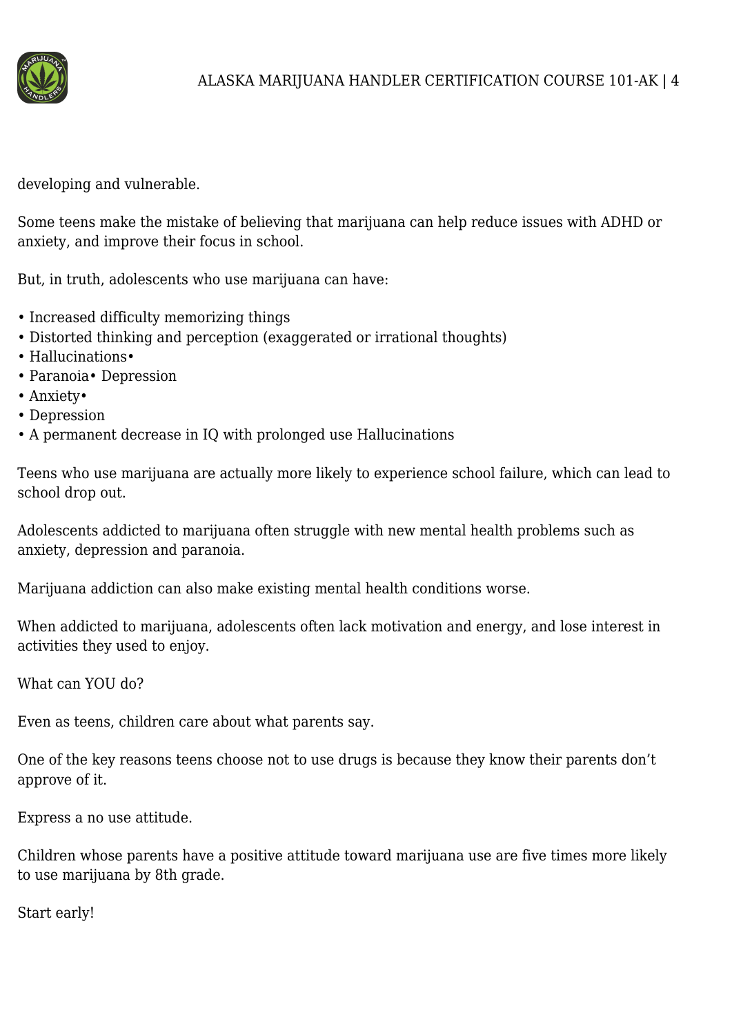developing and vulnerable.

Some teens make the mistake of believing that marijuana can help reduce issues with ADHD or anxiety, and improve their focus in school.

But, in truth, adolescents who use marijuana can have:

- Increased difficulty memorizing things
- Distorted thinking and perception (exaggerated or irrational thoughts)
- Hallucinations•
- Paranoia• Depression
- Anxiety•
- Depression
- A permanent decrease in IQ with prolonged use Hallucinations

Teens who use marijuana are actually more likely to experience school failure, which can lead to school drop out.

Adolescents addicted to marijuana often struggle with new mental health problems such as anxiety, depression and paranoia.

Marijuana addiction can also make existing mental health conditions worse.

When addicted to marijuana, adolescents often lack motivation and energy, and lose interest in activities they used to enjoy.

What can YOU do?

Even as teens, children care about what parents say.

One of the key reasons teens choose not to use drugs is because they know their parents don't approve of it.

Express a no use attitude.

Children whose parents have a positive attitude toward marijuana use are five times more likely to use marijuana by 8th grade.

Start early!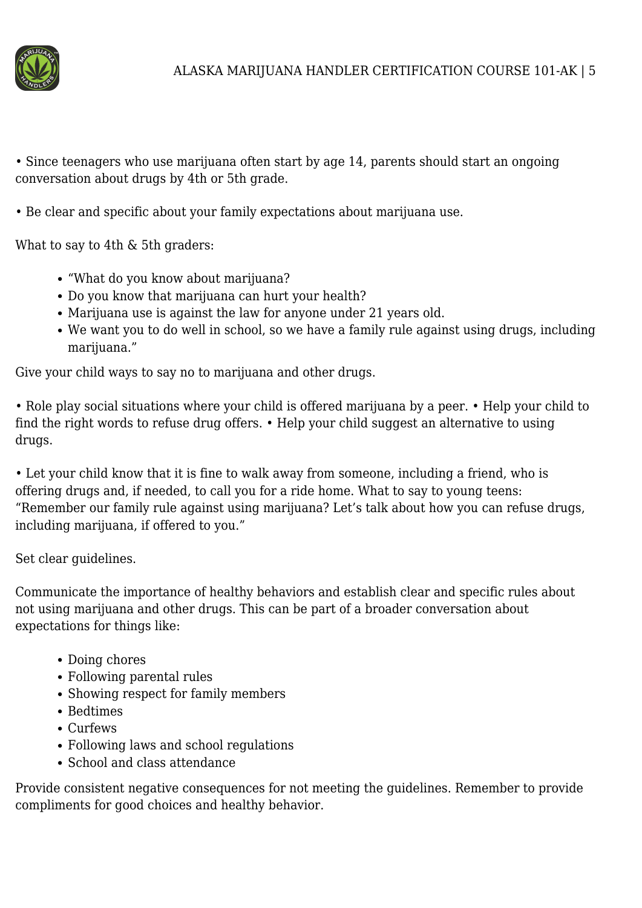• Since teenagers who use marijuana often start by age 14, parents should start an ongoing conversation about drugs by 4th or 5th grade.

• Be clear and specific about your family expectations about marijuana use.

What to say to 4th & 5th graders:

- "What do you know about marijuana?
- Do you know that marijuana can hurt your health?
- Marijuana use is against the law for anyone under 21 years old.
- We want you to do well in school, so we have a family rule against using drugs, including marijuana."

Give your child ways to say no to marijuana and other drugs.

• Role play social situations where your child is offered marijuana by a peer. • Help your child to find the right words to refuse drug offers. • Help your child suggest an alternative to using drugs.

• Let your child know that it is fine to walk away from someone, including a friend, who is offering drugs and, if needed, to call you for a ride home. What to say to young teens: "Remember our family rule against using marijuana? Let's talk about how you can refuse drugs, including marijuana, if offered to you."

Set clear guidelines.

Communicate the importance of healthy behaviors and establish clear and specific rules about not using marijuana and other drugs. This can be part of a broader conversation about expectations for things like:

- Doing chores
- Following parental rules
- Showing respect for family members
- Bedtimes
- Curfews
- Following laws and school regulations
- School and class attendance

Provide consistent negative consequences for not meeting the guidelines. Remember to provide compliments for good choices and healthy behavior.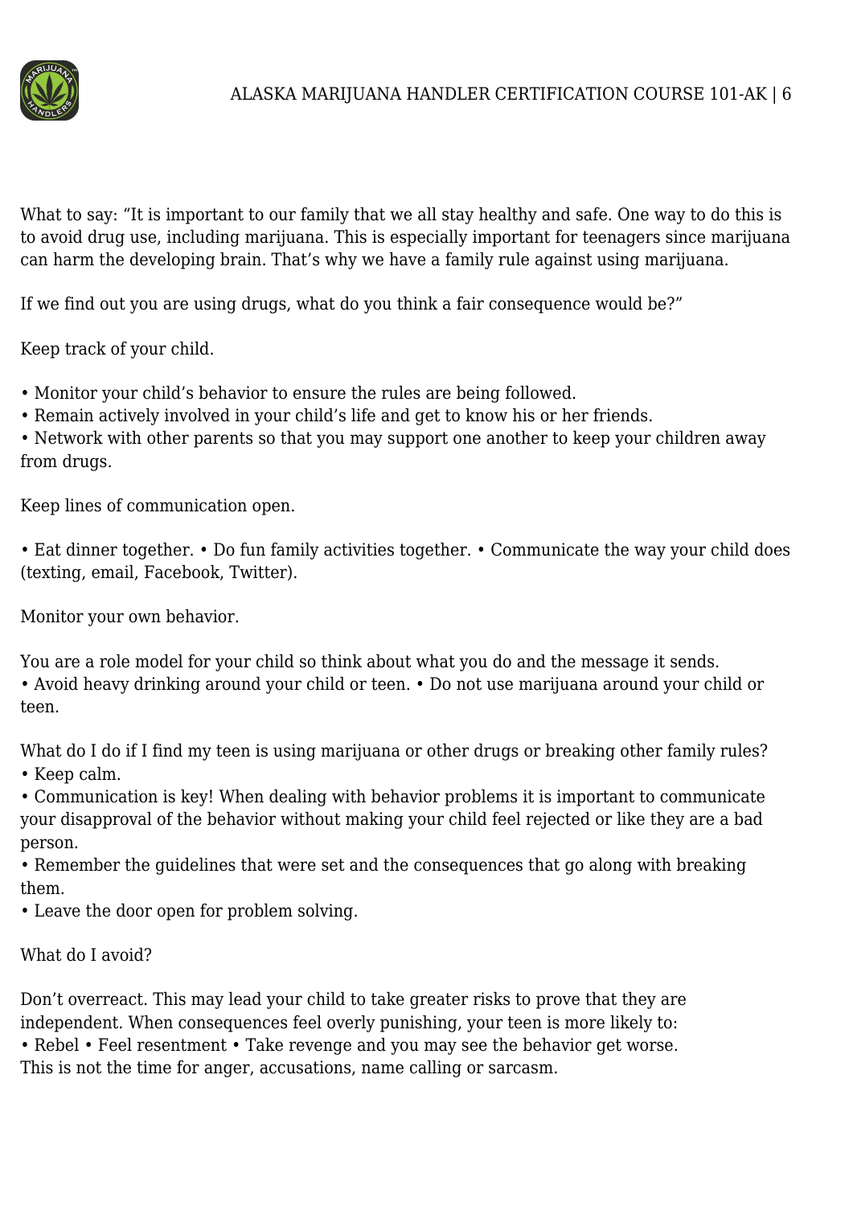What to say: "It is important to our family that we all stay healthy and safe. One way to do this is to avoid drug use, including marijuana. This is especially important for teenagers since marijuana can harm the developing brain. That's why we have a family rule against using marijuana.

If we find out you are using drugs, what do you think a fair consequence would be?"

Keep track of your child.

- Monitor your child's behavior to ensure the rules are being followed.
- Remain actively involved in your child's life and get to know his or her friends.
- Network with other parents so that you may support one another to keep your children away from drugs.

Keep lines of communication open.

- Eat dinner together.
- Do fun family activities together.
- Communicate the way your child does (texting, email, Facebook, Twitter).

Monitor your own behavior.

You are a role model for your child so think about what you do and the message it sends.

- Avoid heavy drinking around your child or teen.
- Do not use marijuana around your child or teen.

What do I do if I find my teen is using marijuana or other drugs or breaking other family rules?

- Keep calm.
- Communication is key! When dealing with behavior problems it is important to communicate your disapproval of the behavior without making your child feel rejected or like they are a bad person.
- Remember the guidelines that were set and the consequences that go along with breaking them.
- Leave the door open for problem solving.

What do I avoid?

Don't overreact. This may lead your child to take greater risks to prove that they are independent. When consequences feel overly punishing, your teen is more likely to:

- Rebel
- Feel resentment
- Take revenge and you may see the behavior get worse.

This is not the time for anger, accusations, name calling or sarcasm.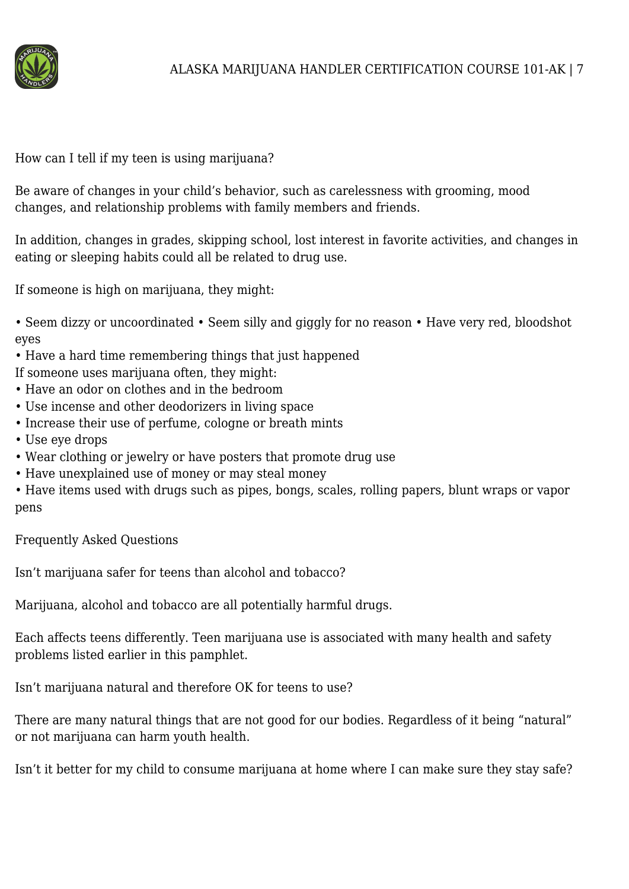How can I tell if my teen is using marijuana?

Be aware of changes in your child's behavior, such as carelessness with grooming, mood changes, and relationship problems with family members and friends.

In addition, changes in grades, skipping school, lost interest in favorite activities, and changes in eating or sleeping habits could all be related to drug use.

If someone is high on marijuana, they might:

- Seem dizzy or uncoordinated
- Seem silly and giggly for no reason
- Have very red, bloodshot eyes
- Have a hard time remembering things that just happened

If someone uses marijuana often, they might:

- Have an odor on clothes and in the bedroom
- Use incense and other deodorizers in living space
- Increase their use of perfume, cologne or breath mints
- Use eye drops
- Wear clothing or jewelry or have posters that promote drug use
- Have unexplained use of money or may steal money
- Have items used with drugs such as pipes, bongs, scales, rolling papers, blunt wraps or vapor pens

Frequently Asked Questions

Isn't marijuana safer for teens than alcohol and tobacco?

Marijuana, alcohol and tobacco are all potentially harmful drugs.

Each affects teens differently. Teen marijuana use is associated with many health and safety problems listed earlier in this pamphlet.

Isn't marijuana natural and therefore OK for teens to use?

There are many natural things that are not good for our bodies. Regardless of it being "natural" or not marijuana can harm youth health.

Isn't it better for my child to consume marijuana at home where I can make sure they stay safe?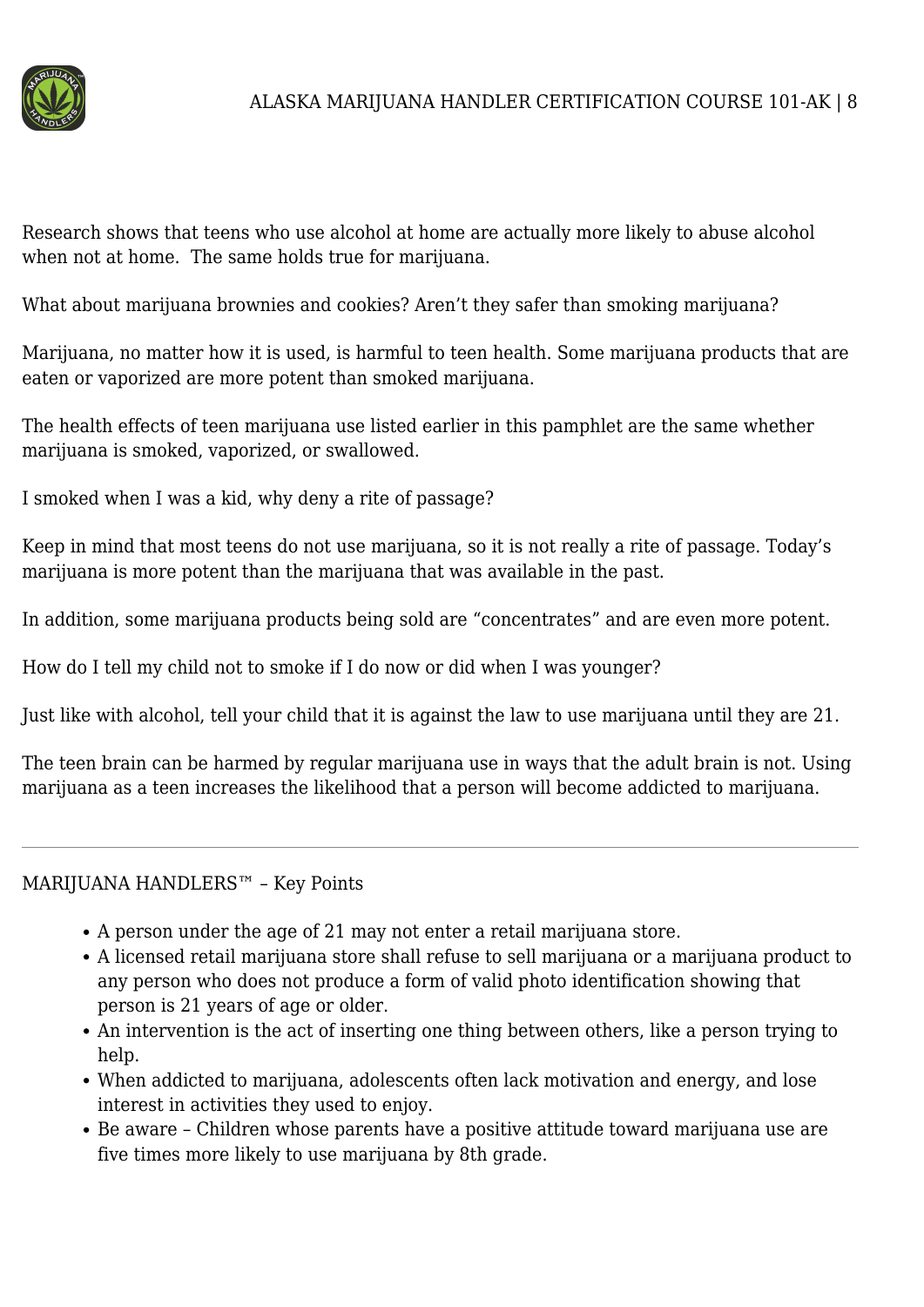Research shows that teens who use alcohol at home are actually more likely to abuse alcohol when not at home.  The same holds true for marijuana.

What about marijuana brownies and cookies? Aren't they safer than smoking marijuana?

Marijuana, no matter how it is used, is harmful to teen health. Some marijuana products that are eaten or vaporized are more potent than smoked marijuana.

The health effects of teen marijuana use listed earlier in this pamphlet are the same whether marijuana is smoked, vaporized, or swallowed.

I smoked when I was a kid, why deny a rite of passage?

Keep in mind that most teens do not use marijuana, so it is not really a rite of passage. Today's marijuana is more potent than the marijuana that was available in the past.

In addition, some marijuana products being sold are "concentrates" and are even more potent.

How do I tell my child not to smoke if I do now or did when I was younger?

Just like with alcohol, tell your child that it is against the law to use marijuana until they are 21.

The teen brain can be harmed by regular marijuana use in ways that the adult brain is not. Using marijuana as a teen increases the likelihood that a person will become addicted to marijuana.

---

MARIJUANA HANDLERS™ – Key Points

- A person under the age of 21 may not enter a retail marijuana store.
- A licensed retail marijuana store shall refuse to sell marijuana or a marijuana product to any person who does not produce a form of valid photo identification showing that person is 21 years of age or older.
- An intervention is the act of inserting one thing between others, like a person trying to help.
- When addicted to marijuana, adolescents often lack motivation and energy, and lose interest in activities they used to enjoy.
- Be aware – Children whose parents have a positive attitude toward marijuana use are five times more likely to use marijuana by 8th grade.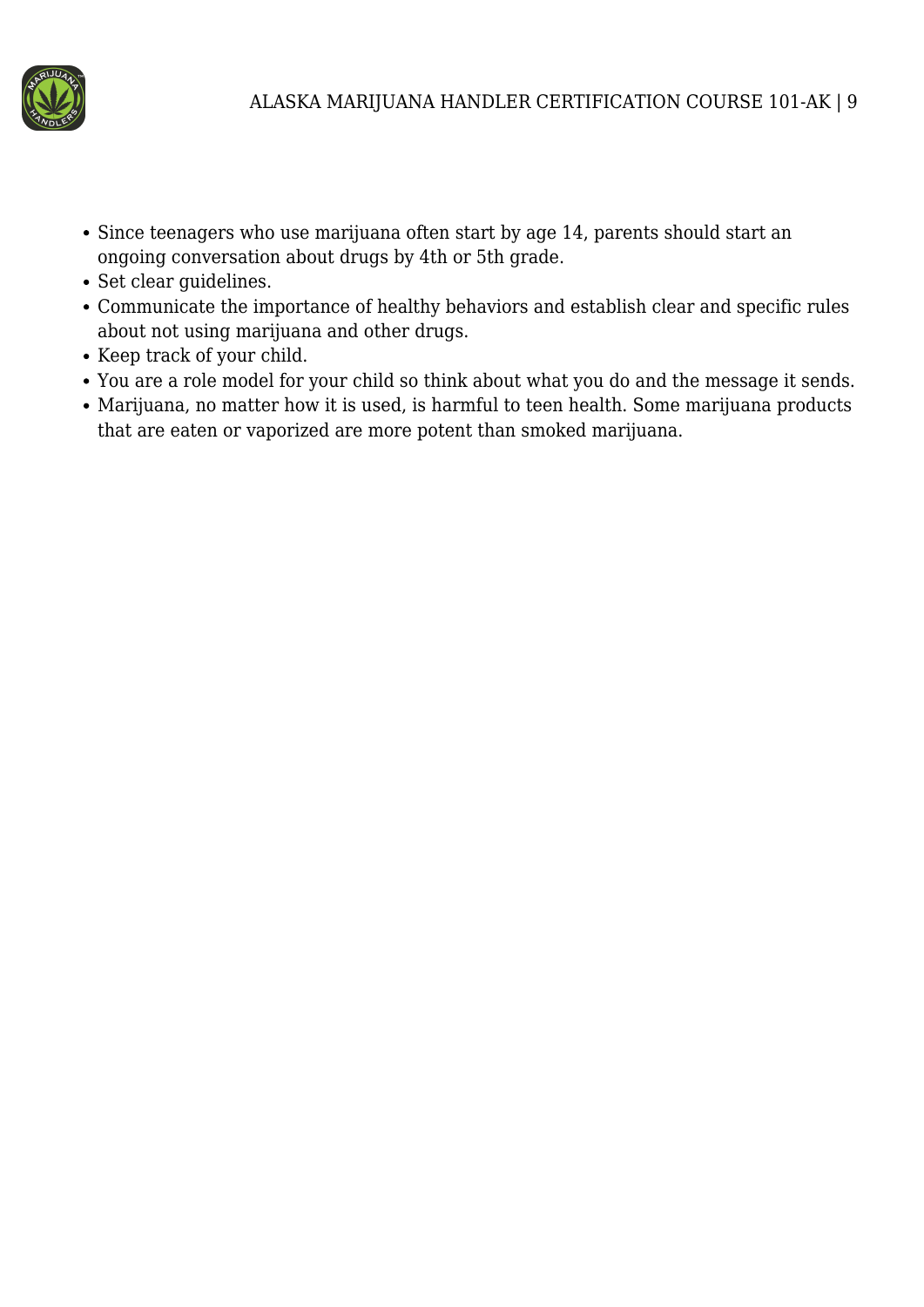- Since teenagers who use marijuana often start by age 14, parents should start an ongoing conversation about drugs by 4th or 5th grade.
- Set clear guidelines.
- Communicate the importance of healthy behaviors and establish clear and specific rules about not using marijuana and other drugs.
- Keep track of your child.
- You are a role model for your child so think about what you do and the message it sends.
- Marijuana, no matter how it is used, is harmful to teen health. Some marijuana products that are eaten or vaporized are more potent than smoked marijuana.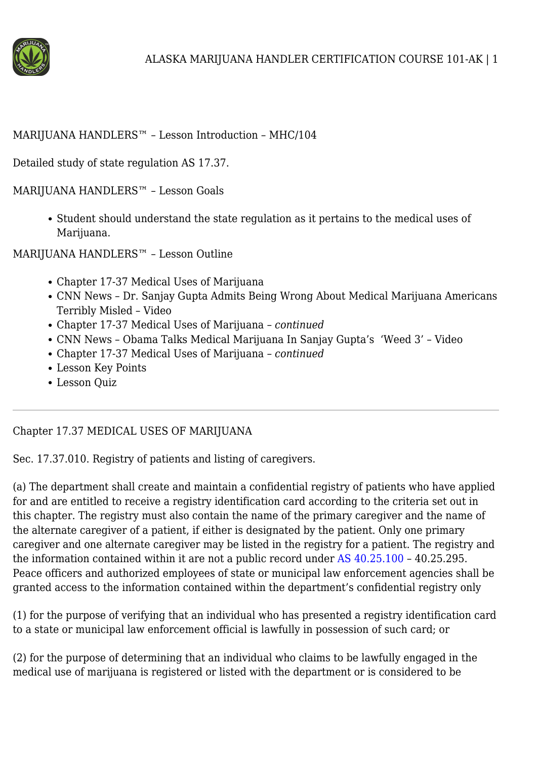MARIJUANA HANDLERS™ – Lesson Introduction – MHC/104

Detailed study of state regulation AS 17.37.

MARIJUANA HANDLERS™ – Lesson Goals

- Student should understand the state regulation as it pertains to the medical uses of Marijuana.

MARIJUANA HANDLERS™ – Lesson Outline

- Chapter 17-37 Medical Uses of Marijuana
- CNN News – Dr. Sanjay Gupta Admits Being Wrong About Medical Marijuana Americans Terribly Misled – Video
- Chapter 17-37 Medical Uses of Marijuana – *continued*
- CNN News – Obama Talks Medical Marijuana In Sanjay Gupta's 'Weed 3' – Video
- Chapter 17-37 Medical Uses of Marijuana – *continued*
- Lesson Key Points
- Lesson Quiz

---

Chapter 17.37 MEDICAL USES OF MARIJUANA

Sec. 17.37.010. Registry of patients and listing of caregivers.

(a) The department shall create and maintain a confidential registry of patients who have applied for and are entitled to receive a registry identification card according to the criteria set out in this chapter. The registry must also contain the name of the primary caregiver and the name of the alternate caregiver of a patient, if either is designated by the patient. Only one primary caregiver and one alternate caregiver may be listed in the registry for a patient. The registry and the information contained within it are not a public record under AS 40.25.100 – 40.25.295. Peace officers and authorized employees of state or municipal law enforcement agencies shall be granted access to the information contained within the department's confidential registry only

(1) for the purpose of verifying that an individual who has presented a registry identification card to a state or municipal law enforcement official is lawfully in possession of such card; or

(2) for the purpose of determining that an individual who claims to be lawfully engaged in the medical use of marijuana is registered or listed with the department or is considered to be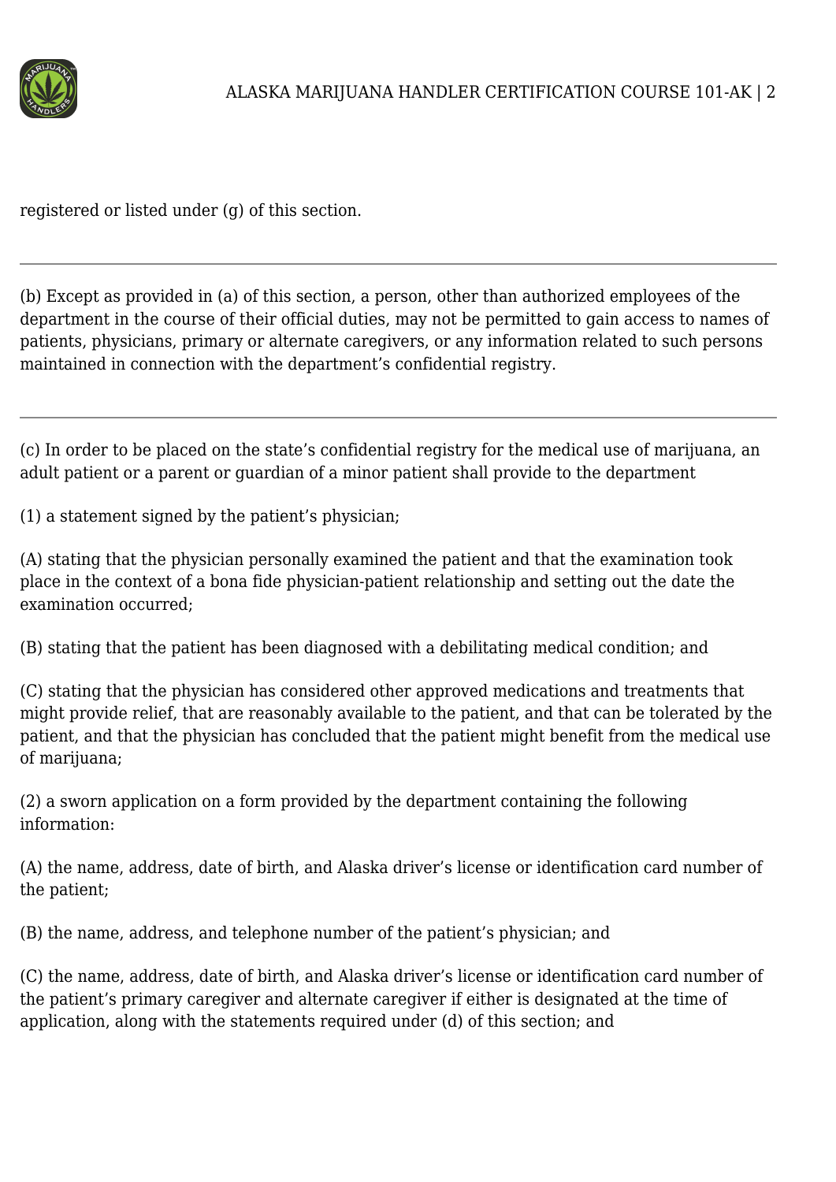registered or listed under (g) of this section.

---

(b) Except as provided in (a) of this section, a person, other than authorized employees of the department in the course of their official duties, may not be permitted to gain access to names of patients, physicians, primary or alternate caregivers, or any information related to such persons maintained in connection with the department's confidential registry.

---

(c) In order to be placed on the state's confidential registry for the medical use of marijuana, an adult patient or a parent or guardian of a minor patient shall provide to the department

(1) a statement signed by the patient's physician;

(A) stating that the physician personally examined the patient and that the examination took place in the context of a bona fide physician-patient relationship and setting out the date the examination occurred;

(B) stating that the patient has been diagnosed with a debilitating medical condition; and

(C) stating that the physician has considered other approved medications and treatments that might provide relief, that are reasonably available to the patient, and that can be tolerated by the patient, and that the physician has concluded that the patient might benefit from the medical use of marijuana;

(2) a sworn application on a form provided by the department containing the following information:

(A) the name, address, date of birth, and Alaska driver's license or identification card number of the patient;

(B) the name, address, and telephone number of the patient's physician; and

(C) the name, address, date of birth, and Alaska driver's license or identification card number of the patient's primary caregiver and alternate caregiver if either is designated at the time of application, along with the statements required under (d) of this section; and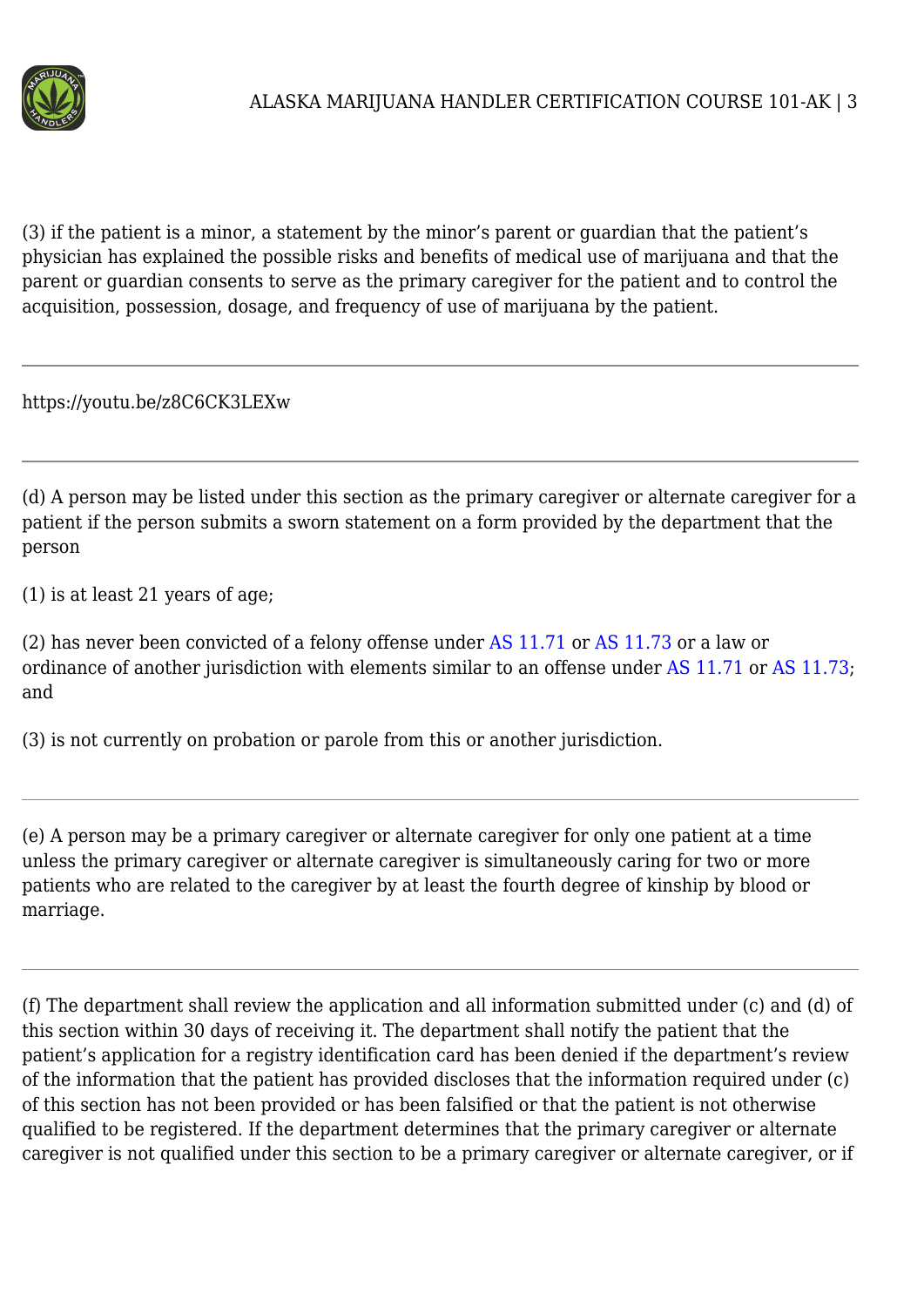(3) if the patient is a minor, a statement by the minor's parent or guardian that the patient's physician has explained the possible risks and benefits of medical use of marijuana and that the parent or guardian consents to serve as the primary caregiver for the patient and to control the acquisition, possession, dosage, and frequency of use of marijuana by the patient.

---

https://youtu.be/z8C6CK3LEXw

---

(d) A person may be listed under this section as the primary caregiver or alternate caregiver for a patient if the person submits a sworn statement on a form provided by the department that the person

(1) is at least 21 years of age;

(2) has never been convicted of a felony offense under AS 11.71 or AS 11.73 or a law or ordinance of another jurisdiction with elements similar to an offense under AS 11.71 or AS 11.73; and

(3) is not currently on probation or parole from this or another jurisdiction.

---

(e) A person may be a primary caregiver or alternate caregiver for only one patient at a time unless the primary caregiver or alternate caregiver is simultaneously caring for two or more patients who are related to the caregiver by at least the fourth degree of kinship by blood or marriage.

---

(f) The department shall review the application and all information submitted under (c) and (d) of this section within 30 days of receiving it. The department shall notify the patient that the patient's application for a registry identification card has been denied if the department's review of the information that the patient has provided discloses that the information required under (c) of this section has not been provided or has been falsified or that the patient is not otherwise qualified to be registered. If the department determines that the primary caregiver or alternate caregiver is not qualified under this section to be a primary caregiver or alternate caregiver, or if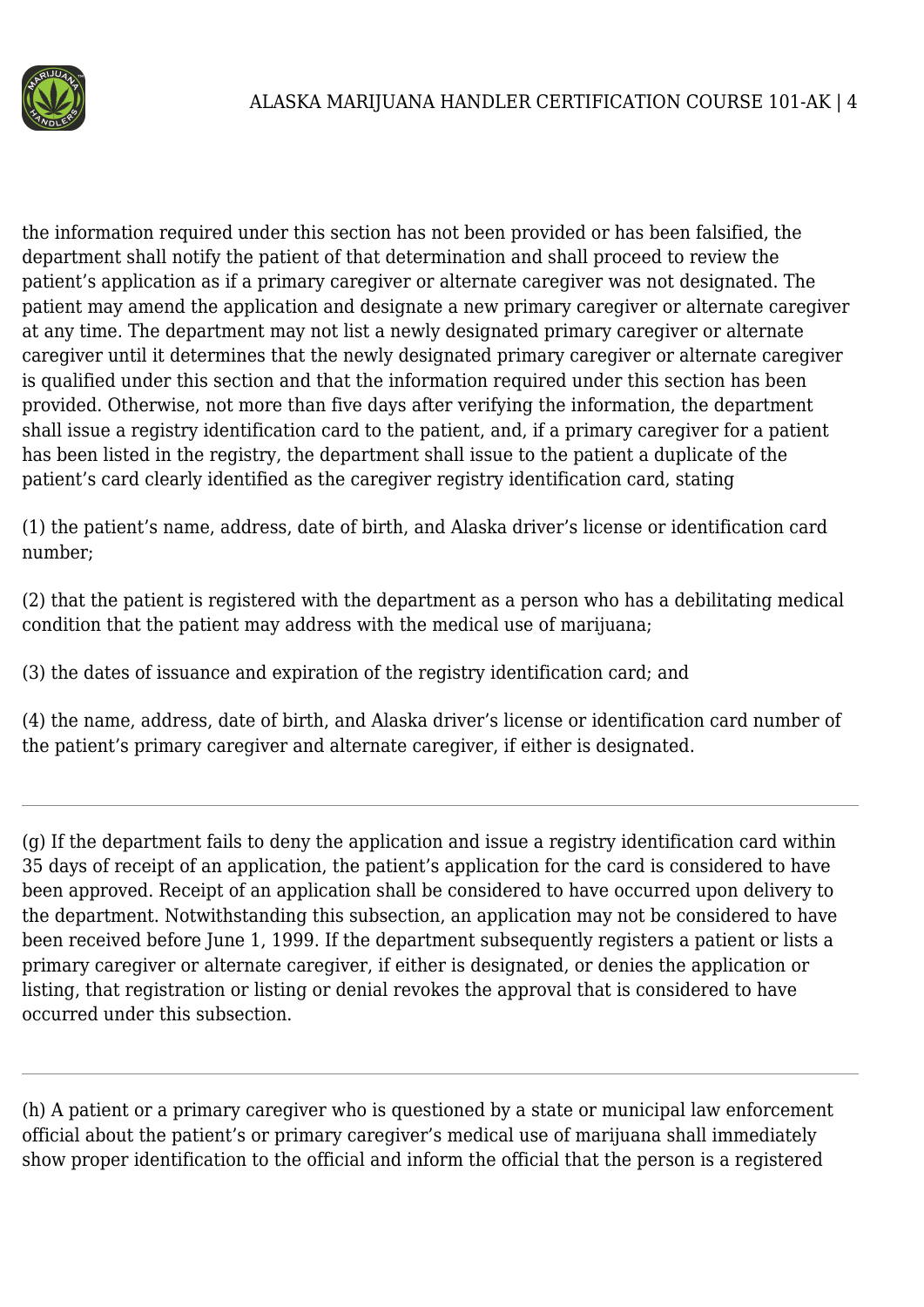the information required under this section has not been provided or has been falsified, the department shall notify the patient of that determination and shall proceed to review the patient's application as if a primary caregiver or alternate caregiver was not designated. The patient may amend the application and designate a new primary caregiver or alternate caregiver at any time. The department may not list a newly designated primary caregiver or alternate caregiver until it determines that the newly designated primary caregiver or alternate caregiver is qualified under this section and that the information required under this section has been provided. Otherwise, not more than five days after verifying the information, the department shall issue a registry identification card to the patient, and, if a primary caregiver for a patient has been listed in the registry, the department shall issue to the patient a duplicate of the patient's card clearly identified as the caregiver registry identification card, stating

(1) the patient's name, address, date of birth, and Alaska driver's license or identification card number;

(2) that the patient is registered with the department as a person who has a debilitating medical condition that the patient may address with the medical use of marijuana;

(3) the dates of issuance and expiration of the registry identification card; and

(4) the name, address, date of birth, and Alaska driver's license or identification card number of the patient's primary caregiver and alternate caregiver, if either is designated.

---

(g) If the department fails to deny the application and issue a registry identification card within 35 days of receipt of an application, the patient's application for the card is considered to have been approved. Receipt of an application shall be considered to have occurred upon delivery to the department. Notwithstanding this subsection, an application may not be considered to have been received before June 1, 1999. If the department subsequently registers a patient or lists a primary caregiver or alternate caregiver, if either is designated, or denies the application or listing, that registration or listing or denial revokes the approval that is considered to have occurred under this subsection.

---

(h) A patient or a primary caregiver who is questioned by a state or municipal law enforcement official about the patient's or primary caregiver's medical use of marijuana shall immediately show proper identification to the official and inform the official that the person is a registered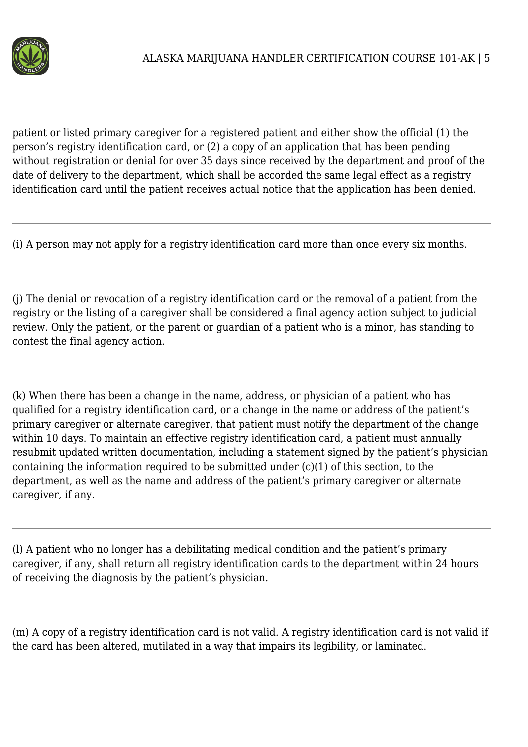patient or listed primary caregiver for a registered patient and either show the official (1) the person's registry identification card, or (2) a copy of an application that has been pending without registration or denial for over 35 days since received by the department and proof of the date of delivery to the department, which shall be accorded the same legal effect as a registry identification card until the patient receives actual notice that the application has been denied.

---

(i) A person may not apply for a registry identification card more than once every six months.

---

(j) The denial or revocation of a registry identification card or the removal of a patient from the registry or the listing of a caregiver shall be considered a final agency action subject to judicial review. Only the patient, or the parent or guardian of a patient who is a minor, has standing to contest the final agency action.

---

(k) When there has been a change in the name, address, or physician of a patient who has qualified for a registry identification card, or a change in the name or address of the patient's primary caregiver or alternate caregiver, that patient must notify the department of the change within 10 days. To maintain an effective registry identification card, a patient must annually resubmit updated written documentation, including a statement signed by the patient's physician containing the information required to be submitted under (c)(1) of this section, to the department, as well as the name and address of the patient's primary caregiver or alternate caregiver, if any.

---

(l) A patient who no longer has a debilitating medical condition and the patient's primary caregiver, if any, shall return all registry identification cards to the department within 24 hours of receiving the diagnosis by the patient's physician.

---

(m) A copy of a registry identification card is not valid. A registry identification card is not valid if the card has been altered, mutilated in a way that impairs its legibility, or laminated.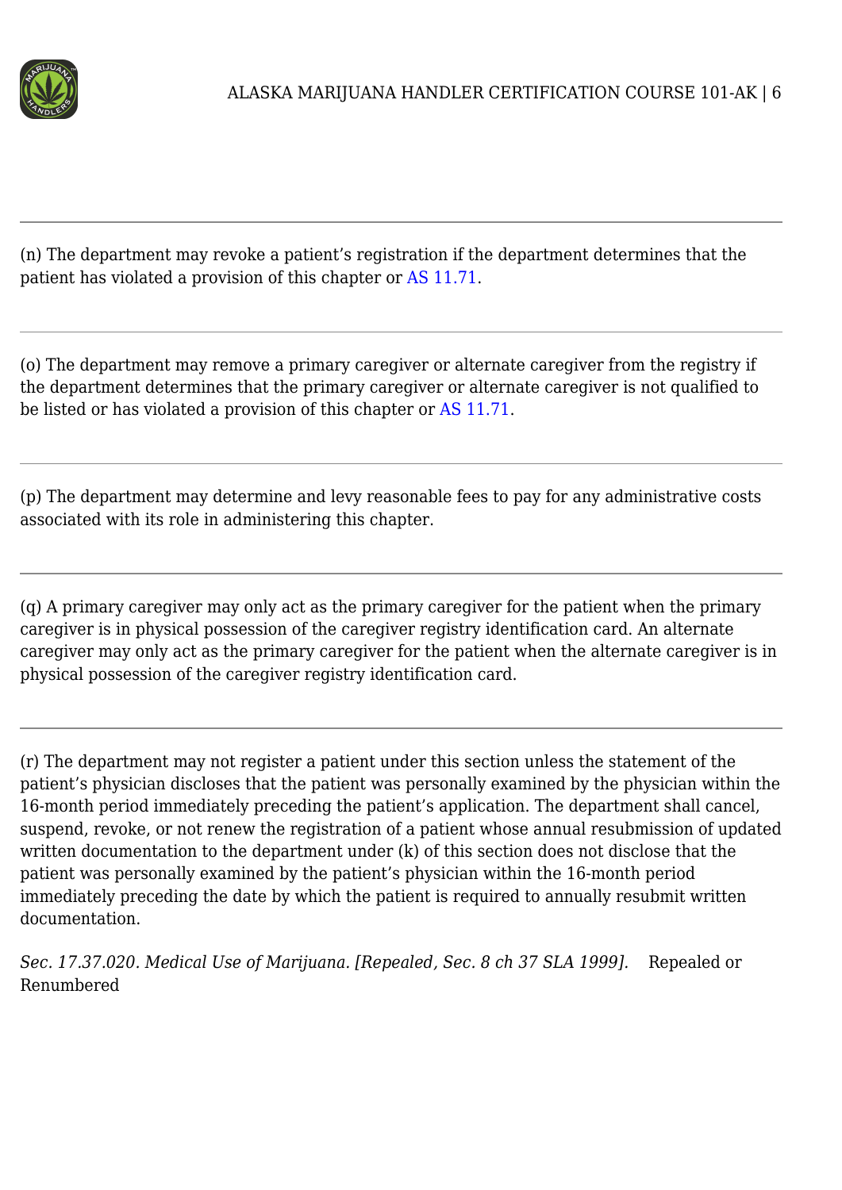(n) The department may revoke a patient's registration if the department determines that the patient has violated a provision of this chapter or AS 11.71.

(o) The department may remove a primary caregiver or alternate caregiver from the registry if the department determines that the primary caregiver or alternate caregiver is not qualified to be listed or has violated a provision of this chapter or AS 11.71.

(p) The department may determine and levy reasonable fees to pay for any administrative costs associated with its role in administering this chapter.

(q) A primary caregiver may only act as the primary caregiver for the patient when the primary caregiver is in physical possession of the caregiver registry identification card. An alternate caregiver may only act as the primary caregiver for the patient when the alternate caregiver is in physical possession of the caregiver registry identification card.

(r) The department may not register a patient under this section unless the statement of the patient's physician discloses that the patient was personally examined by the physician within the 16-month period immediately preceding the patient's application. The department shall cancel, suspend, revoke, or not renew the registration of a patient whose annual resubmission of updated written documentation to the department under (k) of this section does not disclose that the patient was personally examined by the patient's physician within the 16-month period immediately preceding the date by which the patient is required to annually resubmit written documentation.

*Sec. 17.37.020. Medical Use of Marijuana. [Repealed, Sec. 8 ch 37 SLA 1999].* Repealed or Renumbered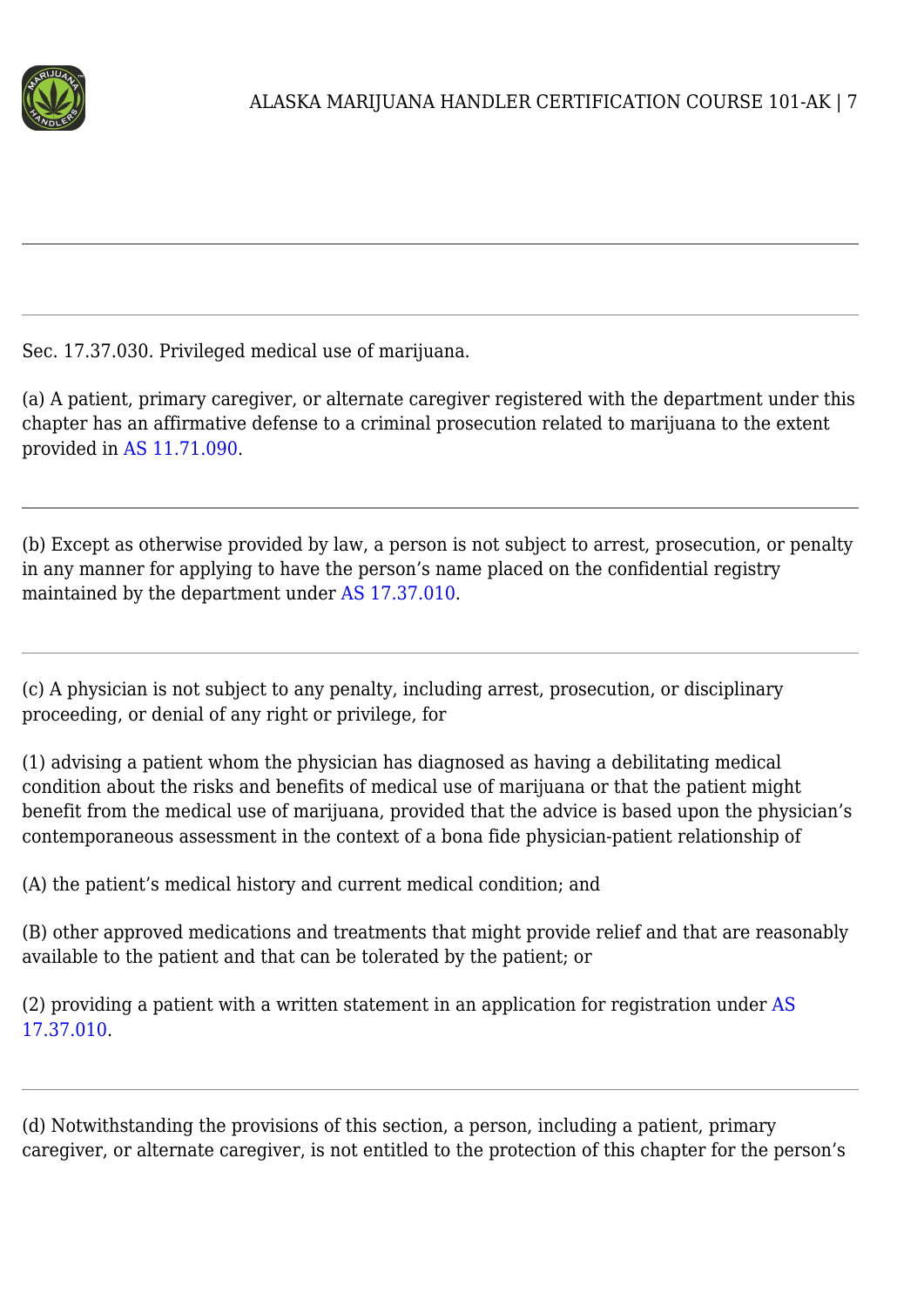---

Sec. 17.37.030. Privileged medical use of marijuana.

(a) A patient, primary caregiver, or alternate caregiver registered with the department under this chapter has an affirmative defense to a criminal prosecution related to marijuana to the extent provided in AS 11.71.090.

---

(b) Except as otherwise provided by law, a person is not subject to arrest, prosecution, or penalty in any manner for applying to have the person's name placed on the confidential registry maintained by the department under AS 17.37.010.

---

(c) A physician is not subject to any penalty, including arrest, prosecution, or disciplinary proceeding, or denial of any right or privilege, for

(1) advising a patient whom the physician has diagnosed as having a debilitating medical condition about the risks and benefits of medical use of marijuana or that the patient might benefit from the medical use of marijuana, provided that the advice is based upon the physician's contemporaneous assessment in the context of a bona fide physician-patient relationship of

(A) the patient's medical history and current medical condition; and

(B) other approved medications and treatments that might provide relief and that are reasonably available to the patient and that can be tolerated by the patient; or

(2) providing a patient with a written statement in an application for registration under AS 17.37.010.

---

(d) Notwithstanding the provisions of this section, a person, including a patient, primary caregiver, or alternate caregiver, is not entitled to the protection of this chapter for the person's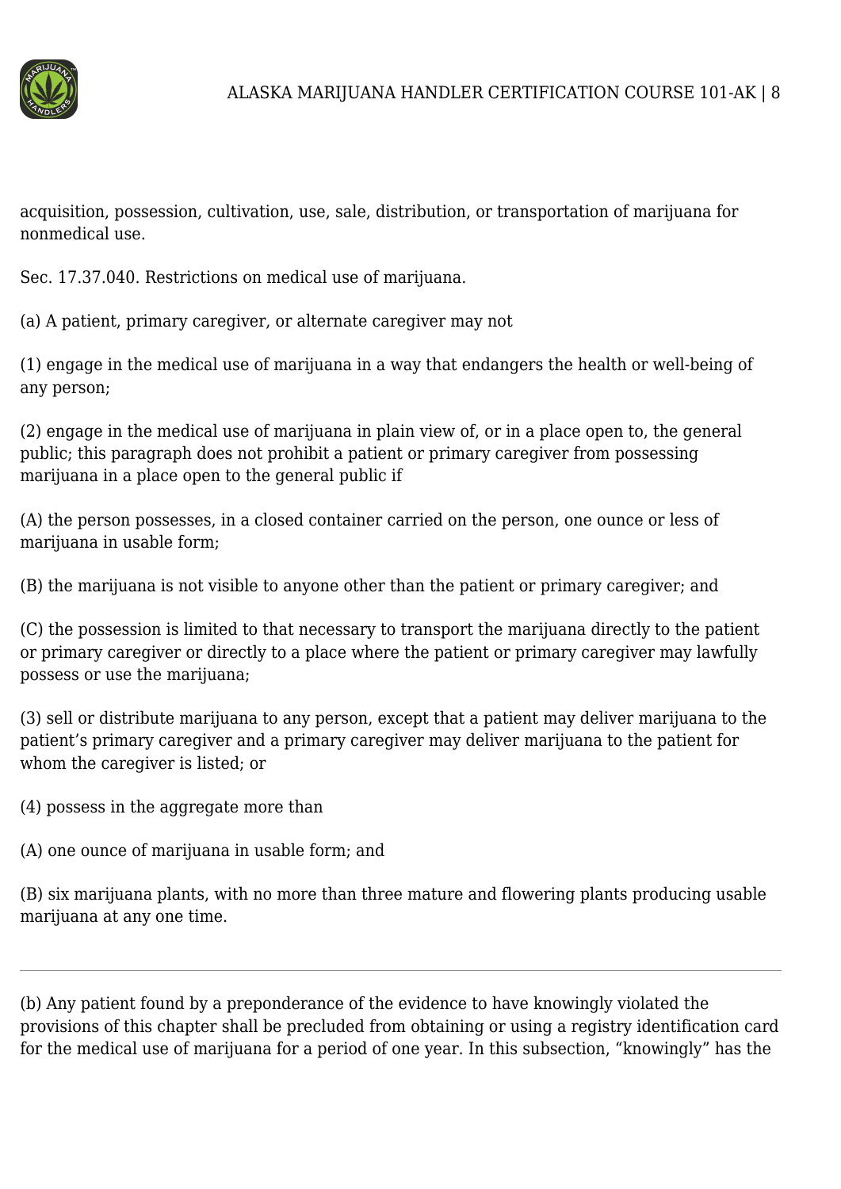acquisition, possession, cultivation, use, sale, distribution, or transportation of marijuana for nonmedical use.

Sec. 17.37.040. Restrictions on medical use of marijuana.

(a) A patient, primary caregiver, or alternate caregiver may not

(1) engage in the medical use of marijuana in a way that endangers the health or well-being of any person;

(2) engage in the medical use of marijuana in plain view of, or in a place open to, the general public; this paragraph does not prohibit a patient or primary caregiver from possessing marijuana in a place open to the general public if

(A) the person possesses, in a closed container carried on the person, one ounce or less of marijuana in usable form;

(B) the marijuana is not visible to anyone other than the patient or primary caregiver; and

(C) the possession is limited to that necessary to transport the marijuana directly to the patient or primary caregiver or directly to a place where the patient or primary caregiver may lawfully possess or use the marijuana;

(3) sell or distribute marijuana to any person, except that a patient may deliver marijuana to the patient's primary caregiver and a primary caregiver may deliver marijuana to the patient for whom the caregiver is listed; or

(4) possess in the aggregate more than

(A) one ounce of marijuana in usable form; and

(B) six marijuana plants, with no more than three mature and flowering plants producing usable marijuana at any one time.

---

(b) Any patient found by a preponderance of the evidence to have knowingly violated the provisions of this chapter shall be precluded from obtaining or using a registry identification card for the medical use of marijuana for a period of one year. In this subsection, "knowingly" has the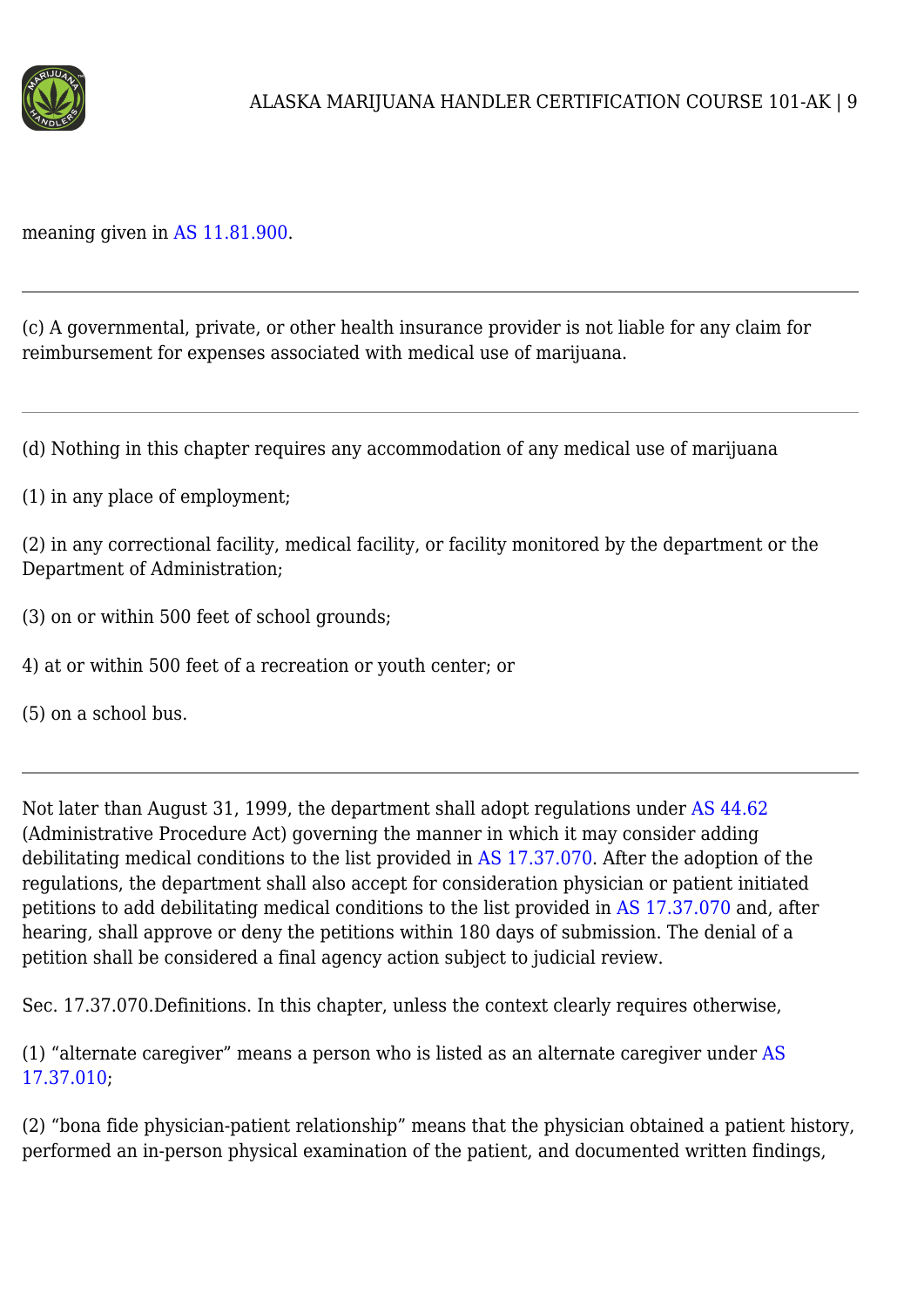meaning given in AS 11.81.900.

---

(c) A governmental, private, or other health insurance provider is not liable for any claim for reimbursement for expenses associated with medical use of marijuana.

---

(d) Nothing in this chapter requires any accommodation of any medical use of marijuana

(1) in any place of employment;

(2) in any correctional facility, medical facility, or facility monitored by the department or the Department of Administration;

(3) on or within 500 feet of school grounds;

4) at or within 500 feet of a recreation or youth center; or

(5) on a school bus.

---

Not later than August 31, 1999, the department shall adopt regulations under AS 44.62 (Administrative Procedure Act) governing the manner in which it may consider adding debilitating medical conditions to the list provided in AS 17.37.070. After the adoption of the regulations, the department shall also accept for consideration physician or patient initiated petitions to add debilitating medical conditions to the list provided in AS 17.37.070 and, after hearing, shall approve or deny the petitions within 180 days of submission. The denial of a petition shall be considered a final agency action subject to judicial review.

Sec. 17.37.070.Definitions. In this chapter, unless the context clearly requires otherwise,

(1) "alternate caregiver" means a person who is listed as an alternate caregiver under AS 17.37.010;

(2) "bona fide physician-patient relationship" means that the physician obtained a patient history, performed an in-person physical examination of the patient, and documented written findings,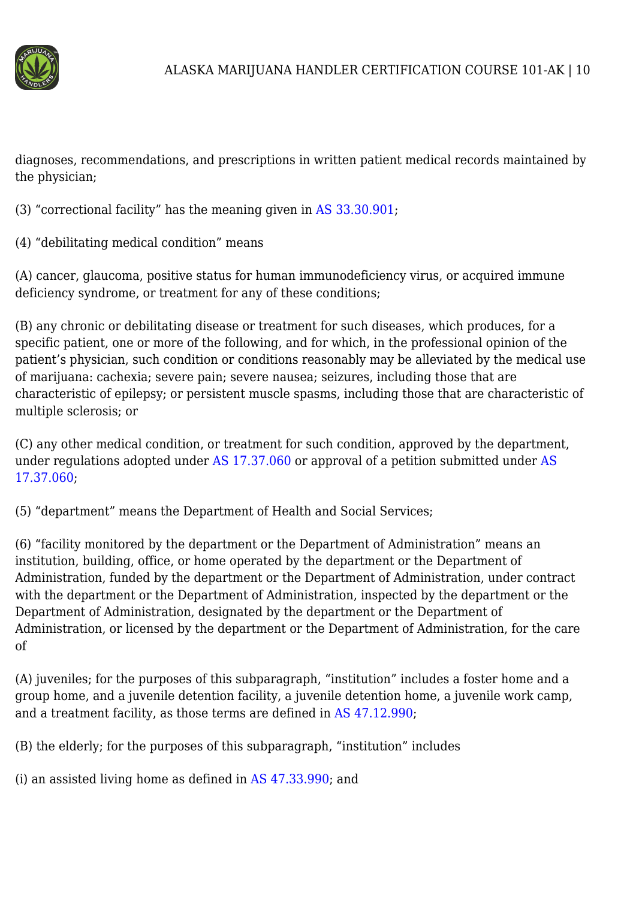diagnoses, recommendations, and prescriptions in written patient medical records maintained by the physician;

(3) "correctional facility" has the meaning given in AS 33.30.901;

(4) "debilitating medical condition" means

(A) cancer, glaucoma, positive status for human immunodeficiency virus, or acquired immune deficiency syndrome, or treatment for any of these conditions;

(B) any chronic or debilitating disease or treatment for such diseases, which produces, for a specific patient, one or more of the following, and for which, in the professional opinion of the patient's physician, such condition or conditions reasonably may be alleviated by the medical use of marijuana: cachexia; severe pain; severe nausea; seizures, including those that are characteristic of epilepsy; or persistent muscle spasms, including those that are characteristic of multiple sclerosis; or

(C) any other medical condition, or treatment for such condition, approved by the department, under regulations adopted under AS 17.37.060 or approval of a petition submitted under AS 17.37.060;

(5) "department" means the Department of Health and Social Services;

(6) "facility monitored by the department or the Department of Administration" means an institution, building, office, or home operated by the department or the Department of Administration, funded by the department or the Department of Administration, under contract with the department or the Department of Administration, inspected by the department or the Department of Administration, designated by the department or the Department of Administration, or licensed by the department or the Department of Administration, for the care of

(A) juveniles; for the purposes of this subparagraph, "institution" includes a foster home and a group home, and a juvenile detention facility, a juvenile detention home, a juvenile work camp, and a treatment facility, as those terms are defined in AS 47.12.990;

(B) the elderly; for the purposes of this subparagraph, "institution" includes

(i) an assisted living home as defined in AS 47.33.990; and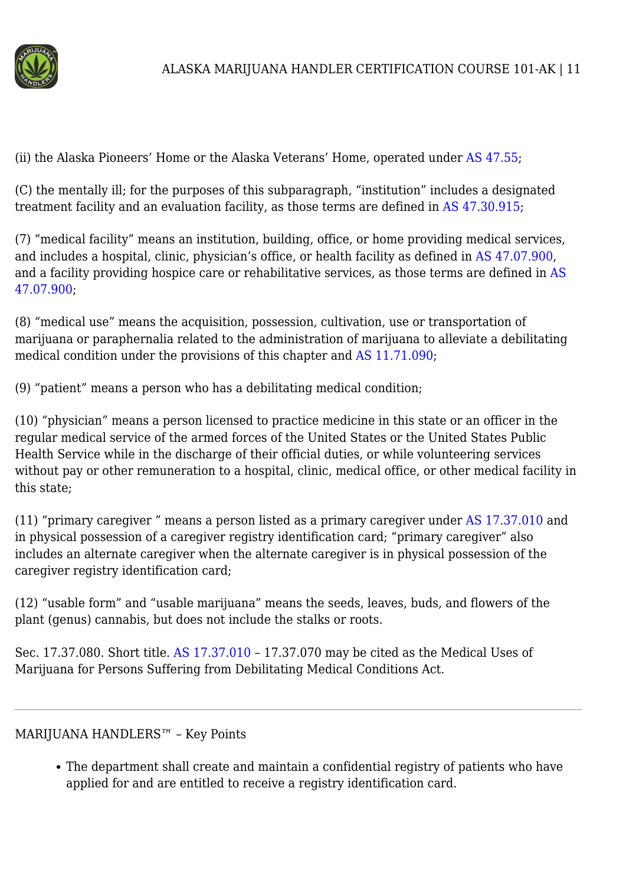(ii) the Alaska Pioneers' Home or the Alaska Veterans' Home, operated under AS 47.55;

(C) the mentally ill; for the purposes of this subparagraph, "institution" includes a designated treatment facility and an evaluation facility, as those terms are defined in AS 47.30.915;

(7) "medical facility" means an institution, building, office, or home providing medical services, and includes a hospital, clinic, physician's office, or health facility as defined in AS 47.07.900, and a facility providing hospice care or rehabilitative services, as those terms are defined in AS 47.07.900;

(8) "medical use" means the acquisition, possession, cultivation, use or transportation of marijuana or paraphernalia related to the administration of marijuana to alleviate a debilitating medical condition under the provisions of this chapter and AS 11.71.090;

(9) "patient" means a person who has a debilitating medical condition;

(10) "physician" means a person licensed to practice medicine in this state or an officer in the regular medical service of the armed forces of the United States or the United States Public Health Service while in the discharge of their official duties, or while volunteering services without pay or other remuneration to a hospital, clinic, medical office, or other medical facility in this state;

(11) "primary caregiver " means a person listed as a primary caregiver under AS 17.37.010 and in physical possession of a caregiver registry identification card; "primary caregiver" also includes an alternate caregiver when the alternate caregiver is in physical possession of the caregiver registry identification card;

(12) "usable form" and "usable marijuana" means the seeds, leaves, buds, and flowers of the plant (genus) cannabis, but does not include the stalks or roots.

Sec. 17.37.080. Short title. AS 17.37.010 – 17.37.070 may be cited as the Medical Uses of Marijuana for Persons Suffering from Debilitating Medical Conditions Act.

---

MARIJUANA HANDLERS™ – Key Points

- The department shall create and maintain a confidential registry of patients who have applied for and are entitled to receive a registry identification card.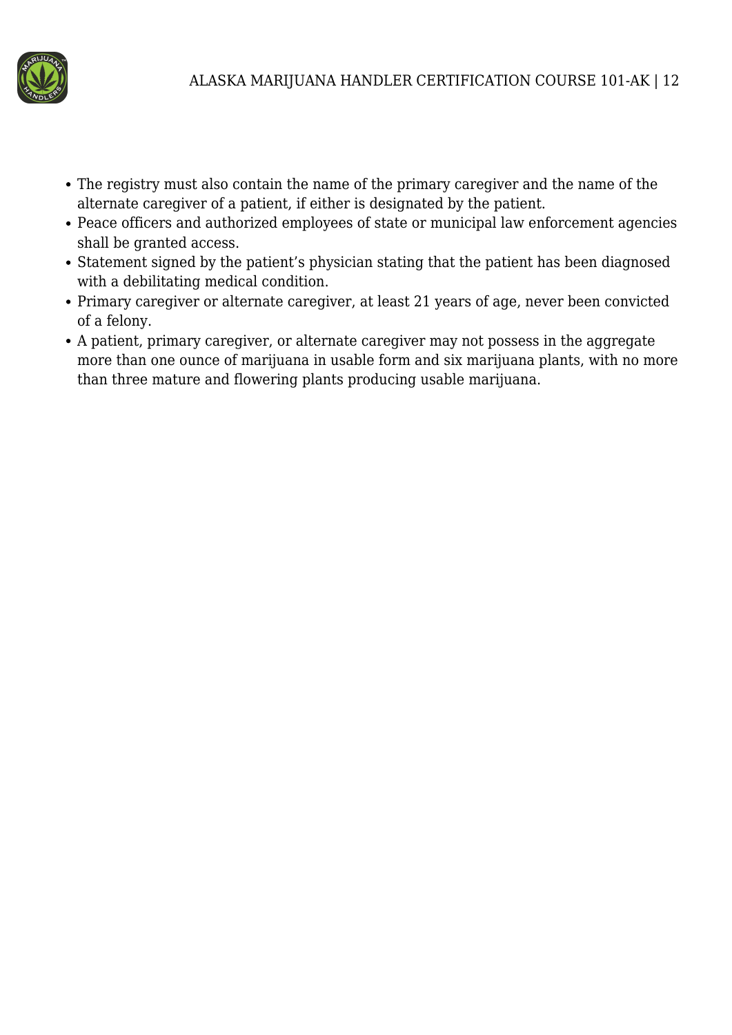- The registry must also contain the name of the primary caregiver and the name of the alternate caregiver of a patient, if either is designated by the patient.
- Peace officers and authorized employees of state or municipal law enforcement agencies shall be granted access.
- Statement signed by the patient's physician stating that the patient has been diagnosed with a debilitating medical condition.
- Primary caregiver or alternate caregiver, at least 21 years of age, never been convicted of a felony.
- A patient, primary caregiver, or alternate caregiver may not possess in the aggregate more than one ounce of marijuana in usable form and six marijuana plants, with no more than three mature and flowering plants producing usable marijuana.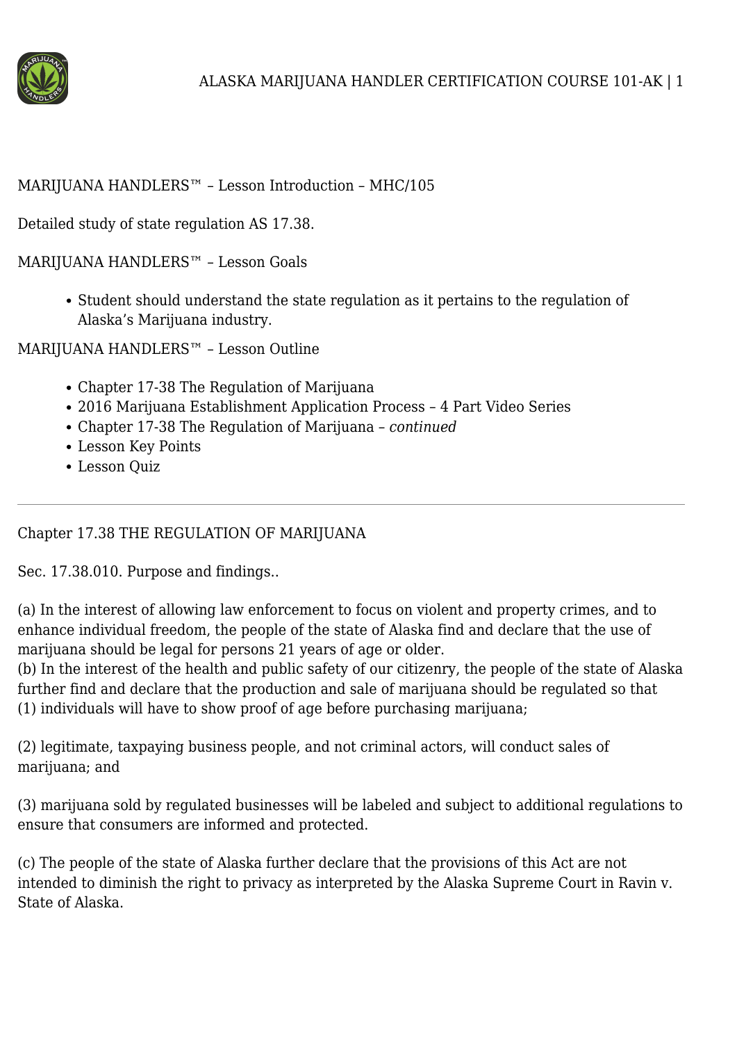MARIJUANA HANDLERS™ – Lesson Introduction – MHC/105

Detailed study of state regulation AS 17.38.

MARIJUANA HANDLERS™ – Lesson Goals

- Student should understand the state regulation as it pertains to the regulation of Alaska's Marijuana industry.

MARIJUANA HANDLERS™ – Lesson Outline

- Chapter 17-38 The Regulation of Marijuana
- 2016 Marijuana Establishment Application Process – 4 Part Video Series
- Chapter 17-38 The Regulation of Marijuana – *continued*
- Lesson Key Points
- Lesson Quiz

---

Chapter 17.38 THE REGULATION OF MARIJUANA

Sec. 17.38.010. Purpose and findings..

(a) In the interest of allowing law enforcement to focus on violent and property crimes, and to enhance individual freedom, the people of the state of Alaska find and declare that the use of marijuana should be legal for persons 21 years of age or older.
(b) In the interest of the health and public safety of our citizenry, the people of the state of Alaska further find and declare that the production and sale of marijuana should be regulated so that
(1) individuals will have to show proof of age before purchasing marijuana;

(2) legitimate, taxpaying business people, and not criminal actors, will conduct sales of marijuana; and

(3) marijuana sold by regulated businesses will be labeled and subject to additional regulations to ensure that consumers are informed and protected.

(c) The people of the state of Alaska further declare that the provisions of this Act are not intended to diminish the right to privacy as interpreted by the Alaska Supreme Court in Ravin v. State of Alaska.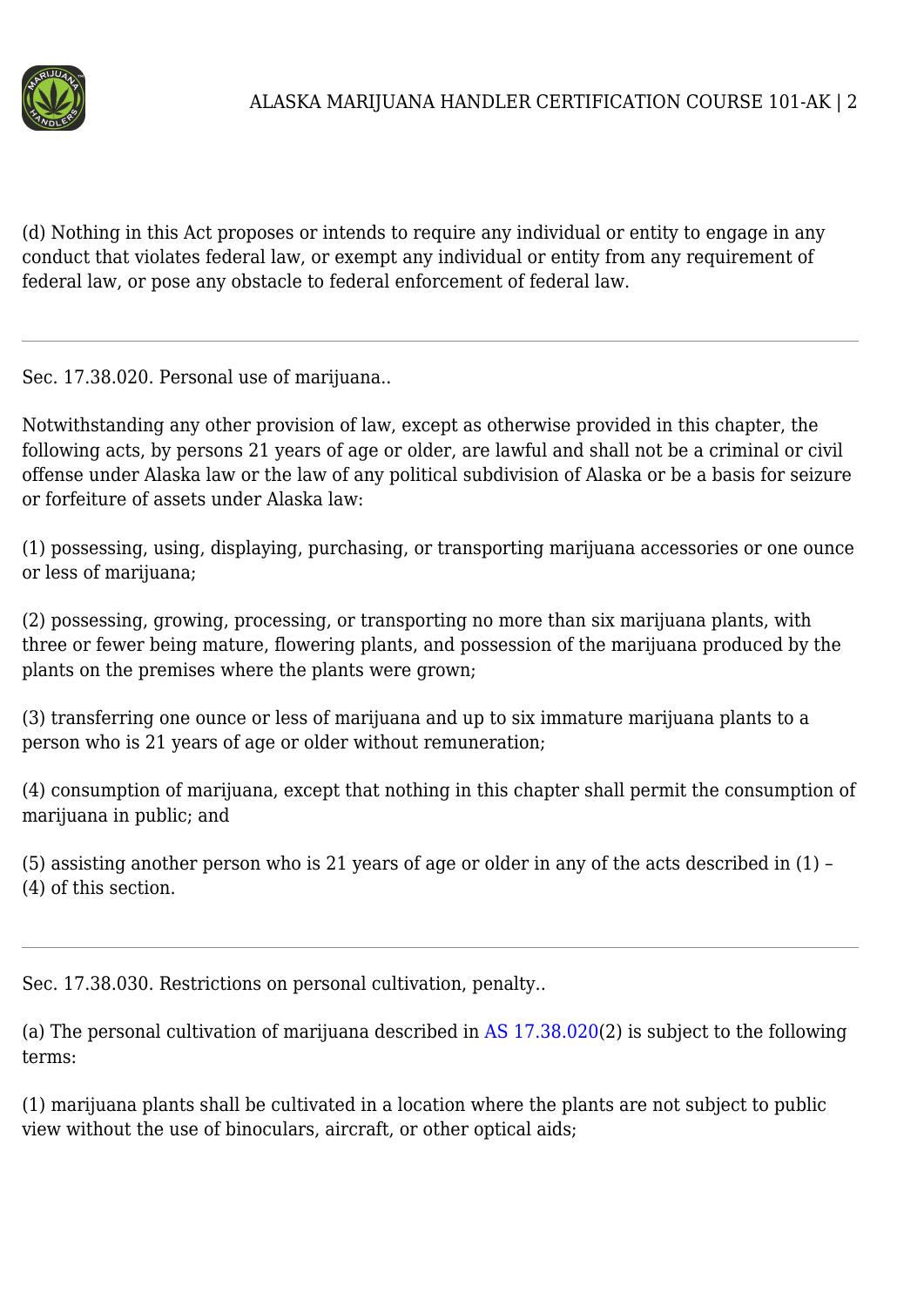(d) Nothing in this Act proposes or intends to require any individual or entity to engage in any conduct that violates federal law, or exempt any individual or entity from any requirement of federal law, or pose any obstacle to federal enforcement of federal law.

---

Sec. 17.38.020. Personal use of marijuana..

Notwithstanding any other provision of law, except as otherwise provided in this chapter, the following acts, by persons 21 years of age or older, are lawful and shall not be a criminal or civil offense under Alaska law or the law of any political subdivision of Alaska or be a basis for seizure or forfeiture of assets under Alaska law:

(1) possessing, using, displaying, purchasing, or transporting marijuana accessories or one ounce or less of marijuana;

(2) possessing, growing, processing, or transporting no more than six marijuana plants, with three or fewer being mature, flowering plants, and possession of the marijuana produced by the plants on the premises where the plants were grown;

(3) transferring one ounce or less of marijuana and up to six immature marijuana plants to a person who is 21 years of age or older without remuneration;

(4) consumption of marijuana, except that nothing in this chapter shall permit the consumption of marijuana in public; and

(5) assisting another person who is 21 years of age or older in any of the acts described in (1) – (4) of this section.

---

Sec. 17.38.030. Restrictions on personal cultivation, penalty..

(a) The personal cultivation of marijuana described in AS 17.38.020(2) is subject to the following terms:

(1) marijuana plants shall be cultivated in a location where the plants are not subject to public view without the use of binoculars, aircraft, or other optical aids;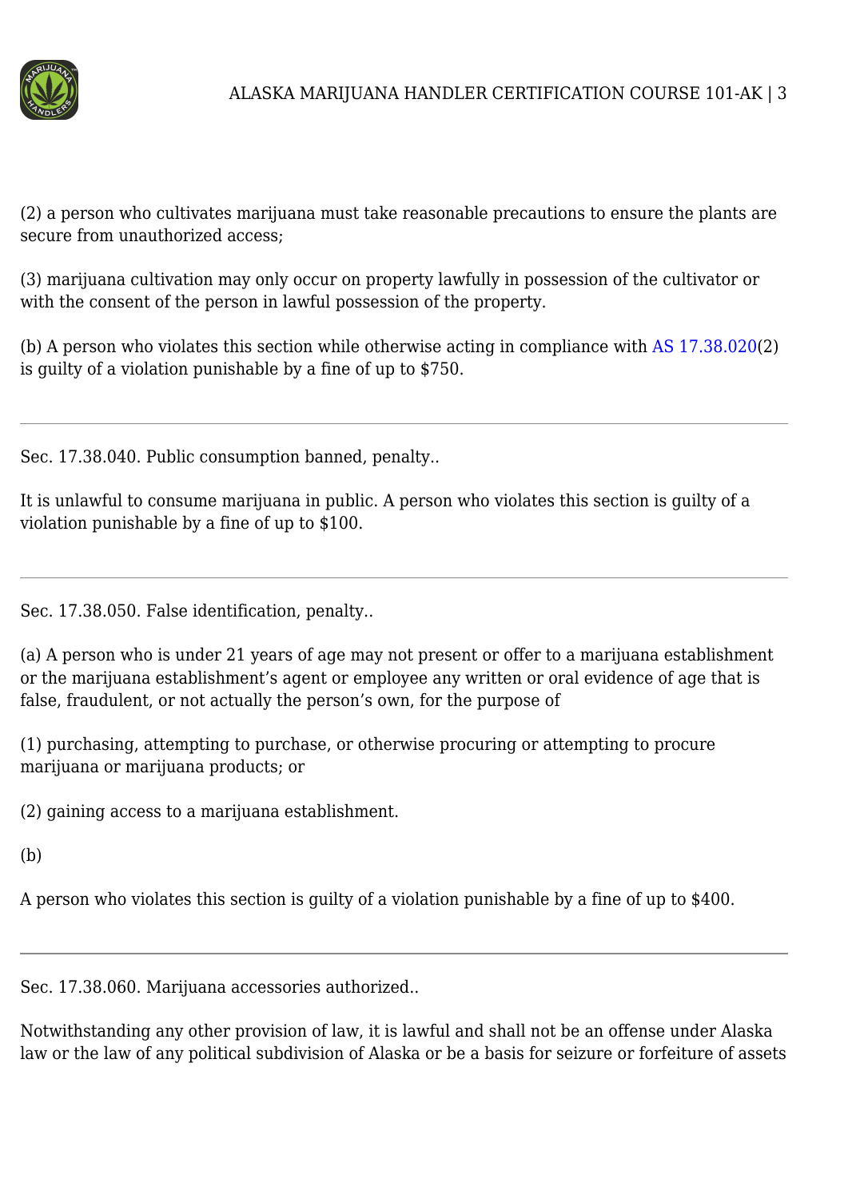(2) a person who cultivates marijuana must take reasonable precautions to ensure the plants are secure from unauthorized access;

(3) marijuana cultivation may only occur on property lawfully in possession of the cultivator or with the consent of the person in lawful possession of the property.

(b) A person who violates this section while otherwise acting in compliance with AS 17.38.020(2) is guilty of a violation punishable by a fine of up to $750.

---

Sec. 17.38.040. Public consumption banned, penalty..

It is unlawful to consume marijuana in public. A person who violates this section is guilty of a violation punishable by a fine of up to $100.

---

Sec. 17.38.050. False identification, penalty..

(a) A person who is under 21 years of age may not present or offer to a marijuana establishment or the marijuana establishment's agent or employee any written or oral evidence of age that is false, fraudulent, or not actually the person's own, for the purpose of

(1) purchasing, attempting to purchase, or otherwise procuring or attempting to procure marijuana or marijuana products; or

(2) gaining access to a marijuana establishment.

(b)

A person who violates this section is guilty of a violation punishable by a fine of up to $400.

---

Sec. 17.38.060. Marijuana accessories authorized..

Notwithstanding any other provision of law, it is lawful and shall not be an offense under Alaska law or the law of any political subdivision of Alaska or be a basis for seizure or forfeiture of assets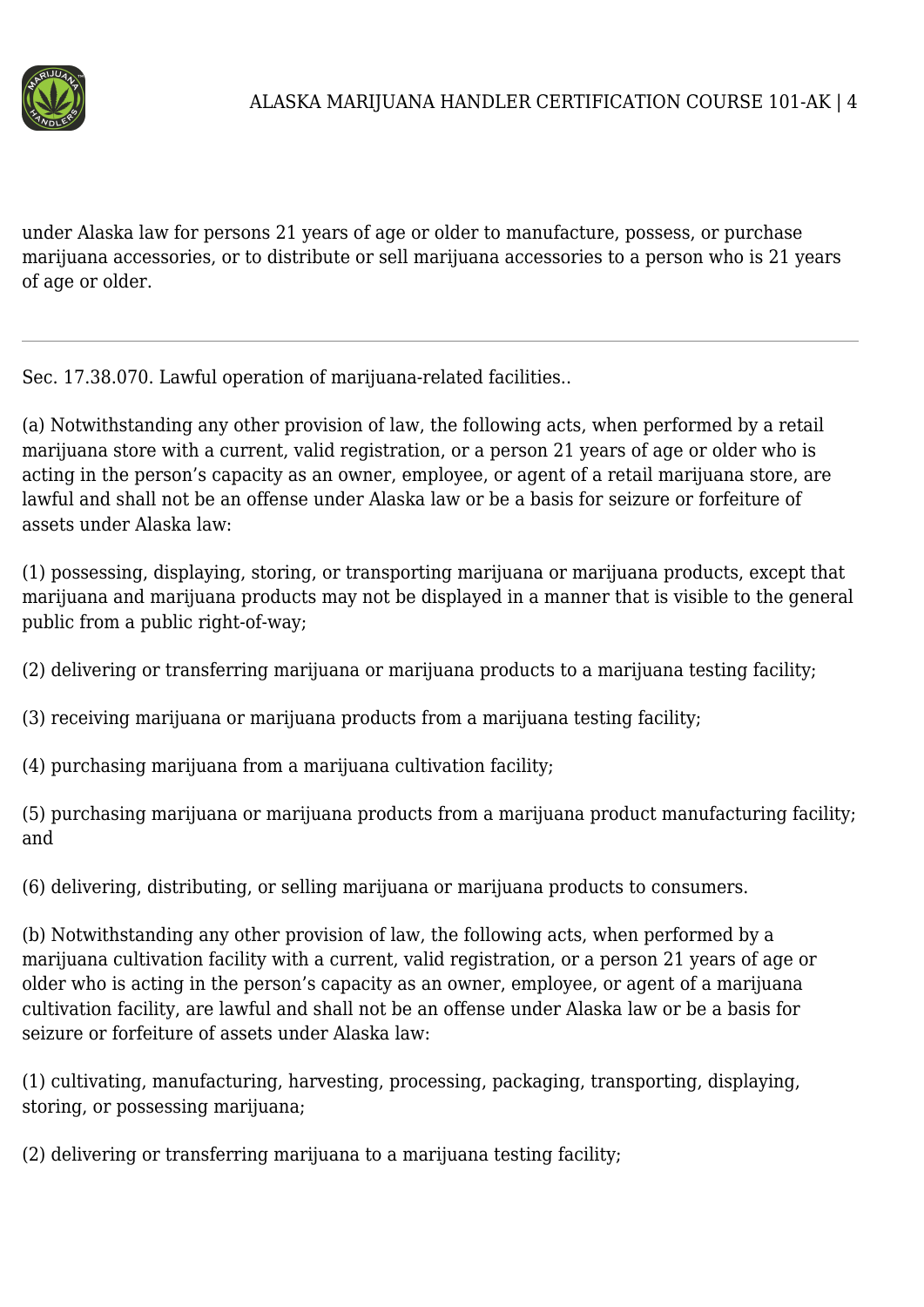under Alaska law for persons 21 years of age or older to manufacture, possess, or purchase marijuana accessories, or to distribute or sell marijuana accessories to a person who is 21 years of age or older.

---

Sec. 17.38.070. Lawful operation of marijuana-related facilities..

(a) Notwithstanding any other provision of law, the following acts, when performed by a retail marijuana store with a current, valid registration, or a person 21 years of age or older who is acting in the person's capacity as an owner, employee, or agent of a retail marijuana store, are lawful and shall not be an offense under Alaska law or be a basis for seizure or forfeiture of assets under Alaska law:

(1) possessing, displaying, storing, or transporting marijuana or marijuana products, except that marijuana and marijuana products may not be displayed in a manner that is visible to the general public from a public right-of-way;

(2) delivering or transferring marijuana or marijuana products to a marijuana testing facility;

(3) receiving marijuana or marijuana products from a marijuana testing facility;

(4) purchasing marijuana from a marijuana cultivation facility;

(5) purchasing marijuana or marijuana products from a marijuana product manufacturing facility; and

(6) delivering, distributing, or selling marijuana or marijuana products to consumers.

(b) Notwithstanding any other provision of law, the following acts, when performed by a marijuana cultivation facility with a current, valid registration, or a person 21 years of age or older who is acting in the person's capacity as an owner, employee, or agent of a marijuana cultivation facility, are lawful and shall not be an offense under Alaska law or be a basis for seizure or forfeiture of assets under Alaska law:

(1) cultivating, manufacturing, harvesting, processing, packaging, transporting, displaying, storing, or possessing marijuana;

(2) delivering or transferring marijuana to a marijuana testing facility;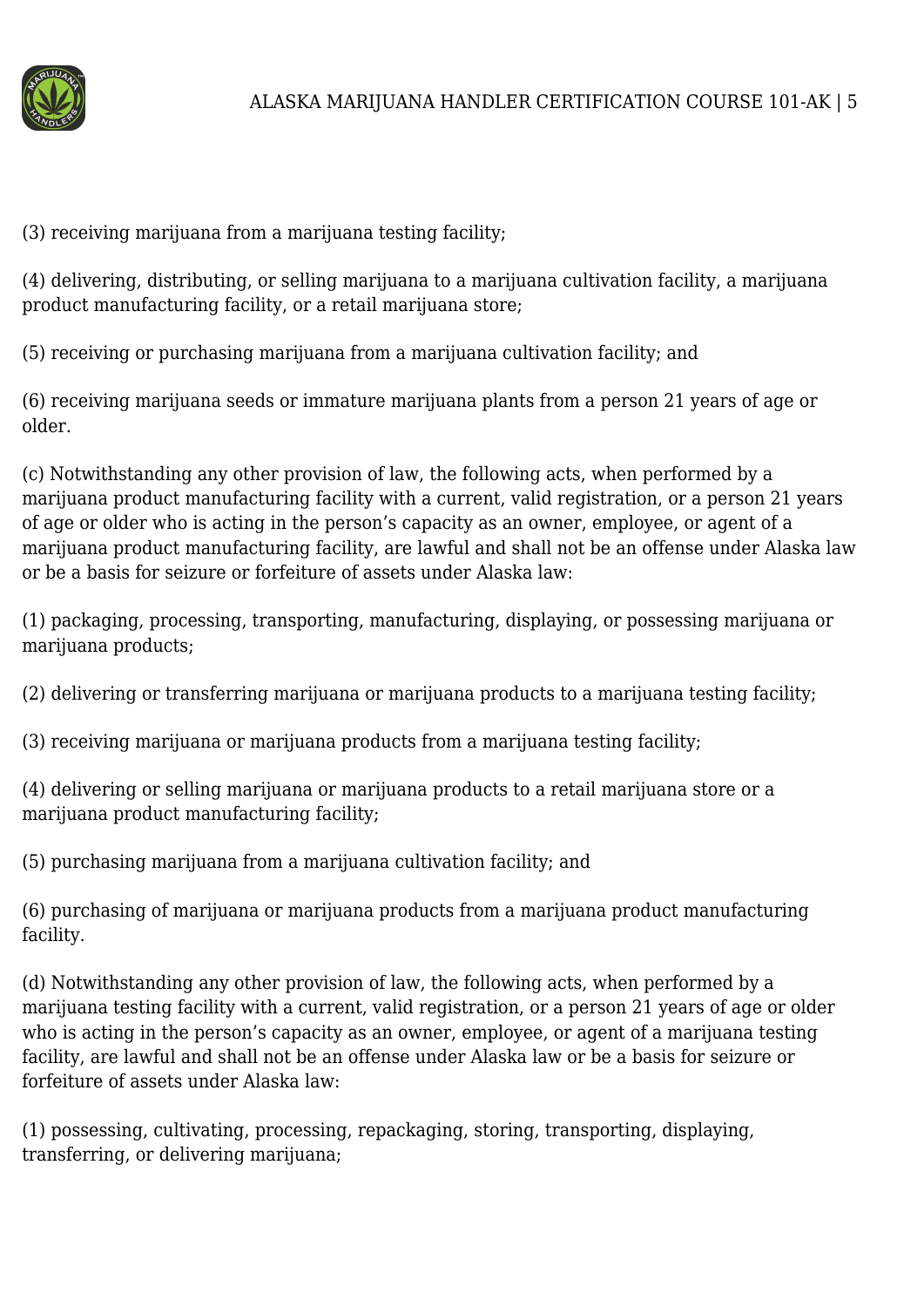(3) receiving marijuana from a marijuana testing facility;

(4) delivering, distributing, or selling marijuana to a marijuana cultivation facility, a marijuana product manufacturing facility, or a retail marijuana store;

(5) receiving or purchasing marijuana from a marijuana cultivation facility; and

(6) receiving marijuana seeds or immature marijuana plants from a person 21 years of age or older.

(c) Notwithstanding any other provision of law, the following acts, when performed by a marijuana product manufacturing facility with a current, valid registration, or a person 21 years of age or older who is acting in the person's capacity as an owner, employee, or agent of a marijuana product manufacturing facility, are lawful and shall not be an offense under Alaska law or be a basis for seizure or forfeiture of assets under Alaska law:

(1) packaging, processing, transporting, manufacturing, displaying, or possessing marijuana or marijuana products;

(2) delivering or transferring marijuana or marijuana products to a marijuana testing facility;

(3) receiving marijuana or marijuana products from a marijuana testing facility;

(4) delivering or selling marijuana or marijuana products to a retail marijuana store or a marijuana product manufacturing facility;

(5) purchasing marijuana from a marijuana cultivation facility; and

(6) purchasing of marijuana or marijuana products from a marijuana product manufacturing facility.

(d) Notwithstanding any other provision of law, the following acts, when performed by a marijuana testing facility with a current, valid registration, or a person 21 years of age or older who is acting in the person's capacity as an owner, employee, or agent of a marijuana testing facility, are lawful and shall not be an offense under Alaska law or be a basis for seizure or forfeiture of assets under Alaska law:

(1) possessing, cultivating, processing, repackaging, storing, transporting, displaying, transferring, or delivering marijuana;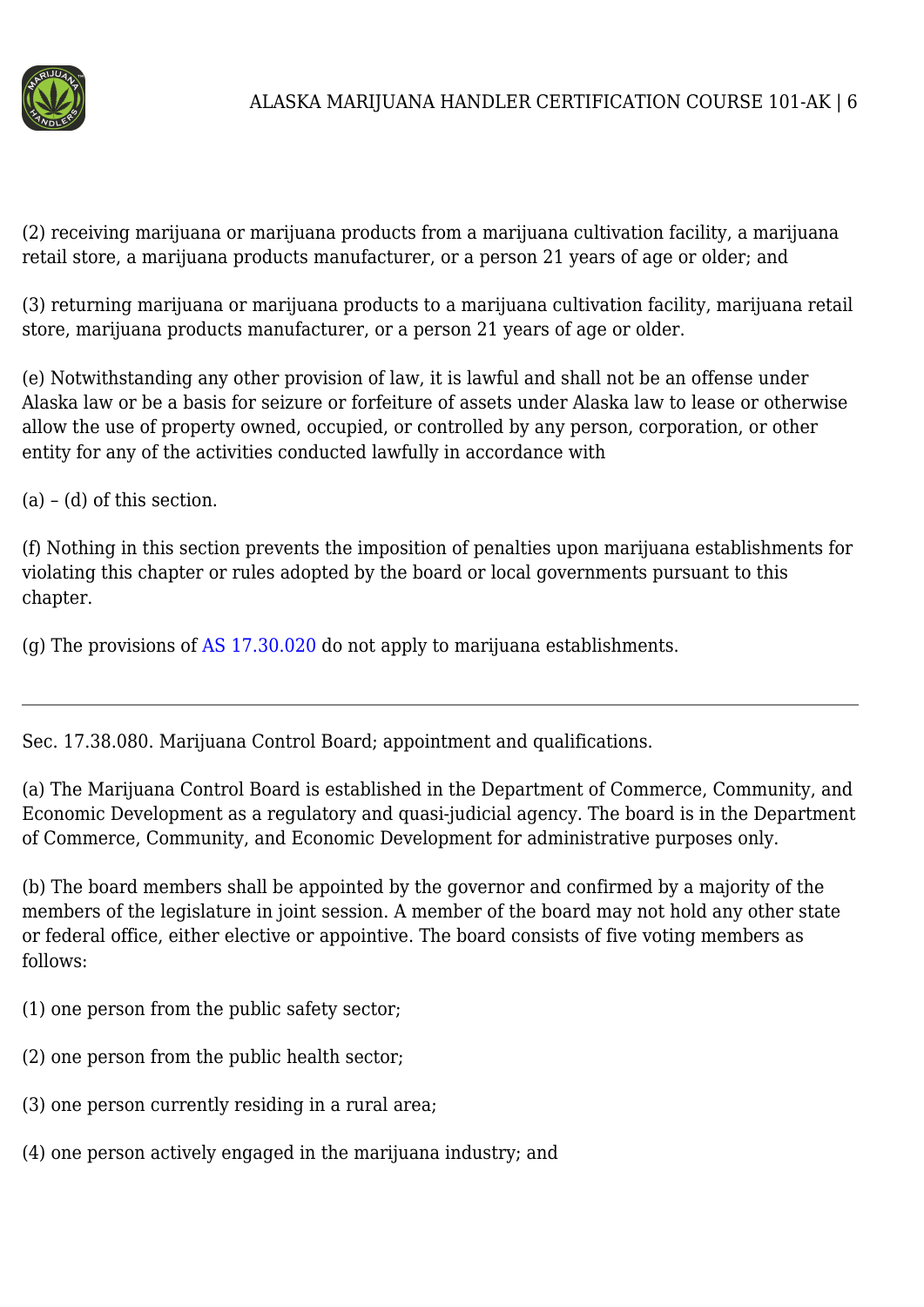(2) receiving marijuana or marijuana products from a marijuana cultivation facility, a marijuana retail store, a marijuana products manufacturer, or a person 21 years of age or older; and

(3) returning marijuana or marijuana products to a marijuana cultivation facility, marijuana retail store, marijuana products manufacturer, or a person 21 years of age or older.

(e) Notwithstanding any other provision of law, it is lawful and shall not be an offense under Alaska law or be a basis for seizure or forfeiture of assets under Alaska law to lease or otherwise allow the use of property owned, occupied, or controlled by any person, corporation, or other entity for any of the activities conducted lawfully in accordance with

(a) – (d) of this section.

(f) Nothing in this section prevents the imposition of penalties upon marijuana establishments for violating this chapter or rules adopted by the board or local governments pursuant to this chapter.

(g) The provisions of AS 17.30.020 do not apply to marijuana establishments.

---

Sec. 17.38.080. Marijuana Control Board; appointment and qualifications.

(a) The Marijuana Control Board is established in the Department of Commerce, Community, and Economic Development as a regulatory and quasi-judicial agency. The board is in the Department of Commerce, Community, and Economic Development for administrative purposes only.

(b) The board members shall be appointed by the governor and confirmed by a majority of the members of the legislature in joint session. A member of the board may not hold any other state or federal office, either elective or appointive. The board consists of five voting members as follows:

(1) one person from the public safety sector;

(2) one person from the public health sector;

(3) one person currently residing in a rural area;

(4) one person actively engaged in the marijuana industry; and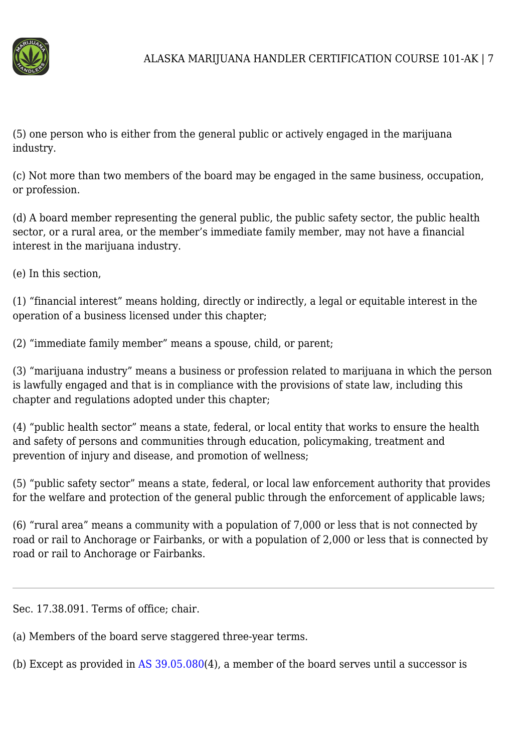(5) one person who is either from the general public or actively engaged in the marijuana industry.

(c) Not more than two members of the board may be engaged in the same business, occupation, or profession.

(d) A board member representing the general public, the public safety sector, the public health sector, or a rural area, or the member's immediate family member, may not have a financial interest in the marijuana industry.

(e) In this section,

(1) "financial interest" means holding, directly or indirectly, a legal or equitable interest in the operation of a business licensed under this chapter;

(2) "immediate family member" means a spouse, child, or parent;

(3) "marijuana industry" means a business or profession related to marijuana in which the person is lawfully engaged and that is in compliance with the provisions of state law, including this chapter and regulations adopted under this chapter;

(4) "public health sector" means a state, federal, or local entity that works to ensure the health and safety of persons and communities through education, policymaking, treatment and prevention of injury and disease, and promotion of wellness;

(5) "public safety sector" means a state, federal, or local law enforcement authority that provides for the welfare and protection of the general public through the enforcement of applicable laws;

(6) "rural area" means a community with a population of 7,000 or less that is not connected by road or rail to Anchorage or Fairbanks, or with a population of 2,000 or less that is connected by road or rail to Anchorage or Fairbanks.

---

Sec. 17.38.091. Terms of office; chair.

(a) Members of the board serve staggered three-year terms.

(b) Except as provided in AS 39.05.080(4), a member of the board serves until a successor is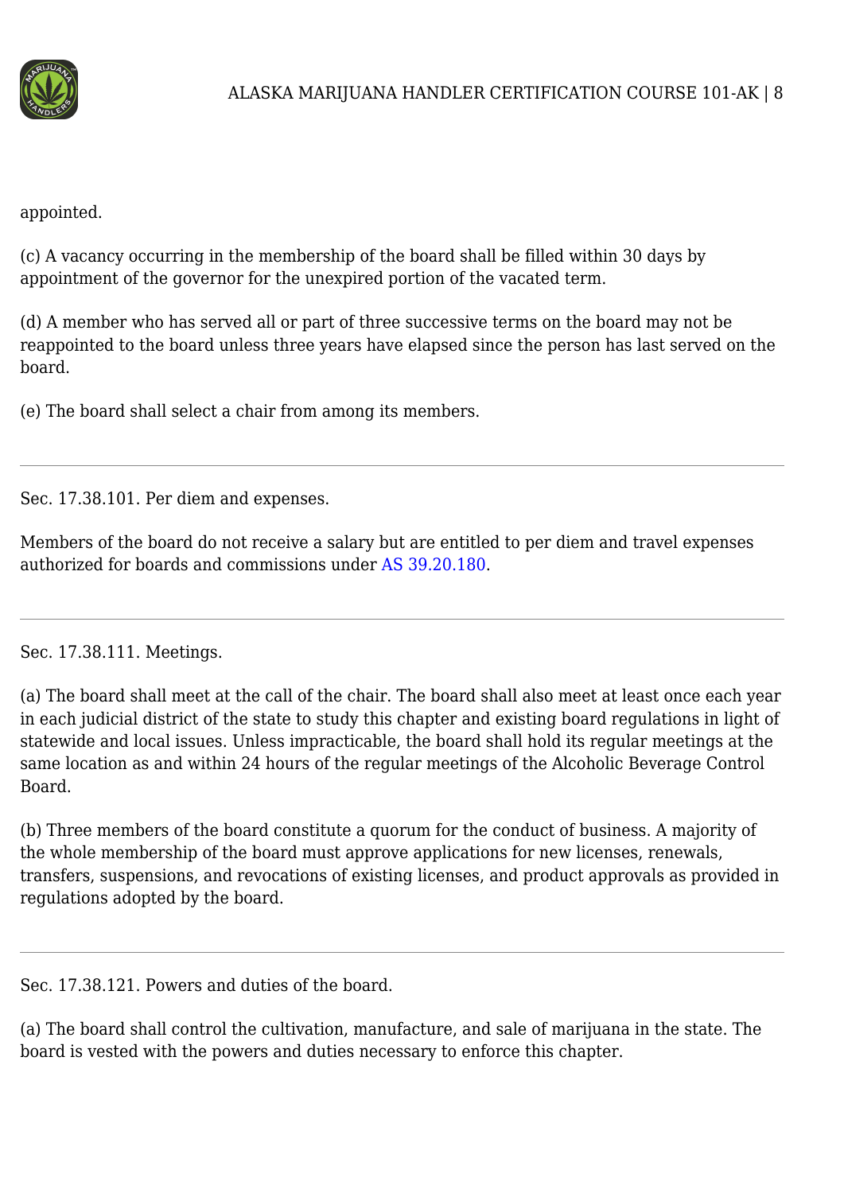appointed.

(c) A vacancy occurring in the membership of the board shall be filled within 30 days by appointment of the governor for the unexpired portion of the vacated term.

(d) A member who has served all or part of three successive terms on the board may not be reappointed to the board unless three years have elapsed since the person has last served on the board.

(e) The board shall select a chair from among its members.

---

Sec. 17.38.101. Per diem and expenses.

Members of the board do not receive a salary but are entitled to per diem and travel expenses authorized for boards and commissions under AS 39.20.180.

---

Sec. 17.38.111. Meetings.

(a) The board shall meet at the call of the chair. The board shall also meet at least once each year in each judicial district of the state to study this chapter and existing board regulations in light of statewide and local issues. Unless impracticable, the board shall hold its regular meetings at the same location as and within 24 hours of the regular meetings of the Alcoholic Beverage Control Board.

(b) Three members of the board constitute a quorum for the conduct of business. A majority of the whole membership of the board must approve applications for new licenses, renewals, transfers, suspensions, and revocations of existing licenses, and product approvals as provided in regulations adopted by the board.

---

Sec. 17.38.121. Powers and duties of the board.

(a) The board shall control the cultivation, manufacture, and sale of marijuana in the state. The board is vested with the powers and duties necessary to enforce this chapter.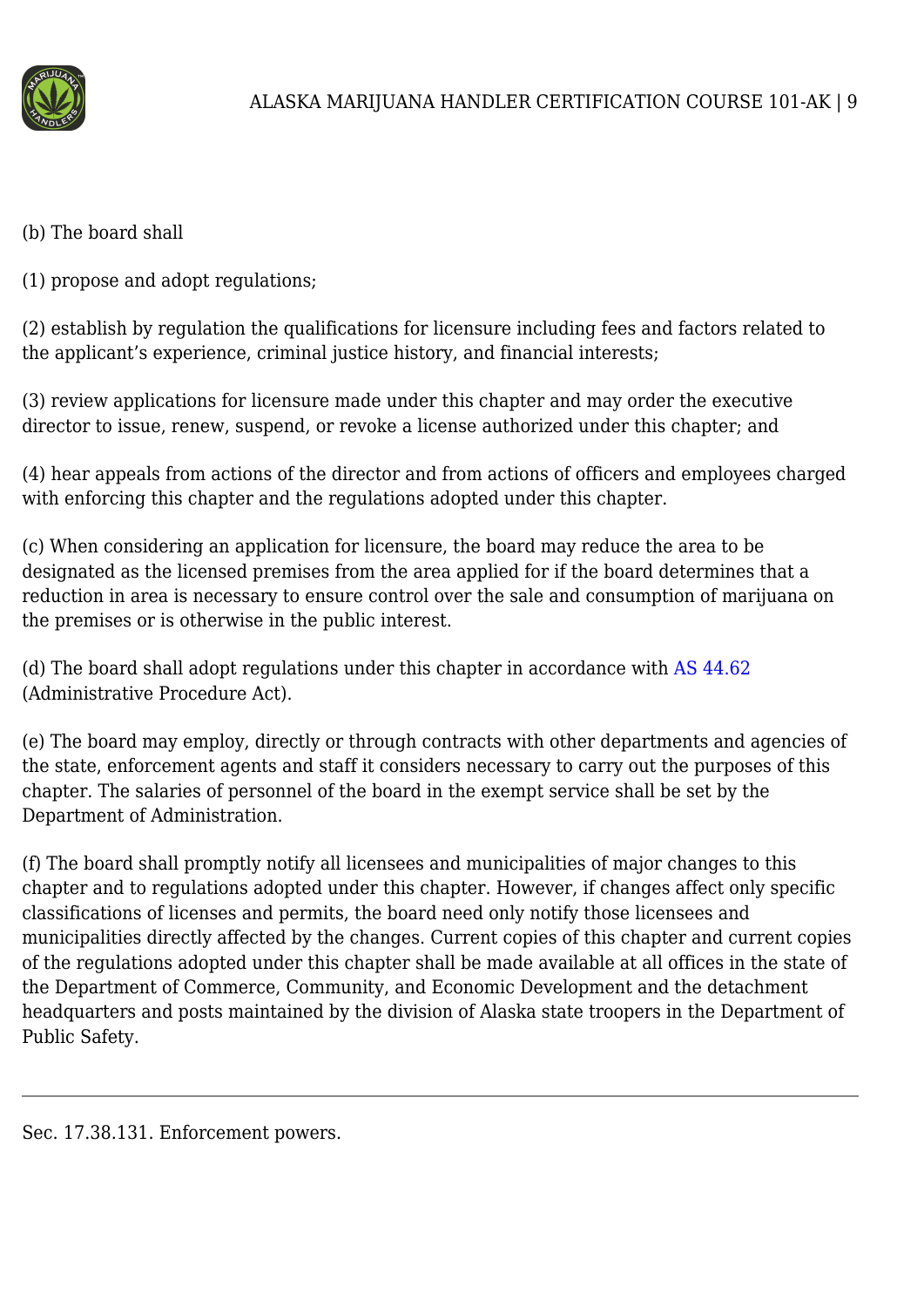(b) The board shall

(1) propose and adopt regulations;

(2) establish by regulation the qualifications for licensure including fees and factors related to the applicant's experience, criminal justice history, and financial interests;

(3) review applications for licensure made under this chapter and may order the executive director to issue, renew, suspend, or revoke a license authorized under this chapter; and

(4) hear appeals from actions of the director and from actions of officers and employees charged with enforcing this chapter and the regulations adopted under this chapter.

(c) When considering an application for licensure, the board may reduce the area to be designated as the licensed premises from the area applied for if the board determines that a reduction in area is necessary to ensure control over the sale and consumption of marijuana on the premises or is otherwise in the public interest.

(d) The board shall adopt regulations under this chapter in accordance with AS 44.62 (Administrative Procedure Act).

(e) The board may employ, directly or through contracts with other departments and agencies of the state, enforcement agents and staff it considers necessary to carry out the purposes of this chapter. The salaries of personnel of the board in the exempt service shall be set by the Department of Administration.

(f) The board shall promptly notify all licensees and municipalities of major changes to this chapter and to regulations adopted under this chapter. However, if changes affect only specific classifications of licenses and permits, the board need only notify those licensees and municipalities directly affected by the changes. Current copies of this chapter and current copies of the regulations adopted under this chapter shall be made available at all offices in the state of the Department of Commerce, Community, and Economic Development and the detachment headquarters and posts maintained by the division of Alaska state troopers in the Department of Public Safety.

---

Sec. 17.38.131. Enforcement powers.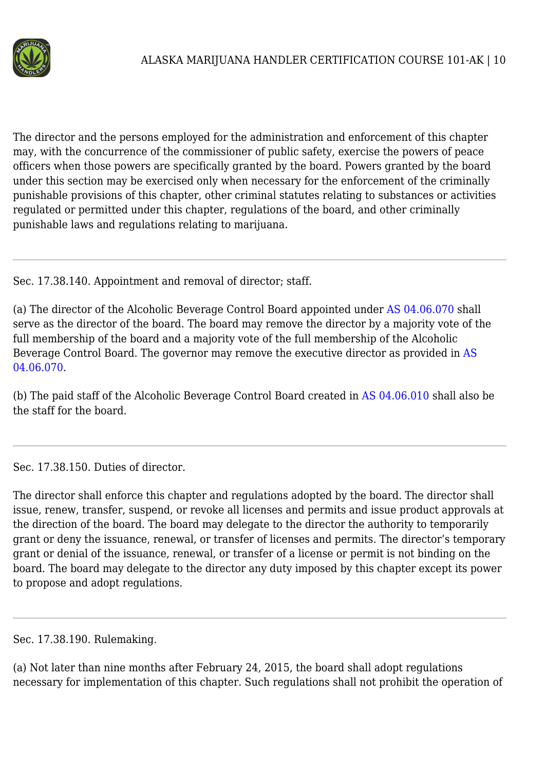The director and the persons employed for the administration and enforcement of this chapter may, with the concurrence of the commissioner of public safety, exercise the powers of peace officers when those powers are specifically granted by the board. Powers granted by the board under this section may be exercised only when necessary for the enforcement of the criminally punishable provisions of this chapter, other criminal statutes relating to substances or activities regulated or permitted under this chapter, regulations of the board, and other criminally punishable laws and regulations relating to marijuana.

---

Sec. 17.38.140. Appointment and removal of director; staff.

(a) The director of the Alcoholic Beverage Control Board appointed under AS 04.06.070 shall serve as the director of the board. The board may remove the director by a majority vote of the full membership of the board and a majority vote of the full membership of the Alcoholic Beverage Control Board. The governor may remove the executive director as provided in AS 04.06.070.

(b) The paid staff of the Alcoholic Beverage Control Board created in AS 04.06.010 shall also be the staff for the board.

---

Sec. 17.38.150. Duties of director.

The director shall enforce this chapter and regulations adopted by the board. The director shall issue, renew, transfer, suspend, or revoke all licenses and permits and issue product approvals at the direction of the board. The board may delegate to the director the authority to temporarily grant or deny the issuance, renewal, or transfer of licenses and permits. The director's temporary grant or denial of the issuance, renewal, or transfer of a license or permit is not binding on the board. The board may delegate to the director any duty imposed by this chapter except its power to propose and adopt regulations.

---

Sec. 17.38.190. Rulemaking.

(a) Not later than nine months after February 24, 2015, the board shall adopt regulations necessary for implementation of this chapter. Such regulations shall not prohibit the operation of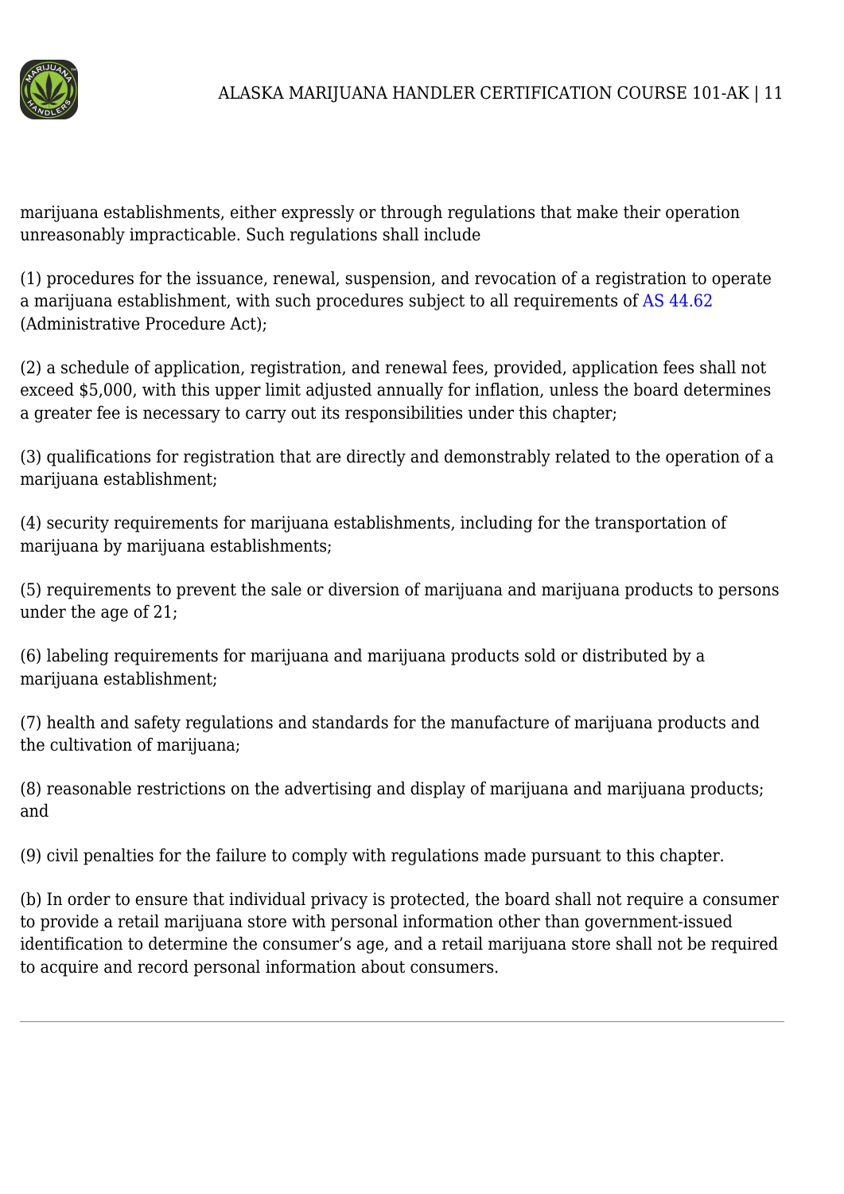marijuana establishments, either expressly or through regulations that make their operation unreasonably impracticable. Such regulations shall include

(1) procedures for the issuance, renewal, suspension, and revocation of a registration to operate a marijuana establishment, with such procedures subject to all requirements of AS 44.62 (Administrative Procedure Act);

(2) a schedule of application, registration, and renewal fees, provided, application fees shall not exceed $5,000, with this upper limit adjusted annually for inflation, unless the board determines a greater fee is necessary to carry out its responsibilities under this chapter;

(3) qualifications for registration that are directly and demonstrably related to the operation of a marijuana establishment;

(4) security requirements for marijuana establishments, including for the transportation of marijuana by marijuana establishments;

(5) requirements to prevent the sale or diversion of marijuana and marijuana products to persons under the age of 21;

(6) labeling requirements for marijuana and marijuana products sold or distributed by a marijuana establishment;

(7) health and safety regulations and standards for the manufacture of marijuana products and the cultivation of marijuana;

(8) reasonable restrictions on the advertising and display of marijuana and marijuana products; and

(9) civil penalties for the failure to comply with regulations made pursuant to this chapter.

(b) In order to ensure that individual privacy is protected, the board shall not require a consumer to provide a retail marijuana store with personal information other than government-issued identification to determine the consumer's age, and a retail marijuana store shall not be required to acquire and record personal information about consumers.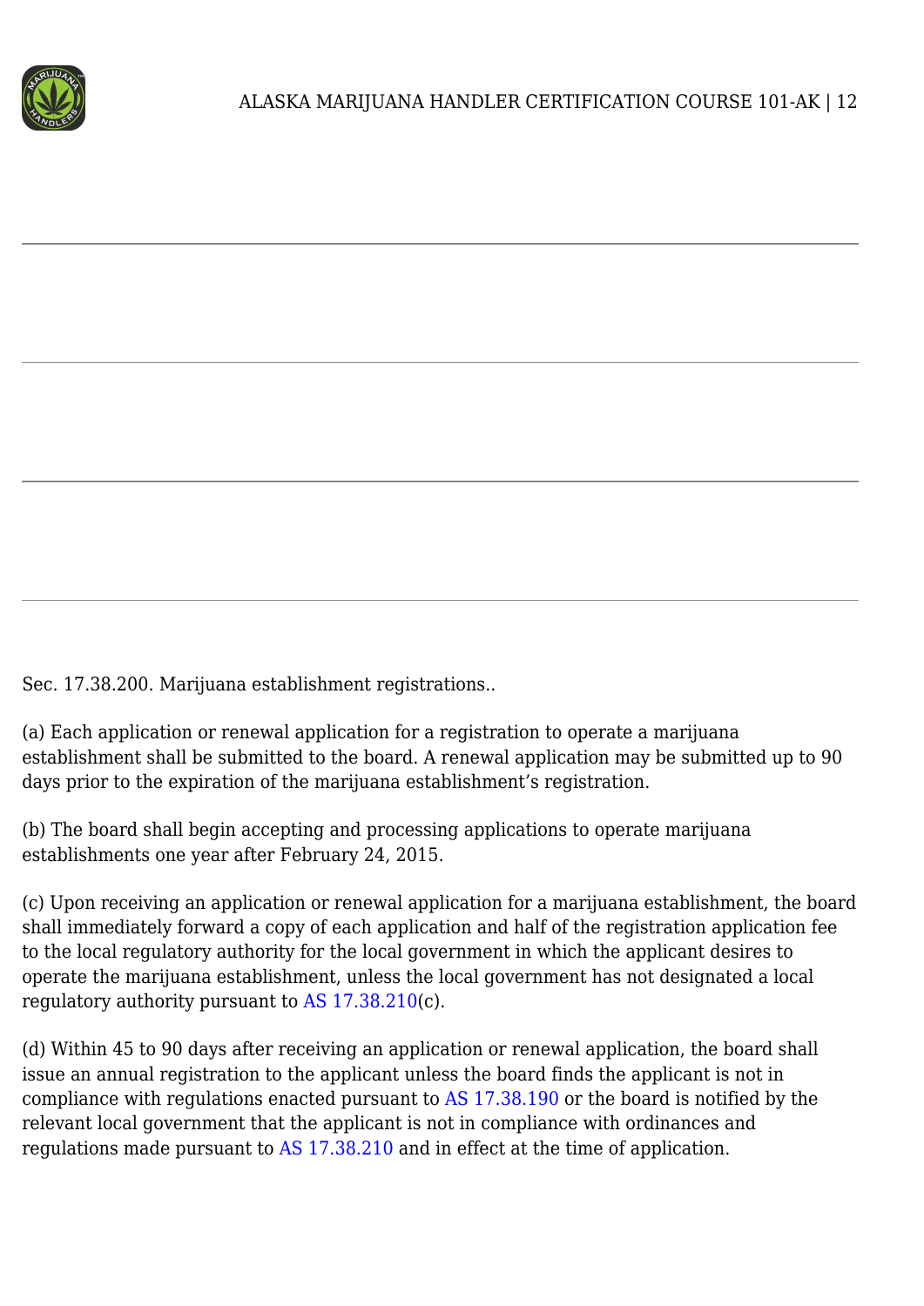Sec. 17.38.200. Marijuana establishment registrations..

(a) Each application or renewal application for a registration to operate a marijuana establishment shall be submitted to the board. A renewal application may be submitted up to 90 days prior to the expiration of the marijuana establishment's registration.

(b) The board shall begin accepting and processing applications to operate marijuana establishments one year after February 24, 2015.

(c) Upon receiving an application or renewal application for a marijuana establishment, the board shall immediately forward a copy of each application and half of the registration application fee to the local regulatory authority for the local government in which the applicant desires to operate the marijuana establishment, unless the local government has not designated a local regulatory authority pursuant to AS 17.38.210(c).

(d) Within 45 to 90 days after receiving an application or renewal application, the board shall issue an annual registration to the applicant unless the board finds the applicant is not in compliance with regulations enacted pursuant to AS 17.38.190 or the board is notified by the relevant local government that the applicant is not in compliance with ordinances and regulations made pursuant to AS 17.38.210 and in effect at the time of application.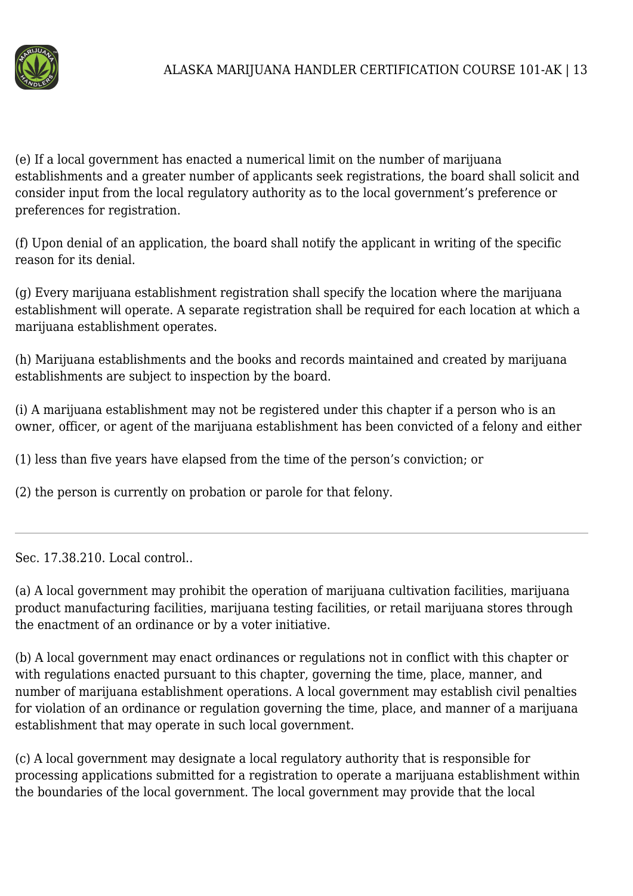(e) If a local government has enacted a numerical limit on the number of marijuana establishments and a greater number of applicants seek registrations, the board shall solicit and consider input from the local regulatory authority as to the local government's preference or preferences for registration.

(f) Upon denial of an application, the board shall notify the applicant in writing of the specific reason for its denial.

(g) Every marijuana establishment registration shall specify the location where the marijuana establishment will operate. A separate registration shall be required for each location at which a marijuana establishment operates.

(h) Marijuana establishments and the books and records maintained and created by marijuana establishments are subject to inspection by the board.

(i) A marijuana establishment may not be registered under this chapter if a person who is an owner, officer, or agent of the marijuana establishment has been convicted of a felony and either

(1) less than five years have elapsed from the time of the person's conviction; or

(2) the person is currently on probation or parole for that felony.

---

Sec. 17.38.210. Local control..

(a) A local government may prohibit the operation of marijuana cultivation facilities, marijuana product manufacturing facilities, marijuana testing facilities, or retail marijuana stores through the enactment of an ordinance or by a voter initiative.

(b) A local government may enact ordinances or regulations not in conflict with this chapter or with regulations enacted pursuant to this chapter, governing the time, place, manner, and number of marijuana establishment operations. A local government may establish civil penalties for violation of an ordinance or regulation governing the time, place, and manner of a marijuana establishment that may operate in such local government.

(c) A local government may designate a local regulatory authority that is responsible for processing applications submitted for a registration to operate a marijuana establishment within the boundaries of the local government. The local government may provide that the local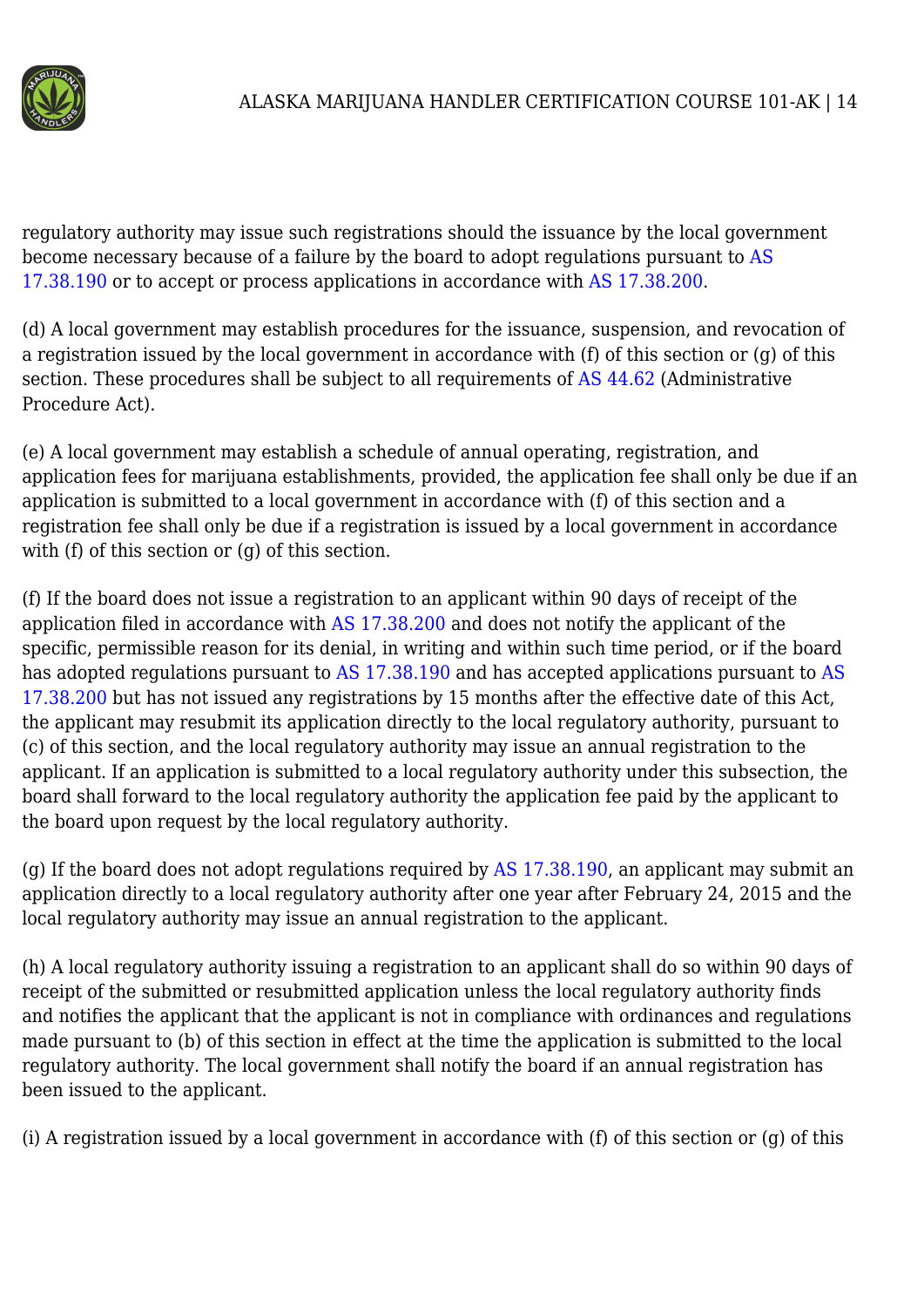regulatory authority may issue such registrations should the issuance by the local government become necessary because of a failure by the board to adopt regulations pursuant to AS 17.38.190 or to accept or process applications in accordance with AS 17.38.200.

(d) A local government may establish procedures for the issuance, suspension, and revocation of a registration issued by the local government in accordance with (f) of this section or (g) of this section. These procedures shall be subject to all requirements of AS 44.62 (Administrative Procedure Act).

(e) A local government may establish a schedule of annual operating, registration, and application fees for marijuana establishments, provided, the application fee shall only be due if an application is submitted to a local government in accordance with (f) of this section and a registration fee shall only be due if a registration is issued by a local government in accordance with (f) of this section or (g) of this section.

(f) If the board does not issue a registration to an applicant within 90 days of receipt of the application filed in accordance with AS 17.38.200 and does not notify the applicant of the specific, permissible reason for its denial, in writing and within such time period, or if the board has adopted regulations pursuant to AS 17.38.190 and has accepted applications pursuant to AS 17.38.200 but has not issued any registrations by 15 months after the effective date of this Act, the applicant may resubmit its application directly to the local regulatory authority, pursuant to (c) of this section, and the local regulatory authority may issue an annual registration to the applicant. If an application is submitted to a local regulatory authority under this subsection, the board shall forward to the local regulatory authority the application fee paid by the applicant to the board upon request by the local regulatory authority.

(g) If the board does not adopt regulations required by AS 17.38.190, an applicant may submit an application directly to a local regulatory authority after one year after February 24, 2015 and the local regulatory authority may issue an annual registration to the applicant.

(h) A local regulatory authority issuing a registration to an applicant shall do so within 90 days of receipt of the submitted or resubmitted application unless the local regulatory authority finds and notifies the applicant that the applicant is not in compliance with ordinances and regulations made pursuant to (b) of this section in effect at the time the application is submitted to the local regulatory authority. The local government shall notify the board if an annual registration has been issued to the applicant.

(i) A registration issued by a local government in accordance with (f) of this section or (g) of this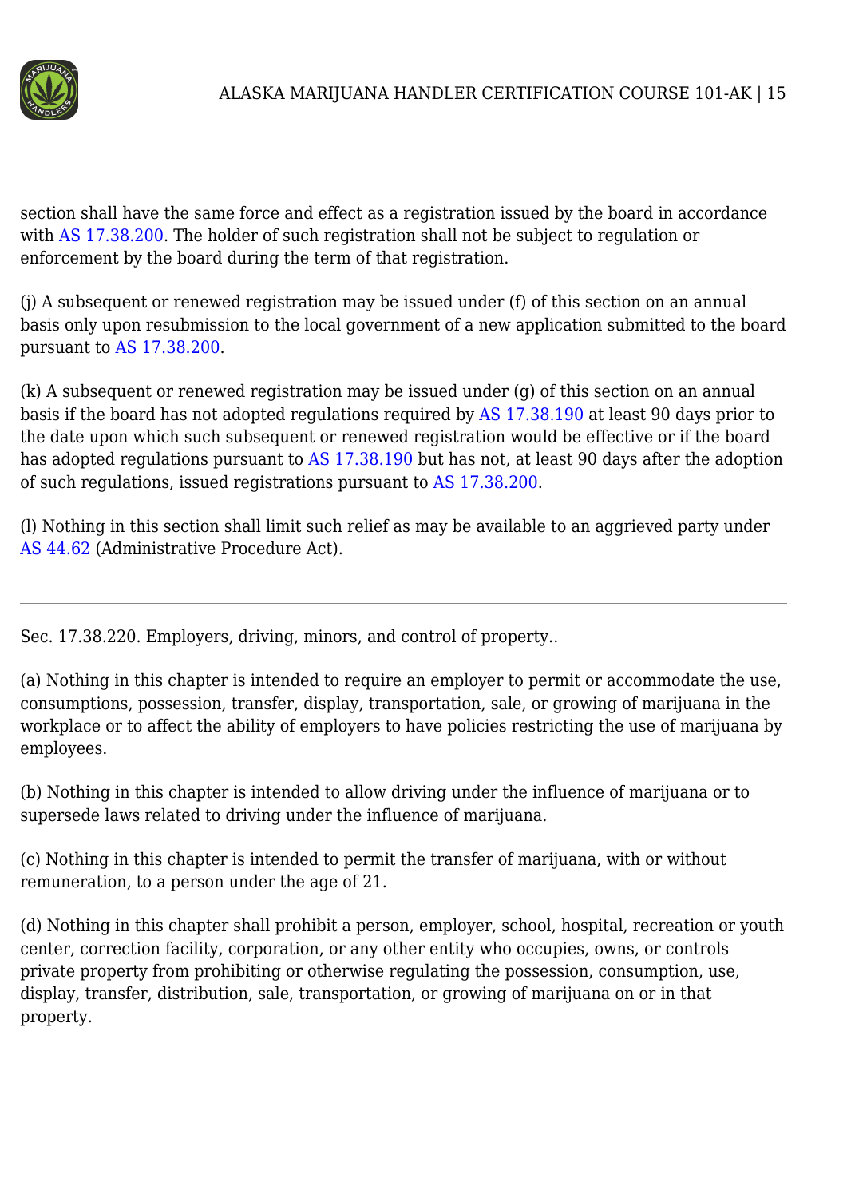section shall have the same force and effect as a registration issued by the board in accordance with AS 17.38.200. The holder of such registration shall not be subject to regulation or enforcement by the board during the term of that registration.

(j) A subsequent or renewed registration may be issued under (f) of this section on an annual basis only upon resubmission to the local government of a new application submitted to the board pursuant to AS 17.38.200.

(k) A subsequent or renewed registration may be issued under (g) of this section on an annual basis if the board has not adopted regulations required by AS 17.38.190 at least 90 days prior to the date upon which such subsequent or renewed registration would be effective or if the board has adopted regulations pursuant to AS 17.38.190 but has not, at least 90 days after the adoption of such regulations, issued registrations pursuant to AS 17.38.200.

(l) Nothing in this section shall limit such relief as may be available to an aggrieved party under AS 44.62 (Administrative Procedure Act).

---

Sec. 17.38.220. Employers, driving, minors, and control of property..

(a) Nothing in this chapter is intended to require an employer to permit or accommodate the use, consumptions, possession, transfer, display, transportation, sale, or growing of marijuana in the workplace or to affect the ability of employers to have policies restricting the use of marijuana by employees.

(b) Nothing in this chapter is intended to allow driving under the influence of marijuana or to supersede laws related to driving under the influence of marijuana.

(c) Nothing in this chapter is intended to permit the transfer of marijuana, with or without remuneration, to a person under the age of 21.

(d) Nothing in this chapter shall prohibit a person, employer, school, hospital, recreation or youth center, correction facility, corporation, or any other entity who occupies, owns, or controls private property from prohibiting or otherwise regulating the possession, consumption, use, display, transfer, distribution, sale, transportation, or growing of marijuana on or in that property.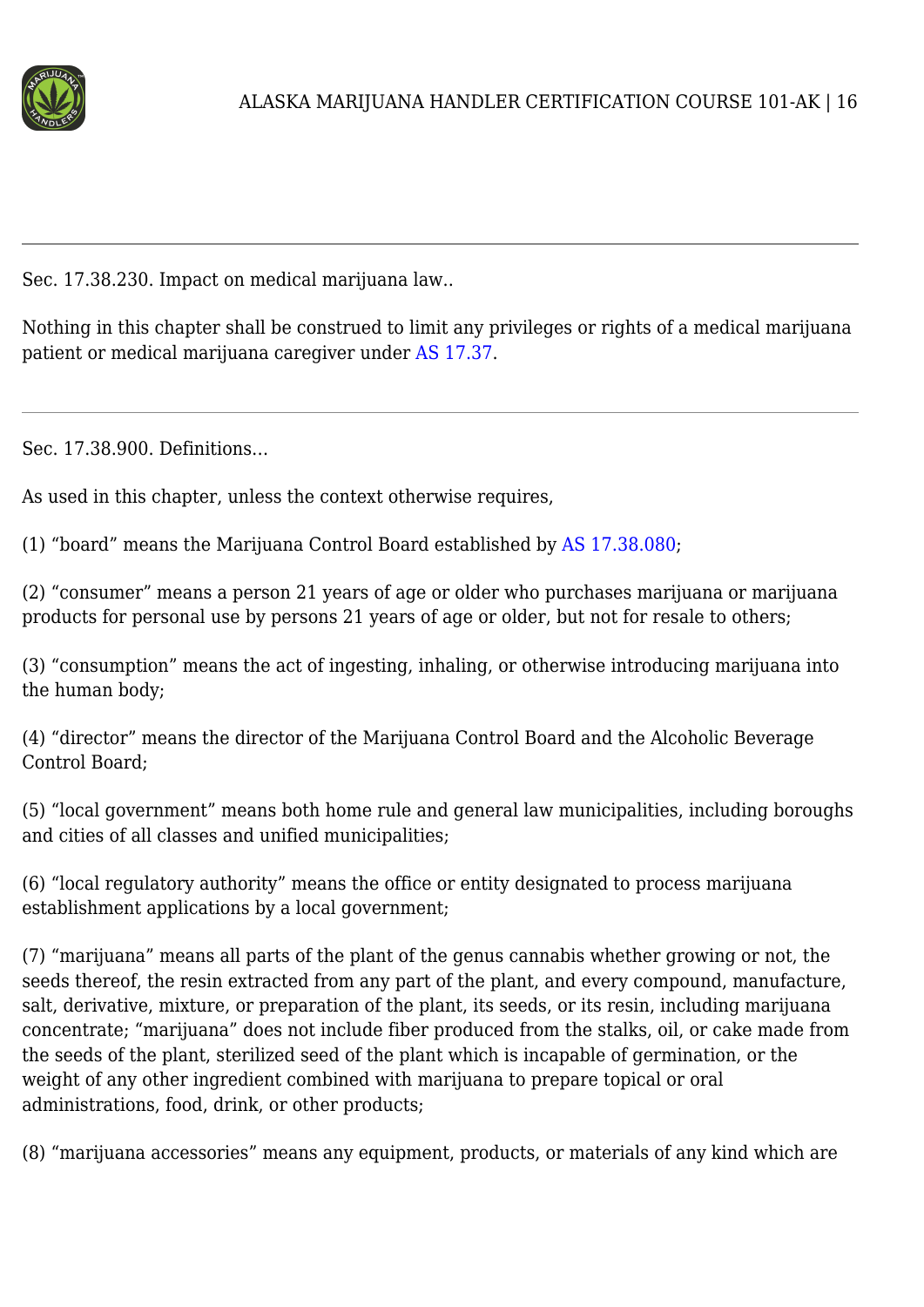---

Sec. 17.38.230. Impact on medical marijuana law..

Nothing in this chapter shall be construed to limit any privileges or rights of a medical marijuana patient or medical marijuana caregiver under AS 17.37.

---

Sec. 17.38.900. Definitions…

As used in this chapter, unless the context otherwise requires,

(1) "board" means the Marijuana Control Board established by AS 17.38.080;

(2) "consumer" means a person 21 years of age or older who purchases marijuana or marijuana products for personal use by persons 21 years of age or older, but not for resale to others;

(3) "consumption" means the act of ingesting, inhaling, or otherwise introducing marijuana into the human body;

(4) "director" means the director of the Marijuana Control Board and the Alcoholic Beverage Control Board;

(5) "local government" means both home rule and general law municipalities, including boroughs and cities of all classes and unified municipalities;

(6) "local regulatory authority" means the office or entity designated to process marijuana establishment applications by a local government;

(7) "marijuana" means all parts of the plant of the genus cannabis whether growing or not, the seeds thereof, the resin extracted from any part of the plant, and every compound, manufacture, salt, derivative, mixture, or preparation of the plant, its seeds, or its resin, including marijuana concentrate; "marijuana" does not include fiber produced from the stalks, oil, or cake made from the seeds of the plant, sterilized seed of the plant which is incapable of germination, or the weight of any other ingredient combined with marijuana to prepare topical or oral administrations, food, drink, or other products;

(8) "marijuana accessories" means any equipment, products, or materials of any kind which are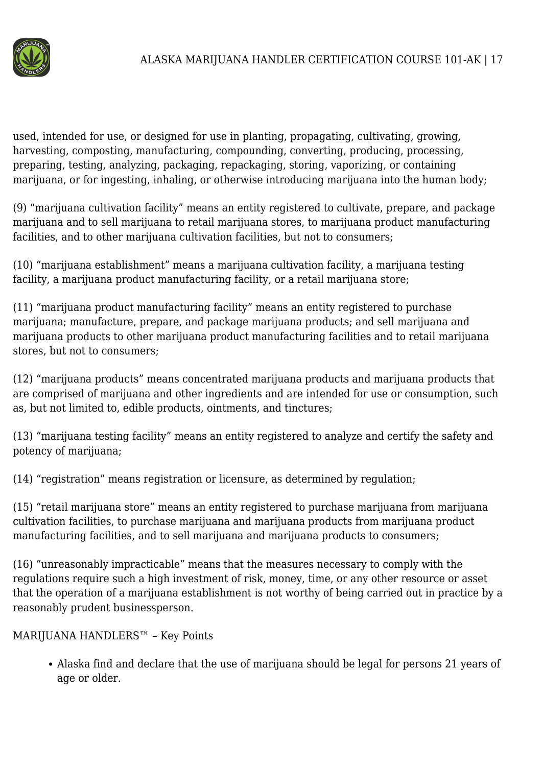used, intended for use, or designed for use in planting, propagating, cultivating, growing, harvesting, composting, manufacturing, compounding, converting, producing, processing, preparing, testing, analyzing, packaging, repackaging, storing, vaporizing, or containing marijuana, or for ingesting, inhaling, or otherwise introducing marijuana into the human body;

(9) "marijuana cultivation facility" means an entity registered to cultivate, prepare, and package marijuana and to sell marijuana to retail marijuana stores, to marijuana product manufacturing facilities, and to other marijuana cultivation facilities, but not to consumers;

(10) "marijuana establishment" means a marijuana cultivation facility, a marijuana testing facility, a marijuana product manufacturing facility, or a retail marijuana store;

(11) "marijuana product manufacturing facility" means an entity registered to purchase marijuana; manufacture, prepare, and package marijuana products; and sell marijuana and marijuana products to other marijuana product manufacturing facilities and to retail marijuana stores, but not to consumers;

(12) "marijuana products" means concentrated marijuana products and marijuana products that are comprised of marijuana and other ingredients and are intended for use or consumption, such as, but not limited to, edible products, ointments, and tinctures;

(13) "marijuana testing facility" means an entity registered to analyze and certify the safety and potency of marijuana;

(14) "registration" means registration or licensure, as determined by regulation;

(15) "retail marijuana store" means an entity registered to purchase marijuana from marijuana cultivation facilities, to purchase marijuana and marijuana products from marijuana product manufacturing facilities, and to sell marijuana and marijuana products to consumers;

(16) "unreasonably impracticable" means that the measures necessary to comply with the regulations require such a high investment of risk, money, time, or any other resource or asset that the operation of a marijuana establishment is not worthy of being carried out in practice by a reasonably prudent businessperson.

MARIJUANA HANDLERS™ – Key Points

- Alaska find and declare that the use of marijuana should be legal for persons 21 years of age or older.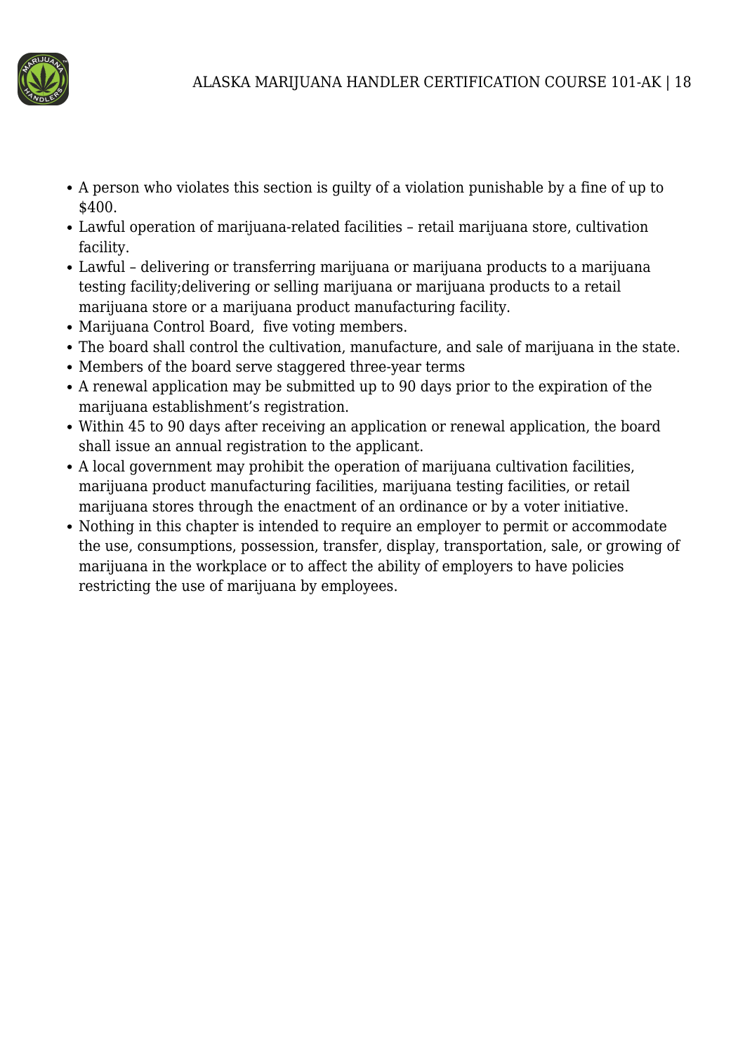- A person who violates this section is guilty of a violation punishable by a fine of up to $400.
- Lawful operation of marijuana-related facilities – retail marijuana store, cultivation facility.
- Lawful – delivering or transferring marijuana or marijuana products to a marijuana testing facility;delivering or selling marijuana or marijuana products to a retail marijuana store or a marijuana product manufacturing facility.
- Marijuana Control Board,  five voting members.
- The board shall control the cultivation, manufacture, and sale of marijuana in the state.
- Members of the board serve staggered three-year terms
- A renewal application may be submitted up to 90 days prior to the expiration of the marijuana establishment's registration.
- Within 45 to 90 days after receiving an application or renewal application, the board shall issue an annual registration to the applicant.
- A local government may prohibit the operation of marijuana cultivation facilities, marijuana product manufacturing facilities, marijuana testing facilities, or retail marijuana stores through the enactment of an ordinance or by a voter initiative.
- Nothing in this chapter is intended to require an employer to permit or accommodate the use, consumptions, possession, transfer, display, transportation, sale, or growing of marijuana in the workplace or to affect the ability of employers to have policies restricting the use of marijuana by employees.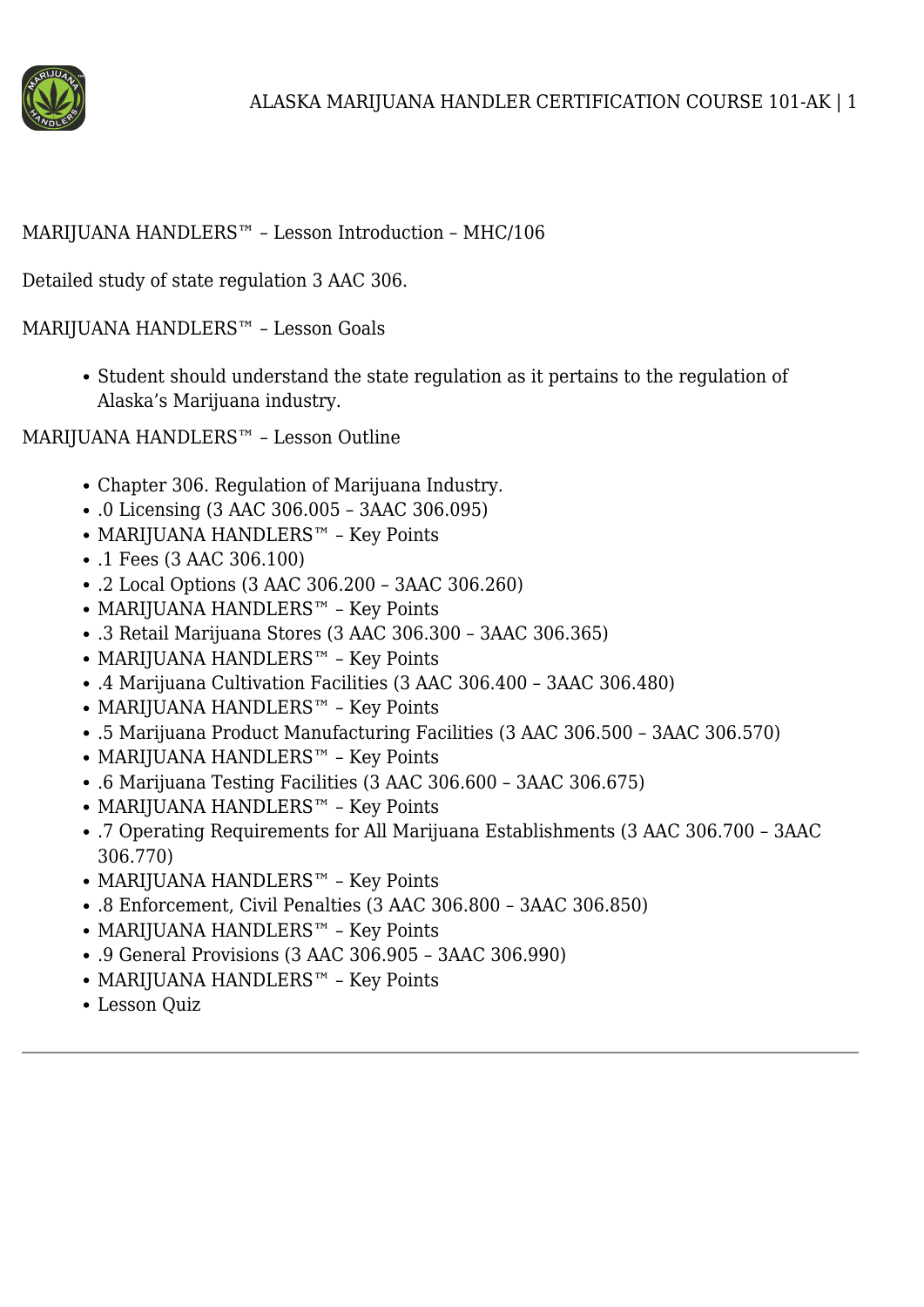MARIJUANA HANDLERS™ – Lesson Introduction – MHC/106

Detailed study of state regulation 3 AAC 306.

MARIJUANA HANDLERS™ – Lesson Goals

- Student should understand the state regulation as it pertains to the regulation of Alaska's Marijuana industry.

MARIJUANA HANDLERS™ – Lesson Outline

- Chapter 306. Regulation of Marijuana Industry.
- .0 Licensing (3 AAC 306.005 – 3AAC 306.095)
- MARIJUANA HANDLERS™ – Key Points
- .1 Fees (3 AAC 306.100)
- .2 Local Options (3 AAC 306.200 – 3AAC 306.260)
- MARIJUANA HANDLERS™ – Key Points
- .3 Retail Marijuana Stores (3 AAC 306.300 – 3AAC 306.365)
- MARIJUANA HANDLERS™ – Key Points
- .4 Marijuana Cultivation Facilities (3 AAC 306.400 – 3AAC 306.480)
- MARIJUANA HANDLERS™ – Key Points
- .5 Marijuana Product Manufacturing Facilities (3 AAC 306.500 – 3AAC 306.570)
- MARIJUANA HANDLERS™ – Key Points
- .6 Marijuana Testing Facilities (3 AAC 306.600 – 3AAC 306.675)
- MARIJUANA HANDLERS™ – Key Points
- .7 Operating Requirements for All Marijuana Establishments (3 AAC 306.700 – 3AAC 306.770)
- MARIJUANA HANDLERS™ – Key Points
- .8 Enforcement, Civil Penalties (3 AAC 306.800 – 3AAC 306.850)
- MARIJUANA HANDLERS™ – Key Points
- .9 General Provisions (3 AAC 306.905 – 3AAC 306.990)
- MARIJUANA HANDLERS™ – Key Points
- Lesson Quiz

---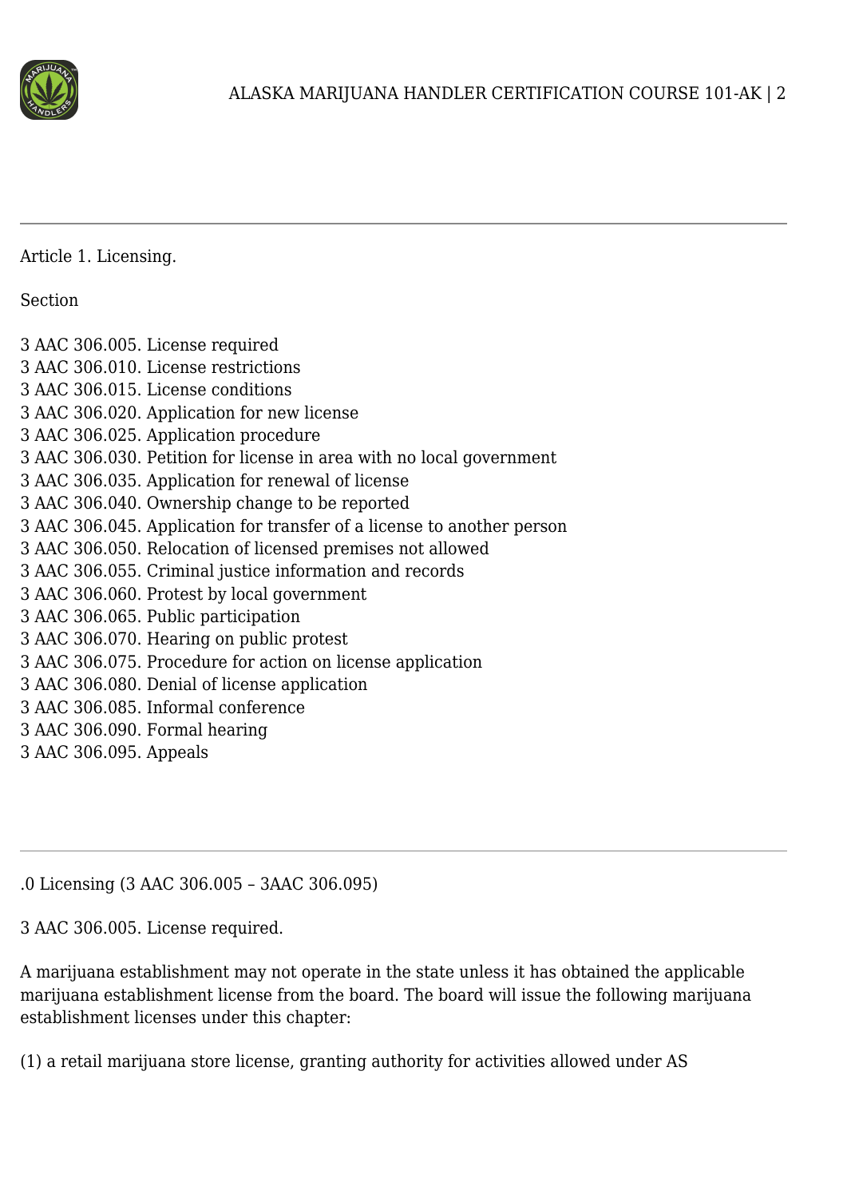Article 1. Licensing.

Section

3 AAC 306.005. License required
3 AAC 306.010. License restrictions
3 AAC 306.015. License conditions
3 AAC 306.020. Application for new license
3 AAC 306.025. Application procedure
3 AAC 306.030. Petition for license in area with no local government
3 AAC 306.035. Application for renewal of license
3 AAC 306.040. Ownership change to be reported
3 AAC 306.045. Application for transfer of a license to another person
3 AAC 306.050. Relocation of licensed premises not allowed
3 AAC 306.055. Criminal justice information and records
3 AAC 306.060. Protest by local government
3 AAC 306.065. Public participation
3 AAC 306.070. Hearing on public protest
3 AAC 306.075. Procedure for action on license application
3 AAC 306.080. Denial of license application
3 AAC 306.085. Informal conference
3 AAC 306.090. Formal hearing
3 AAC 306.095. Appeals

---

.0 Licensing (3 AAC 306.005 – 3AAC 306.095)

3 AAC 306.005. License required.

A marijuana establishment may not operate in the state unless it has obtained the applicable marijuana establishment license from the board. The board will issue the following marijuana establishment licenses under this chapter:

(1) a retail marijuana store license, granting authority for activities allowed under AS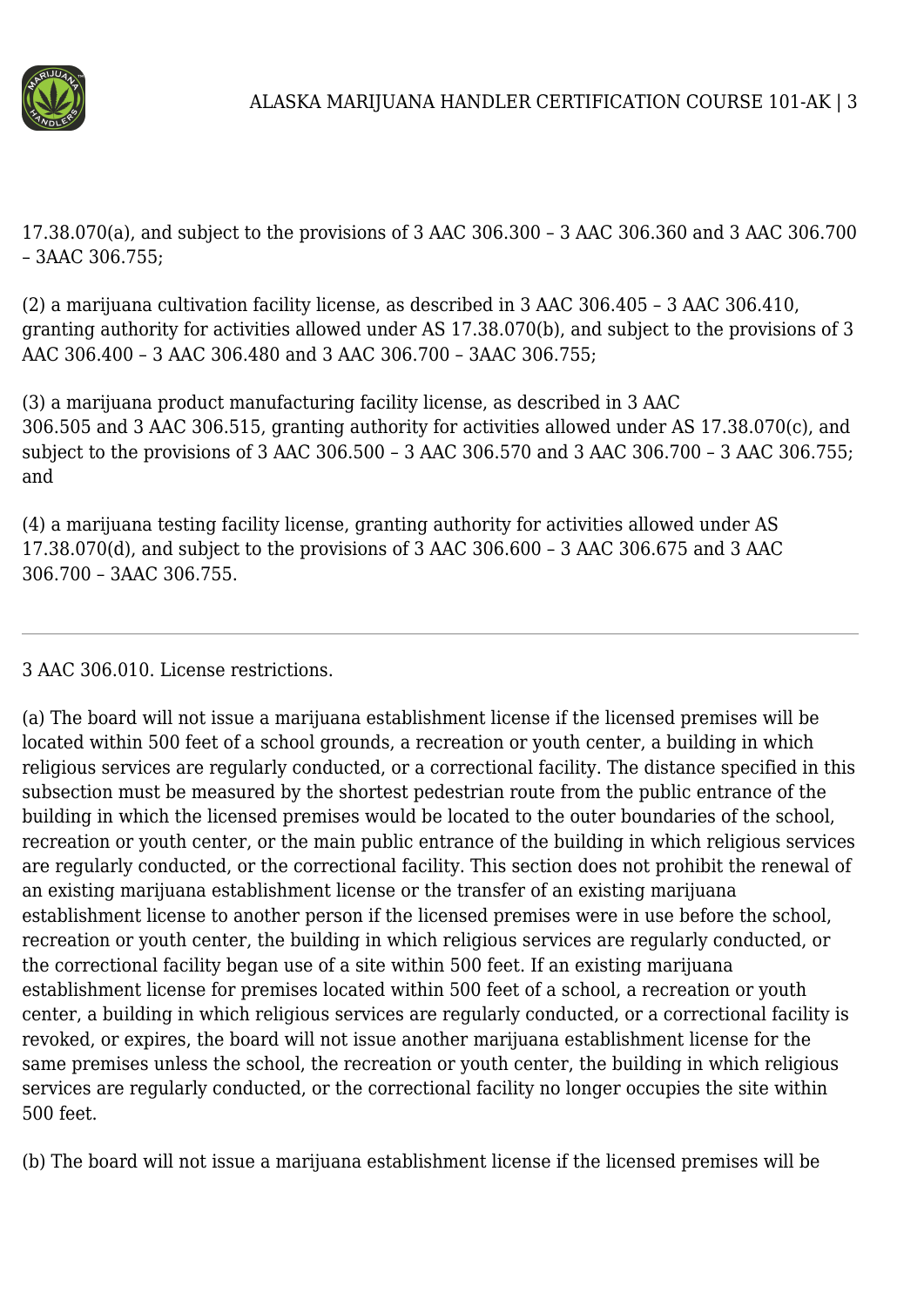17.38.070(a), and subject to the provisions of 3 AAC 306.300 – 3 AAC 306.360 and 3 AAC 306.700 – 3AAC 306.755;

(2) a marijuana cultivation facility license, as described in 3 AAC 306.405 – 3 AAC 306.410, granting authority for activities allowed under AS 17.38.070(b), and subject to the provisions of 3 AAC 306.400 – 3 AAC 306.480 and 3 AAC 306.700 – 3AAC 306.755;

(3) a marijuana product manufacturing facility license, as described in 3 AAC 306.505 and 3 AAC 306.515, granting authority for activities allowed under AS 17.38.070(c), and subject to the provisions of 3 AAC 306.500 – 3 AAC 306.570 and 3 AAC 306.700 – 3 AAC 306.755; and

(4) a marijuana testing facility license, granting authority for activities allowed under AS 17.38.070(d), and subject to the provisions of 3 AAC 306.600 – 3 AAC 306.675 and 3 AAC 306.700 – 3AAC 306.755.

---

3 AAC 306.010. License restrictions.

(a) The board will not issue a marijuana establishment license if the licensed premises will be located within 500 feet of a school grounds, a recreation or youth center, a building in which religious services are regularly conducted, or a correctional facility. The distance specified in this subsection must be measured by the shortest pedestrian route from the public entrance of the building in which the licensed premises would be located to the outer boundaries of the school, recreation or youth center, or the main public entrance of the building in which religious services are regularly conducted, or the correctional facility. This section does not prohibit the renewal of an existing marijuana establishment license or the transfer of an existing marijuana establishment license to another person if the licensed premises were in use before the school, recreation or youth center, the building in which religious services are regularly conducted, or the correctional facility began use of a site within 500 feet. If an existing marijuana establishment license for premises located within 500 feet of a school, a recreation or youth center, a building in which religious services are regularly conducted, or a correctional facility is revoked, or expires, the board will not issue another marijuana establishment license for the same premises unless the school, the recreation or youth center, the building in which religious services are regularly conducted, or the correctional facility no longer occupies the site within 500 feet.

(b) The board will not issue a marijuana establishment license if the licensed premises will be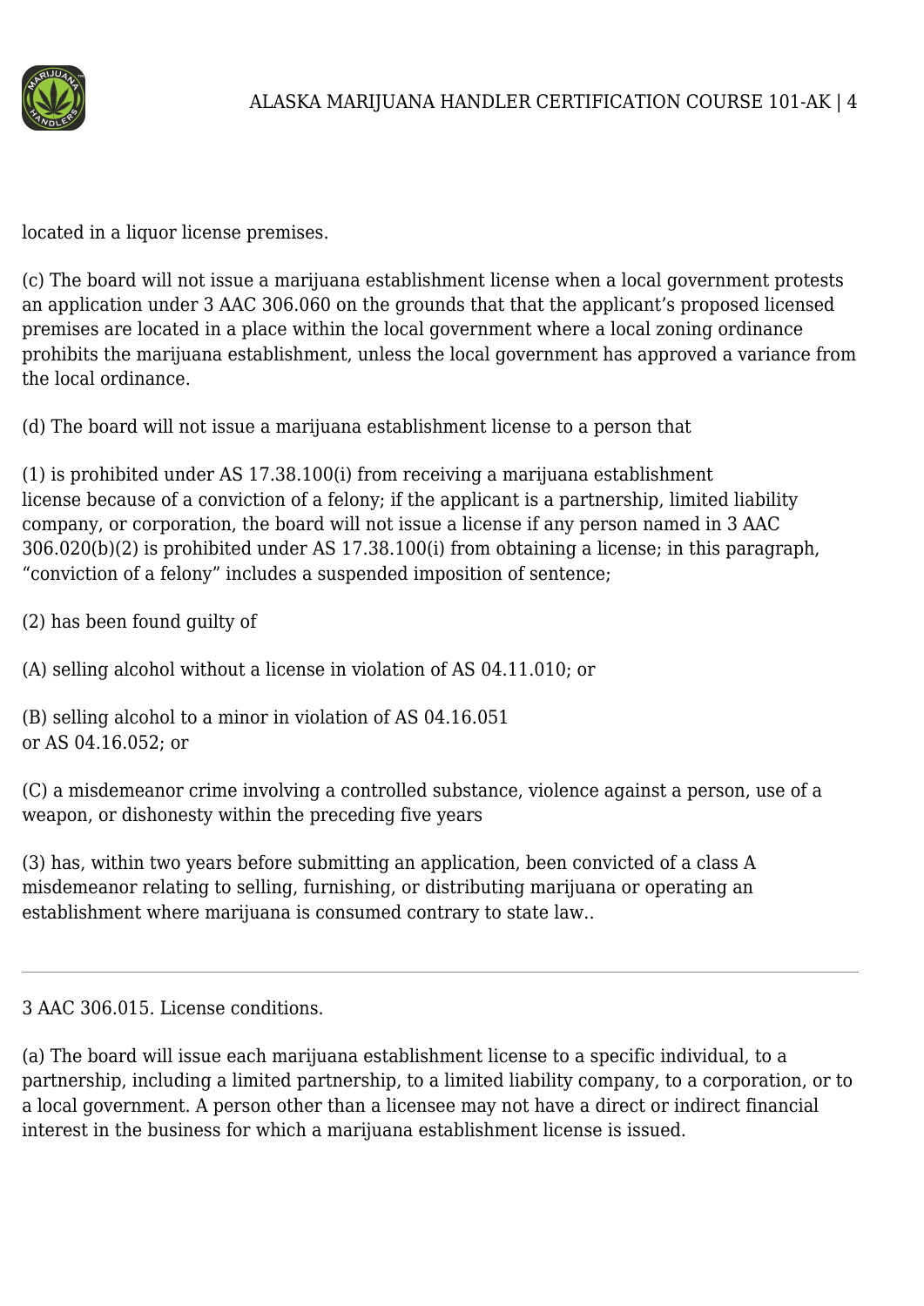located in a liquor license premises.

(c) The board will not issue a marijuana establishment license when a local government protests an application under 3 AAC 306.060 on the grounds that that the applicant's proposed licensed premises are located in a place within the local government where a local zoning ordinance prohibits the marijuana establishment, unless the local government has approved a variance from the local ordinance.

(d) The board will not issue a marijuana establishment license to a person that

(1) is prohibited under AS 17.38.100(i) from receiving a marijuana establishment license because of a conviction of a felony; if the applicant is a partnership, limited liability company, or corporation, the board will not issue a license if any person named in 3 AAC 306.020(b)(2) is prohibited under AS 17.38.100(i) from obtaining a license; in this paragraph, "conviction of a felony" includes a suspended imposition of sentence;

(2) has been found guilty of

(A) selling alcohol without a license in violation of AS 04.11.010; or

(B) selling alcohol to a minor in violation of AS 04.16.051 or AS 04.16.052; or

(C) a misdemeanor crime involving a controlled substance, violence against a person, use of a weapon, or dishonesty within the preceding five years

(3) has, within two years before submitting an application, been convicted of a class A misdemeanor relating to selling, furnishing, or distributing marijuana or operating an establishment where marijuana is consumed contrary to state law..

---

3 AAC 306.015. License conditions.

(a) The board will issue each marijuana establishment license to a specific individual, to a partnership, including a limited partnership, to a limited liability company, to a corporation, or to a local government. A person other than a licensee may not have a direct or indirect financial interest in the business for which a marijuana establishment license is issued.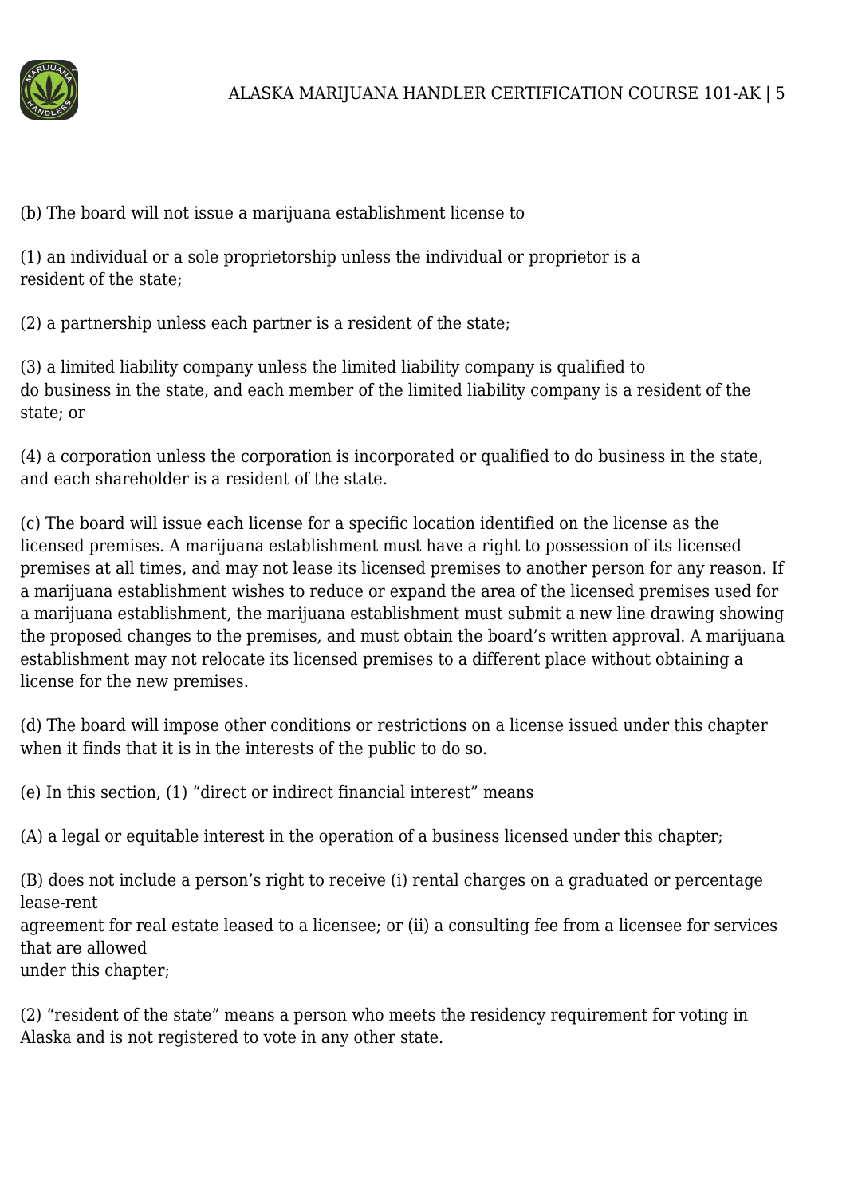(b) The board will not issue a marijuana establishment license to

(1) an individual or a sole proprietorship unless the individual or proprietor is a resident of the state;

(2) a partnership unless each partner is a resident of the state;

(3) a limited liability company unless the limited liability company is qualified to do business in the state, and each member of the limited liability company is a resident of the state; or

(4) a corporation unless the corporation is incorporated or qualified to do business in the state, and each shareholder is a resident of the state.

(c) The board will issue each license for a specific location identified on the license as the licensed premises. A marijuana establishment must have a right to possession of its licensed premises at all times, and may not lease its licensed premises to another person for any reason. If a marijuana establishment wishes to reduce or expand the area of the licensed premises used for a marijuana establishment, the marijuana establishment must submit a new line drawing showing the proposed changes to the premises, and must obtain the board's written approval. A marijuana establishment may not relocate its licensed premises to a different place without obtaining a license for the new premises.

(d) The board will impose other conditions or restrictions on a license issued under this chapter when it finds that it is in the interests of the public to do so.

(e) In this section, (1) "direct or indirect financial interest" means

(A) a legal or equitable interest in the operation of a business licensed under this chapter;

(B) does not include a person's right to receive (i) rental charges on a graduated or percentage lease-rent agreement for real estate leased to a licensee; or (ii) a consulting fee from a licensee for services that are allowed under this chapter;

(2) "resident of the state" means a person who meets the residency requirement for voting in Alaska and is not registered to vote in any other state.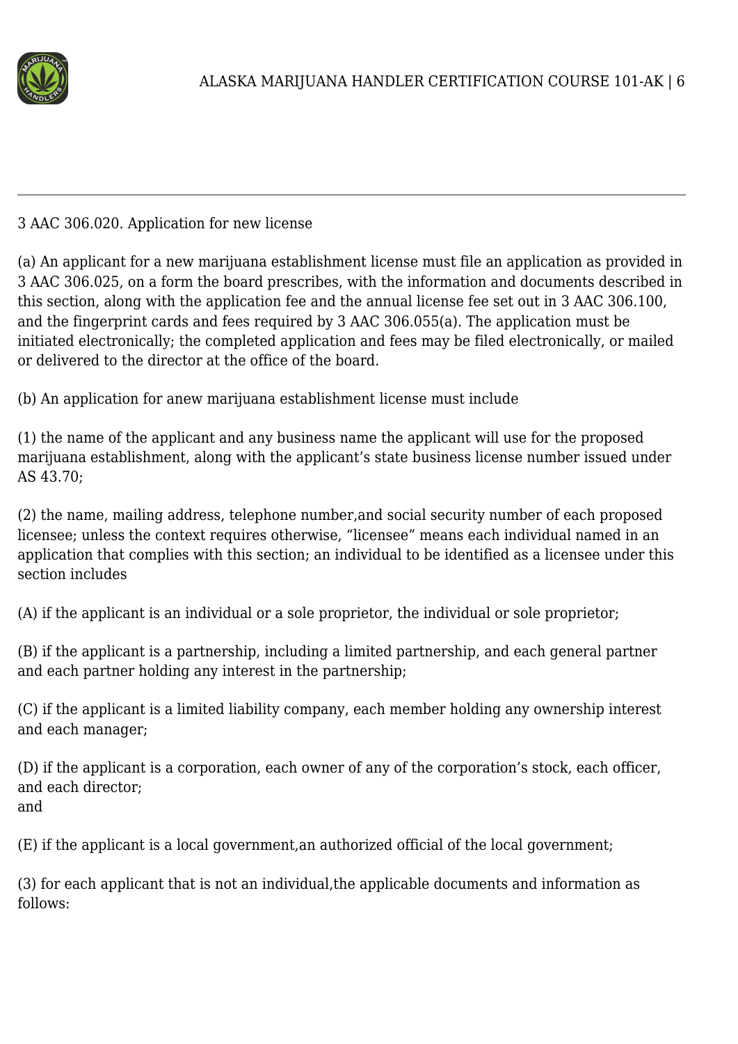3 AAC 306.020. Application for new license

(a) An applicant for a new marijuana establishment license must file an application as provided in 3 AAC 306.025, on a form the board prescribes, with the information and documents described in this section, along with the application fee and the annual license fee set out in 3 AAC 306.100, and the fingerprint cards and fees required by 3 AAC 306.055(a). The application must be initiated electronically; the completed application and fees may be filed electronically, or mailed or delivered to the director at the office of the board.

(b) An application for anew marijuana establishment license must include

(1) the name of the applicant and any business name the applicant will use for the proposed marijuana establishment, along with the applicant's state business license number issued under AS 43.70;

(2) the name, mailing address, telephone number,and social security number of each proposed licensee; unless the context requires otherwise, "licensee" means each individual named in an application that complies with this section; an individual to be identified as a licensee under this section includes

(A) if the applicant is an individual or a sole proprietor, the individual or sole proprietor;

(B) if the applicant is a partnership, including a limited partnership, and each general partner and each partner holding any interest in the partnership;

(C) if the applicant is a limited liability company, each member holding any ownership interest and each manager;

(D) if the applicant is a corporation, each owner of any of the corporation's stock, each officer, and each director;
and

(E) if the applicant is a local government,an authorized official of the local government;

(3) for each applicant that is not an individual,the applicable documents and information as follows: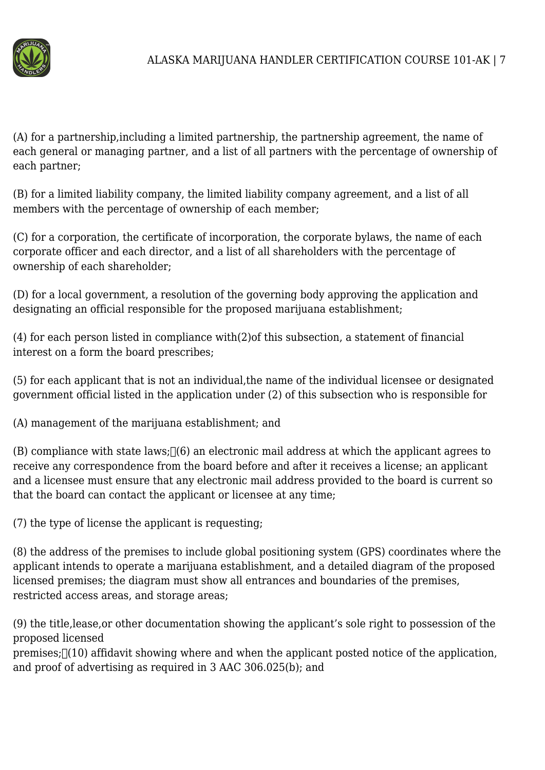(A) for a partnership,including a limited partnership, the partnership agreement, the name of each general or managing partner, and a list of all partners with the percentage of ownership of each partner;

(B) for a limited liability company, the limited liability company agreement, and a list of all members with the percentage of ownership of each member;

(C) for a corporation, the certificate of incorporation, the corporate bylaws, the name of each corporate officer and each director, and a list of all shareholders with the percentage of ownership of each shareholder;

(D) for a local government, a resolution of the governing body approving the application and designating an official responsible for the proposed marijuana establishment;

(4) for each person listed in compliance with(2)of this subsection, a statement of financial interest on a form the board prescribes;

(5) for each applicant that is not an individual,the name of the individual licensee or designated government official listed in the application under (2) of this subsection who is responsible for

(A) management of the marijuana establishment; and

(B) compliance with state laws;

(6) an electronic mail address at which the applicant agrees to receive any correspondence from the board before and after it receives a license; an applicant and a licensee must ensure that any electronic mail address provided to the board is current so that the board can contact the applicant or licensee at any time;

(7) the type of license the applicant is requesting;

(8) the address of the premises to include global positioning system (GPS) coordinates where the applicant intends to operate a marijuana establishment, and a detailed diagram of the proposed licensed premises; the diagram must show all entrances and boundaries of the premises, restricted access areas, and storage areas;

(9) the title,lease,or other documentation showing the applicant's sole right to possession of the proposed licensed premises;

(10) affidavit showing where and when the applicant posted notice of the application, and proof of advertising as required in 3 AAC 306.025(b); and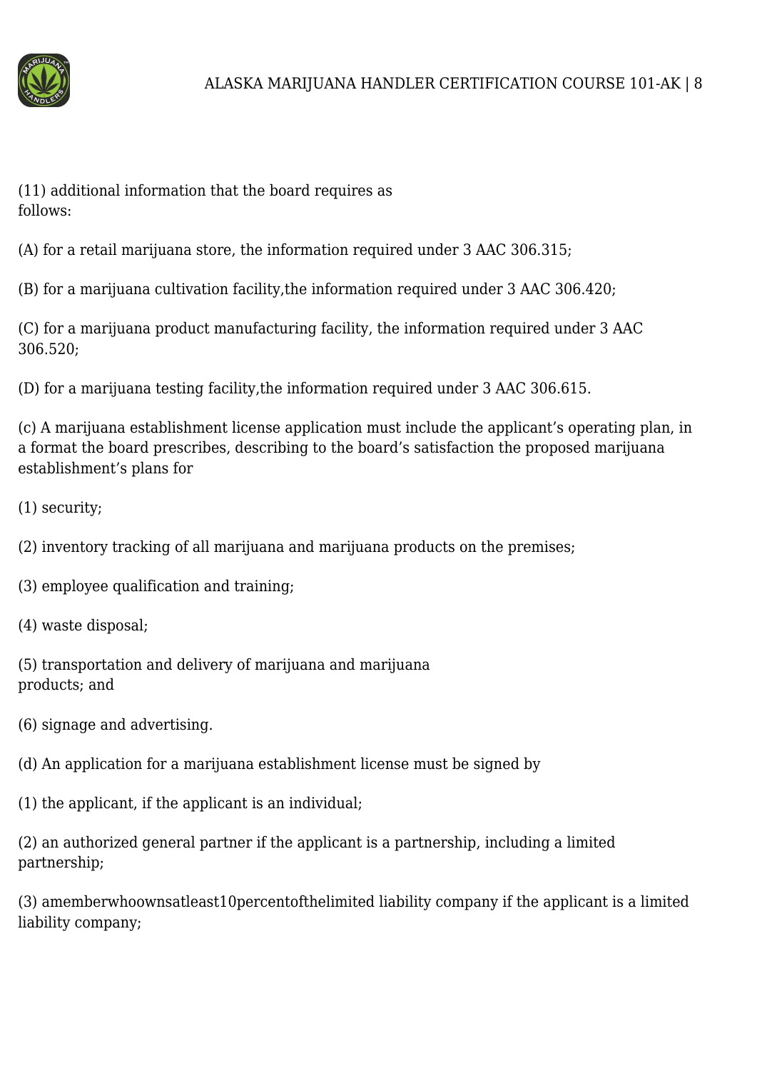(11) additional information that the board requires as follows:

(A) for a retail marijuana store, the information required under 3 AAC 306.315;

(B) for a marijuana cultivation facility,the information required under 3 AAC 306.420;

(C) for a marijuana product manufacturing facility, the information required under 3 AAC 306.520;

(D) for a marijuana testing facility,the information required under 3 AAC 306.615.

(c) A marijuana establishment license application must include the applicant's operating plan, in a format the board prescribes, describing to the board's satisfaction the proposed marijuana establishment's plans for

(1) security;

(2) inventory tracking of all marijuana and marijuana products on the premises;

(3) employee qualification and training;

(4) waste disposal;

(5) transportation and delivery of marijuana and marijuana products; and

(6) signage and advertising.

(d) An application for a marijuana establishment license must be signed by

(1) the applicant, if the applicant is an individual;

(2) an authorized general partner if the applicant is a partnership, including a limited partnership;

(3) amemberwhoownsatleast10percentofthelimited liability company if the applicant is a limited liability company;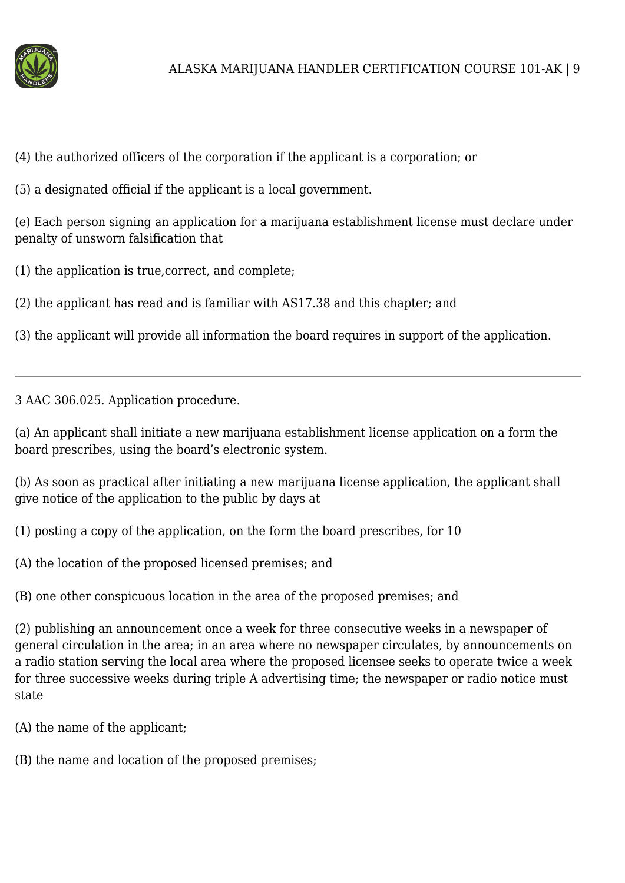(4) the authorized officers of the corporation if the applicant is a corporation; or

(5) a designated official if the applicant is a local government.

(e) Each person signing an application for a marijuana establishment license must declare under penalty of unsworn falsification that

(1) the application is true,correct, and complete;

(2) the applicant has read and is familiar with AS17.38 and this chapter; and

(3) the applicant will provide all information the board requires in support of the application.

---

3 AAC 306.025. Application procedure.

(a) An applicant shall initiate a new marijuana establishment license application on a form the board prescribes, using the board's electronic system.

(b) As soon as practical after initiating a new marijuana license application, the applicant shall give notice of the application to the public by days at

(1) posting a copy of the application, on the form the board prescribes, for 10

(A) the location of the proposed licensed premises; and

(B) one other conspicuous location in the area of the proposed premises; and

(2) publishing an announcement once a week for three consecutive weeks in a newspaper of general circulation in the area; in an area where no newspaper circulates, by announcements on a radio station serving the local area where the proposed licensee seeks to operate twice a week for three successive weeks during triple A advertising time; the newspaper or radio notice must state

(A) the name of the applicant;

(B) the name and location of the proposed premises;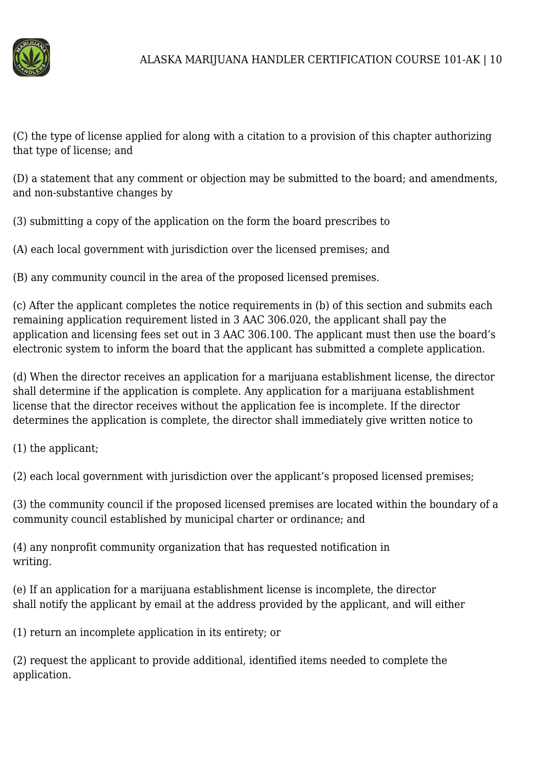(C) the type of license applied for along with a citation to a provision of this chapter authorizing that type of license; and

(D) a statement that any comment or objection may be submitted to the board; and amendments, and non-substantive changes by

(3) submitting a copy of the application on the form the board prescribes to

(A) each local government with jurisdiction over the licensed premises; and

(B) any community council in the area of the proposed licensed premises.

(c) After the applicant completes the notice requirements in (b) of this section and submits each remaining application requirement listed in 3 AAC 306.020, the applicant shall pay the application and licensing fees set out in 3 AAC 306.100. The applicant must then use the board's electronic system to inform the board that the applicant has submitted a complete application.

(d) When the director receives an application for a marijuana establishment license, the director shall determine if the application is complete. Any application for a marijuana establishment license that the director receives without the application fee is incomplete. If the director determines the application is complete, the director shall immediately give written notice to

(1) the applicant;

(2) each local government with jurisdiction over the applicant's proposed licensed premises;

(3) the community council if the proposed licensed premises are located within the boundary of a community council established by municipal charter or ordinance; and

(4) any nonprofit community organization that has requested notification in writing.

(e) If an application for a marijuana establishment license is incomplete, the director shall notify the applicant by email at the address provided by the applicant, and will either

(1) return an incomplete application in its entirety; or

(2) request the applicant to provide additional, identified items needed to complete the application.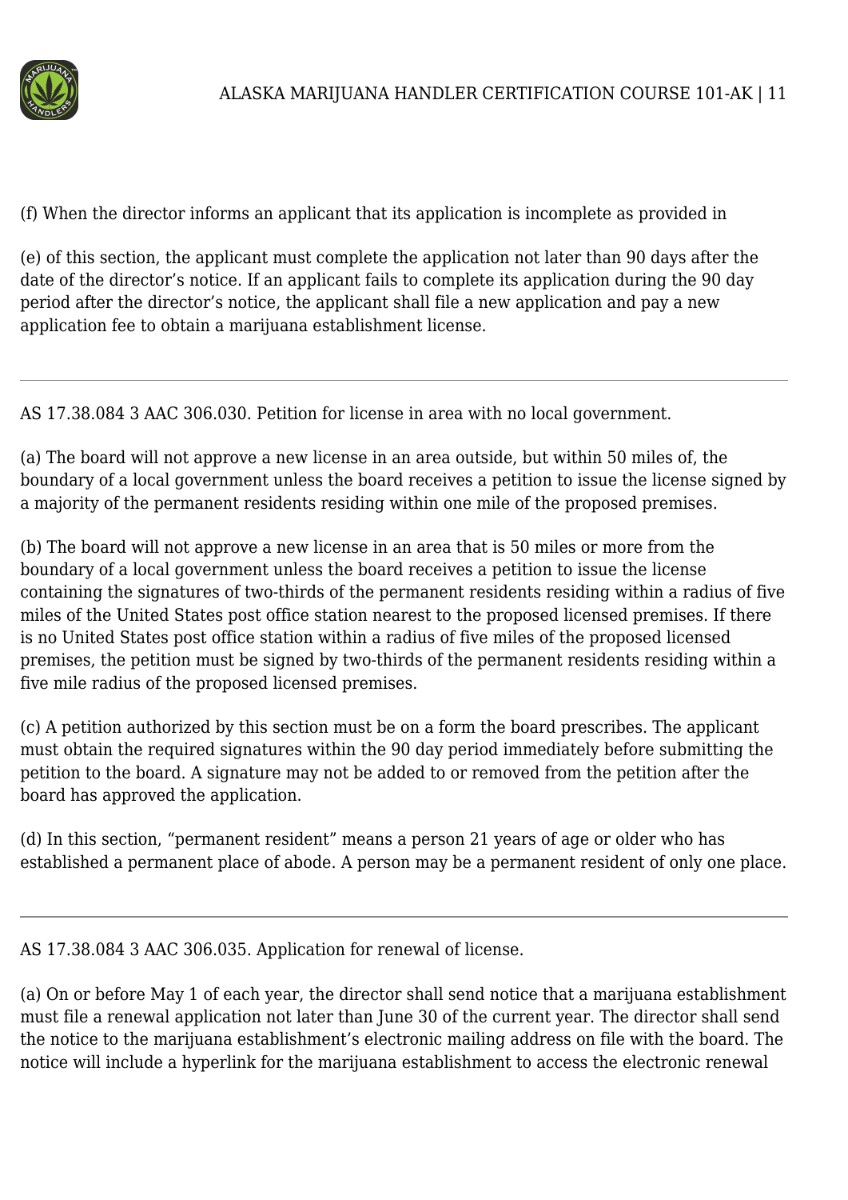(f) When the director informs an applicant that its application is incomplete as provided in

(e) of this section, the applicant must complete the application not later than 90 days after the date of the director's notice. If an applicant fails to complete its application during the 90 day period after the director's notice, the applicant shall file a new application and pay a new application fee to obtain a marijuana establishment license.

---

AS 17.38.084 3 AAC 306.030. Petition for license in area with no local government.

(a) The board will not approve a new license in an area outside, but within 50 miles of, the boundary of a local government unless the board receives a petition to issue the license signed by a majority of the permanent residents residing within one mile of the proposed premises.

(b) The board will not approve a new license in an area that is 50 miles or more from the boundary of a local government unless the board receives a petition to issue the license containing the signatures of two-thirds of the permanent residents residing within a radius of five miles of the United States post office station nearest to the proposed licensed premises. If there is no United States post office station within a radius of five miles of the proposed licensed premises, the petition must be signed by two-thirds of the permanent residents residing within a five mile radius of the proposed licensed premises.

(c) A petition authorized by this section must be on a form the board prescribes. The applicant must obtain the required signatures within the 90 day period immediately before submitting the petition to the board. A signature may not be added to or removed from the petition after the board has approved the application.

(d) In this section, "permanent resident" means a person 21 years of age or older who has established a permanent place of abode. A person may be a permanent resident of only one place.

---

AS 17.38.084 3 AAC 306.035. Application for renewal of license.

(a) On or before May 1 of each year, the director shall send notice that a marijuana establishment must file a renewal application not later than June 30 of the current year. The director shall send the notice to the marijuana establishment's electronic mailing address on file with the board. The notice will include a hyperlink for the marijuana establishment to access the electronic renewal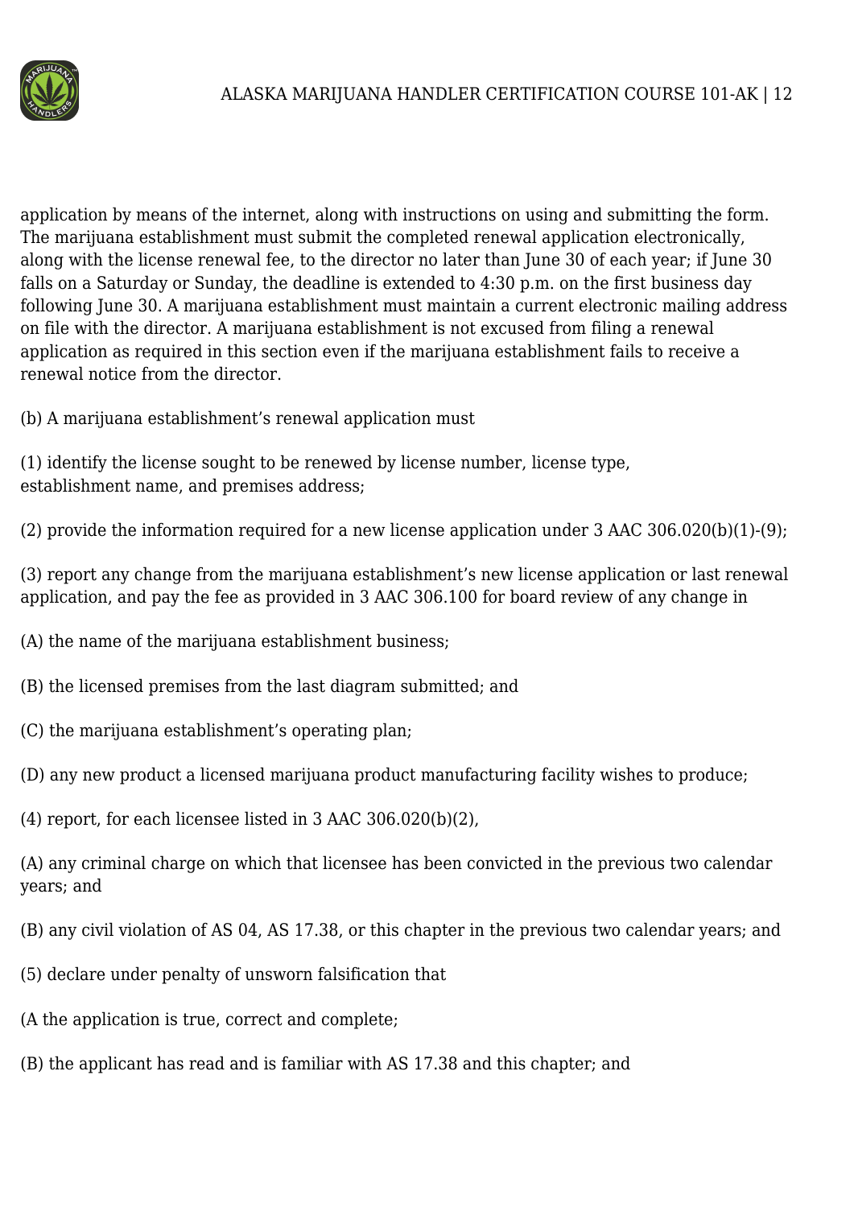application by means of the internet, along with instructions on using and submitting the form. The marijuana establishment must submit the completed renewal application electronically, along with the license renewal fee, to the director no later than June 30 of each year; if June 30 falls on a Saturday or Sunday, the deadline is extended to 4:30 p.m. on the first business day following June 30. A marijuana establishment must maintain a current electronic mailing address on file with the director. A marijuana establishment is not excused from filing a renewal application as required in this section even if the marijuana establishment fails to receive a renewal notice from the director.

(b) A marijuana establishment's renewal application must

(1) identify the license sought to be renewed by license number, license type, establishment name, and premises address;

(2) provide the information required for a new license application under 3 AAC 306.020(b)(1)-(9);

(3) report any change from the marijuana establishment's new license application or last renewal application, and pay the fee as provided in 3 AAC 306.100 for board review of any change in

(A) the name of the marijuana establishment business;

(B) the licensed premises from the last diagram submitted; and

(C) the marijuana establishment's operating plan;

(D) any new product a licensed marijuana product manufacturing facility wishes to produce;

(4) report, for each licensee listed in 3 AAC 306.020(b)(2),

(A) any criminal charge on which that licensee has been convicted in the previous two calendar years; and

(B) any civil violation of AS 04, AS 17.38, or this chapter in the previous two calendar years; and

(5) declare under penalty of unsworn falsification that

(A the application is true, correct and complete;

(B) the applicant has read and is familiar with AS 17.38 and this chapter; and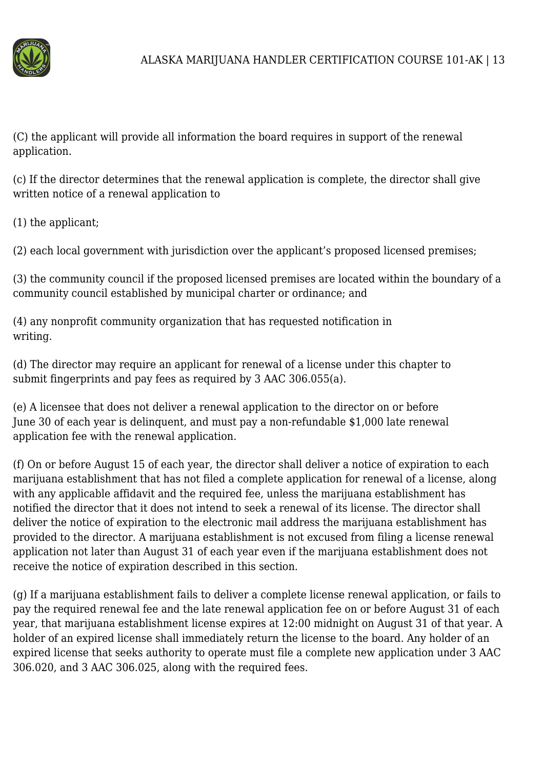(C) the applicant will provide all information the board requires in support of the renewal application.

(c) If the director determines that the renewal application is complete, the director shall give written notice of a renewal application to

(1) the applicant;

(2) each local government with jurisdiction over the applicant's proposed licensed premises;

(3) the community council if the proposed licensed premises are located within the boundary of a community council established by municipal charter or ordinance; and

(4) any nonprofit community organization that has requested notification in writing.

(d) The director may require an applicant for renewal of a license under this chapter to submit fingerprints and pay fees as required by 3 AAC 306.055(a).

(e) A licensee that does not deliver a renewal application to the director on or before June 30 of each year is delinquent, and must pay a non-refundable $1,000 late renewal application fee with the renewal application.

(f) On or before August 15 of each year, the director shall deliver a notice of expiration to each marijuana establishment that has not filed a complete application for renewal of a license, along with any applicable affidavit and the required fee, unless the marijuana establishment has notified the director that it does not intend to seek a renewal of its license. The director shall deliver the notice of expiration to the electronic mail address the marijuana establishment has provided to the director. A marijuana establishment is not excused from filing a license renewal application not later than August 31 of each year even if the marijuana establishment does not receive the notice of expiration described in this section.

(g) If a marijuana establishment fails to deliver a complete license renewal application, or fails to pay the required renewal fee and the late renewal application fee on or before August 31 of each year, that marijuana establishment license expires at 12:00 midnight on August 31 of that year. A holder of an expired license shall immediately return the license to the board. Any holder of an expired license that seeks authority to operate must file a complete new application under 3 AAC 306.020, and 3 AAC 306.025, along with the required fees.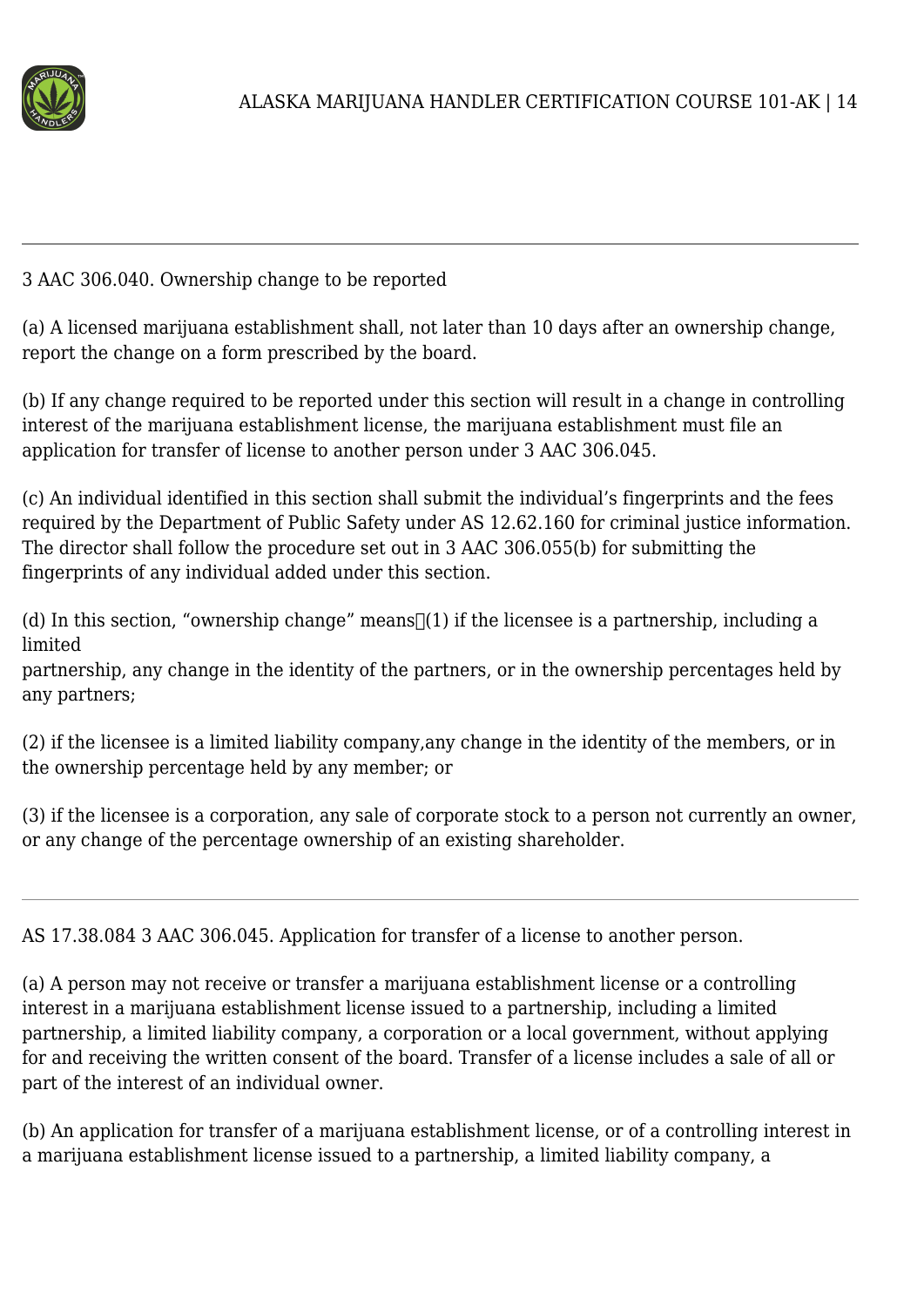---

3 AAC 306.040. Ownership change to be reported

(a) A licensed marijuana establishment shall, not later than 10 days after an ownership change, report the change on a form prescribed by the board.

(b) If any change required to be reported under this section will result in a change in controlling interest of the marijuana establishment license, the marijuana establishment must file an application for transfer of license to another person under 3 AAC 306.045.

(c) An individual identified in this section shall submit the individual's fingerprints and the fees required by the Department of Public Safety under AS 12.62.160 for criminal justice information. The director shall follow the procedure set out in 3 AAC 306.055(b) for submitting the fingerprints of any individual added under this section.

(d) In this section, "ownership change" means (1) if the licensee is a partnership, including a limited partnership, any change in the identity of the partners, or in the ownership percentages held by any partners;

(2) if the licensee is a limited liability company,any change in the identity of the members, or in the ownership percentage held by any member; or

(3) if the licensee is a corporation, any sale of corporate stock to a person not currently an owner, or any change of the percentage ownership of an existing shareholder.

---

AS 17.38.084 3 AAC 306.045. Application for transfer of a license to another person.

(a) A person may not receive or transfer a marijuana establishment license or a controlling interest in a marijuana establishment license issued to a partnership, including a limited partnership, a limited liability company, a corporation or a local government, without applying for and receiving the written consent of the board. Transfer of a license includes a sale of all or part of the interest of an individual owner.

(b) An application for transfer of a marijuana establishment license, or of a controlling interest in a marijuana establishment license issued to a partnership, a limited liability company, a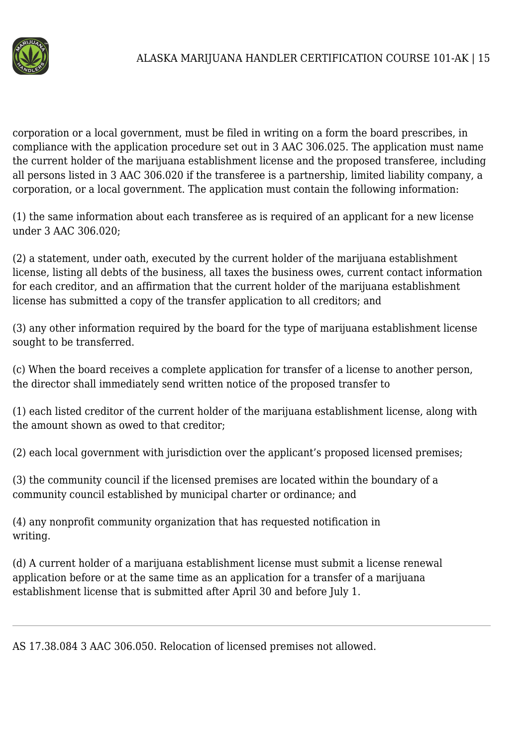corporation or a local government, must be filed in writing on a form the board prescribes, in compliance with the application procedure set out in 3 AAC 306.025. The application must name the current holder of the marijuana establishment license and the proposed transferee, including all persons listed in 3 AAC 306.020 if the transferee is a partnership, limited liability company, a corporation, or a local government. The application must contain the following information:

(1) the same information about each transferee as is required of an applicant for a new license under 3 AAC 306.020;

(2) a statement, under oath, executed by the current holder of the marijuana establishment license, listing all debts of the business, all taxes the business owes, current contact information for each creditor, and an affirmation that the current holder of the marijuana establishment license has submitted a copy of the transfer application to all creditors; and

(3) any other information required by the board for the type of marijuana establishment license sought to be transferred.

(c) When the board receives a complete application for transfer of a license to another person, the director shall immediately send written notice of the proposed transfer to

(1) each listed creditor of the current holder of the marijuana establishment license, along with the amount shown as owed to that creditor;

(2) each local government with jurisdiction over the applicant's proposed licensed premises;

(3) the community council if the licensed premises are located within the boundary of a community council established by municipal charter or ordinance; and

(4) any nonprofit community organization that has requested notification in writing.

(d) A current holder of a marijuana establishment license must submit a license renewal application before or at the same time as an application for a transfer of a marijuana establishment license that is submitted after April 30 and before July 1.

---

AS 17.38.084 3 AAC 306.050. Relocation of licensed premises not allowed.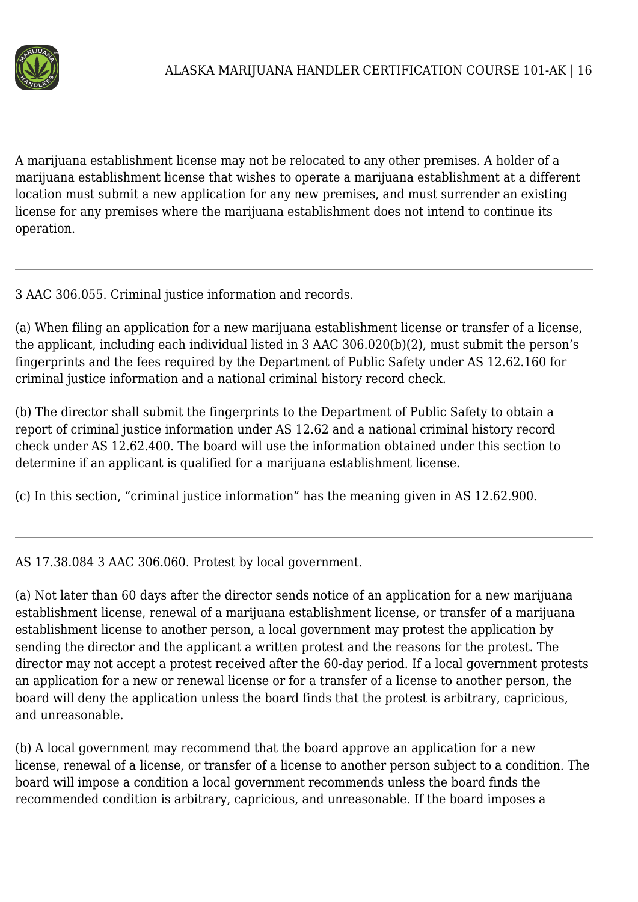A marijuana establishment license may not be relocated to any other premises. A holder of a marijuana establishment license that wishes to operate a marijuana establishment at a different location must submit a new application for any new premises, and must surrender an existing license for any premises where the marijuana establishment does not intend to continue its operation.

---

3 AAC 306.055. Criminal justice information and records.

(a) When filing an application for a new marijuana establishment license or transfer of a license, the applicant, including each individual listed in 3 AAC 306.020(b)(2), must submit the person's fingerprints and the fees required by the Department of Public Safety under AS 12.62.160 for criminal justice information and a national criminal history record check.

(b) The director shall submit the fingerprints to the Department of Public Safety to obtain a report of criminal justice information under AS 12.62 and a national criminal history record check under AS 12.62.400. The board will use the information obtained under this section to determine if an applicant is qualified for a marijuana establishment license.

(c) In this section, "criminal justice information" has the meaning given in AS 12.62.900.

---

AS 17.38.084 3 AAC 306.060. Protest by local government.

(a) Not later than 60 days after the director sends notice of an application for a new marijuana establishment license, renewal of a marijuana establishment license, or transfer of a marijuana establishment license to another person, a local government may protest the application by sending the director and the applicant a written protest and the reasons for the protest. The director may not accept a protest received after the 60-day period. If a local government protests an application for a new or renewal license or for a transfer of a license to another person, the board will deny the application unless the board finds that the protest is arbitrary, capricious, and unreasonable.

(b) A local government may recommend that the board approve an application for a new license, renewal of a license, or transfer of a license to another person subject to a condition. The board will impose a condition a local government recommends unless the board finds the recommended condition is arbitrary, capricious, and unreasonable. If the board imposes a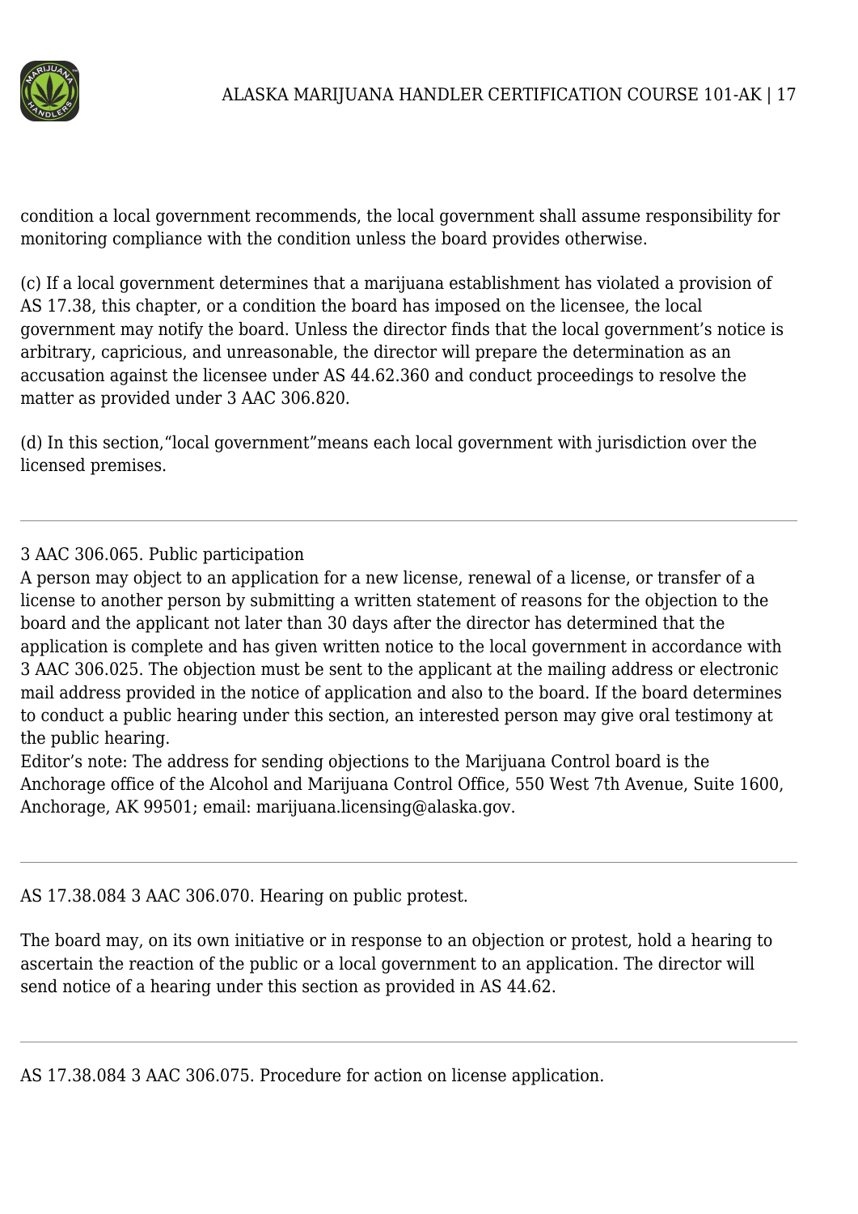condition a local government recommends, the local government shall assume responsibility for monitoring compliance with the condition unless the board provides otherwise.

(c) If a local government determines that a marijuana establishment has violated a provision of AS 17.38, this chapter, or a condition the board has imposed on the licensee, the local government may notify the board. Unless the director finds that the local government's notice is arbitrary, capricious, and unreasonable, the director will prepare the determination as an accusation against the licensee under AS 44.62.360 and conduct proceedings to resolve the matter as provided under 3 AAC 306.820.

(d) In this section,"local government"means each local government with jurisdiction over the licensed premises.

---

3 AAC 306.065. Public participation

A person may object to an application for a new license, renewal of a license, or transfer of a license to another person by submitting a written statement of reasons for the objection to the board and the applicant not later than 30 days after the director has determined that the application is complete and has given written notice to the local government in accordance with 3 AAC 306.025. The objection must be sent to the applicant at the mailing address or electronic mail address provided in the notice of application and also to the board. If the board determines to conduct a public hearing under this section, an interested person may give oral testimony at the public hearing.

Editor's note: The address for sending objections to the Marijuana Control board is the Anchorage office of the Alcohol and Marijuana Control Office, 550 West 7th Avenue, Suite 1600, Anchorage, AK 99501; email: marijuana.licensing@alaska.gov.

---

AS 17.38.084 3 AAC 306.070. Hearing on public protest.

The board may, on its own initiative or in response to an objection or protest, hold a hearing to ascertain the reaction of the public or a local government to an application. The director will send notice of a hearing under this section as provided in AS 44.62.

---

AS 17.38.084 3 AAC 306.075. Procedure for action on license application.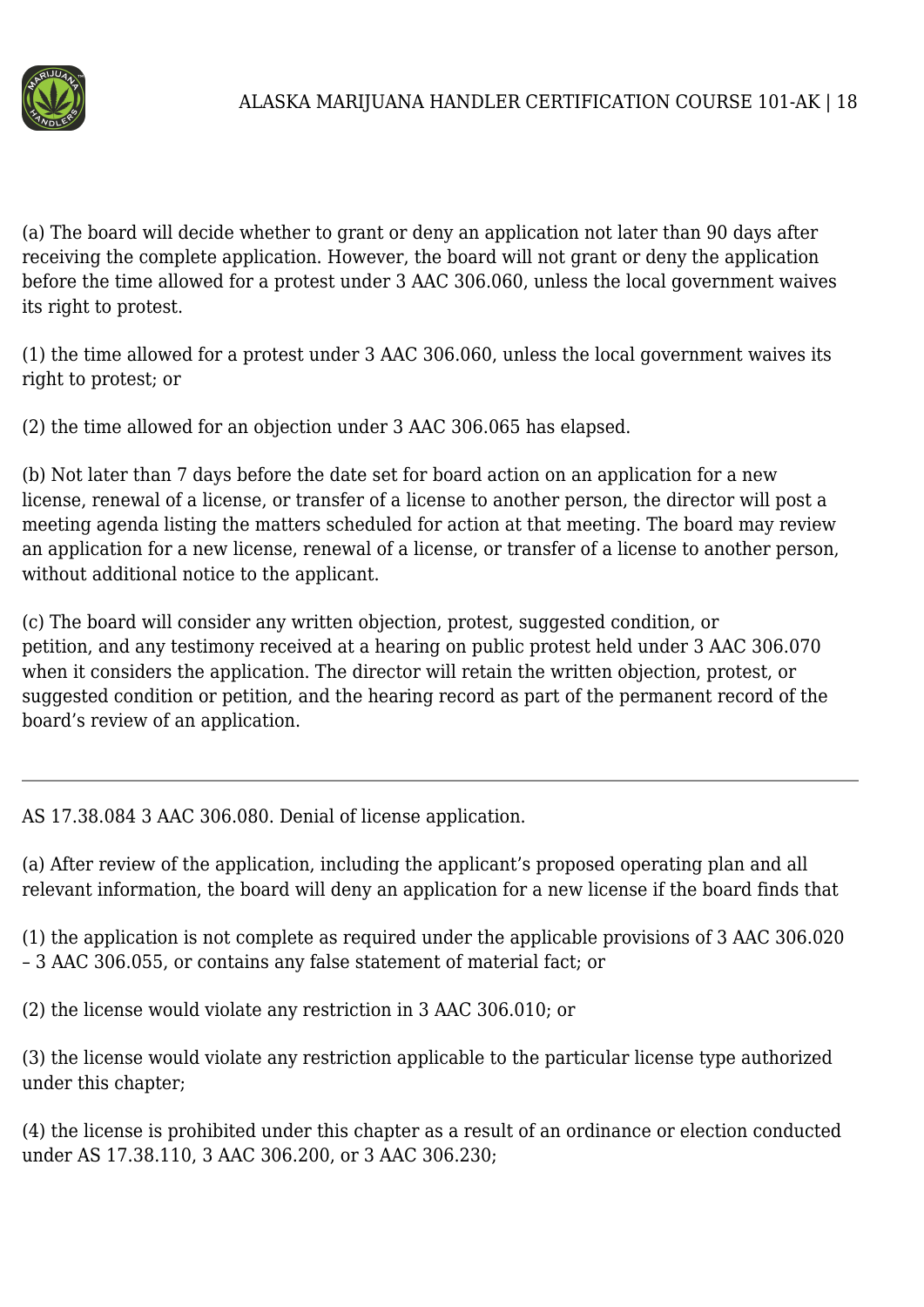(a) The board will decide whether to grant or deny an application not later than 90 days after receiving the complete application. However, the board will not grant or deny the application before the time allowed for a protest under 3 AAC 306.060, unless the local government waives its right to protest.

(1) the time allowed for a protest under 3 AAC 306.060, unless the local government waives its right to protest; or

(2) the time allowed for an objection under 3 AAC 306.065 has elapsed.

(b) Not later than 7 days before the date set for board action on an application for a new license, renewal of a license, or transfer of a license to another person, the director will post a meeting agenda listing the matters scheduled for action at that meeting. The board may review an application for a new license, renewal of a license, or transfer of a license to another person, without additional notice to the applicant.

(c) The board will consider any written objection, protest, suggested condition, or petition, and any testimony received at a hearing on public protest held under 3 AAC 306.070 when it considers the application. The director will retain the written objection, protest, or suggested condition or petition, and the hearing record as part of the permanent record of the board's review of an application.

---

AS 17.38.084 3 AAC 306.080. Denial of license application.

(a) After review of the application, including the applicant's proposed operating plan and all relevant information, the board will deny an application for a new license if the board finds that

(1) the application is not complete as required under the applicable provisions of 3 AAC 306.020 – 3 AAC 306.055, or contains any false statement of material fact; or

(2) the license would violate any restriction in 3 AAC 306.010; or

(3) the license would violate any restriction applicable to the particular license type authorized under this chapter;

(4) the license is prohibited under this chapter as a result of an ordinance or election conducted under AS 17.38.110, 3 AAC 306.200, or 3 AAC 306.230;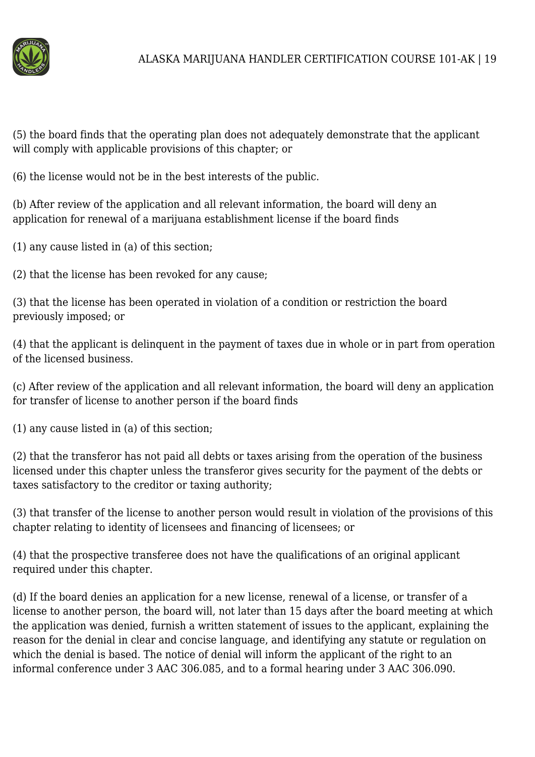(5) the board finds that the operating plan does not adequately demonstrate that the applicant will comply with applicable provisions of this chapter; or

(6) the license would not be in the best interests of the public.

(b) After review of the application and all relevant information, the board will deny an application for renewal of a marijuana establishment license if the board finds

(1) any cause listed in (a) of this section;

(2) that the license has been revoked for any cause;

(3) that the license has been operated in violation of a condition or restriction the board previously imposed; or

(4) that the applicant is delinquent in the payment of taxes due in whole or in part from operation of the licensed business.

(c) After review of the application and all relevant information, the board will deny an application for transfer of license to another person if the board finds

(1) any cause listed in (a) of this section;

(2) that the transferor has not paid all debts or taxes arising from the operation of the business licensed under this chapter unless the transferor gives security for the payment of the debts or taxes satisfactory to the creditor or taxing authority;

(3) that transfer of the license to another person would result in violation of the provisions of this chapter relating to identity of licensees and financing of licensees; or

(4) that the prospective transferee does not have the qualifications of an original applicant required under this chapter.

(d) If the board denies an application for a new license, renewal of a license, or transfer of a license to another person, the board will, not later than 15 days after the board meeting at which the application was denied, furnish a written statement of issues to the applicant, explaining the reason for the denial in clear and concise language, and identifying any statute or regulation on which the denial is based. The notice of denial will inform the applicant of the right to an informal conference under 3 AAC 306.085, and to a formal hearing under 3 AAC 306.090.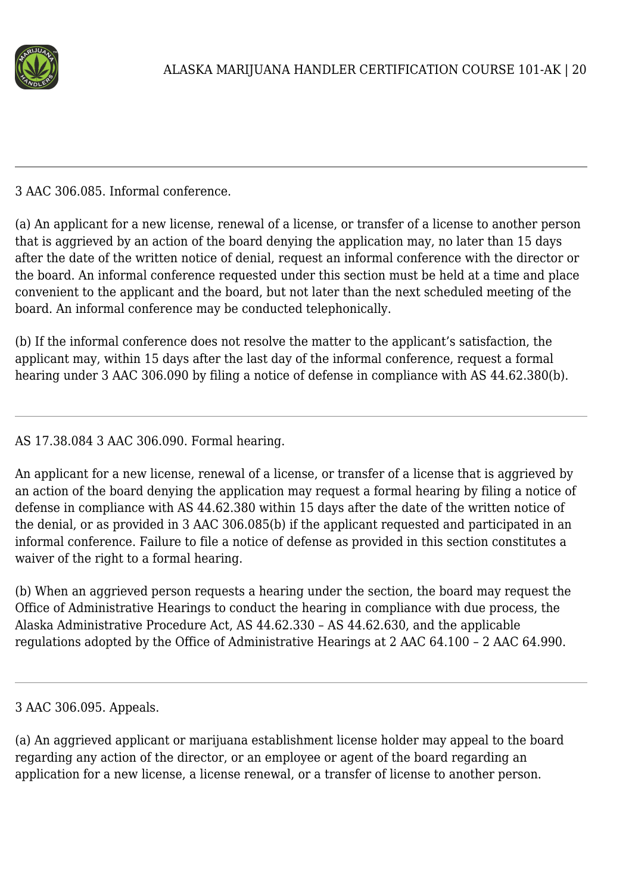3 AAC 306.085. Informal conference.

(a) An applicant for a new license, renewal of a license, or transfer of a license to another person that is aggrieved by an action of the board denying the application may, no later than 15 days after the date of the written notice of denial, request an informal conference with the director or the board. An informal conference requested under this section must be held at a time and place convenient to the applicant and the board, but not later than the next scheduled meeting of the board. An informal conference may be conducted telephonically.

(b) If the informal conference does not resolve the matter to the applicant's satisfaction, the applicant may, within 15 days after the last day of the informal conference, request a formal hearing under 3 AAC 306.090 by filing a notice of defense in compliance with AS 44.62.380(b).

---

AS 17.38.084 3 AAC 306.090. Formal hearing.

An applicant for a new license, renewal of a license, or transfer of a license that is aggrieved by an action of the board denying the application may request a formal hearing by filing a notice of defense in compliance with AS 44.62.380 within 15 days after the date of the written notice of the denial, or as provided in 3 AAC 306.085(b) if the applicant requested and participated in an informal conference. Failure to file a notice of defense as provided in this section constitutes a waiver of the right to a formal hearing.

(b) When an aggrieved person requests a hearing under the section, the board may request the Office of Administrative Hearings to conduct the hearing in compliance with due process, the Alaska Administrative Procedure Act, AS 44.62.330 – AS 44.62.630, and the applicable regulations adopted by the Office of Administrative Hearings at 2 AAC 64.100 – 2 AAC 64.990.

---

3 AAC 306.095. Appeals.

(a) An aggrieved applicant or marijuana establishment license holder may appeal to the board regarding any action of the director, or an employee or agent of the board regarding an application for a new license, a license renewal, or a transfer of license to another person.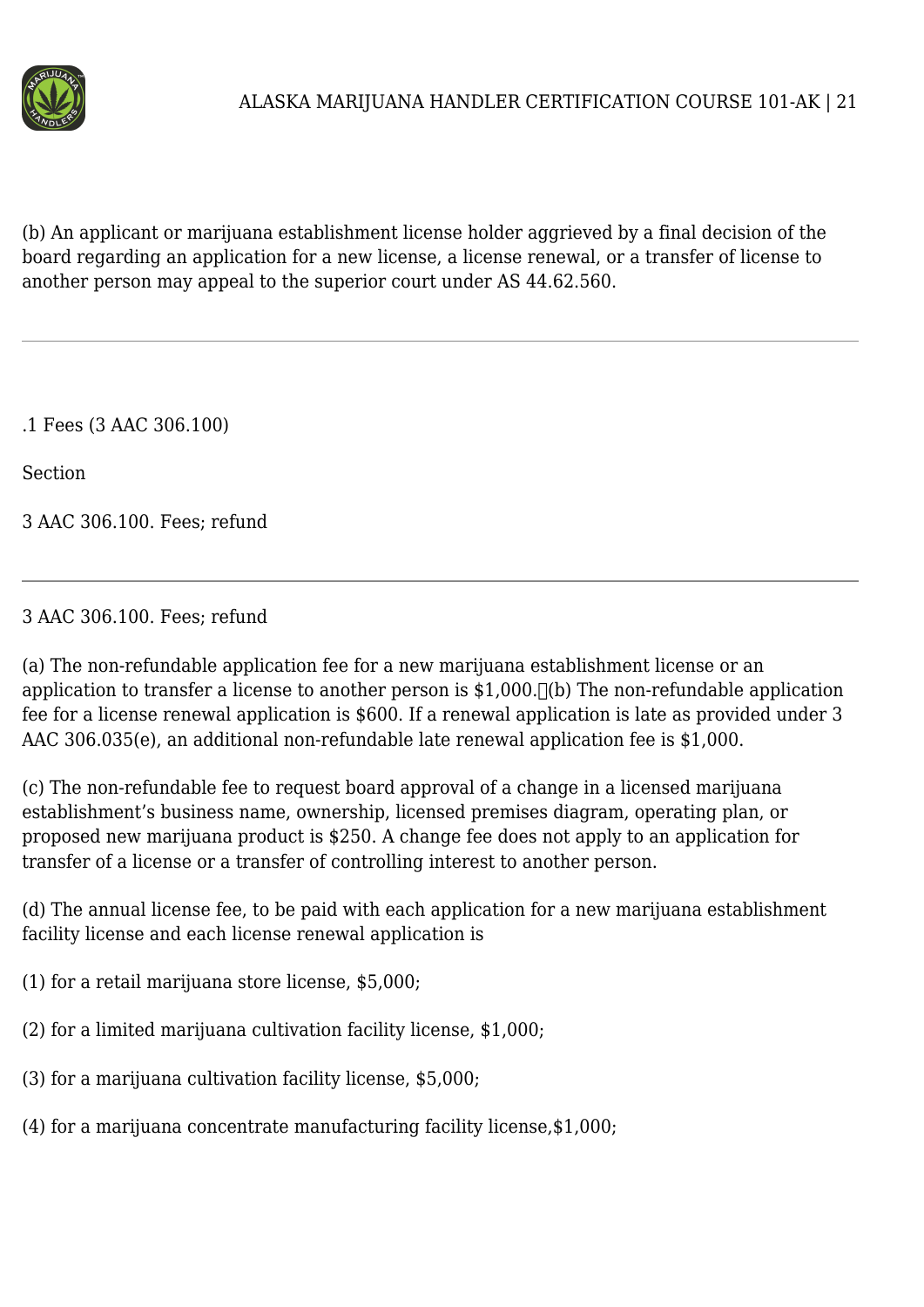(b) An applicant or marijuana establishment license holder aggrieved by a final decision of the board regarding an application for a new license, a license renewal, or a transfer of license to another person may appeal to the superior court under AS 44.62.560.

---

.1 Fees (3 AAC 306.100)

Section

3 AAC 306.100. Fees; refund

---

3 AAC 306.100. Fees; refund

(a) The non-refundable application fee for a new marijuana establishment license or an application to transfer a license to another person is $1,000. (b) The non-refundable application fee for a license renewal application is $600. If a renewal application is late as provided under 3 AAC 306.035(e), an additional non-refundable late renewal application fee is $1,000.

(c) The non-refundable fee to request board approval of a change in a licensed marijuana establishment's business name, ownership, licensed premises diagram, operating plan, or proposed new marijuana product is $250. A change fee does not apply to an application for transfer of a license or a transfer of controlling interest to another person.

(d) The annual license fee, to be paid with each application for a new marijuana establishment facility license and each license renewal application is

(1) for a retail marijuana store license, $5,000;

(2) for a limited marijuana cultivation facility license, $1,000;

(3) for a marijuana cultivation facility license, $5,000;

(4) for a marijuana concentrate manufacturing facility license,$1,000;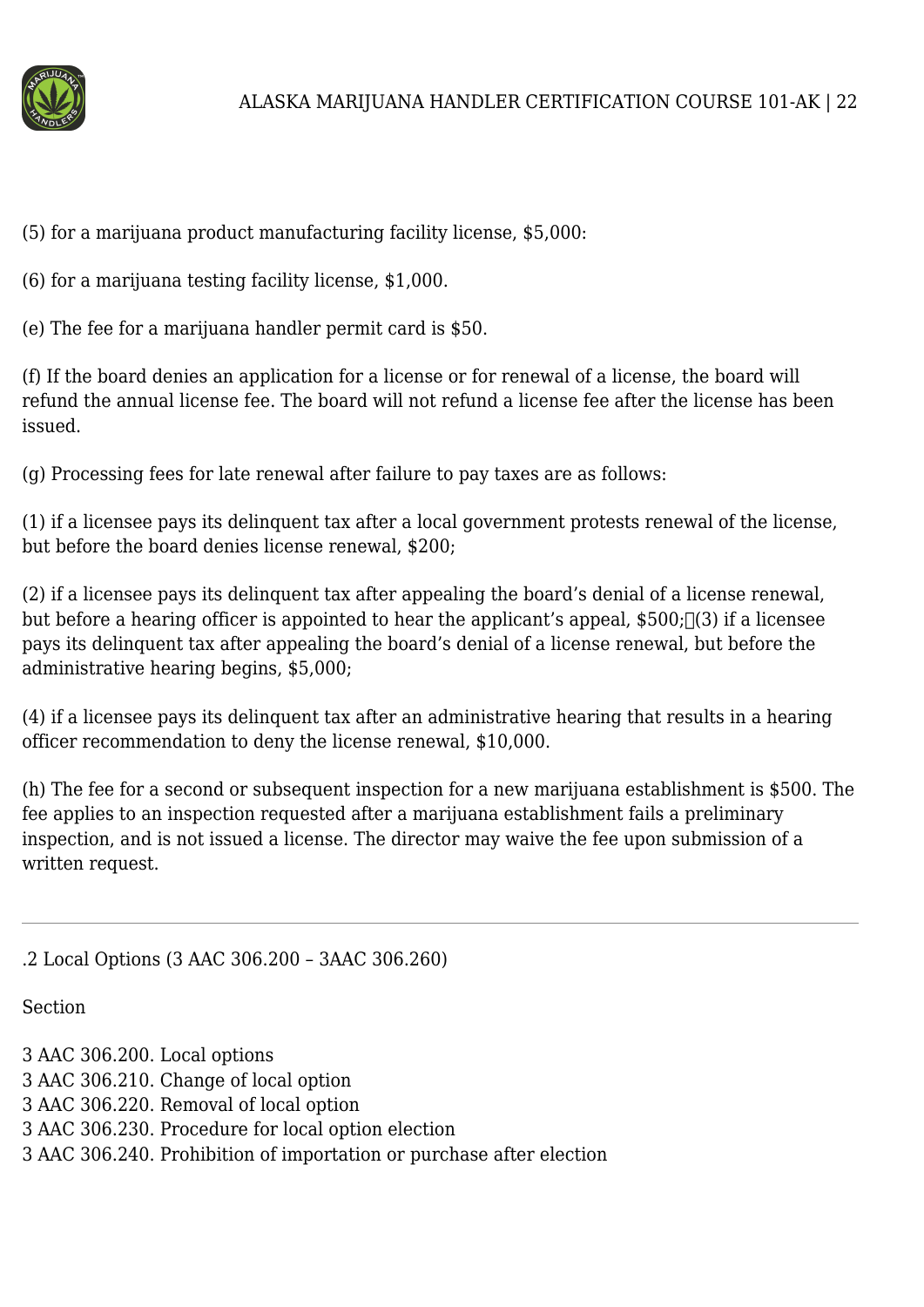(5) for a marijuana product manufacturing facility license, $5,000:

(6) for a marijuana testing facility license, $1,000.

(e) The fee for a marijuana handler permit card is $50.

(f) If the board denies an application for a license or for renewal of a license, the board will refund the annual license fee. The board will not refund a license fee after the license has been issued.

(g) Processing fees for late renewal after failure to pay taxes are as follows:

(1) if a licensee pays its delinquent tax after a local government protests renewal of the license, but before the board denies license renewal, $200;

(2) if a licensee pays its delinquent tax after appealing the board's denial of a license renewal, but before a hearing officer is appointed to hear the applicant's appeal, $500; (3) if a licensee pays its delinquent tax after appealing the board's denial of a license renewal, but before the administrative hearing begins, $5,000;

(4) if a licensee pays its delinquent tax after an administrative hearing that results in a hearing officer recommendation to deny the license renewal, $10,000.

(h) The fee for a second or subsequent inspection for a new marijuana establishment is $500. The fee applies to an inspection requested after a marijuana establishment fails a preliminary inspection, and is not issued a license. The director may waive the fee upon submission of a written request.

---

.2 Local Options (3 AAC 306.200 – 3AAC 306.260)

Section

3 AAC 306.200. Local options
3 AAC 306.210. Change of local option
3 AAC 306.220. Removal of local option
3 AAC 306.230. Procedure for local option election
3 AAC 306.240. Prohibition of importation or purchase after election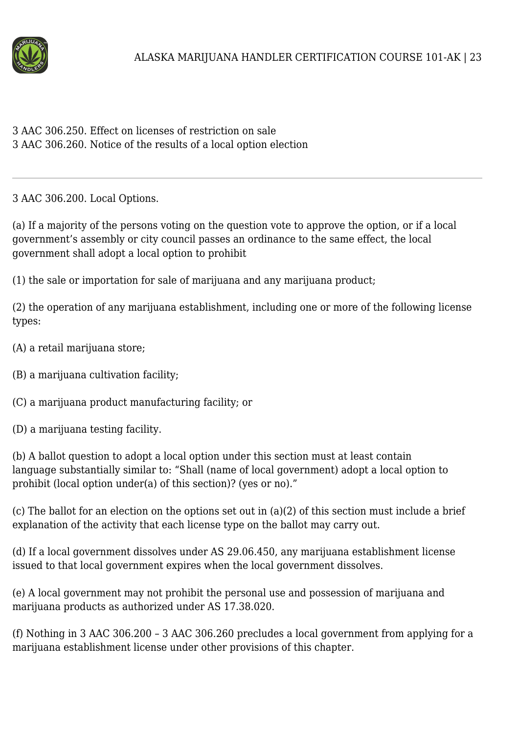3 AAC 306.250. Effect on licenses of restriction on sale
3 AAC 306.260. Notice of the results of a local option election

---

3 AAC 306.200. Local Options.

(a) If a majority of the persons voting on the question vote to approve the option, or if a local government's assembly or city council passes an ordinance to the same effect, the local government shall adopt a local option to prohibit

(1) the sale or importation for sale of marijuana and any marijuana product;

(2) the operation of any marijuana establishment, including one or more of the following license types:

(A) a retail marijuana store;

(B) a marijuana cultivation facility;

(C) a marijuana product manufacturing facility; or

(D) a marijuana testing facility.

(b) A ballot question to adopt a local option under this section must at least contain language substantially similar to: "Shall (name of local government) adopt a local option to prohibit (local option under(a) of this section)? (yes or no)."

(c) The ballot for an election on the options set out in (a)(2) of this section must include a brief explanation of the activity that each license type on the ballot may carry out.

(d) If a local government dissolves under AS 29.06.450, any marijuana establishment license issued to that local government expires when the local government dissolves.

(e) A local government may not prohibit the personal use and possession of marijuana and marijuana products as authorized under AS 17.38.020.

(f) Nothing in 3 AAC 306.200 – 3 AAC 306.260 precludes a local government from applying for a marijuana establishment license under other provisions of this chapter.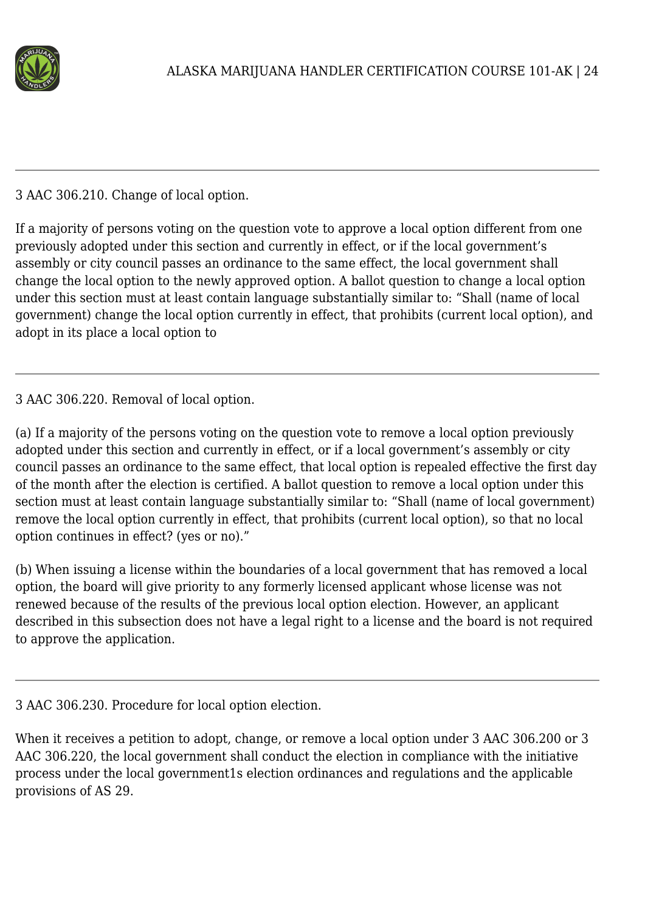---

3 AAC 306.210. Change of local option.

If a majority of persons voting on the question vote to approve a local option different from one previously adopted under this section and currently in effect, or if the local government's assembly or city council passes an ordinance to the same effect, the local government shall change the local option to the newly approved option. A ballot question to change a local option under this section must at least contain language substantially similar to: "Shall (name of local government) change the local option currently in effect, that prohibits (current local option), and adopt in its place a local option to

---

3 AAC 306.220. Removal of local option.

(a) If a majority of the persons voting on the question vote to remove a local option previously adopted under this section and currently in effect, or if a local government's assembly or city council passes an ordinance to the same effect, that local option is repealed effective the first day of the month after the election is certified. A ballot question to remove a local option under this section must at least contain language substantially similar to: "Shall (name of local government) remove the local option currently in effect, that prohibits (current local option), so that no local option continues in effect? (yes or no)."

(b) When issuing a license within the boundaries of a local government that has removed a local option, the board will give priority to any formerly licensed applicant whose license was not renewed because of the results of the previous local option election. However, an applicant described in this subsection does not have a legal right to a license and the board is not required to approve the application.

---

3 AAC 306.230. Procedure for local option election.

When it receives a petition to adopt, change, or remove a local option under 3 AAC 306.200 or 3 AAC 306.220, the local government shall conduct the election in compliance with the initiative process under the local government1s election ordinances and regulations and the applicable provisions of AS 29.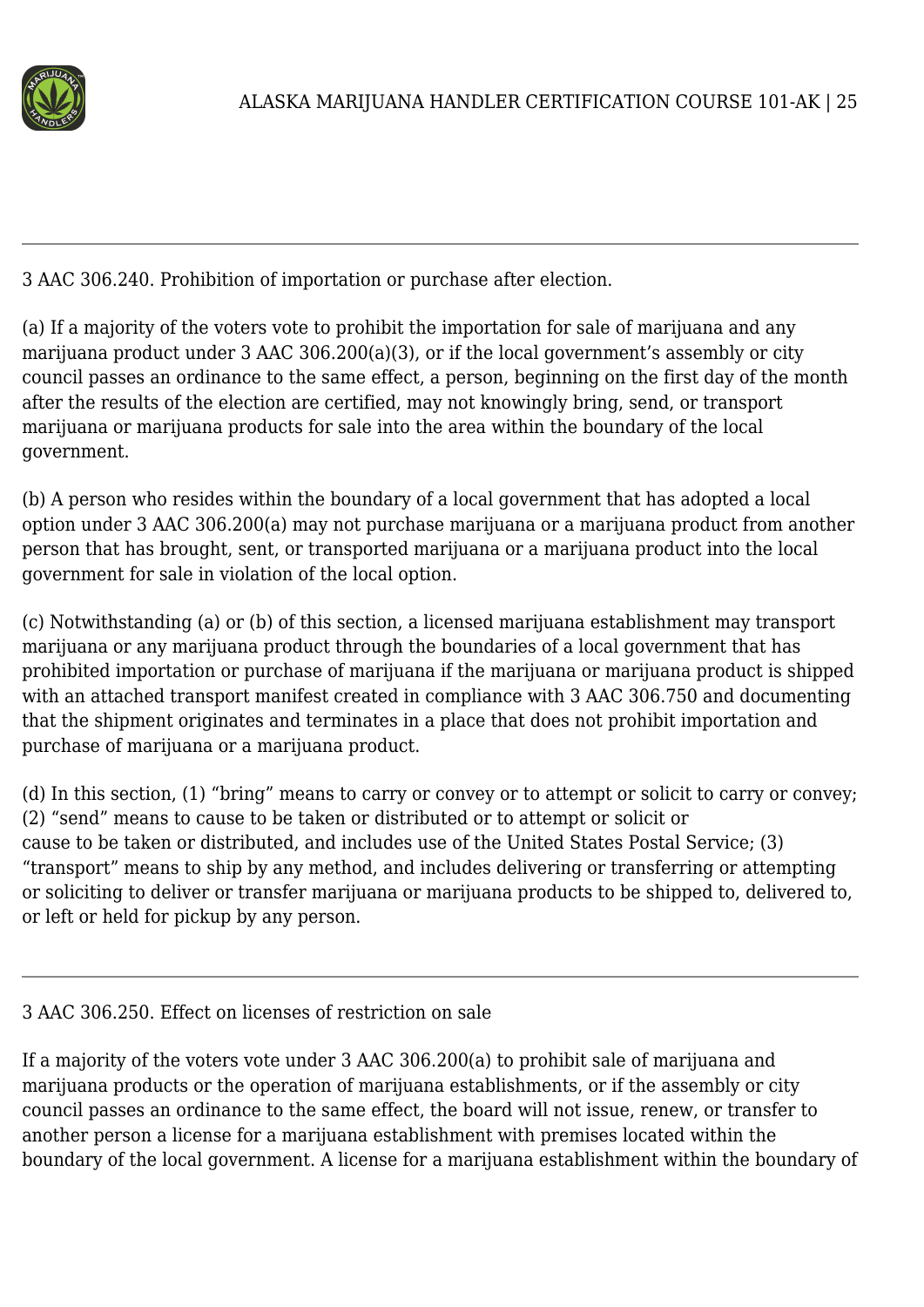---

3 AAC 306.240. Prohibition of importation or purchase after election.

(a) If a majority of the voters vote to prohibit the importation for sale of marijuana and any marijuana product under 3 AAC 306.200(a)(3), or if the local government's assembly or city council passes an ordinance to the same effect, a person, beginning on the first day of the month after the results of the election are certified, may not knowingly bring, send, or transport marijuana or marijuana products for sale into the area within the boundary of the local government.

(b) A person who resides within the boundary of a local government that has adopted a local option under 3 AAC 306.200(a) may not purchase marijuana or a marijuana product from another person that has brought, sent, or transported marijuana or a marijuana product into the local government for sale in violation of the local option.

(c) Notwithstanding (a) or (b) of this section, a licensed marijuana establishment may transport marijuana or any marijuana product through the boundaries of a local government that has prohibited importation or purchase of marijuana if the marijuana or marijuana product is shipped with an attached transport manifest created in compliance with 3 AAC 306.750 and documenting that the shipment originates and terminates in a place that does not prohibit importation and purchase of marijuana or a marijuana product.

(d) In this section, (1) "bring" means to carry or convey or to attempt or solicit to carry or convey; (2) "send" means to cause to be taken or distributed or to attempt or solicit or cause to be taken or distributed, and includes use of the United States Postal Service; (3) "transport" means to ship by any method, and includes delivering or transferring or attempting or soliciting to deliver or transfer marijuana or marijuana products to be shipped to, delivered to, or left or held for pickup by any person.

---

3 AAC 306.250. Effect on licenses of restriction on sale

If a majority of the voters vote under 3 AAC 306.200(a) to prohibit sale of marijuana and marijuana products or the operation of marijuana establishments, or if the assembly or city council passes an ordinance to the same effect, the board will not issue, renew, or transfer to another person a license for a marijuana establishment with premises located within the boundary of the local government. A license for a marijuana establishment within the boundary of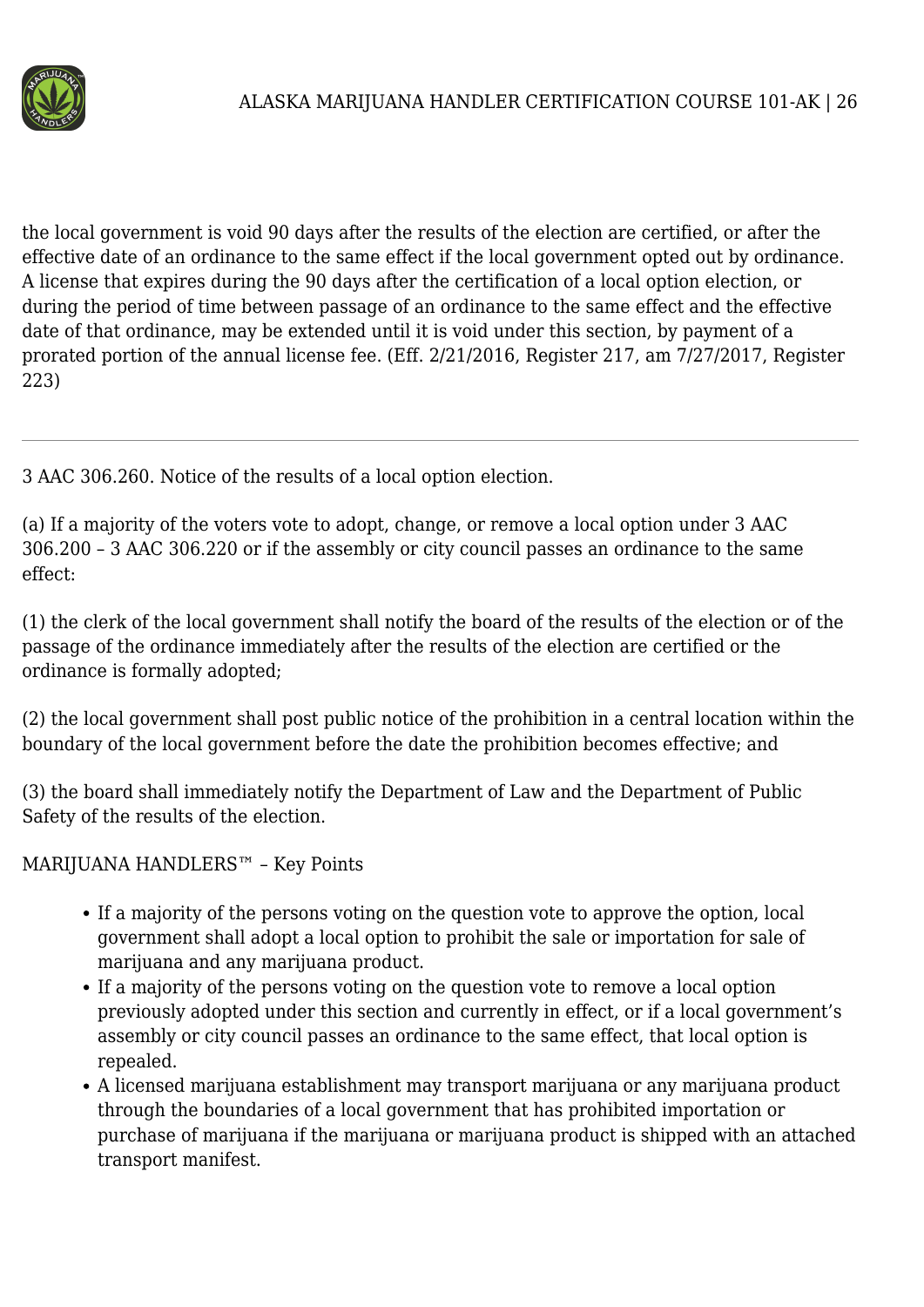the local government is void 90 days after the results of the election are certified, or after the effective date of an ordinance to the same effect if the local government opted out by ordinance. A license that expires during the 90 days after the certification of a local option election, or during the period of time between passage of an ordinance to the same effect and the effective date of that ordinance, may be extended until it is void under this section, by payment of a prorated portion of the annual license fee. (Eff. 2/21/2016, Register 217, am 7/27/2017, Register 223)

---

3 AAC 306.260. Notice of the results of a local option election.

(a) If a majority of the voters vote to adopt, change, or remove a local option under 3 AAC 306.200 – 3 AAC 306.220 or if the assembly or city council passes an ordinance to the same effect:

(1) the clerk of the local government shall notify the board of the results of the election or of the passage of the ordinance immediately after the results of the election are certified or the ordinance is formally adopted;

(2) the local government shall post public notice of the prohibition in a central location within the boundary of the local government before the date the prohibition becomes effective; and

(3) the board shall immediately notify the Department of Law and the Department of Public Safety of the results of the election.

MARIJUANA HANDLERS™ – Key Points

- If a majority of the persons voting on the question vote to approve the option, local government shall adopt a local option to prohibit the sale or importation for sale of marijuana and any marijuana product.
- If a majority of the persons voting on the question vote to remove a local option previously adopted under this section and currently in effect, or if a local government's assembly or city council passes an ordinance to the same effect, that local option is repealed.
- A licensed marijuana establishment may transport marijuana or any marijuana product through the boundaries of a local government that has prohibited importation or purchase of marijuana if the marijuana or marijuana product is shipped with an attached transport manifest.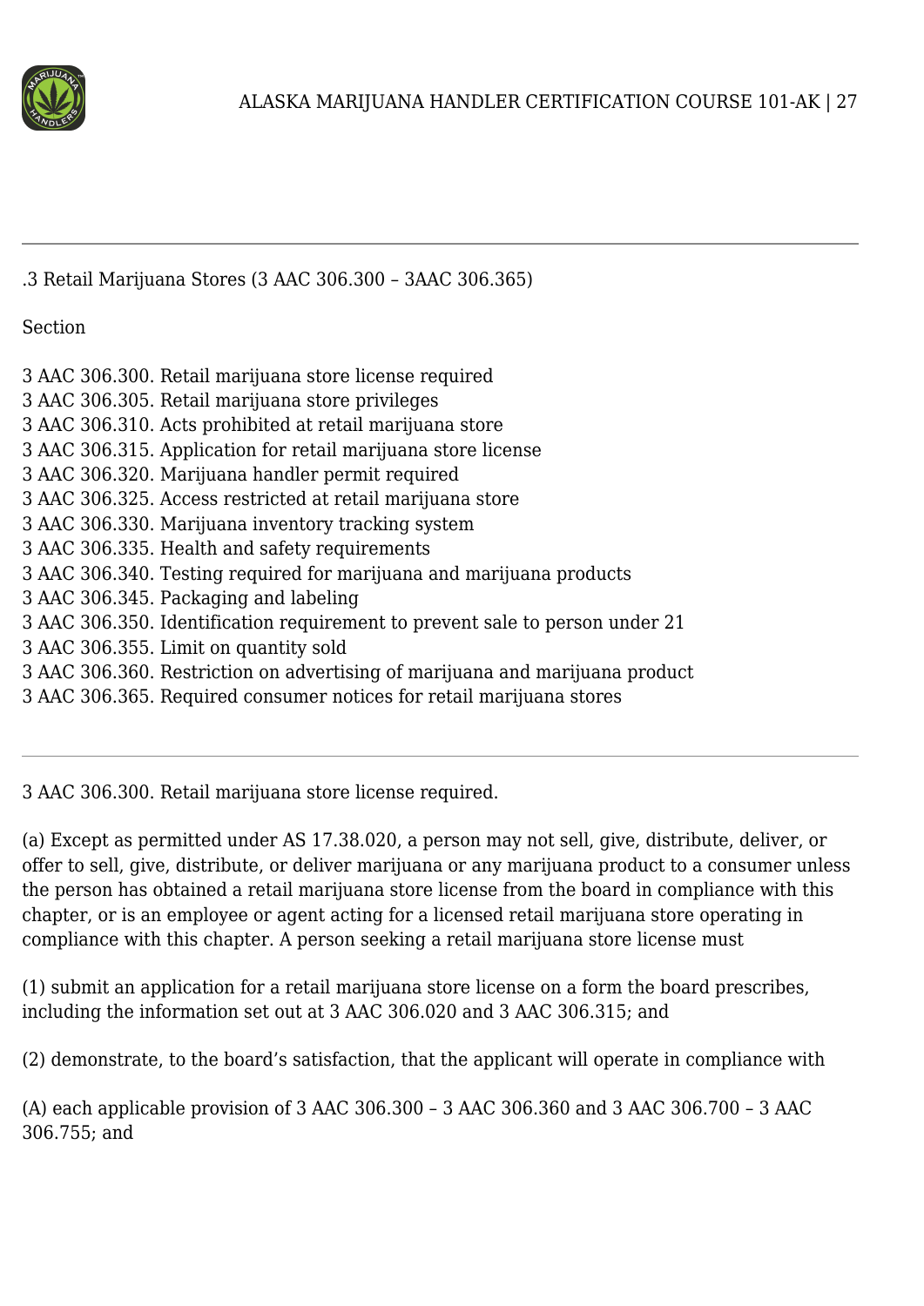## .3 Retail Marijuana Stores (3 AAC 306.300 – 3AAC 306.365)

Section

3 AAC 306.300. Retail marijuana store license required
3 AAC 306.305. Retail marijuana store privileges
3 AAC 306.310. Acts prohibited at retail marijuana store
3 AAC 306.315. Application for retail marijuana store license
3 AAC 306.320. Marijuana handler permit required
3 AAC 306.325. Access restricted at retail marijuana store
3 AAC 306.330. Marijuana inventory tracking system
3 AAC 306.335. Health and safety requirements
3 AAC 306.340. Testing required for marijuana and marijuana products
3 AAC 306.345. Packaging and labeling
3 AAC 306.350. Identification requirement to prevent sale to person under 21
3 AAC 306.355. Limit on quantity sold
3 AAC 306.360. Restriction on advertising of marijuana and marijuana product
3 AAC 306.365. Required consumer notices for retail marijuana stores

---

### 3 AAC 306.300. Retail marijuana store license required.

(a) Except as permitted under AS 17.38.020, a person may not sell, give, distribute, deliver, or offer to sell, give, distribute, or deliver marijuana or any marijuana product to a consumer unless the person has obtained a retail marijuana store license from the board in compliance with this chapter, or is an employee or agent acting for a licensed retail marijuana store operating in compliance with this chapter. A person seeking a retail marijuana store license must

(1) submit an application for a retail marijuana store license on a form the board prescribes, including the information set out at 3 AAC 306.020 and 3 AAC 306.315; and

(2) demonstrate, to the board's satisfaction, that the applicant will operate in compliance with

(A) each applicable provision of 3 AAC 306.300 – 3 AAC 306.360 and 3 AAC 306.700 – 3 AAC 306.755; and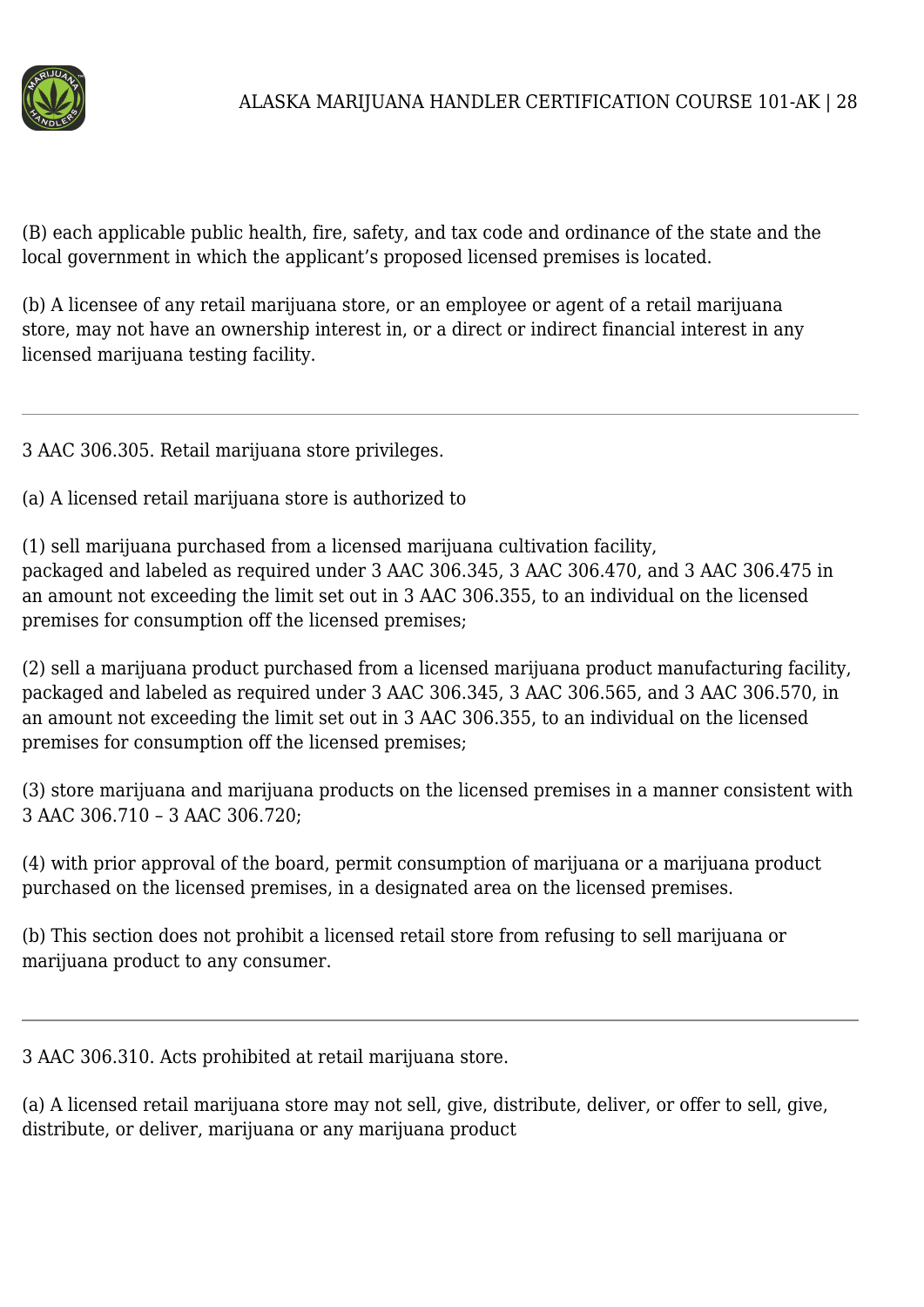(B) each applicable public health, fire, safety, and tax code and ordinance of the state and the local government in which the applicant's proposed licensed premises is located.

(b) A licensee of any retail marijuana store, or an employee or agent of a retail marijuana store, may not have an ownership interest in, or a direct or indirect financial interest in any licensed marijuana testing facility.

---

3 AAC 306.305. Retail marijuana store privileges.

(a) A licensed retail marijuana store is authorized to

(1) sell marijuana purchased from a licensed marijuana cultivation facility, packaged and labeled as required under 3 AAC 306.345, 3 AAC 306.470, and 3 AAC 306.475 in an amount not exceeding the limit set out in 3 AAC 306.355, to an individual on the licensed premises for consumption off the licensed premises;

(2) sell a marijuana product purchased from a licensed marijuana product manufacturing facility, packaged and labeled as required under 3 AAC 306.345, 3 AAC 306.565, and 3 AAC 306.570, in an amount not exceeding the limit set out in 3 AAC 306.355, to an individual on the licensed premises for consumption off the licensed premises;

(3) store marijuana and marijuana products on the licensed premises in a manner consistent with 3 AAC 306.710 – 3 AAC 306.720;

(4) with prior approval of the board, permit consumption of marijuana or a marijuana product purchased on the licensed premises, in a designated area on the licensed premises.

(b) This section does not prohibit a licensed retail store from refusing to sell marijuana or marijuana product to any consumer.

---

3 AAC 306.310. Acts prohibited at retail marijuana store.

(a) A licensed retail marijuana store may not sell, give, distribute, deliver, or offer to sell, give, distribute, or deliver, marijuana or any marijuana product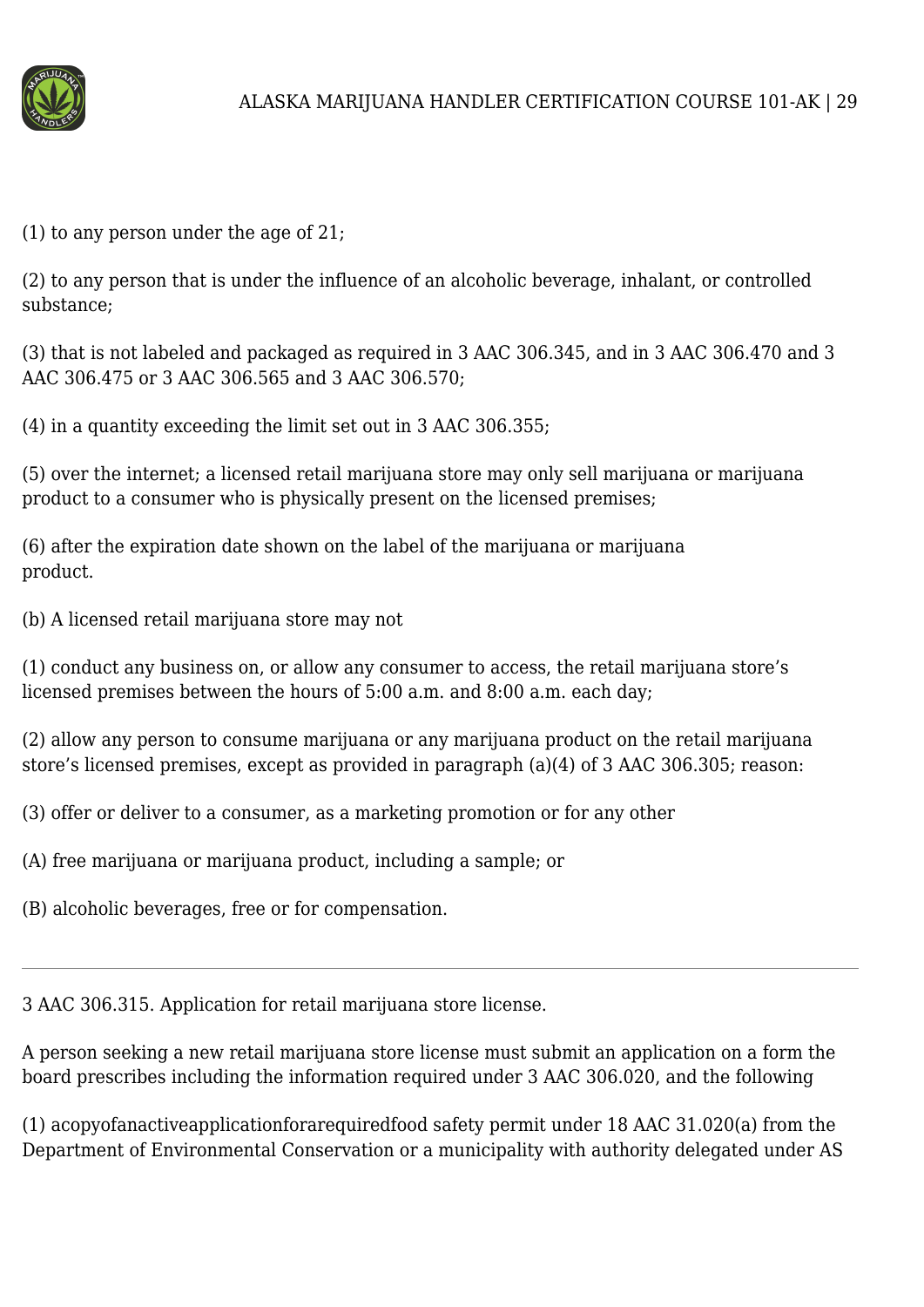(1) to any person under the age of 21;

(2) to any person that is under the influence of an alcoholic beverage, inhalant, or controlled substance;

(3) that is not labeled and packaged as required in 3 AAC 306.345, and in 3 AAC 306.470 and 3 AAC 306.475 or 3 AAC 306.565 and 3 AAC 306.570;

(4) in a quantity exceeding the limit set out in 3 AAC 306.355;

(5) over the internet; a licensed retail marijuana store may only sell marijuana or marijuana product to a consumer who is physically present on the licensed premises;

(6) after the expiration date shown on the label of the marijuana or marijuana product.

(b) A licensed retail marijuana store may not

(1) conduct any business on, or allow any consumer to access, the retail marijuana store's licensed premises between the hours of 5:00 a.m. and 8:00 a.m. each day;

(2) allow any person to consume marijuana or any marijuana product on the retail marijuana store's licensed premises, except as provided in paragraph (a)(4) of 3 AAC 306.305; reason:

(3) offer or deliver to a consumer, as a marketing promotion or for any other

(A) free marijuana or marijuana product, including a sample; or

(B) alcoholic beverages, free or for compensation.

---

3 AAC 306.315. Application for retail marijuana store license.

A person seeking a new retail marijuana store license must submit an application on a form the board prescribes including the information required under 3 AAC 306.020, and the following

(1) acopyofanactiveapplicationforarequiredfood safety permit under 18 AAC 31.020(a) from the Department of Environmental Conservation or a municipality with authority delegated under AS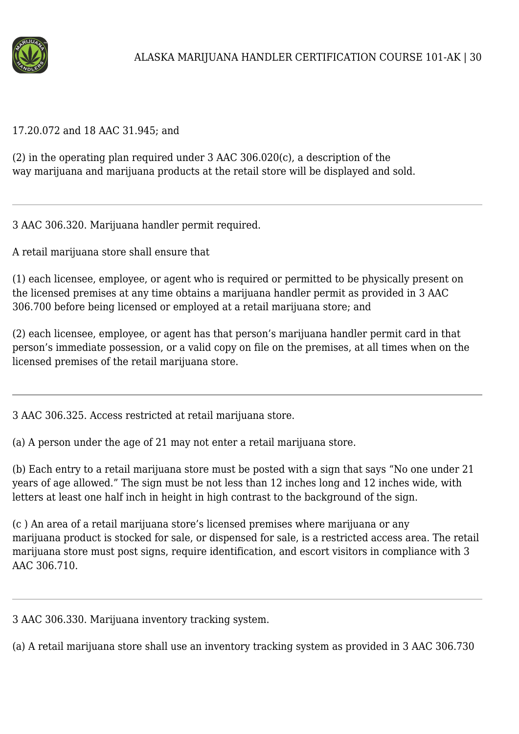17.20.072 and 18 AAC 31.945; and

(2) in the operating plan required under 3 AAC 306.020(c), a description of the way marijuana and marijuana products at the retail store will be displayed and sold.

---

3 AAC 306.320. Marijuana handler permit required.

A retail marijuana store shall ensure that

(1) each licensee, employee, or agent who is required or permitted to be physically present on the licensed premises at any time obtains a marijuana handler permit as provided in 3 AAC 306.700 before being licensed or employed at a retail marijuana store; and

(2) each licensee, employee, or agent has that person's marijuana handler permit card in that person's immediate possession, or a valid copy on file on the premises, at all times when on the licensed premises of the retail marijuana store.

---

3 AAC 306.325. Access restricted at retail marijuana store.

(a) A person under the age of 21 may not enter a retail marijuana store.

(b) Each entry to a retail marijuana store must be posted with a sign that says "No one under 21 years of age allowed." The sign must be not less than 12 inches long and 12 inches wide, with letters at least one half inch in height in high contrast to the background of the sign.

(c ) An area of a retail marijuana store's licensed premises where marijuana or any marijuana product is stocked for sale, or dispensed for sale, is a restricted access area. The retail marijuana store must post signs, require identification, and escort visitors in compliance with 3 AAC 306.710.

---

3 AAC 306.330. Marijuana inventory tracking system.

(a) A retail marijuana store shall use an inventory tracking system as provided in 3 AAC 306.730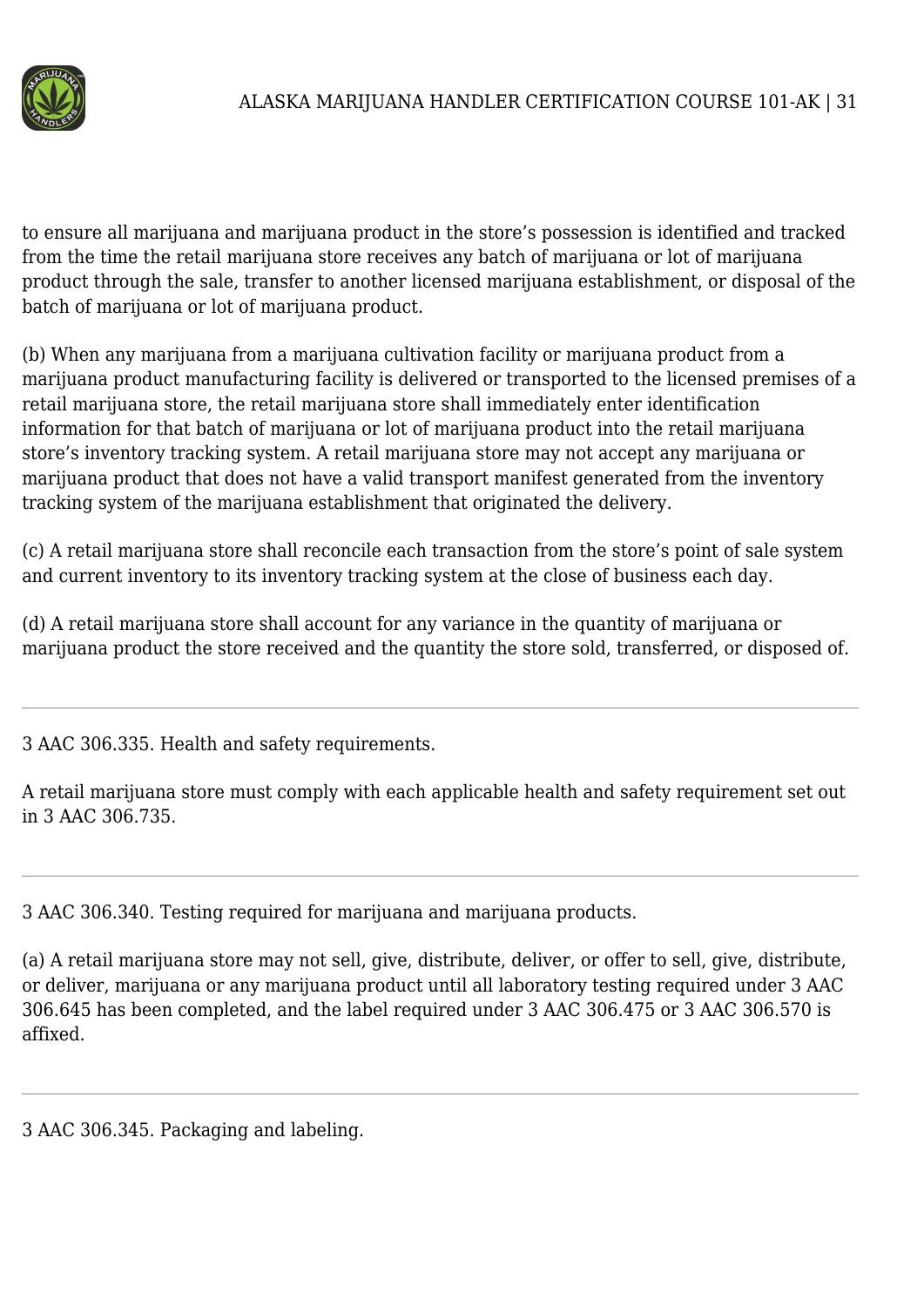to ensure all marijuana and marijuana product in the store's possession is identified and tracked from the time the retail marijuana store receives any batch of marijuana or lot of marijuana product through the sale, transfer to another licensed marijuana establishment, or disposal of the batch of marijuana or lot of marijuana product.

(b) When any marijuana from a marijuana cultivation facility or marijuana product from a marijuana product manufacturing facility is delivered or transported to the licensed premises of a retail marijuana store, the retail marijuana store shall immediately enter identification information for that batch of marijuana or lot of marijuana product into the retail marijuana store's inventory tracking system. A retail marijuana store may not accept any marijuana or marijuana product that does not have a valid transport manifest generated from the inventory tracking system of the marijuana establishment that originated the delivery.

(c) A retail marijuana store shall reconcile each transaction from the store's point of sale system and current inventory to its inventory tracking system at the close of business each day.

(d) A retail marijuana store shall account for any variance in the quantity of marijuana or marijuana product the store received and the quantity the store sold, transferred, or disposed of.

---

3 AAC 306.335. Health and safety requirements.

A retail marijuana store must comply with each applicable health and safety requirement set out in 3 AAC 306.735.

---

3 AAC 306.340. Testing required for marijuana and marijuana products.

(a) A retail marijuana store may not sell, give, distribute, deliver, or offer to sell, give, distribute, or deliver, marijuana or any marijuana product until all laboratory testing required under 3 AAC 306.645 has been completed, and the label required under 3 AAC 306.475 or 3 AAC 306.570 is affixed.

---

3 AAC 306.345. Packaging and labeling.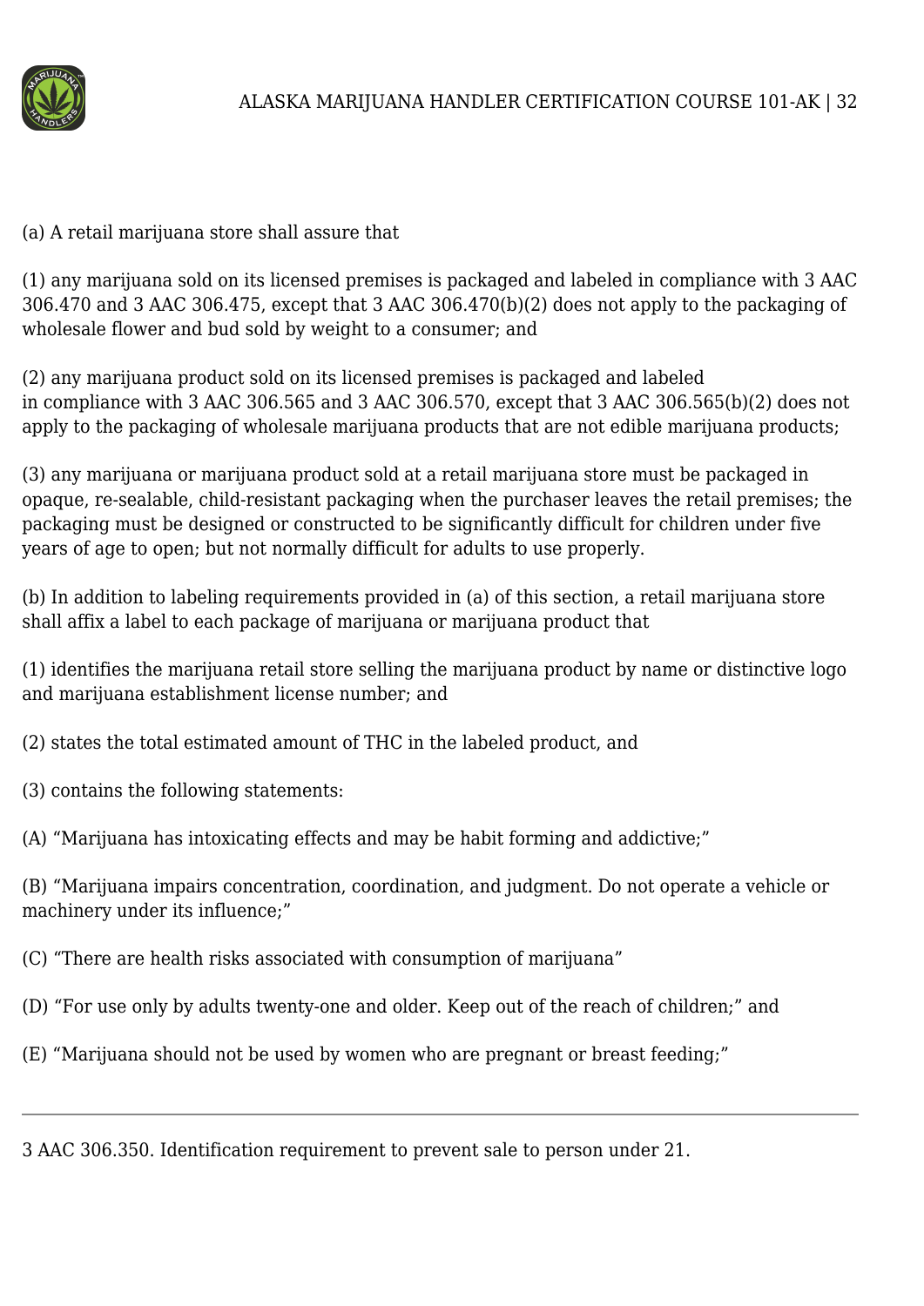(a) A retail marijuana store shall assure that

(1) any marijuana sold on its licensed premises is packaged and labeled in compliance with 3 AAC 306.470 and 3 AAC 306.475, except that 3 AAC 306.470(b)(2) does not apply to the packaging of wholesale flower and bud sold by weight to a consumer; and

(2) any marijuana product sold on its licensed premises is packaged and labeled in compliance with 3 AAC 306.565 and 3 AAC 306.570, except that 3 AAC 306.565(b)(2) does not apply to the packaging of wholesale marijuana products that are not edible marijuana products;

(3) any marijuana or marijuana product sold at a retail marijuana store must be packaged in opaque, re-sealable, child-resistant packaging when the purchaser leaves the retail premises; the packaging must be designed or constructed to be significantly difficult for children under five years of age to open; but not normally difficult for adults to use properly.

(b) In addition to labeling requirements provided in (a) of this section, a retail marijuana store shall affix a label to each package of marijuana or marijuana product that

(1) identifies the marijuana retail store selling the marijuana product by name or distinctive logo and marijuana establishment license number; and

(2) states the total estimated amount of THC in the labeled product, and

(3) contains the following statements:

(A) "Marijuana has intoxicating effects and may be habit forming and addictive;"

(B) "Marijuana impairs concentration, coordination, and judgment. Do not operate a vehicle or machinery under its influence;"

(C) "There are health risks associated with consumption of marijuana"

(D) "For use only by adults twenty-one and older. Keep out of the reach of children;" and

(E) "Marijuana should not be used by women who are pregnant or breast feeding;"

---

3 AAC 306.350. Identification requirement to prevent sale to person under 21.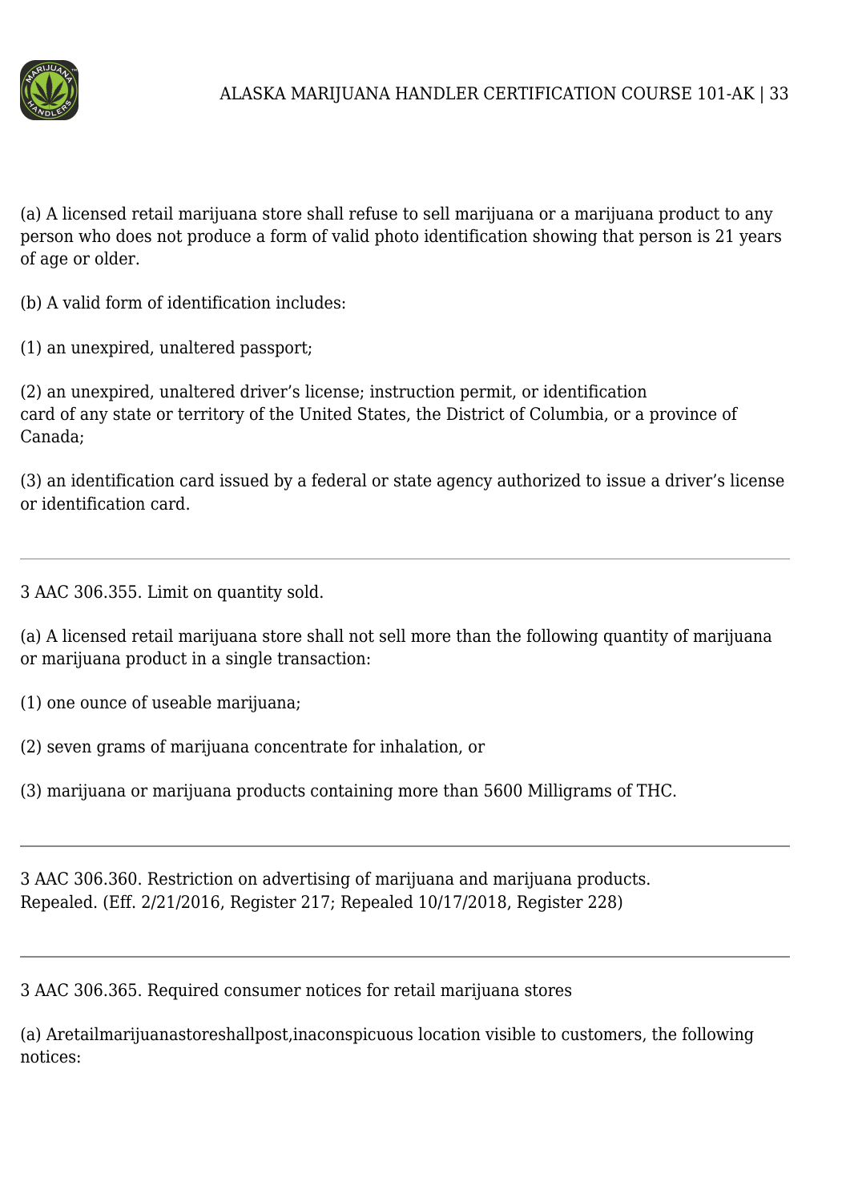(a) A licensed retail marijuana store shall refuse to sell marijuana or a marijuana product to any person who does not produce a form of valid photo identification showing that person is 21 years of age or older.

(b) A valid form of identification includes:

(1) an unexpired, unaltered passport;

(2) an unexpired, unaltered driver's license; instruction permit, or identification card of any state or territory of the United States, the District of Columbia, or a province of Canada;

(3) an identification card issued by a federal or state agency authorized to issue a driver's license or identification card.

---

3 AAC 306.355. Limit on quantity sold.

(a) A licensed retail marijuana store shall not sell more than the following quantity of marijuana or marijuana product in a single transaction:

(1) one ounce of useable marijuana;

(2) seven grams of marijuana concentrate for inhalation, or

(3) marijuana or marijuana products containing more than 5600 Milligrams of THC.

---

3 AAC 306.360. Restriction on advertising of marijuana and marijuana products. Repealed. (Eff. 2/21/2016, Register 217; Repealed 10/17/2018, Register 228)

---

3 AAC 306.365. Required consumer notices for retail marijuana stores

(a) Aretailmarijuanastoreshallpost,inaconspicuous location visible to customers, the following notices: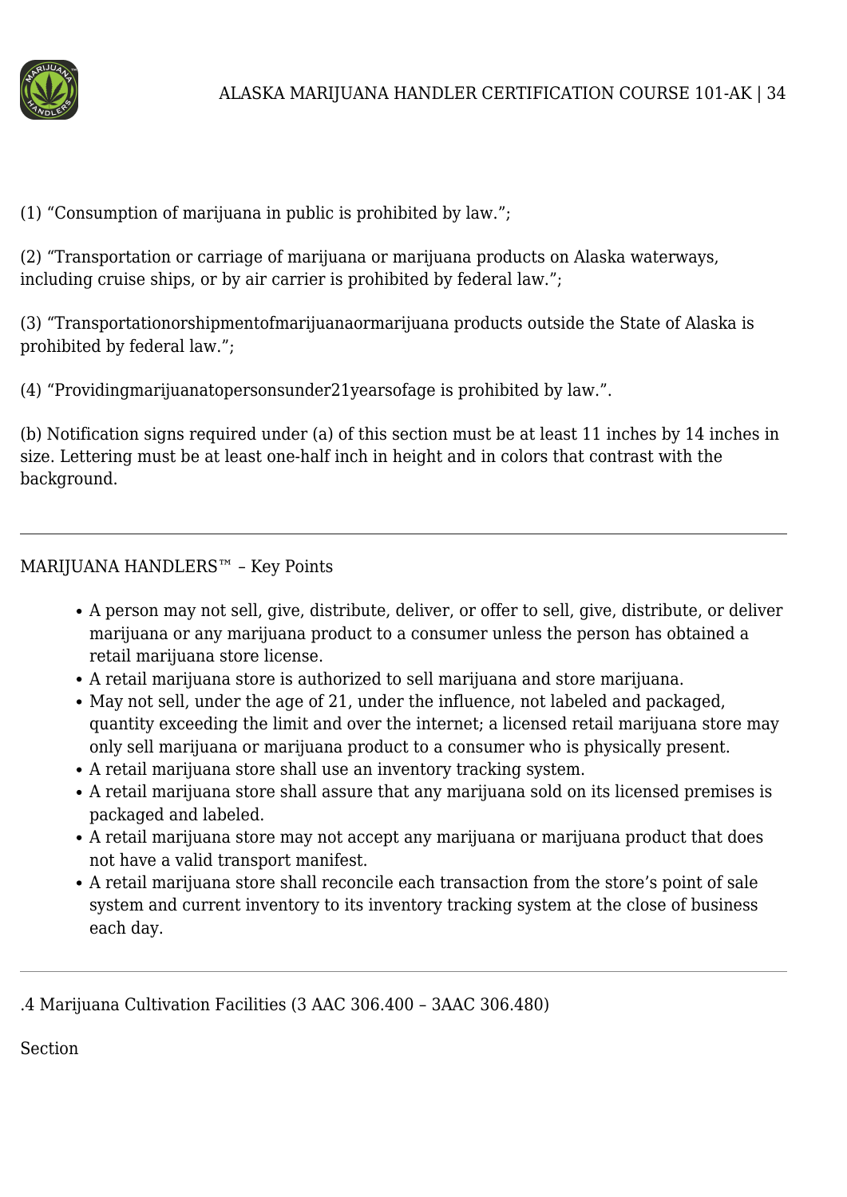(1) “Consumption of marijuana in public is prohibited by law.”;

(2) “Transportation or carriage of marijuana or marijuana products on Alaska waterways, including cruise ships, or by air carrier is prohibited by federal law.”;

(3) “Transportationorshipmentofmarijuanaormarijuana products outside the State of Alaska is prohibited by federal law.”;

(4) “Providingmarijuanatopersonsunder21yearsofage is prohibited by law.”.

(b) Notification signs required under (a) of this section must be at least 11 inches by 14 inches in size. Lettering must be at least one-half inch in height and in colors that contrast with the background.

---

MARIJUANA HANDLERS™ – Key Points

- A person may not sell, give, distribute, deliver, or offer to sell, give, distribute, or deliver marijuana or any marijuana product to a consumer unless the person has obtained a retail marijuana store license.
- A retail marijuana store is authorized to sell marijuana and store marijuana.
- May not sell, under the age of 21, under the influence, not labeled and packaged, quantity exceeding the limit and over the internet; a licensed retail marijuana store may only sell marijuana or marijuana product to a consumer who is physically present.
- A retail marijuana store shall use an inventory tracking system.
- A retail marijuana store shall assure that any marijuana sold on its licensed premises is packaged and labeled.
- A retail marijuana store may not accept any marijuana or marijuana product that does not have a valid transport manifest.
- A retail marijuana store shall reconcile each transaction from the store’s point of sale system and current inventory to its inventory tracking system at the close of business each day.

---

.4 Marijuana Cultivation Facilities (3 AAC 306.400 – 3AAC 306.480)

Section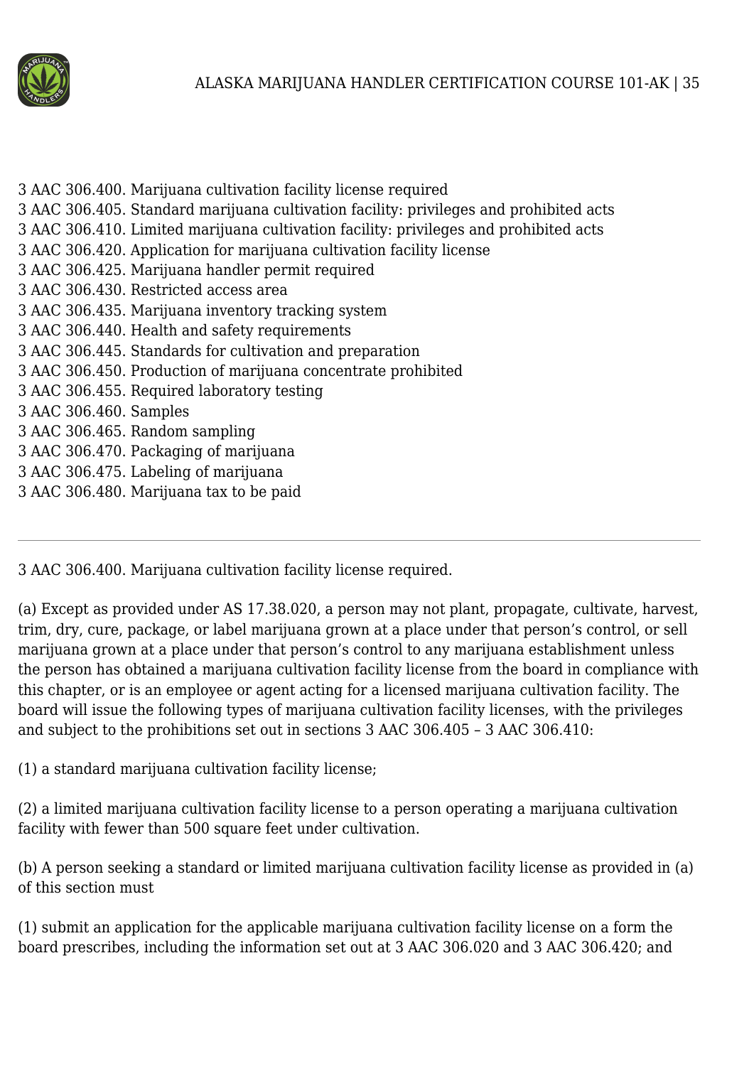3 AAC 306.400. Marijuana cultivation facility license required
3 AAC 306.405. Standard marijuana cultivation facility: privileges and prohibited acts
3 AAC 306.410. Limited marijuana cultivation facility: privileges and prohibited acts
3 AAC 306.420. Application for marijuana cultivation facility license
3 AAC 306.425. Marijuana handler permit required
3 AAC 306.430. Restricted access area
3 AAC 306.435. Marijuana inventory tracking system
3 AAC 306.440. Health and safety requirements
3 AAC 306.445. Standards for cultivation and preparation
3 AAC 306.450. Production of marijuana concentrate prohibited
3 AAC 306.455. Required laboratory testing
3 AAC 306.460. Samples
3 AAC 306.465. Random sampling
3 AAC 306.470. Packaging of marijuana
3 AAC 306.475. Labeling of marijuana
3 AAC 306.480. Marijuana tax to be paid

---

3 AAC 306.400. Marijuana cultivation facility license required.

(a) Except as provided under AS 17.38.020, a person may not plant, propagate, cultivate, harvest, trim, dry, cure, package, or label marijuana grown at a place under that person's control, or sell marijuana grown at a place under that person's control to any marijuana establishment unless the person has obtained a marijuana cultivation facility license from the board in compliance with this chapter, or is an employee or agent acting for a licensed marijuana cultivation facility. The board will issue the following types of marijuana cultivation facility licenses, with the privileges and subject to the prohibitions set out in sections 3 AAC 306.405 – 3 AAC 306.410:

(1) a standard marijuana cultivation facility license;

(2) a limited marijuana cultivation facility license to a person operating a marijuana cultivation facility with fewer than 500 square feet under cultivation.

(b) A person seeking a standard or limited marijuana cultivation facility license as provided in (a) of this section must

(1) submit an application for the applicable marijuana cultivation facility license on a form the board prescribes, including the information set out at 3 AAC 306.020 and 3 AAC 306.420; and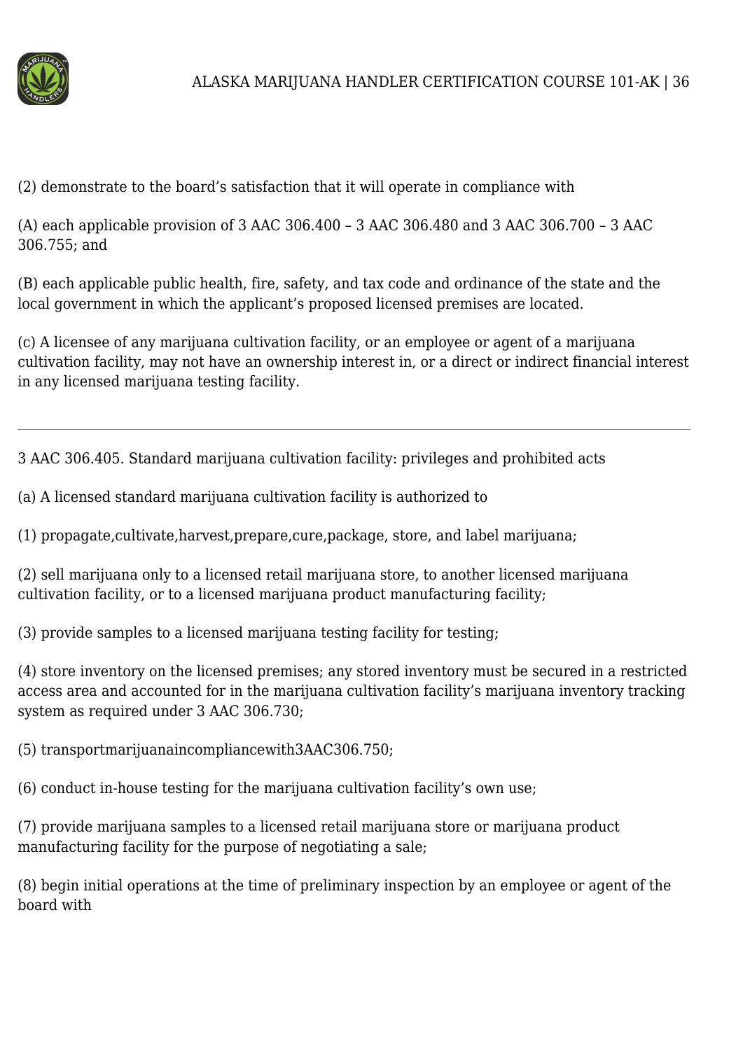(2) demonstrate to the board's satisfaction that it will operate in compliance with

(A) each applicable provision of 3 AAC 306.400 – 3 AAC 306.480 and 3 AAC 306.700 – 3 AAC 306.755; and

(B) each applicable public health, fire, safety, and tax code and ordinance of the state and the local government in which the applicant's proposed licensed premises are located.

(c) A licensee of any marijuana cultivation facility, or an employee or agent of a marijuana cultivation facility, may not have an ownership interest in, or a direct or indirect financial interest in any licensed marijuana testing facility.

---

3 AAC 306.405. Standard marijuana cultivation facility: privileges and prohibited acts

(a) A licensed standard marijuana cultivation facility is authorized to

(1) propagate,cultivate,harvest,prepare,cure,package, store, and label marijuana;

(2) sell marijuana only to a licensed retail marijuana store, to another licensed marijuana cultivation facility, or to a licensed marijuana product manufacturing facility;

(3) provide samples to a licensed marijuana testing facility for testing;

(4) store inventory on the licensed premises; any stored inventory must be secured in a restricted access area and accounted for in the marijuana cultivation facility's marijuana inventory tracking system as required under 3 AAC 306.730;

(5) transportmarijuanaincompliancewith3AAC306.750;

(6) conduct in-house testing for the marijuana cultivation facility's own use;

(7) provide marijuana samples to a licensed retail marijuana store or marijuana product manufacturing facility for the purpose of negotiating a sale;

(8) begin initial operations at the time of preliminary inspection by an employee or agent of the board with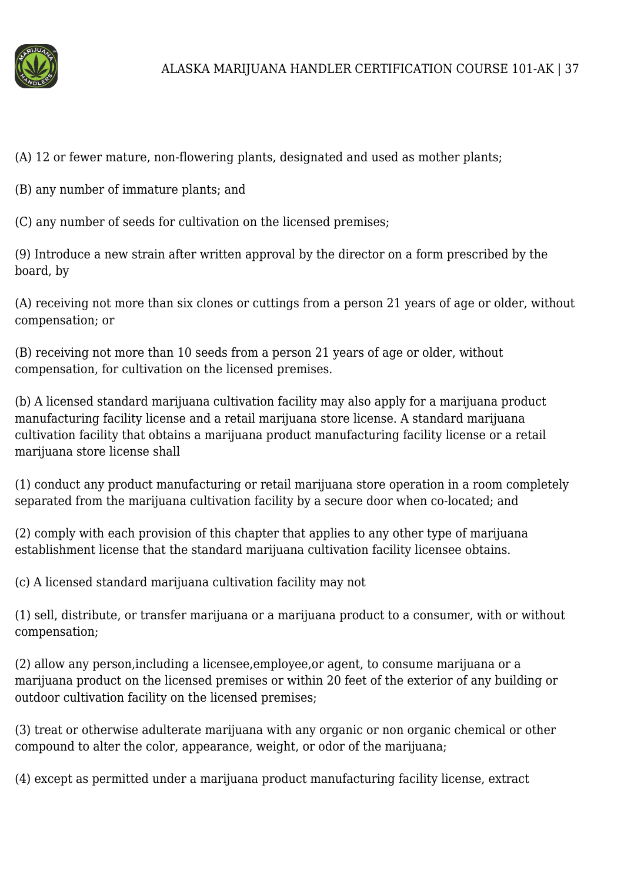(A) 12 or fewer mature, non-flowering plants, designated and used as mother plants;

(B) any number of immature plants; and

(C) any number of seeds for cultivation on the licensed premises;

(9) Introduce a new strain after written approval by the director on a form prescribed by the board, by

(A) receiving not more than six clones or cuttings from a person 21 years of age or older, without compensation; or

(B) receiving not more than 10 seeds from a person 21 years of age or older, without compensation, for cultivation on the licensed premises.

(b) A licensed standard marijuana cultivation facility may also apply for a marijuana product manufacturing facility license and a retail marijuana store license. A standard marijuana cultivation facility that obtains a marijuana product manufacturing facility license or a retail marijuana store license shall

(1) conduct any product manufacturing or retail marijuana store operation in a room completely separated from the marijuana cultivation facility by a secure door when co-located; and

(2) comply with each provision of this chapter that applies to any other type of marijuana establishment license that the standard marijuana cultivation facility licensee obtains.

(c) A licensed standard marijuana cultivation facility may not

(1) sell, distribute, or transfer marijuana or a marijuana product to a consumer, with or without compensation;

(2) allow any person,including a licensee,employee,or agent, to consume marijuana or a marijuana product on the licensed premises or within 20 feet of the exterior of any building or outdoor cultivation facility on the licensed premises;

(3) treat or otherwise adulterate marijuana with any organic or non organic chemical or other compound to alter the color, appearance, weight, or odor of the marijuana;

(4) except as permitted under a marijuana product manufacturing facility license, extract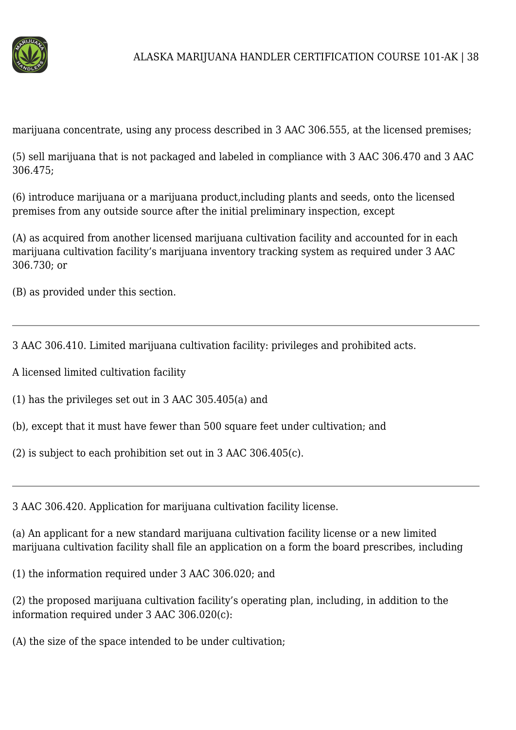marijuana concentrate, using any process described in 3 AAC 306.555, at the licensed premises;

(5) sell marijuana that is not packaged and labeled in compliance with 3 AAC 306.470 and 3 AAC 306.475;

(6) introduce marijuana or a marijuana product,including plants and seeds, onto the licensed premises from any outside source after the initial preliminary inspection, except

(A) as acquired from another licensed marijuana cultivation facility and accounted for in each marijuana cultivation facility's marijuana inventory tracking system as required under 3 AAC 306.730; or

(B) as provided under this section.

---

3 AAC 306.410. Limited marijuana cultivation facility: privileges and prohibited acts.

A licensed limited cultivation facility

(1) has the privileges set out in 3 AAC 305.405(a) and

(b), except that it must have fewer than 500 square feet under cultivation; and

(2) is subject to each prohibition set out in 3 AAC 306.405(c).

---

3 AAC 306.420. Application for marijuana cultivation facility license.

(a) An applicant for a new standard marijuana cultivation facility license or a new limited marijuana cultivation facility shall file an application on a form the board prescribes, including

(1) the information required under 3 AAC 306.020; and

(2) the proposed marijuana cultivation facility's operating plan, including, in addition to the information required under 3 AAC 306.020(c):

(A) the size of the space intended to be under cultivation;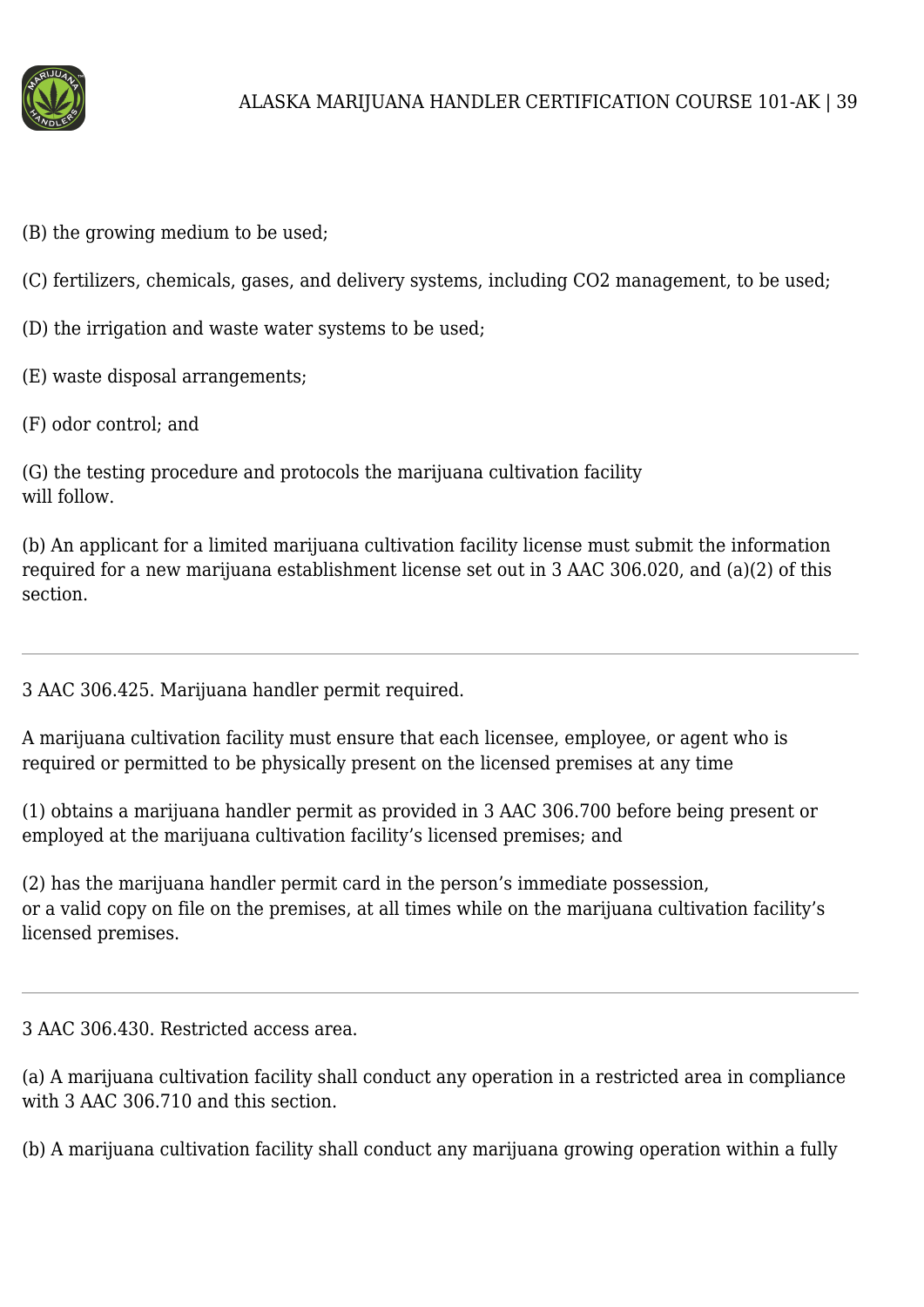(B) the growing medium to be used;

(C) fertilizers, chemicals, gases, and delivery systems, including $CO_2$ management, to be used;

(D) the irrigation and waste water systems to be used;

(E) waste disposal arrangements;

(F) odor control; and

(G) the testing procedure and protocols the marijuana cultivation facility will follow.

(b) An applicant for a limited marijuana cultivation facility license must submit the information required for a new marijuana establishment license set out in 3 AAC 306.020, and (a)(2) of this section.

---

3 AAC 306.425. Marijuana handler permit required.

A marijuana cultivation facility must ensure that each licensee, employee, or agent who is required or permitted to be physically present on the licensed premises at any time

(1) obtains a marijuana handler permit as provided in 3 AAC 306.700 before being present or employed at the marijuana cultivation facility's licensed premises; and

(2) has the marijuana handler permit card in the person's immediate possession, or a valid copy on file on the premises, at all times while on the marijuana cultivation facility's licensed premises.

---

3 AAC 306.430. Restricted access area.

(a) A marijuana cultivation facility shall conduct any operation in a restricted area in compliance with 3 AAC 306.710 and this section.

(b) A marijuana cultivation facility shall conduct any marijuana growing operation within a fully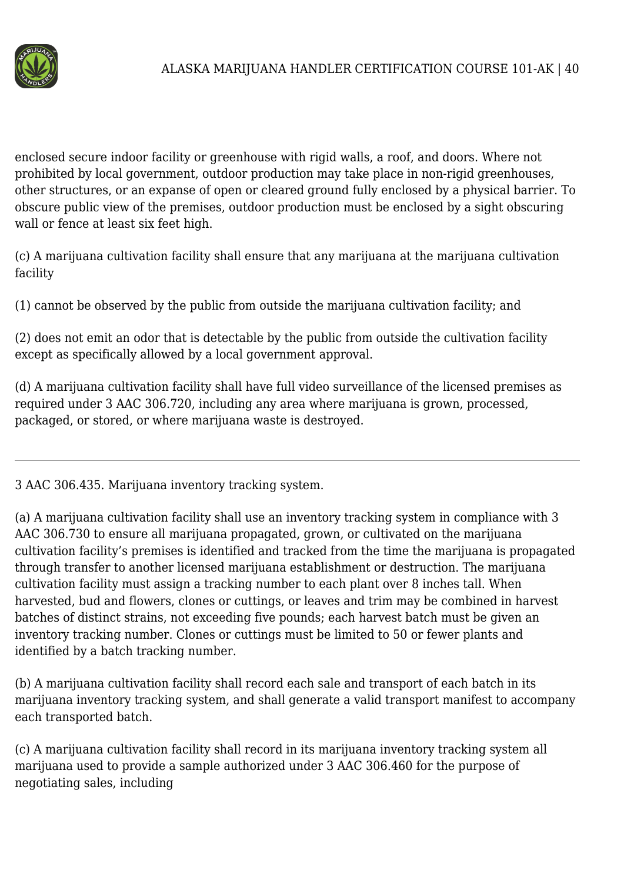enclosed secure indoor facility or greenhouse with rigid walls, a roof, and doors. Where not prohibited by local government, outdoor production may take place in non-rigid greenhouses, other structures, or an expanse of open or cleared ground fully enclosed by a physical barrier. To obscure public view of the premises, outdoor production must be enclosed by a sight obscuring wall or fence at least six feet high.

(c) A marijuana cultivation facility shall ensure that any marijuana at the marijuana cultivation facility

(1) cannot be observed by the public from outside the marijuana cultivation facility; and

(2) does not emit an odor that is detectable by the public from outside the cultivation facility except as specifically allowed by a local government approval.

(d) A marijuana cultivation facility shall have full video surveillance of the licensed premises as required under 3 AAC 306.720, including any area where marijuana is grown, processed, packaged, or stored, or where marijuana waste is destroyed.

---

3 AAC 306.435. Marijuana inventory tracking system.

(a) A marijuana cultivation facility shall use an inventory tracking system in compliance with 3 AAC 306.730 to ensure all marijuana propagated, grown, or cultivated on the marijuana cultivation facility's premises is identified and tracked from the time the marijuana is propagated through transfer to another licensed marijuana establishment or destruction. The marijuana cultivation facility must assign a tracking number to each plant over 8 inches tall. When harvested, bud and flowers, clones or cuttings, or leaves and trim may be combined in harvest batches of distinct strains, not exceeding five pounds; each harvest batch must be given an inventory tracking number. Clones or cuttings must be limited to 50 or fewer plants and identified by a batch tracking number.

(b) A marijuana cultivation facility shall record each sale and transport of each batch in its marijuana inventory tracking system, and shall generate a valid transport manifest to accompany each transported batch.

(c) A marijuana cultivation facility shall record in its marijuana inventory tracking system all marijuana used to provide a sample authorized under 3 AAC 306.460 for the purpose of negotiating sales, including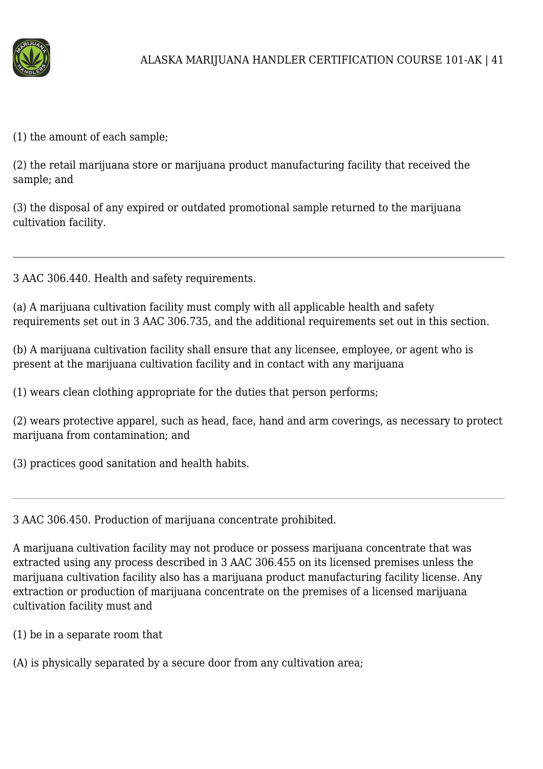(1) the amount of each sample;

(2) the retail marijuana store or marijuana product manufacturing facility that received the sample; and

(3) the disposal of any expired or outdated promotional sample returned to the marijuana cultivation facility.

---

3 AAC 306.440. Health and safety requirements.

(a) A marijuana cultivation facility must comply with all applicable health and safety requirements set out in 3 AAC 306.735, and the additional requirements set out in this section.

(b) A marijuana cultivation facility shall ensure that any licensee, employee, or agent who is present at the marijuana cultivation facility and in contact with any marijuana

(1) wears clean clothing appropriate for the duties that person performs;

(2) wears protective apparel, such as head, face, hand and arm coverings, as necessary to protect marijuana from contamination; and

(3) practices good sanitation and health habits.

---

3 AAC 306.450. Production of marijuana concentrate prohibited.

A marijuana cultivation facility may not produce or possess marijuana concentrate that was extracted using any process described in 3 AAC 306.455 on its licensed premises unless the marijuana cultivation facility also has a marijuana product manufacturing facility license. Any extraction or production of marijuana concentrate on the premises of a licensed marijuana cultivation facility must and

(1) be in a separate room that

(A) is physically separated by a secure door from any cultivation area;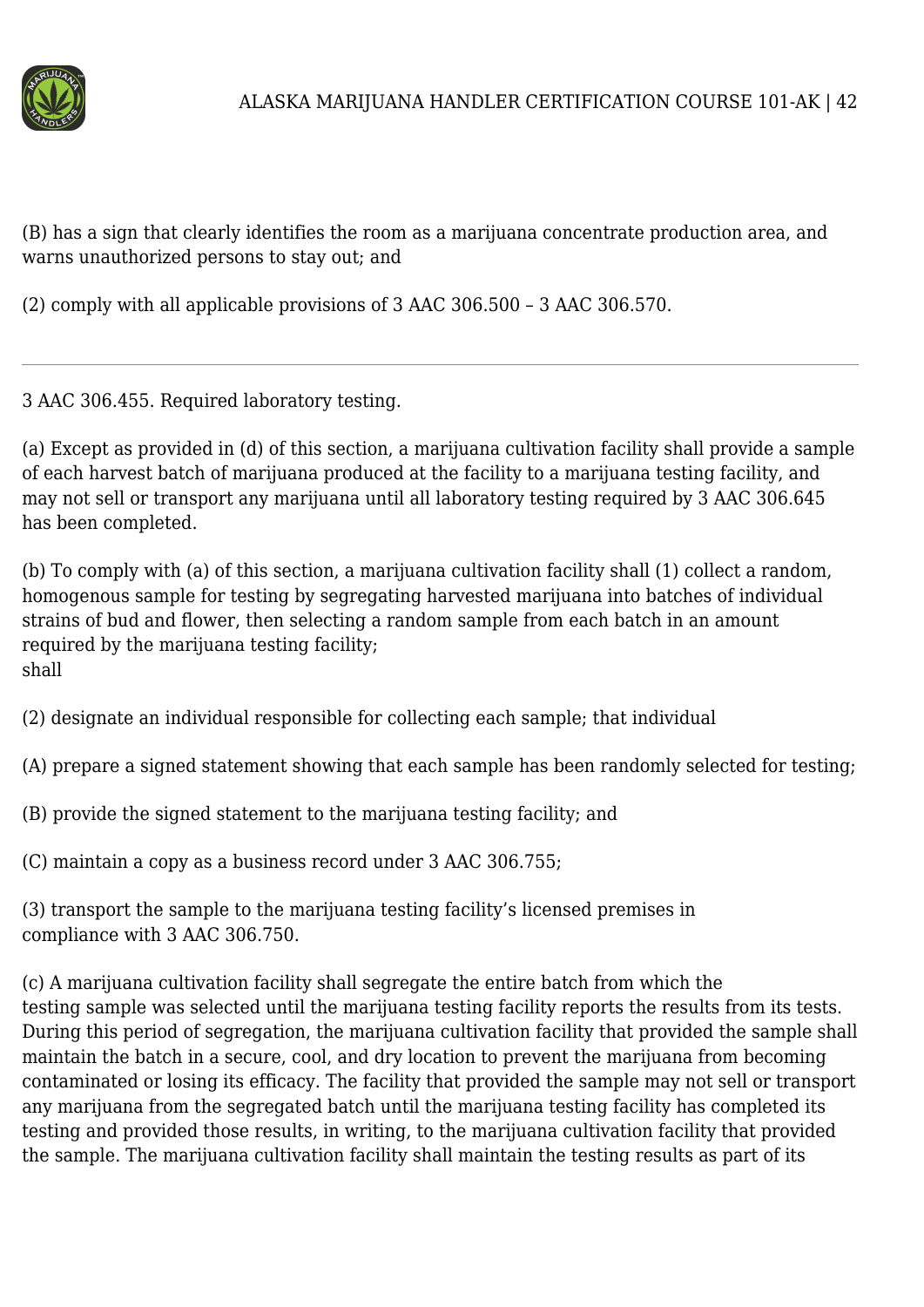(B) has a sign that clearly identifies the room as a marijuana concentrate production area, and warns unauthorized persons to stay out; and

(2) comply with all applicable provisions of 3 AAC 306.500 – 3 AAC 306.570.

---

3 AAC 306.455. Required laboratory testing.

(a) Except as provided in (d) of this section, a marijuana cultivation facility shall provide a sample of each harvest batch of marijuana produced at the facility to a marijuana testing facility, and may not sell or transport any marijuana until all laboratory testing required by 3 AAC 306.645 has been completed.

(b) To comply with (a) of this section, a marijuana cultivation facility shall (1) collect a random, homogenous sample for testing by segregating harvested marijuana into batches of individual strains of bud and flower, then selecting a random sample from each batch in an amount required by the marijuana testing facility;
shall

(2) designate an individual responsible for collecting each sample; that individual

(A) prepare a signed statement showing that each sample has been randomly selected for testing;

(B) provide the signed statement to the marijuana testing facility; and

(C) maintain a copy as a business record under 3 AAC 306.755;

(3) transport the sample to the marijuana testing facility's licensed premises in compliance with 3 AAC 306.750.

(c) A marijuana cultivation facility shall segregate the entire batch from which the testing sample was selected until the marijuana testing facility reports the results from its tests. During this period of segregation, the marijuana cultivation facility that provided the sample shall maintain the batch in a secure, cool, and dry location to prevent the marijuana from becoming contaminated or losing its efficacy. The facility that provided the sample may not sell or transport any marijuana from the segregated batch until the marijuana testing facility has completed its testing and provided those results, in writing, to the marijuana cultivation facility that provided the sample. The marijuana cultivation facility shall maintain the testing results as part of its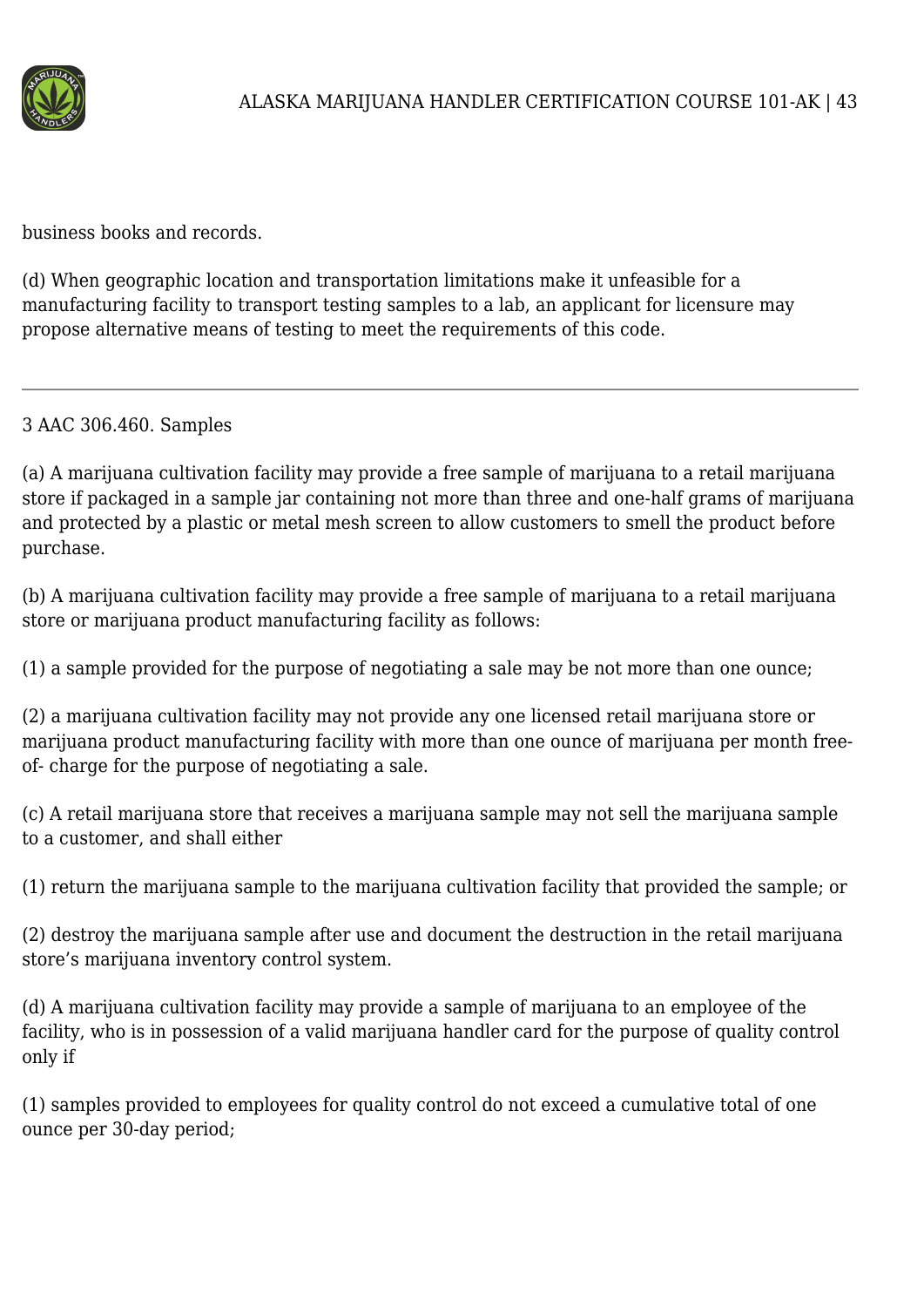business books and records.

(d) When geographic location and transportation limitations make it unfeasible for a manufacturing facility to transport testing samples to a lab, an applicant for licensure may propose alternative means of testing to meet the requirements of this code.

---

3 AAC 306.460. Samples

(a) A marijuana cultivation facility may provide a free sample of marijuana to a retail marijuana store if packaged in a sample jar containing not more than three and one-half grams of marijuana and protected by a plastic or metal mesh screen to allow customers to smell the product before purchase.

(b) A marijuana cultivation facility may provide a free sample of marijuana to a retail marijuana store or marijuana product manufacturing facility as follows:

(1) a sample provided for the purpose of negotiating a sale may be not more than one ounce;

(2) a marijuana cultivation facility may not provide any one licensed retail marijuana store or marijuana product manufacturing facility with more than one ounce of marijuana per month free-of- charge for the purpose of negotiating a sale.

(c) A retail marijuana store that receives a marijuana sample may not sell the marijuana sample to a customer, and shall either

(1) return the marijuana sample to the marijuana cultivation facility that provided the sample; or

(2) destroy the marijuana sample after use and document the destruction in the retail marijuana store's marijuana inventory control system.

(d) A marijuana cultivation facility may provide a sample of marijuana to an employee of the facility, who is in possession of a valid marijuana handler card for the purpose of quality control only if

(1) samples provided to employees for quality control do not exceed a cumulative total of one ounce per 30-day period;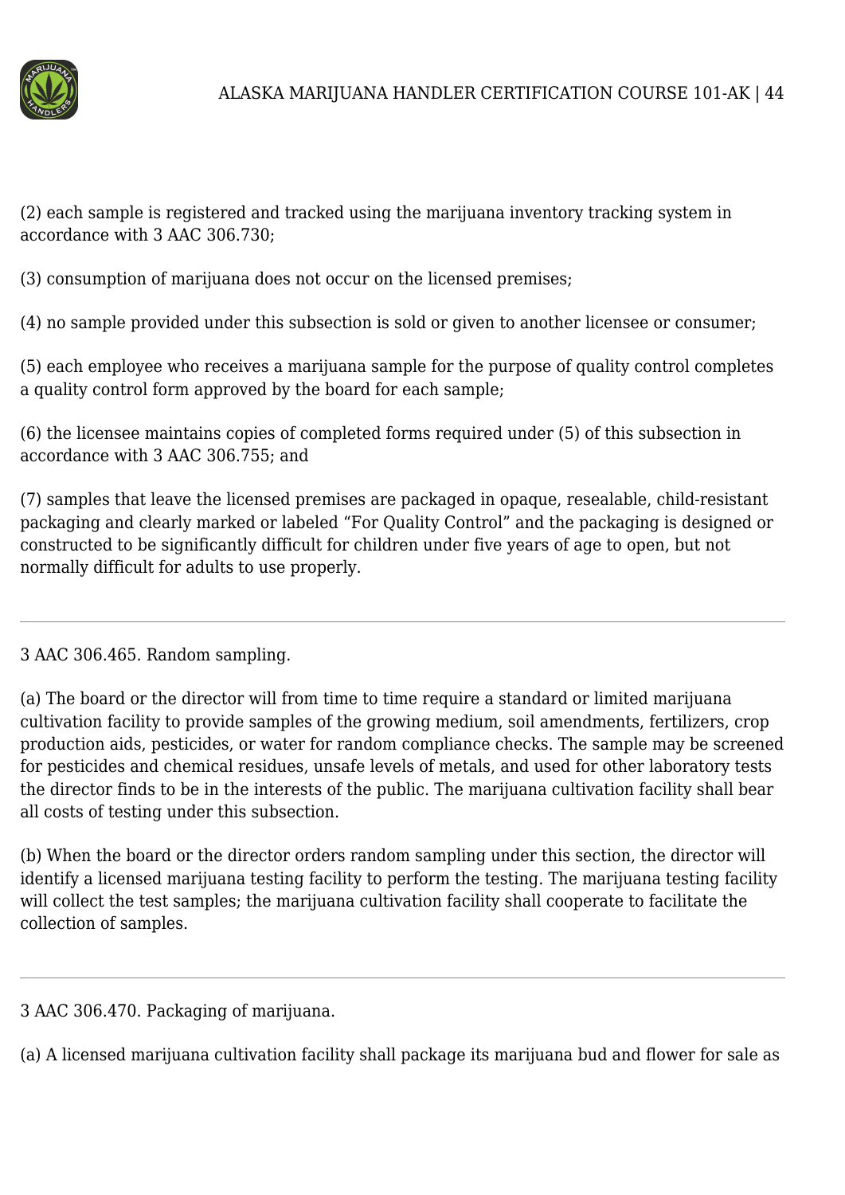(2) each sample is registered and tracked using the marijuana inventory tracking system in accordance with 3 AAC 306.730;

(3) consumption of marijuana does not occur on the licensed premises;

(4) no sample provided under this subsection is sold or given to another licensee or consumer;

(5) each employee who receives a marijuana sample for the purpose of quality control completes a quality control form approved by the board for each sample;

(6) the licensee maintains copies of completed forms required under (5) of this subsection in accordance with 3 AAC 306.755; and

(7) samples that leave the licensed premises are packaged in opaque, resealable, child-resistant packaging and clearly marked or labeled “For Quality Control” and the packaging is designed or constructed to be significantly difficult for children under five years of age to open, but not normally difficult for adults to use properly.

---

3 AAC 306.465. Random sampling.

(a) The board or the director will from time to time require a standard or limited marijuana cultivation facility to provide samples of the growing medium, soil amendments, fertilizers, crop production aids, pesticides, or water for random compliance checks. The sample may be screened for pesticides and chemical residues, unsafe levels of metals, and used for other laboratory tests the director finds to be in the interests of the public. The marijuana cultivation facility shall bear all costs of testing under this subsection.

(b) When the board or the director orders random sampling under this section, the director will identify a licensed marijuana testing facility to perform the testing. The marijuana testing facility will collect the test samples; the marijuana cultivation facility shall cooperate to facilitate the collection of samples.

---

3 AAC 306.470. Packaging of marijuana.

(a) A licensed marijuana cultivation facility shall package its marijuana bud and flower for sale as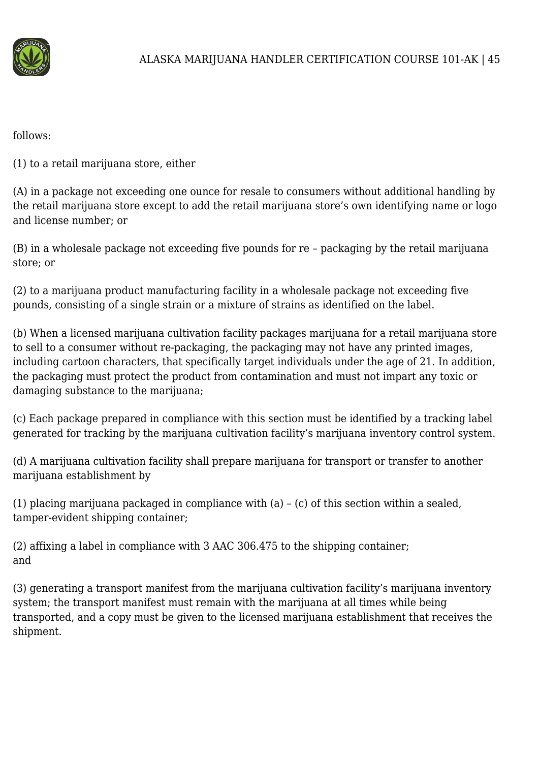follows:

(1) to a retail marijuana store, either

(A) in a package not exceeding one ounce for resale to consumers without additional handling by the retail marijuana store except to add the retail marijuana store's own identifying name or logo and license number; or

(B) in a wholesale package not exceeding five pounds for re – packaging by the retail marijuana store; or

(2) to a marijuana product manufacturing facility in a wholesale package not exceeding five pounds, consisting of a single strain or a mixture of strains as identified on the label.

(b) When a licensed marijuana cultivation facility packages marijuana for a retail marijuana store to sell to a consumer without re-packaging, the packaging may not have any printed images, including cartoon characters, that specifically target individuals under the age of 21. In addition, the packaging must protect the product from contamination and must not impart any toxic or damaging substance to the marijuana;

(c) Each package prepared in compliance with this section must be identified by a tracking label generated for tracking by the marijuana cultivation facility's marijuana inventory control system.

(d) A marijuana cultivation facility shall prepare marijuana for transport or transfer to another marijuana establishment by

(1) placing marijuana packaged in compliance with (a) – (c) of this section within a sealed, tamper-evident shipping container;

(2) affixing a label in compliance with 3 AAC 306.475 to the shipping container; and

(3) generating a transport manifest from the marijuana cultivation facility's marijuana inventory system; the transport manifest must remain with the marijuana at all times while being transported, and a copy must be given to the licensed marijuana establishment that receives the shipment.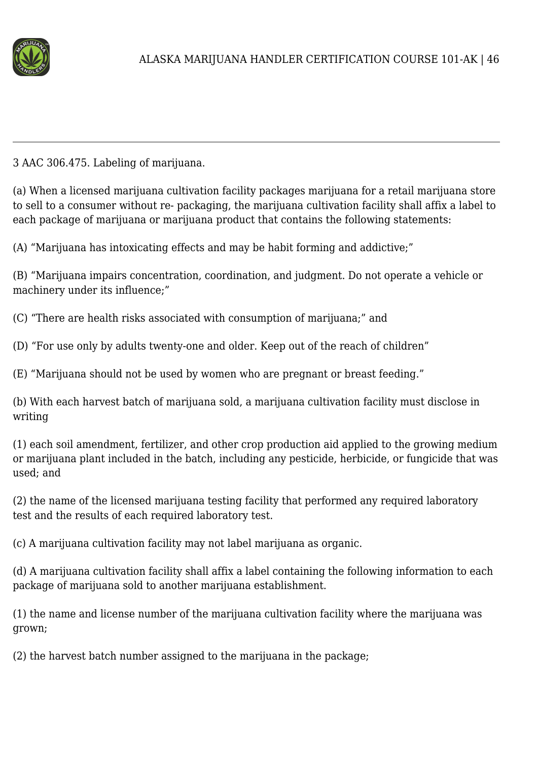3 AAC 306.475. Labeling of marijuana.

(a) When a licensed marijuana cultivation facility packages marijuana for a retail marijuana store to sell to a consumer without re- packaging, the marijuana cultivation facility shall affix a label to each package of marijuana or marijuana product that contains the following statements:

(A) “Marijuana has intoxicating effects and may be habit forming and addictive;”

(B) “Marijuana impairs concentration, coordination, and judgment. Do not operate a vehicle or machinery under its influence;”

(C) “There are health risks associated with consumption of marijuana;” and

(D) “For use only by adults twenty-one and older. Keep out of the reach of children”

(E) “Marijuana should not be used by women who are pregnant or breast feeding.”

(b) With each harvest batch of marijuana sold, a marijuana cultivation facility must disclose in writing

(1) each soil amendment, fertilizer, and other crop production aid applied to the growing medium or marijuana plant included in the batch, including any pesticide, herbicide, or fungicide that was used; and

(2) the name of the licensed marijuana testing facility that performed any required laboratory test and the results of each required laboratory test.

(c) A marijuana cultivation facility may not label marijuana as organic.

(d) A marijuana cultivation facility shall affix a label containing the following information to each package of marijuana sold to another marijuana establishment.

(1) the name and license number of the marijuana cultivation facility where the marijuana was grown;

(2) the harvest batch number assigned to the marijuana in the package;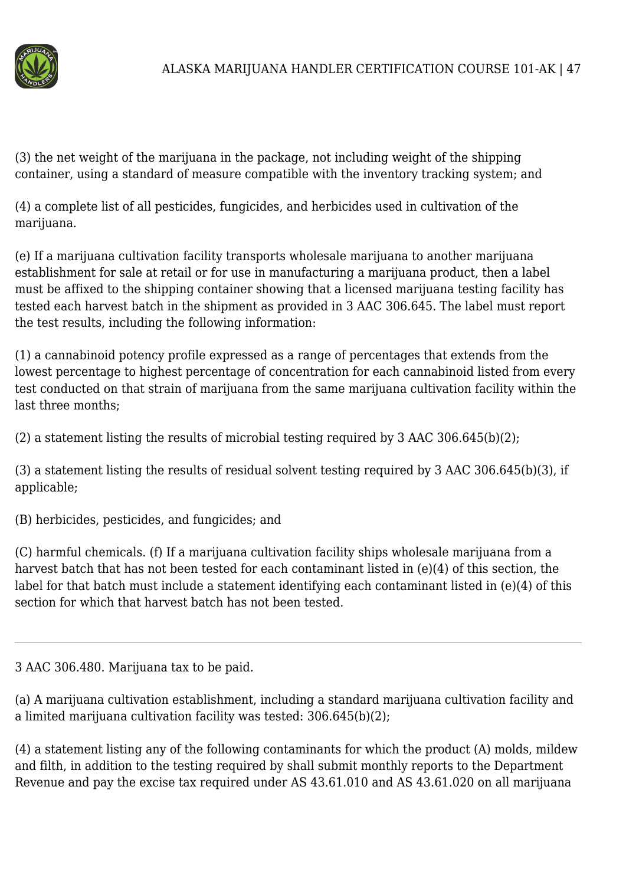(3) the net weight of the marijuana in the package, not including weight of the shipping container, using a standard of measure compatible with the inventory tracking system; and

(4) a complete list of all pesticides, fungicides, and herbicides used in cultivation of the marijuana.

(e) If a marijuana cultivation facility transports wholesale marijuana to another marijuana establishment for sale at retail or for use in manufacturing a marijuana product, then a label must be affixed to the shipping container showing that a licensed marijuana testing facility has tested each harvest batch in the shipment as provided in 3 AAC 306.645. The label must report the test results, including the following information:

(1) a cannabinoid potency profile expressed as a range of percentages that extends from the lowest percentage to highest percentage of concentration for each cannabinoid listed from every test conducted on that strain of marijuana from the same marijuana cultivation facility within the last three months;

(2) a statement listing the results of microbial testing required by 3 AAC 306.645(b)(2);

(3) a statement listing the results of residual solvent testing required by 3 AAC 306.645(b)(3), if applicable;

(B) herbicides, pesticides, and fungicides; and

(C) harmful chemicals. (f) If a marijuana cultivation facility ships wholesale marijuana from a harvest batch that has not been tested for each contaminant listed in (e)(4) of this section, the label for that batch must include a statement identifying each contaminant listed in (e)(4) of this section for which that harvest batch has not been tested.

---

3 AAC 306.480. Marijuana tax to be paid.

(a) A marijuana cultivation establishment, including a standard marijuana cultivation facility and a limited marijuana cultivation facility was tested: 306.645(b)(2);

(4) a statement listing any of the following contaminants for which the product (A) molds, mildew and filth, in addition to the testing required by shall submit monthly reports to the Department Revenue and pay the excise tax required under AS 43.61.010 and AS 43.61.020 on all marijuana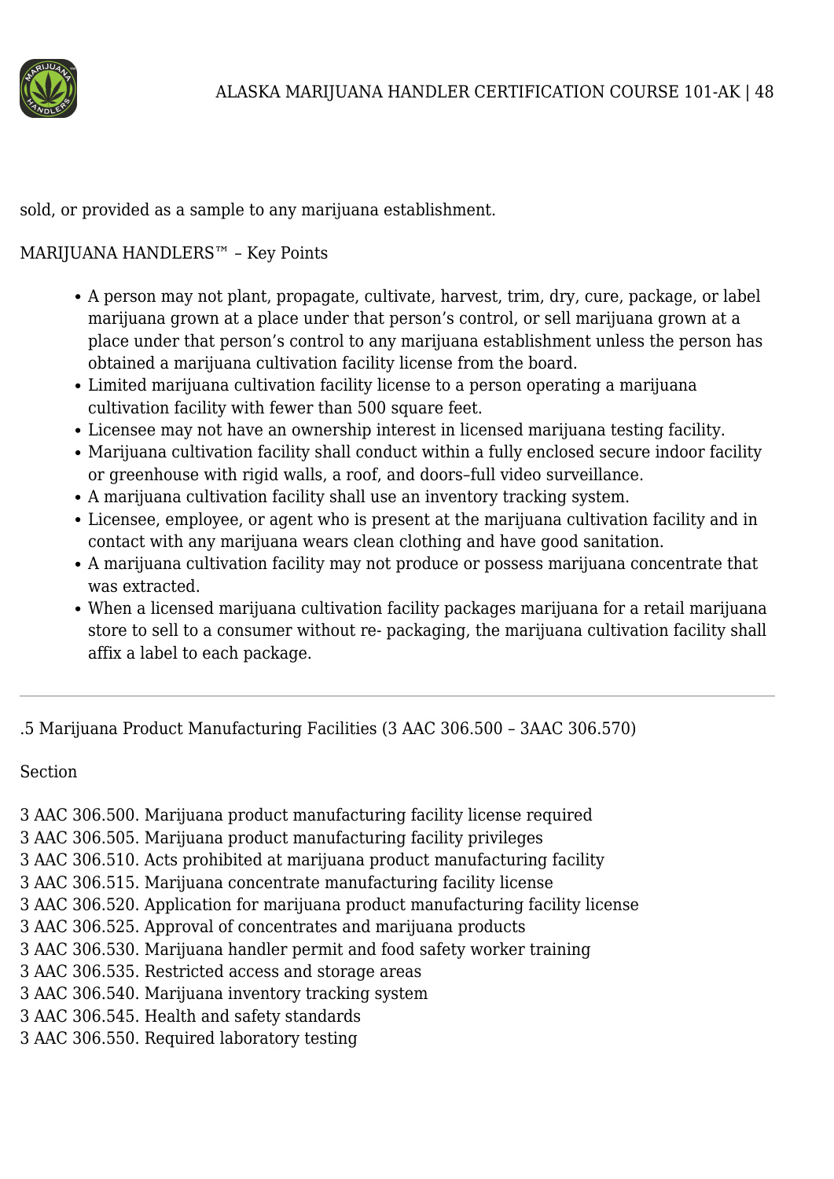sold, or provided as a sample to any marijuana establishment.

MARIJUANA HANDLERS™ – Key Points

- A person may not plant, propagate, cultivate, harvest, trim, dry, cure, package, or label marijuana grown at a place under that person's control, or sell marijuana grown at a place under that person's control to any marijuana establishment unless the person has obtained a marijuana cultivation facility license from the board.
- Limited marijuana cultivation facility license to a person operating a marijuana cultivation facility with fewer than 500 square feet.
- Licensee may not have an ownership interest in licensed marijuana testing facility.
- Marijuana cultivation facility shall conduct within a fully enclosed secure indoor facility or greenhouse with rigid walls, a roof, and doors–full video surveillance.
- A marijuana cultivation facility shall use an inventory tracking system.
- Licensee, employee, or agent who is present at the marijuana cultivation facility and in contact with any marijuana wears clean clothing and have good sanitation.
- A marijuana cultivation facility may not produce or possess marijuana concentrate that was extracted.
- When a licensed marijuana cultivation facility packages marijuana for a retail marijuana store to sell to a consumer without re- packaging, the marijuana cultivation facility shall affix a label to each package.

---

.5 Marijuana Product Manufacturing Facilities (3 AAC 306.500 – 3AAC 306.570)

Section

3 AAC 306.500. Marijuana product manufacturing facility license required
3 AAC 306.505. Marijuana product manufacturing facility privileges
3 AAC 306.510. Acts prohibited at marijuana product manufacturing facility
3 AAC 306.515. Marijuana concentrate manufacturing facility license
3 AAC 306.520. Application for marijuana product manufacturing facility license
3 AAC 306.525. Approval of concentrates and marijuana products
3 AAC 306.530. Marijuana handler permit and food safety worker training
3 AAC 306.535. Restricted access and storage areas
3 AAC 306.540. Marijuana inventory tracking system
3 AAC 306.545. Health and safety standards
3 AAC 306.550. Required laboratory testing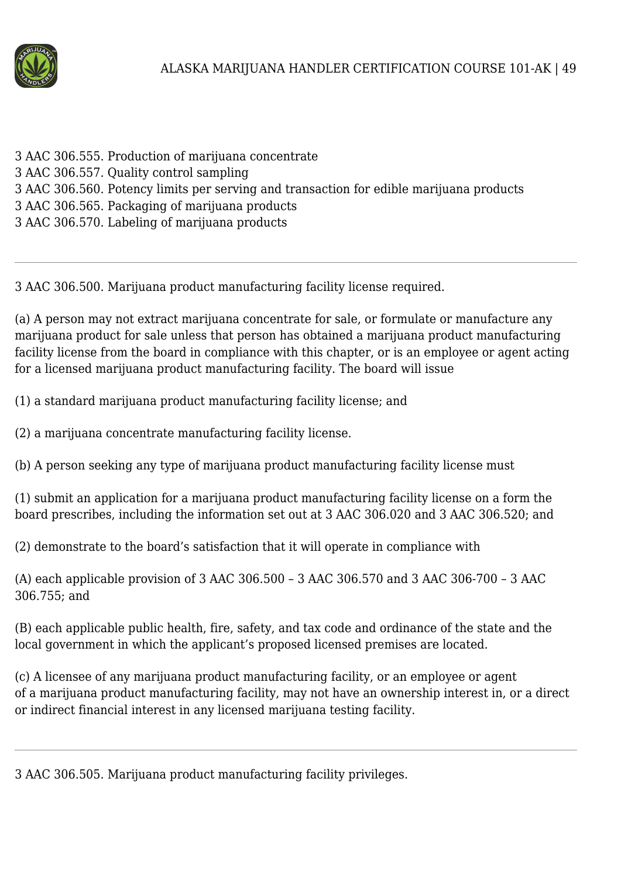3 AAC 306.555. Production of marijuana concentrate
3 AAC 306.557. Quality control sampling
3 AAC 306.560. Potency limits per serving and transaction for edible marijuana products
3 AAC 306.565. Packaging of marijuana products
3 AAC 306.570. Labeling of marijuana products

---

3 AAC 306.500. Marijuana product manufacturing facility license required.

(a) A person may not extract marijuana concentrate for sale, or formulate or manufacture any marijuana product for sale unless that person has obtained a marijuana product manufacturing facility license from the board in compliance with this chapter, or is an employee or agent acting for a licensed marijuana product manufacturing facility. The board will issue

(1) a standard marijuana product manufacturing facility license; and

(2) a marijuana concentrate manufacturing facility license.

(b) A person seeking any type of marijuana product manufacturing facility license must

(1) submit an application for a marijuana product manufacturing facility license on a form the board prescribes, including the information set out at 3 AAC 306.020 and 3 AAC 306.520; and

(2) demonstrate to the board's satisfaction that it will operate in compliance with

(A) each applicable provision of 3 AAC 306.500 – 3 AAC 306.570 and 3 AAC 306-700 – 3 AAC 306.755; and

(B) each applicable public health, fire, safety, and tax code and ordinance of the state and the local government in which the applicant's proposed licensed premises are located.

(c) A licensee of any marijuana product manufacturing facility, or an employee or agent of a marijuana product manufacturing facility, may not have an ownership interest in, or a direct or indirect financial interest in any licensed marijuana testing facility.

---

3 AAC 306.505. Marijuana product manufacturing facility privileges.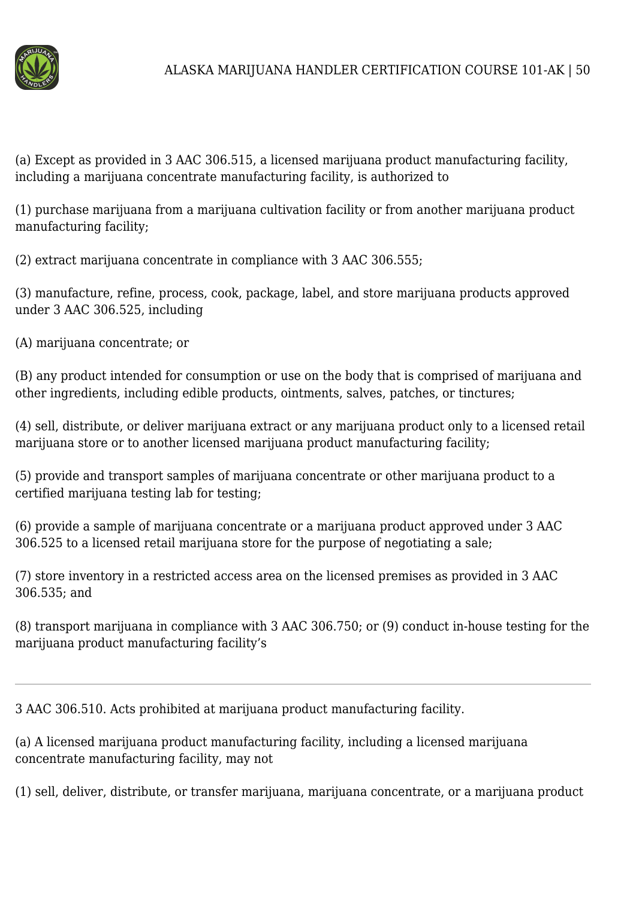(a) Except as provided in 3 AAC 306.515, a licensed marijuana product manufacturing facility, including a marijuana concentrate manufacturing facility, is authorized to

(1) purchase marijuana from a marijuana cultivation facility or from another marijuana product manufacturing facility;

(2) extract marijuana concentrate in compliance with 3 AAC 306.555;

(3) manufacture, refine, process, cook, package, label, and store marijuana products approved under 3 AAC 306.525, including

(A) marijuana concentrate; or

(B) any product intended for consumption or use on the body that is comprised of marijuana and other ingredients, including edible products, ointments, salves, patches, or tinctures;

(4) sell, distribute, or deliver marijuana extract or any marijuana product only to a licensed retail marijuana store or to another licensed marijuana product manufacturing facility;

(5) provide and transport samples of marijuana concentrate or other marijuana product to a certified marijuana testing lab for testing;

(6) provide a sample of marijuana concentrate or a marijuana product approved under 3 AAC 306.525 to a licensed retail marijuana store for the purpose of negotiating a sale;

(7) store inventory in a restricted access area on the licensed premises as provided in 3 AAC 306.535; and

(8) transport marijuana in compliance with 3 AAC 306.750; or (9) conduct in-house testing for the marijuana product manufacturing facility's

---

3 AAC 306.510. Acts prohibited at marijuana product manufacturing facility.

(a) A licensed marijuana product manufacturing facility, including a licensed marijuana concentrate manufacturing facility, may not

(1) sell, deliver, distribute, or transfer marijuana, marijuana concentrate, or a marijuana product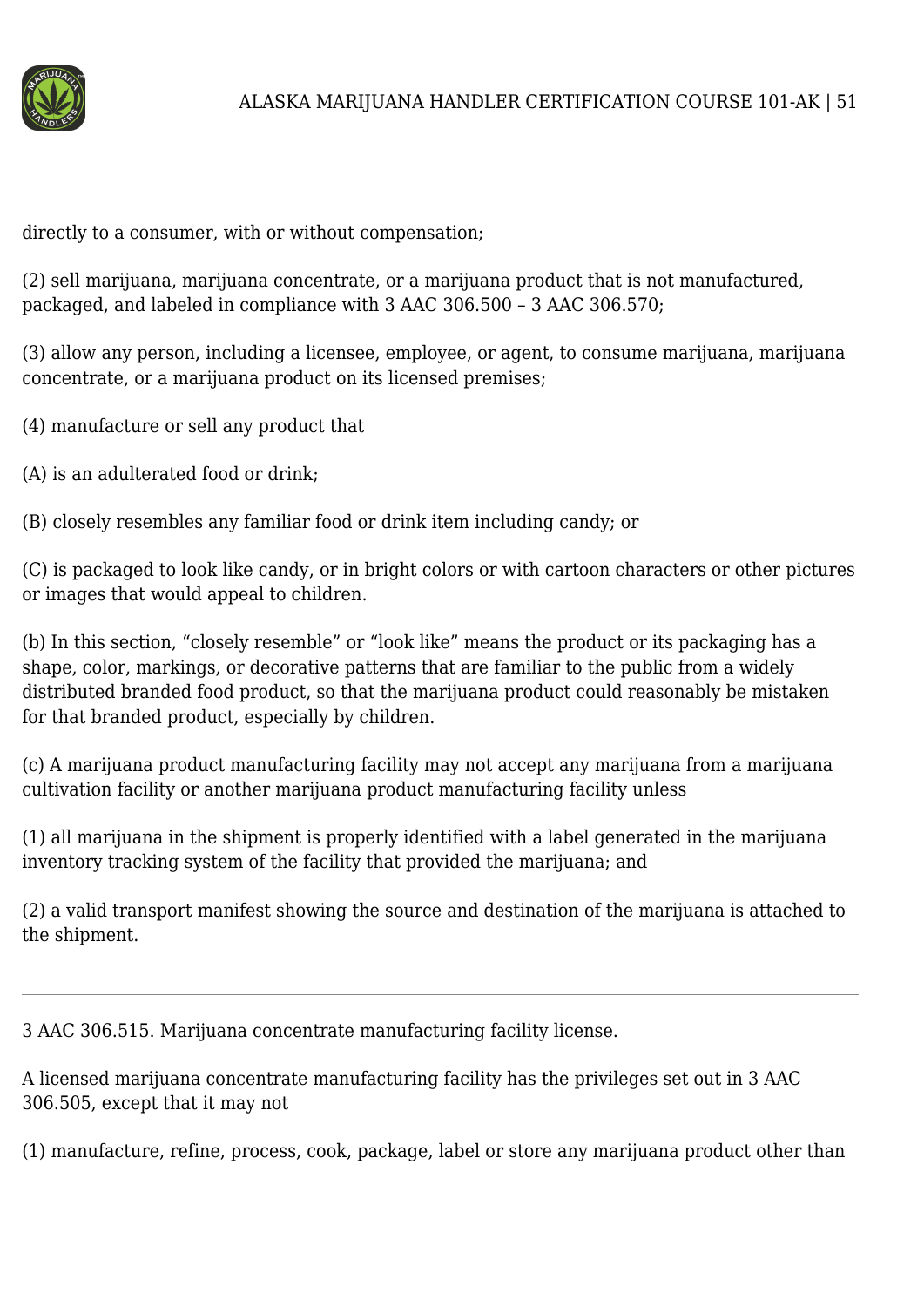directly to a consumer, with or without compensation;

(2) sell marijuana, marijuana concentrate, or a marijuana product that is not manufactured, packaged, and labeled in compliance with 3 AAC 306.500 – 3 AAC 306.570;

(3) allow any person, including a licensee, employee, or agent, to consume marijuana, marijuana concentrate, or a marijuana product on its licensed premises;

(4) manufacture or sell any product that

(A) is an adulterated food or drink;

(B) closely resembles any familiar food or drink item including candy; or

(C) is packaged to look like candy, or in bright colors or with cartoon characters or other pictures or images that would appeal to children.

(b) In this section, "closely resemble" or "look like" means the product or its packaging has a shape, color, markings, or decorative patterns that are familiar to the public from a widely distributed branded food product, so that the marijuana product could reasonably be mistaken for that branded product, especially by children.

(c) A marijuana product manufacturing facility may not accept any marijuana from a marijuana cultivation facility or another marijuana product manufacturing facility unless

(1) all marijuana in the shipment is properly identified with a label generated in the marijuana inventory tracking system of the facility that provided the marijuana; and

(2) a valid transport manifest showing the source and destination of the marijuana is attached to the shipment.

---

3 AAC 306.515. Marijuana concentrate manufacturing facility license.

A licensed marijuana concentrate manufacturing facility has the privileges set out in 3 AAC 306.505, except that it may not

(1) manufacture, refine, process, cook, package, label or store any marijuana product other than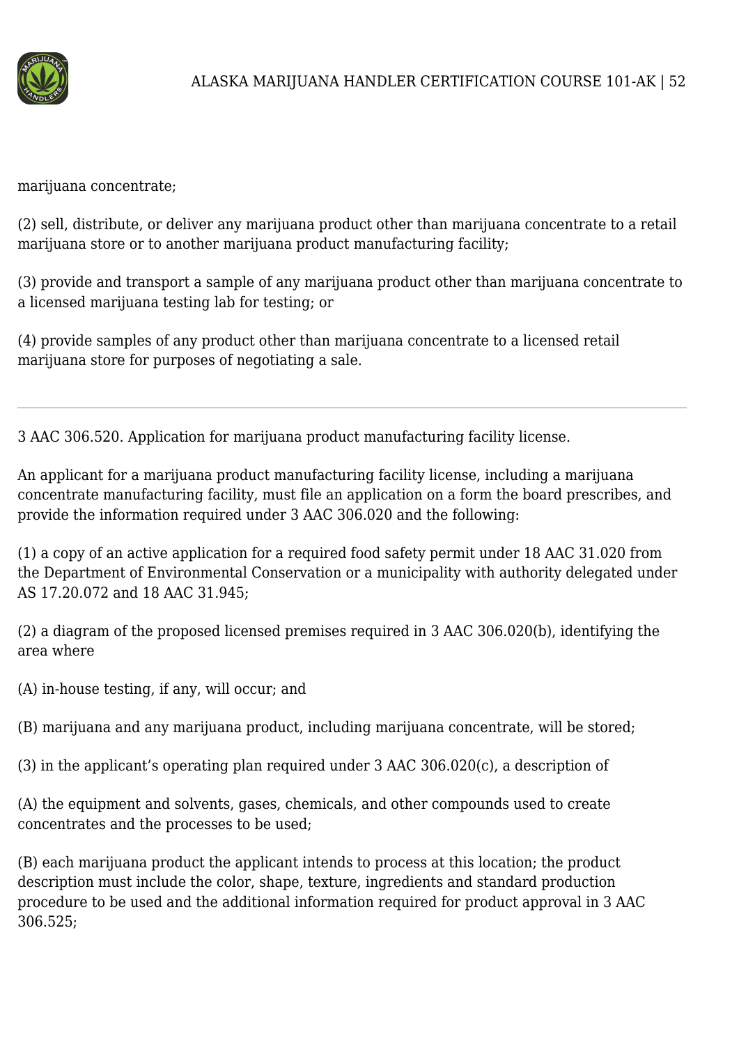marijuana concentrate;

(2) sell, distribute, or deliver any marijuana product other than marijuana concentrate to a retail marijuana store or to another marijuana product manufacturing facility;

(3) provide and transport a sample of any marijuana product other than marijuana concentrate to a licensed marijuana testing lab for testing; or

(4) provide samples of any product other than marijuana concentrate to a licensed retail marijuana store for purposes of negotiating a sale.

---

3 AAC 306.520. Application for marijuana product manufacturing facility license.

An applicant for a marijuana product manufacturing facility license, including a marijuana concentrate manufacturing facility, must file an application on a form the board prescribes, and provide the information required under 3 AAC 306.020 and the following:

(1) a copy of an active application for a required food safety permit under 18 AAC 31.020 from the Department of Environmental Conservation or a municipality with authority delegated under AS 17.20.072 and 18 AAC 31.945;

(2) a diagram of the proposed licensed premises required in 3 AAC 306.020(b), identifying the area where

(A) in-house testing, if any, will occur; and

(B) marijuana and any marijuana product, including marijuana concentrate, will be stored;

(3) in the applicant's operating plan required under 3 AAC 306.020(c), a description of

(A) the equipment and solvents, gases, chemicals, and other compounds used to create concentrates and the processes to be used;

(B) each marijuana product the applicant intends to process at this location; the product description must include the color, shape, texture, ingredients and standard production procedure to be used and the additional information required for product approval in 3 AAC 306.525;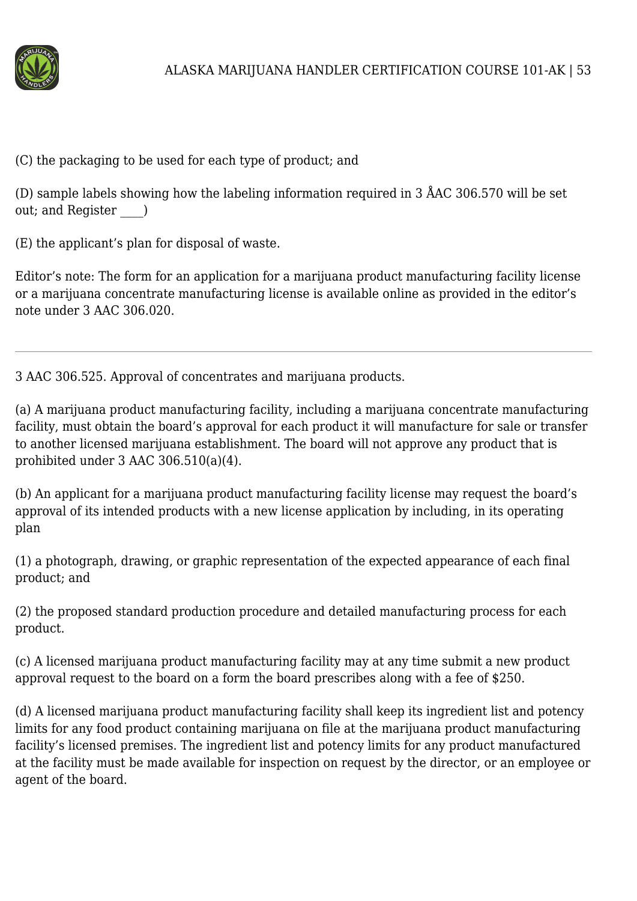(C) the packaging to be used for each type of product; and

(D) sample labels showing how the labeling information required in 3 ÅAC 306.570 will be set out; and Register ____)

(E) the applicant's plan for disposal of waste.

Editor's note: The form for an application for a marijuana product manufacturing facility license or a marijuana concentrate manufacturing license is available online as provided in the editor's note under 3 AAC 306.020.

---

3 AAC 306.525. Approval of concentrates and marijuana products.

(a) A marijuana product manufacturing facility, including a marijuana concentrate manufacturing facility, must obtain the board's approval for each product it will manufacture for sale or transfer to another licensed marijuana establishment. The board will not approve any product that is prohibited under 3 AAC 306.510(a)(4).

(b) An applicant for a marijuana product manufacturing facility license may request the board's approval of its intended products with a new license application by including, in its operating plan

(1) a photograph, drawing, or graphic representation of the expected appearance of each final product; and

(2) the proposed standard production procedure and detailed manufacturing process for each product.

(c) A licensed marijuana product manufacturing facility may at any time submit a new product approval request to the board on a form the board prescribes along with a fee of $250.

(d) A licensed marijuana product manufacturing facility shall keep its ingredient list and potency limits for any food product containing marijuana on file at the marijuana product manufacturing facility's licensed premises. The ingredient list and potency limits for any product manufactured at the facility must be made available for inspection on request by the director, or an employee or agent of the board.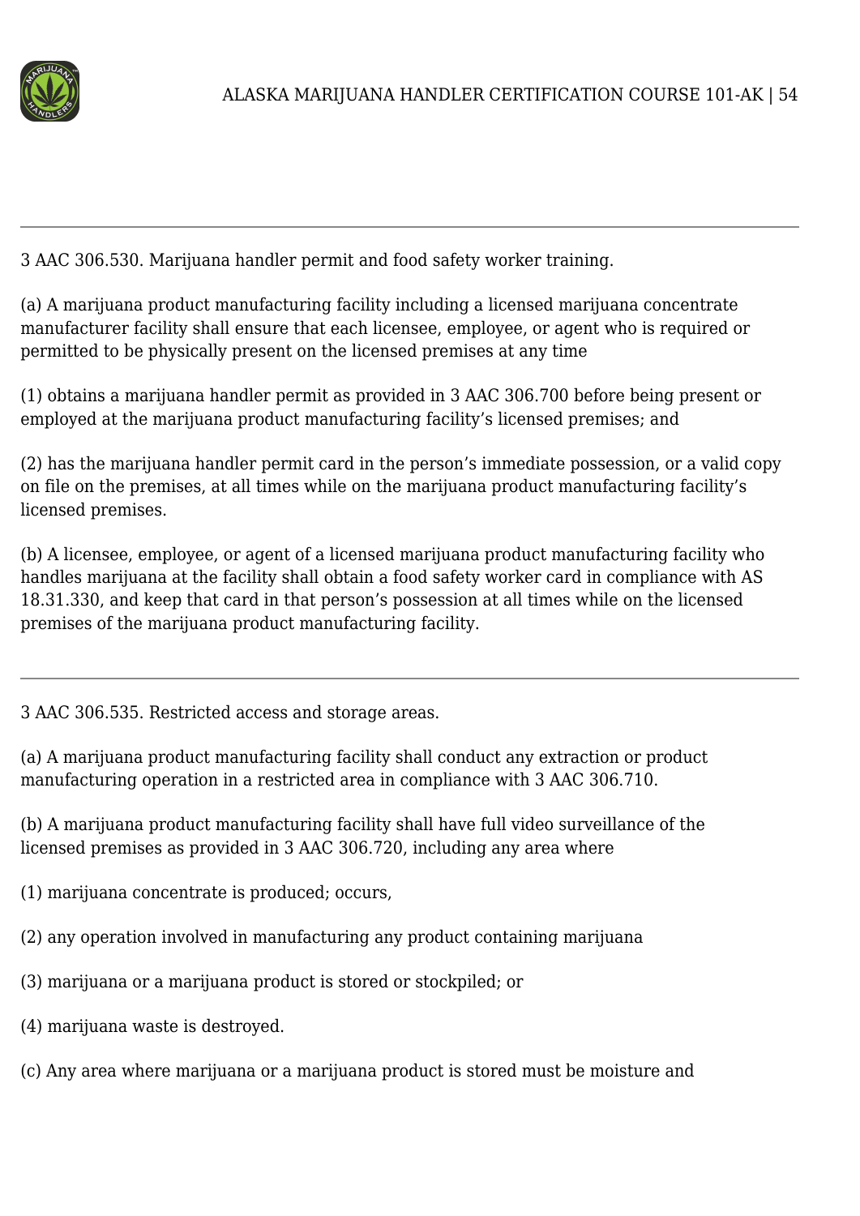---

3 AAC 306.530. Marijuana handler permit and food safety worker training.

(a) A marijuana product manufacturing facility including a licensed marijuana concentrate manufacturer facility shall ensure that each licensee, employee, or agent who is required or permitted to be physically present on the licensed premises at any time

(1) obtains a marijuana handler permit as provided in 3 AAC 306.700 before being present or employed at the marijuana product manufacturing facility's licensed premises; and

(2) has the marijuana handler permit card in the person's immediate possession, or a valid copy on file on the premises, at all times while on the marijuana product manufacturing facility's licensed premises.

(b) A licensee, employee, or agent of a licensed marijuana product manufacturing facility who handles marijuana at the facility shall obtain a food safety worker card in compliance with AS 18.31.330, and keep that card in that person's possession at all times while on the licensed premises of the marijuana product manufacturing facility.

---

3 AAC 306.535. Restricted access and storage areas.

(a) A marijuana product manufacturing facility shall conduct any extraction or product manufacturing operation in a restricted area in compliance with 3 AAC 306.710.

(b) A marijuana product manufacturing facility shall have full video surveillance of the licensed premises as provided in 3 AAC 306.720, including any area where

(1) marijuana concentrate is produced; occurs,

(2) any operation involved in manufacturing any product containing marijuana

(3) marijuana or a marijuana product is stored or stockpiled; or

(4) marijuana waste is destroyed.

(c) Any area where marijuana or a marijuana product is stored must be moisture and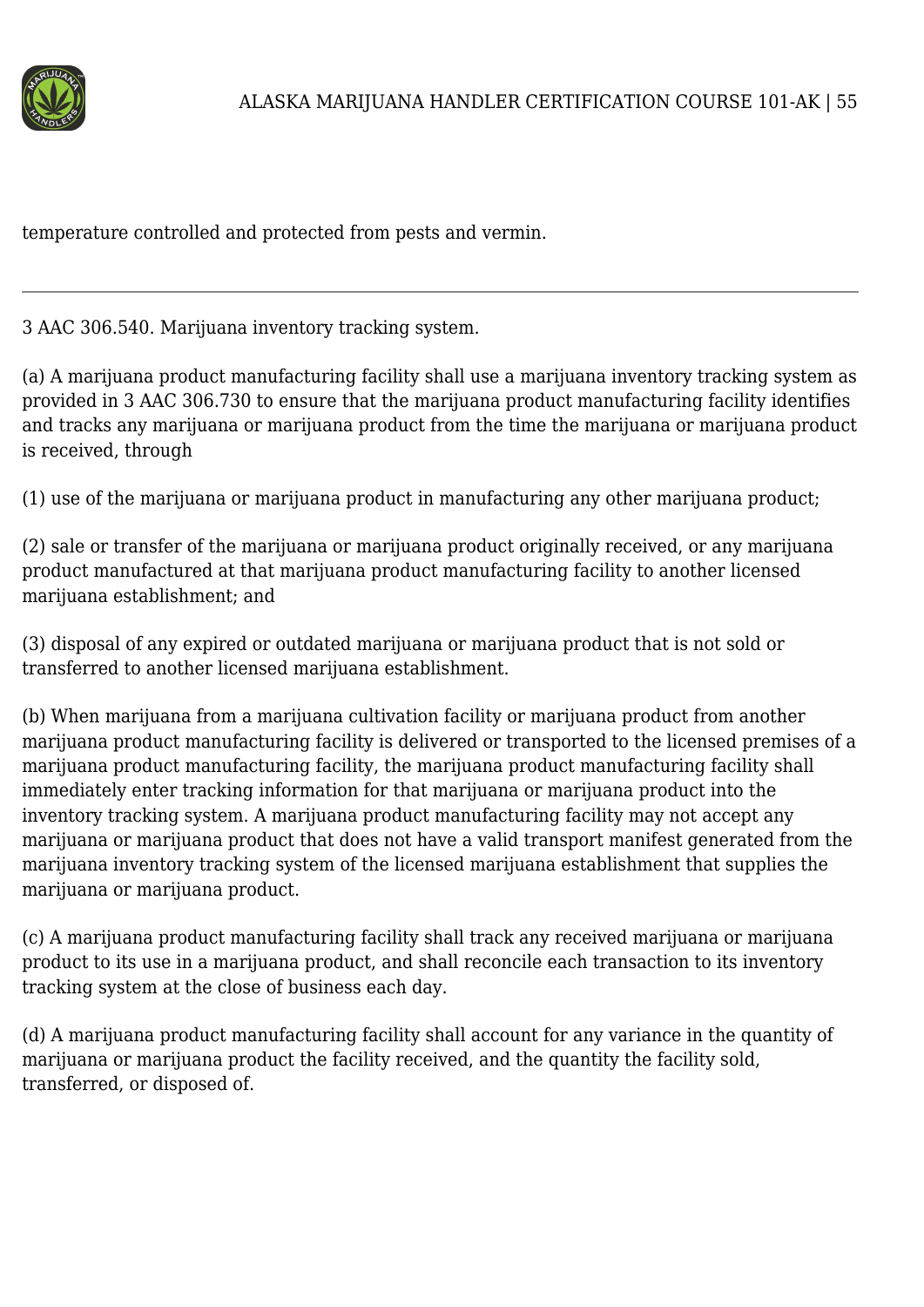temperature controlled and protected from pests and vermin.

---

3 AAC 306.540. Marijuana inventory tracking system.

(a) A marijuana product manufacturing facility shall use a marijuana inventory tracking system as provided in 3 AAC 306.730 to ensure that the marijuana product manufacturing facility identifies and tracks any marijuana or marijuana product from the time the marijuana or marijuana product is received, through

(1) use of the marijuana or marijuana product in manufacturing any other marijuana product;

(2) sale or transfer of the marijuana or marijuana product originally received, or any marijuana product manufactured at that marijuana product manufacturing facility to another licensed marijuana establishment; and

(3) disposal of any expired or outdated marijuana or marijuana product that is not sold or transferred to another licensed marijuana establishment.

(b) When marijuana from a marijuana cultivation facility or marijuana product from another marijuana product manufacturing facility is delivered or transported to the licensed premises of a marijuana product manufacturing facility, the marijuana product manufacturing facility shall immediately enter tracking information for that marijuana or marijuana product into the inventory tracking system. A marijuana product manufacturing facility may not accept any marijuana or marijuana product that does not have a valid transport manifest generated from the marijuana inventory tracking system of the licensed marijuana establishment that supplies the marijuana or marijuana product.

(c) A marijuana product manufacturing facility shall track any received marijuana or marijuana product to its use in a marijuana product, and shall reconcile each transaction to its inventory tracking system at the close of business each day.

(d) A marijuana product manufacturing facility shall account for any variance in the quantity of marijuana or marijuana product the facility received, and the quantity the facility sold, transferred, or disposed of.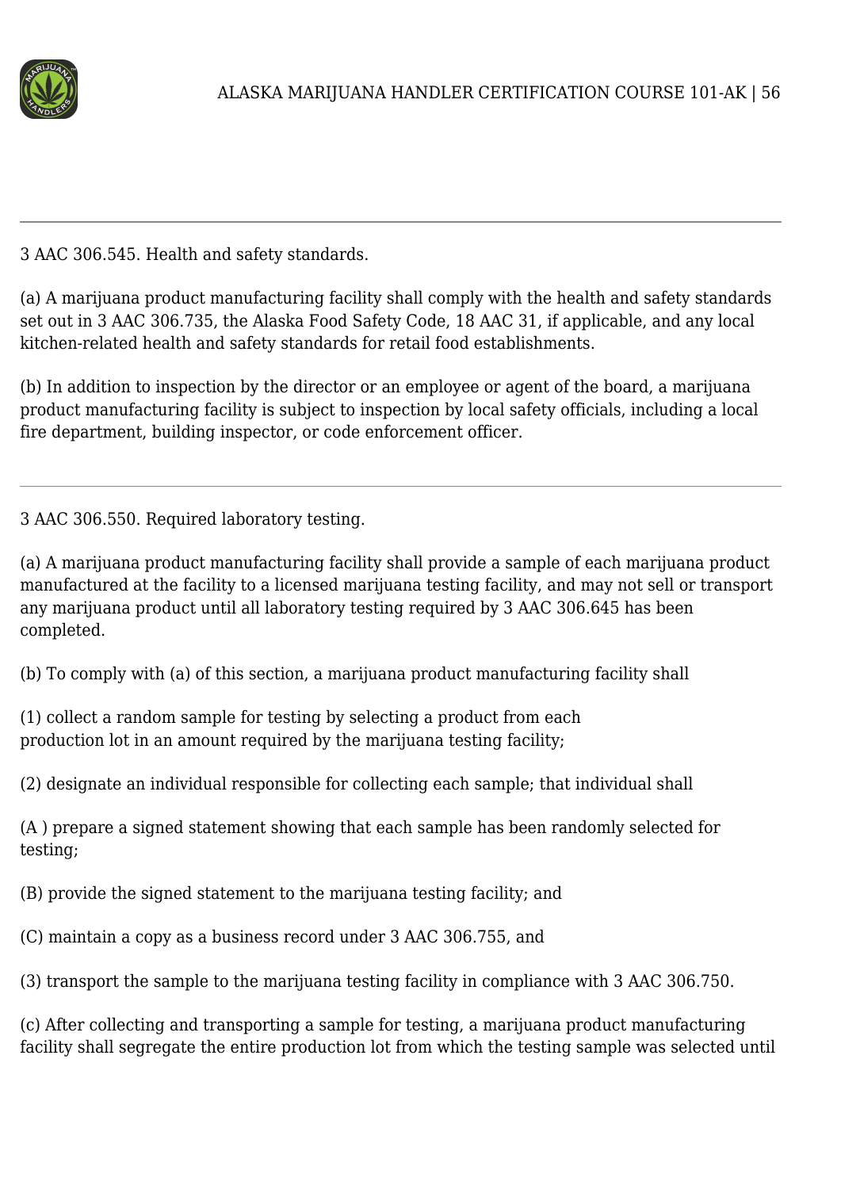---

3 AAC 306.545. Health and safety standards.

(a) A marijuana product manufacturing facility shall comply with the health and safety standards set out in 3 AAC 306.735, the Alaska Food Safety Code, 18 AAC 31, if applicable, and any local kitchen-related health and safety standards for retail food establishments.

(b) In addition to inspection by the director or an employee or agent of the board, a marijuana product manufacturing facility is subject to inspection by local safety officials, including a local fire department, building inspector, or code enforcement officer.

---

3 AAC 306.550. Required laboratory testing.

(a) A marijuana product manufacturing facility shall provide a sample of each marijuana product manufactured at the facility to a licensed marijuana testing facility, and may not sell or transport any marijuana product until all laboratory testing required by 3 AAC 306.645 has been completed.

(b) To comply with (a) of this section, a marijuana product manufacturing facility shall

(1) collect a random sample for testing by selecting a product from each production lot in an amount required by the marijuana testing facility;

(2) designate an individual responsible for collecting each sample; that individual shall

(A ) prepare a signed statement showing that each sample has been randomly selected for testing;

(B) provide the signed statement to the marijuana testing facility; and

(C) maintain a copy as a business record under 3 AAC 306.755, and

(3) transport the sample to the marijuana testing facility in compliance with 3 AAC 306.750.

(c) After collecting and transporting a sample for testing, a marijuana product manufacturing facility shall segregate the entire production lot from which the testing sample was selected until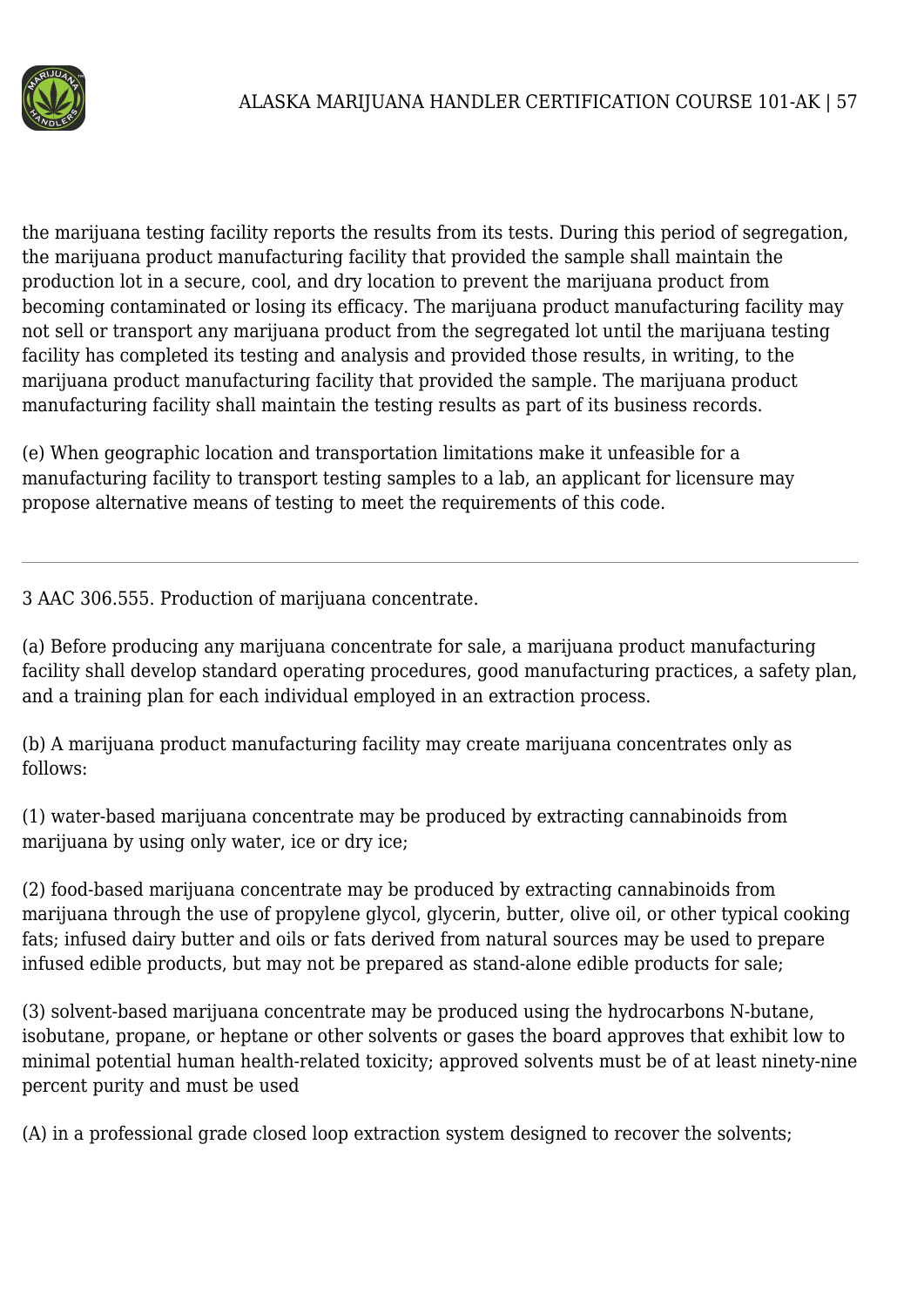the marijuana testing facility reports the results from its tests. During this period of segregation, the marijuana product manufacturing facility that provided the sample shall maintain the production lot in a secure, cool, and dry location to prevent the marijuana product from becoming contaminated or losing its efficacy. The marijuana product manufacturing facility may not sell or transport any marijuana product from the segregated lot until the marijuana testing facility has completed its testing and analysis and provided those results, in writing, to the marijuana product manufacturing facility that provided the sample. The marijuana product manufacturing facility shall maintain the testing results as part of its business records.

(e) When geographic location and transportation limitations make it unfeasible for a manufacturing facility to transport testing samples to a lab, an applicant for licensure may propose alternative means of testing to meet the requirements of this code.

---

3 AAC 306.555. Production of marijuana concentrate.

(a) Before producing any marijuana concentrate for sale, a marijuana product manufacturing facility shall develop standard operating procedures, good manufacturing practices, a safety plan, and a training plan for each individual employed in an extraction process.

(b) A marijuana product manufacturing facility may create marijuana concentrates only as follows:

(1) water-based marijuana concentrate may be produced by extracting cannabinoids from marijuana by using only water, ice or dry ice;

(2) food-based marijuana concentrate may be produced by extracting cannabinoids from marijuana through the use of propylene glycol, glycerin, butter, olive oil, or other typical cooking fats; infused dairy butter and oils or fats derived from natural sources may be used to prepare infused edible products, but may not be prepared as stand-alone edible products for sale;

(3) solvent-based marijuana concentrate may be produced using the hydrocarbons N-butane, isobutane, propane, or heptane or other solvents or gases the board approves that exhibit low to minimal potential human health-related toxicity; approved solvents must be of at least ninety-nine percent purity and must be used

(A) in a professional grade closed loop extraction system designed to recover the solvents;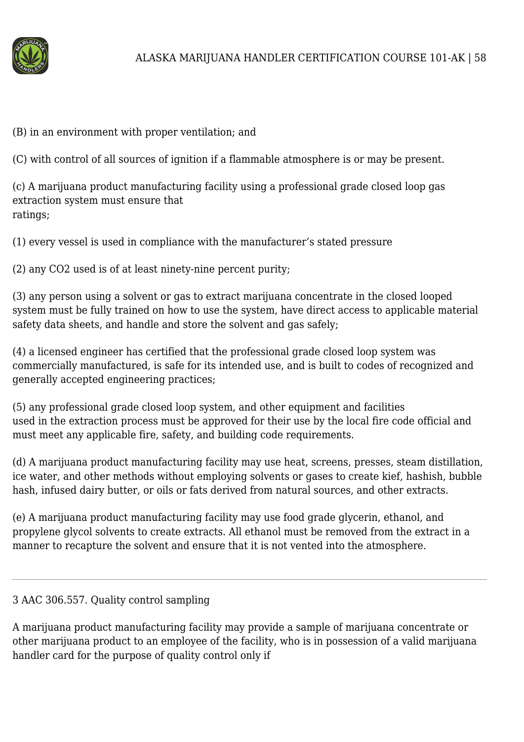(B) in an environment with proper ventilation; and

(C) with control of all sources of ignition if a flammable atmosphere is or may be present.

(c) A marijuana product manufacturing facility using a professional grade closed loop gas extraction system must ensure that
ratings;

(1) every vessel is used in compliance with the manufacturer's stated pressure

(2) any $CO_2$ used is of at least ninety-nine percent purity;

(3) any person using a solvent or gas to extract marijuana concentrate in the closed looped system must be fully trained on how to use the system, have direct access to applicable material safety data sheets, and handle and store the solvent and gas safely;

(4) a licensed engineer has certified that the professional grade closed loop system was commercially manufactured, is safe for its intended use, and is built to codes of recognized and generally accepted engineering practices;

(5) any professional grade closed loop system, and other equipment and facilities
used in the extraction process must be approved for their use by the local fire code official and must meet any applicable fire, safety, and building code requirements.

(d) A marijuana product manufacturing facility may use heat, screens, presses, steam distillation, ice water, and other methods without employing solvents or gases to create kief, hashish, bubble hash, infused dairy butter, or oils or fats derived from natural sources, and other extracts.

(e) A marijuana product manufacturing facility may use food grade glycerin, ethanol, and propylene glycol solvents to create extracts. All ethanol must be removed from the extract in a manner to recapture the solvent and ensure that it is not vented into the atmosphere.

---

3 AAC 306.557. Quality control sampling

A marijuana product manufacturing facility may provide a sample of marijuana concentrate or other marijuana product to an employee of the facility, who is in possession of a valid marijuana handler card for the purpose of quality control only if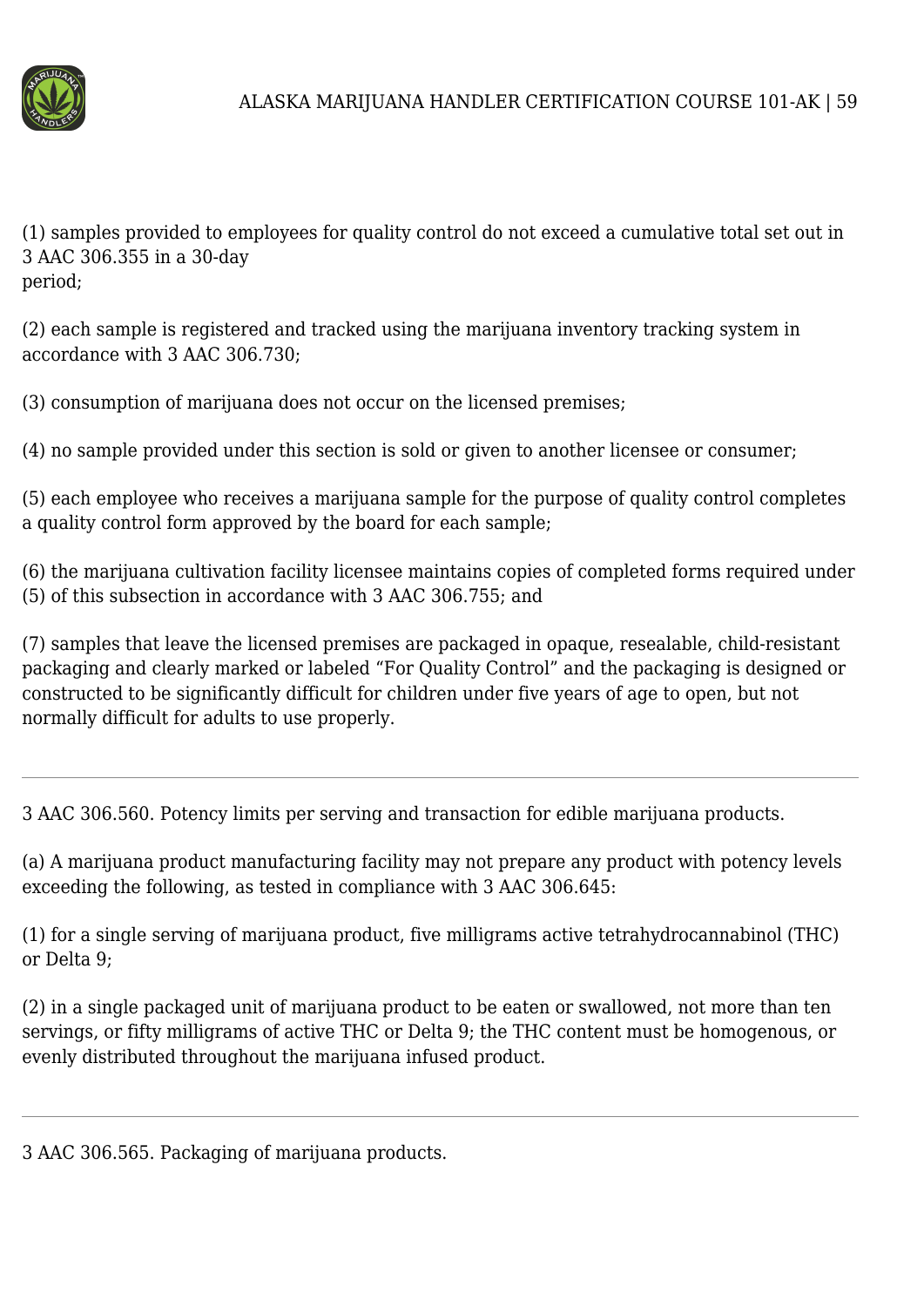(1) samples provided to employees for quality control do not exceed a cumulative total set out in 3 AAC 306.355 in a 30-day
period;

(2) each sample is registered and tracked using the marijuana inventory tracking system in accordance with 3 AAC 306.730;

(3) consumption of marijuana does not occur on the licensed premises;

(4) no sample provided under this section is sold or given to another licensee or consumer;

(5) each employee who receives a marijuana sample for the purpose of quality control completes a quality control form approved by the board for each sample;

(6) the marijuana cultivation facility licensee maintains copies of completed forms required under (5) of this subsection in accordance with 3 AAC 306.755; and

(7) samples that leave the licensed premises are packaged in opaque, resealable, child-resistant packaging and clearly marked or labeled "For Quality Control" and the packaging is designed or constructed to be significantly difficult for children under five years of age to open, but not normally difficult for adults to use properly.

---

3 AAC 306.560. Potency limits per serving and transaction for edible marijuana products.

(a) A marijuana product manufacturing facility may not prepare any product with potency levels exceeding the following, as tested in compliance with 3 AAC 306.645:

(1) for a single serving of marijuana product, five milligrams active tetrahydrocannabinol (THC) or Delta 9;

(2) in a single packaged unit of marijuana product to be eaten or swallowed, not more than ten servings, or fifty milligrams of active THC or Delta 9; the THC content must be homogenous, or evenly distributed throughout the marijuana infused product.

---

3 AAC 306.565. Packaging of marijuana products.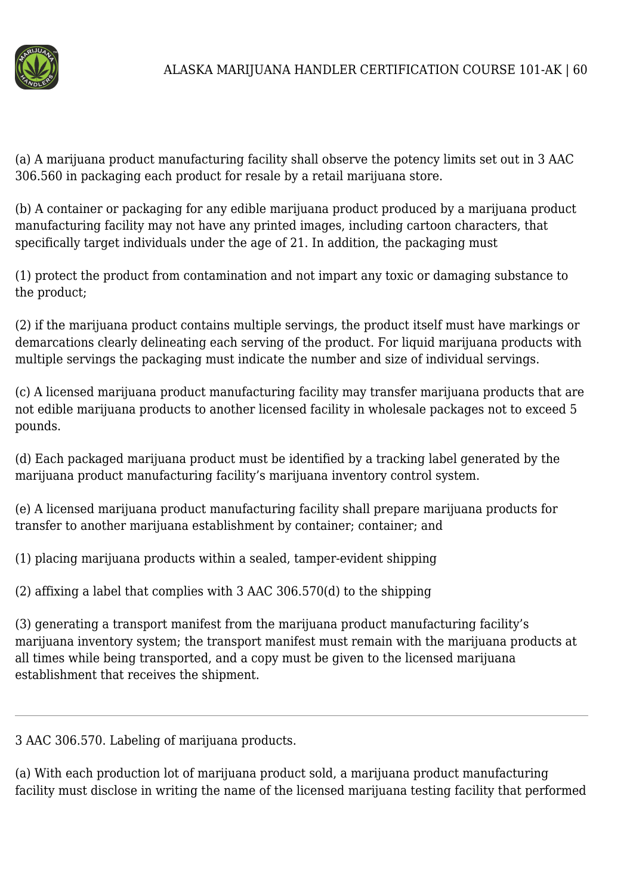(a) A marijuana product manufacturing facility shall observe the potency limits set out in 3 AAC 306.560 in packaging each product for resale by a retail marijuana store.

(b) A container or packaging for any edible marijuana product produced by a marijuana product manufacturing facility may not have any printed images, including cartoon characters, that specifically target individuals under the age of 21. In addition, the packaging must

(1) protect the product from contamination and not impart any toxic or damaging substance to the product;

(2) if the marijuana product contains multiple servings, the product itself must have markings or demarcations clearly delineating each serving of the product. For liquid marijuana products with multiple servings the packaging must indicate the number and size of individual servings.

(c) A licensed marijuana product manufacturing facility may transfer marijuana products that are not edible marijuana products to another licensed facility in wholesale packages not to exceed 5 pounds.

(d) Each packaged marijuana product must be identified by a tracking label generated by the marijuana product manufacturing facility's marijuana inventory control system.

(e) A licensed marijuana product manufacturing facility shall prepare marijuana products for transfer to another marijuana establishment by container; container; and

(1) placing marijuana products within a sealed, tamper-evident shipping

(2) affixing a label that complies with 3 AAC 306.570(d) to the shipping

(3) generating a transport manifest from the marijuana product manufacturing facility's marijuana inventory system; the transport manifest must remain with the marijuana products at all times while being transported, and a copy must be given to the licensed marijuana establishment that receives the shipment.

---

3 AAC 306.570. Labeling of marijuana products.

(a) With each production lot of marijuana product sold, a marijuana product manufacturing facility must disclose in writing the name of the licensed marijuana testing facility that performed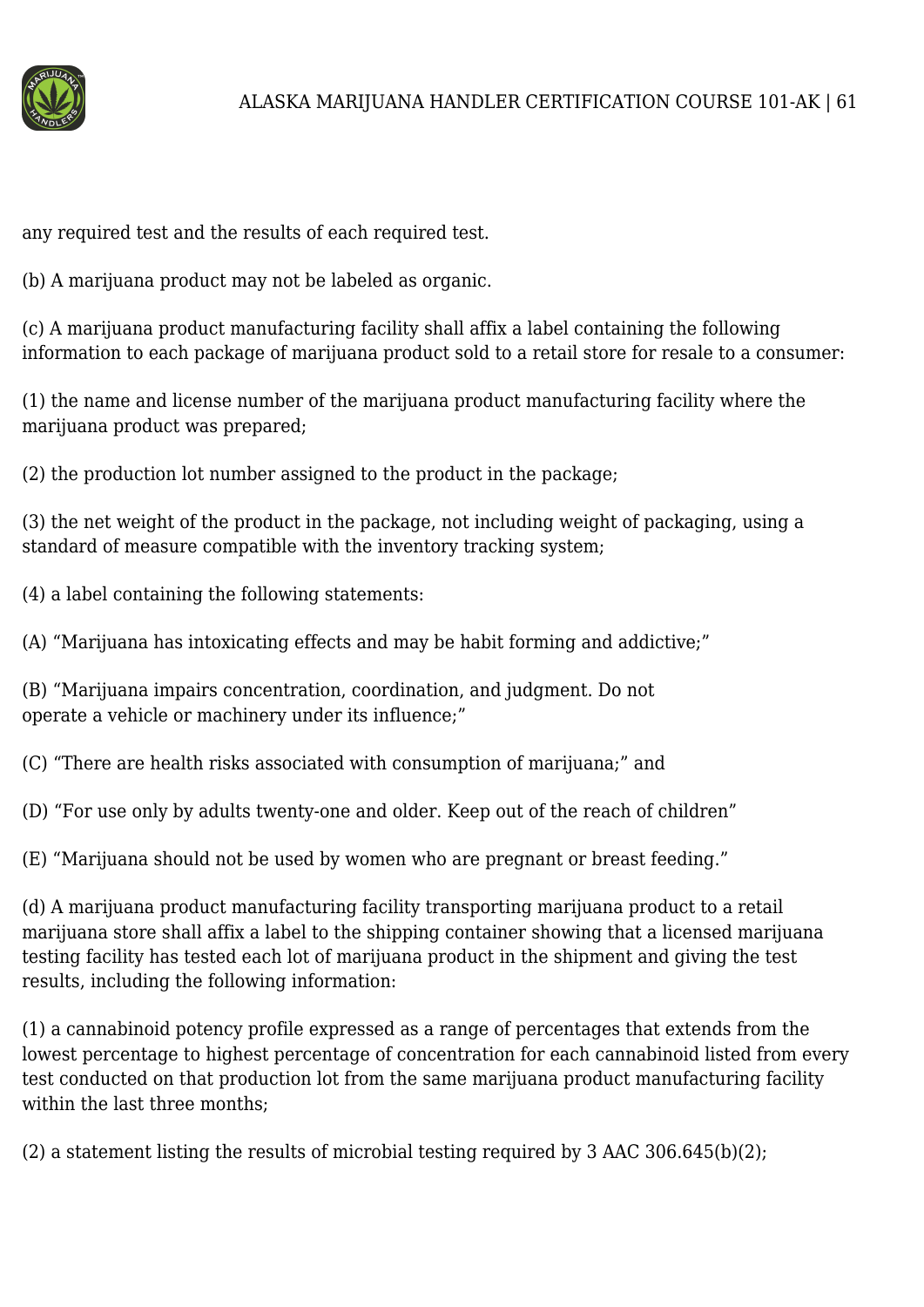any required test and the results of each required test.

(b) A marijuana product may not be labeled as organic.

(c) A marijuana product manufacturing facility shall affix a label containing the following information to each package of marijuana product sold to a retail store for resale to a consumer:

(1) the name and license number of the marijuana product manufacturing facility where the marijuana product was prepared;

(2) the production lot number assigned to the product in the package;

(3) the net weight of the product in the package, not including weight of packaging, using a standard of measure compatible with the inventory tracking system;

(4) a label containing the following statements:

(A) "Marijuana has intoxicating effects and may be habit forming and addictive;"

(B) "Marijuana impairs concentration, coordination, and judgment. Do not operate a vehicle or machinery under its influence;"

(C) "There are health risks associated with consumption of marijuana;" and

(D) "For use only by adults twenty-one and older. Keep out of the reach of children"

(E) "Marijuana should not be used by women who are pregnant or breast feeding."

(d) A marijuana product manufacturing facility transporting marijuana product to a retail marijuana store shall affix a label to the shipping container showing that a licensed marijuana testing facility has tested each lot of marijuana product in the shipment and giving the test results, including the following information:

(1) a cannabinoid potency profile expressed as a range of percentages that extends from the lowest percentage to highest percentage of concentration for each cannabinoid listed from every test conducted on that production lot from the same marijuana product manufacturing facility within the last three months;

(2) a statement listing the results of microbial testing required by 3 AAC 306.645(b)(2);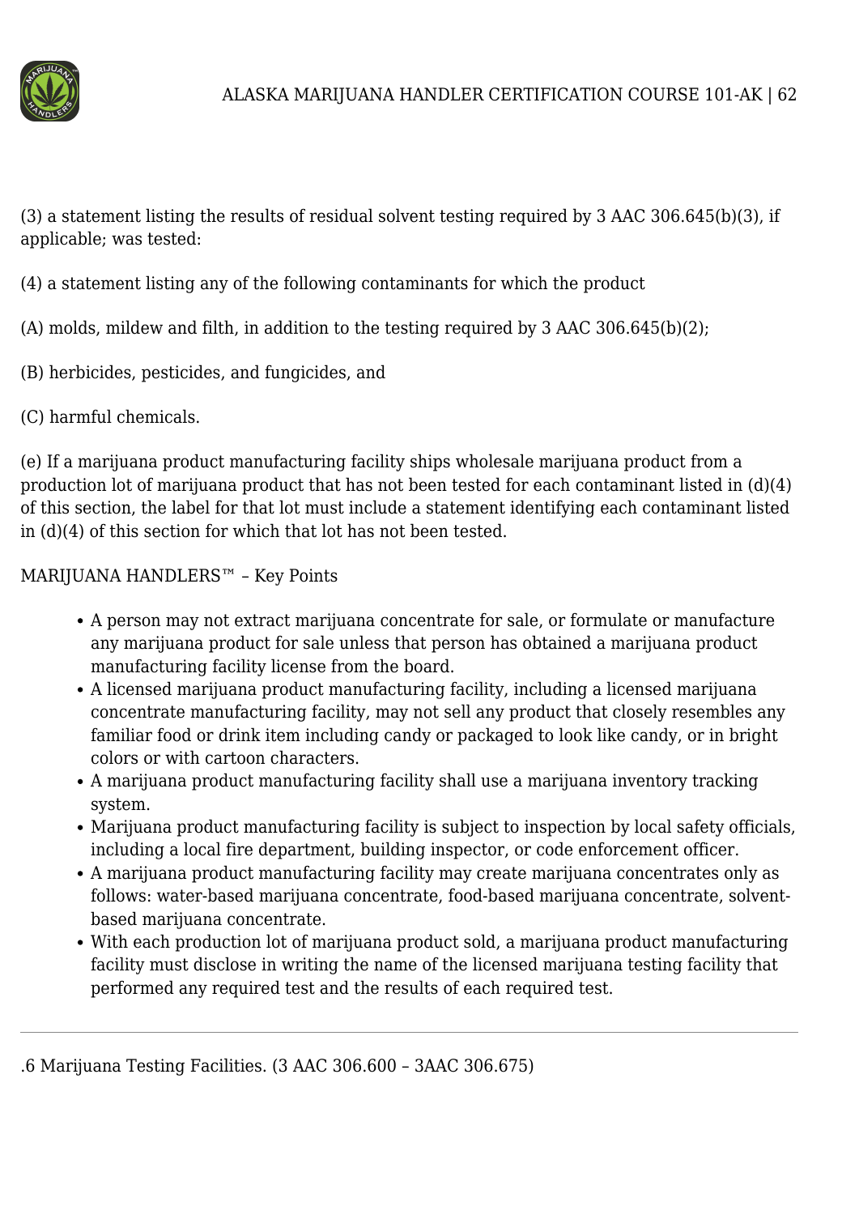(3) a statement listing the results of residual solvent testing required by 3 AAC 306.645(b)(3), if applicable; was tested:

(4) a statement listing any of the following contaminants for which the product

(A) molds, mildew and filth, in addition to the testing required by 3 AAC 306.645(b)(2);

(B) herbicides, pesticides, and fungicides, and

(C) harmful chemicals.

(e) If a marijuana product manufacturing facility ships wholesale marijuana product from a production lot of marijuana product that has not been tested for each contaminant listed in (d)(4) of this section, the label for that lot must include a statement identifying each contaminant listed in (d)(4) of this section for which that lot has not been tested.

MARIJUANA HANDLERS™ – Key Points

- A person may not extract marijuana concentrate for sale, or formulate or manufacture any marijuana product for sale unless that person has obtained a marijuana product manufacturing facility license from the board.
- A licensed marijuana product manufacturing facility, including a licensed marijuana concentrate manufacturing facility, may not sell any product that closely resembles any familiar food or drink item including candy or packaged to look like candy, or in bright colors or with cartoon characters.
- A marijuana product manufacturing facility shall use a marijuana inventory tracking system.
- Marijuana product manufacturing facility is subject to inspection by local safety officials, including a local fire department, building inspector, or code enforcement officer.
- A marijuana product manufacturing facility may create marijuana concentrates only as follows: water-based marijuana concentrate, food-based marijuana concentrate, solvent-based marijuana concentrate.
- With each production lot of marijuana product sold, a marijuana product manufacturing facility must disclose in writing the name of the licensed marijuana testing facility that performed any required test and the results of each required test.

---

.6 Marijuana Testing Facilities. (3 AAC 306.600 – 3AAC 306.675)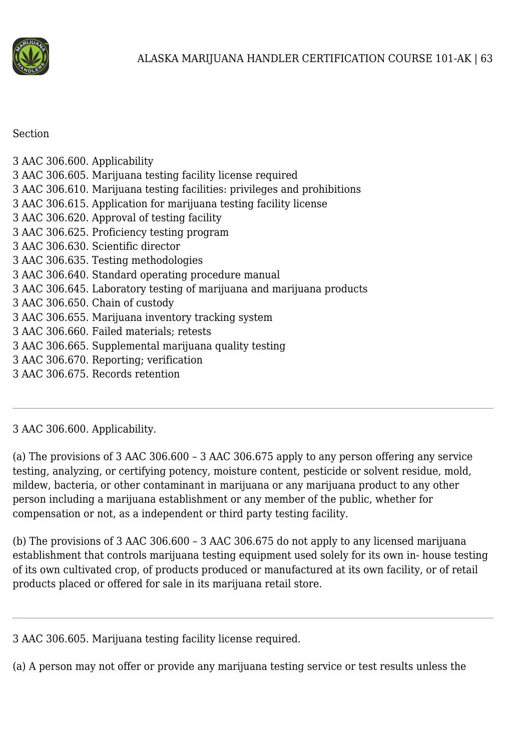Section

3 AAC 306.600. Applicability
3 AAC 306.605. Marijuana testing facility license required
3 AAC 306.610. Marijuana testing facilities: privileges and prohibitions
3 AAC 306.615. Application for marijuana testing facility license
3 AAC 306.620. Approval of testing facility
3 AAC 306.625. Proficiency testing program
3 AAC 306.630. Scientific director
3 AAC 306.635. Testing methodologies
3 AAC 306.640. Standard operating procedure manual
3 AAC 306.645. Laboratory testing of marijuana and marijuana products
3 AAC 306.650. Chain of custody
3 AAC 306.655. Marijuana inventory tracking system
3 AAC 306.660. Failed materials; retests
3 AAC 306.665. Supplemental marijuana quality testing
3 AAC 306.670. Reporting; verification
3 AAC 306.675. Records retention

---

3 AAC 306.600. Applicability.

(a) The provisions of 3 AAC 306.600 – 3 AAC 306.675 apply to any person offering any service testing, analyzing, or certifying potency, moisture content, pesticide or solvent residue, mold, mildew, bacteria, or other contaminant in marijuana or any marijuana product to any other person including a marijuana establishment or any member of the public, whether for compensation or not, as a independent or third party testing facility.

(b) The provisions of 3 AAC 306.600 – 3 AAC 306.675 do not apply to any licensed marijuana establishment that controls marijuana testing equipment used solely for its own in- house testing of its own cultivated crop, of products produced or manufactured at its own facility, or of retail products placed or offered for sale in its marijuana retail store.

---

3 AAC 306.605. Marijuana testing facility license required.

(a) A person may not offer or provide any marijuana testing service or test results unless the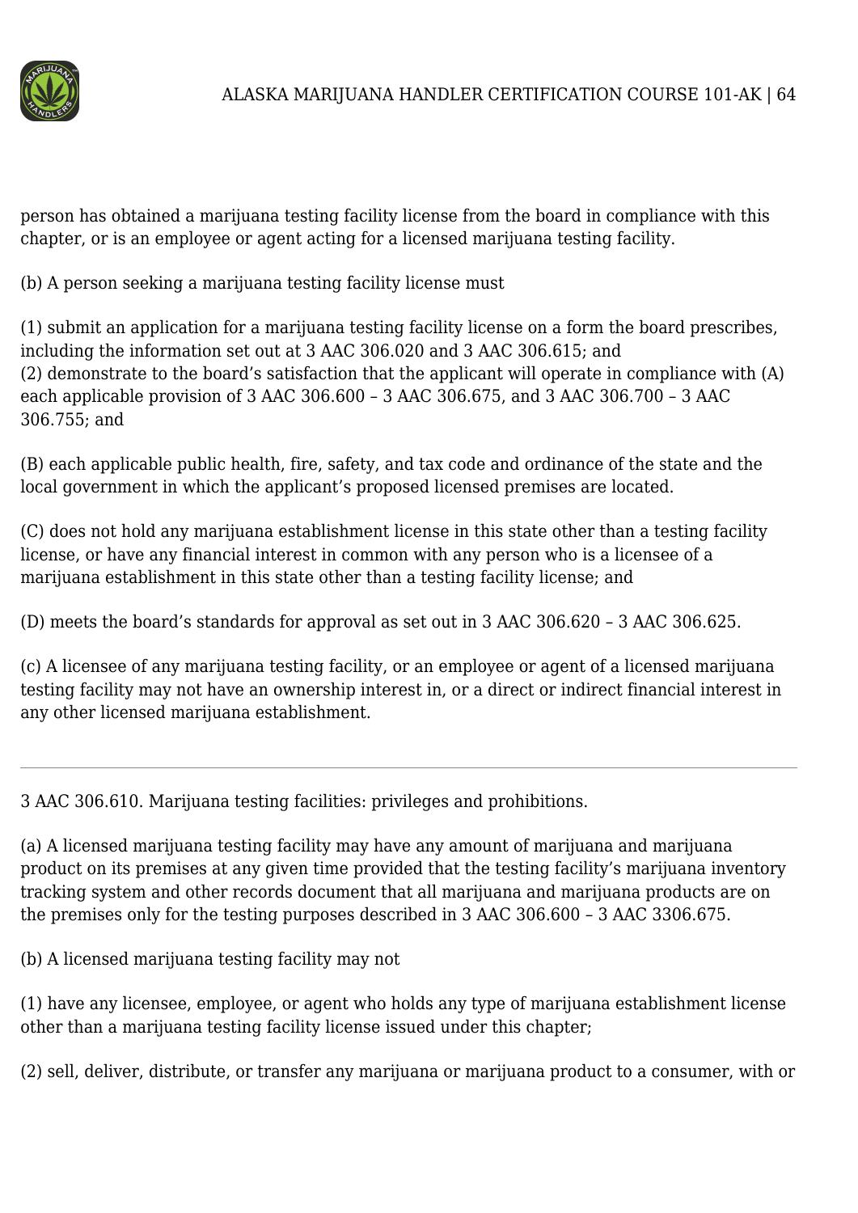person has obtained a marijuana testing facility license from the board in compliance with this chapter, or is an employee or agent acting for a licensed marijuana testing facility.

(b) A person seeking a marijuana testing facility license must

(1) submit an application for a marijuana testing facility license on a form the board prescribes, including the information set out at 3 AAC 306.020 and 3 AAC 306.615; and
(2) demonstrate to the board's satisfaction that the applicant will operate in compliance with (A) each applicable provision of 3 AAC 306.600 – 3 AAC 306.675, and 3 AAC 306.700 – 3 AAC 306.755; and

(B) each applicable public health, fire, safety, and tax code and ordinance of the state and the local government in which the applicant's proposed licensed premises are located.

(C) does not hold any marijuana establishment license in this state other than a testing facility license, or have any financial interest in common with any person who is a licensee of a marijuana establishment in this state other than a testing facility license; and

(D) meets the board's standards for approval as set out in 3 AAC 306.620 – 3 AAC 306.625.

(c) A licensee of any marijuana testing facility, or an employee or agent of a licensed marijuana testing facility may not have an ownership interest in, or a direct or indirect financial interest in any other licensed marijuana establishment.

---

3 AAC 306.610. Marijuana testing facilities: privileges and prohibitions.

(a) A licensed marijuana testing facility may have any amount of marijuana and marijuana product on its premises at any given time provided that the testing facility's marijuana inventory tracking system and other records document that all marijuana and marijuana products are on the premises only for the testing purposes described in 3 AAC 306.600 – 3 AAC 3306.675.

(b) A licensed marijuana testing facility may not

(1) have any licensee, employee, or agent who holds any type of marijuana establishment license other than a marijuana testing facility license issued under this chapter;

(2) sell, deliver, distribute, or transfer any marijuana or marijuana product to a consumer, with or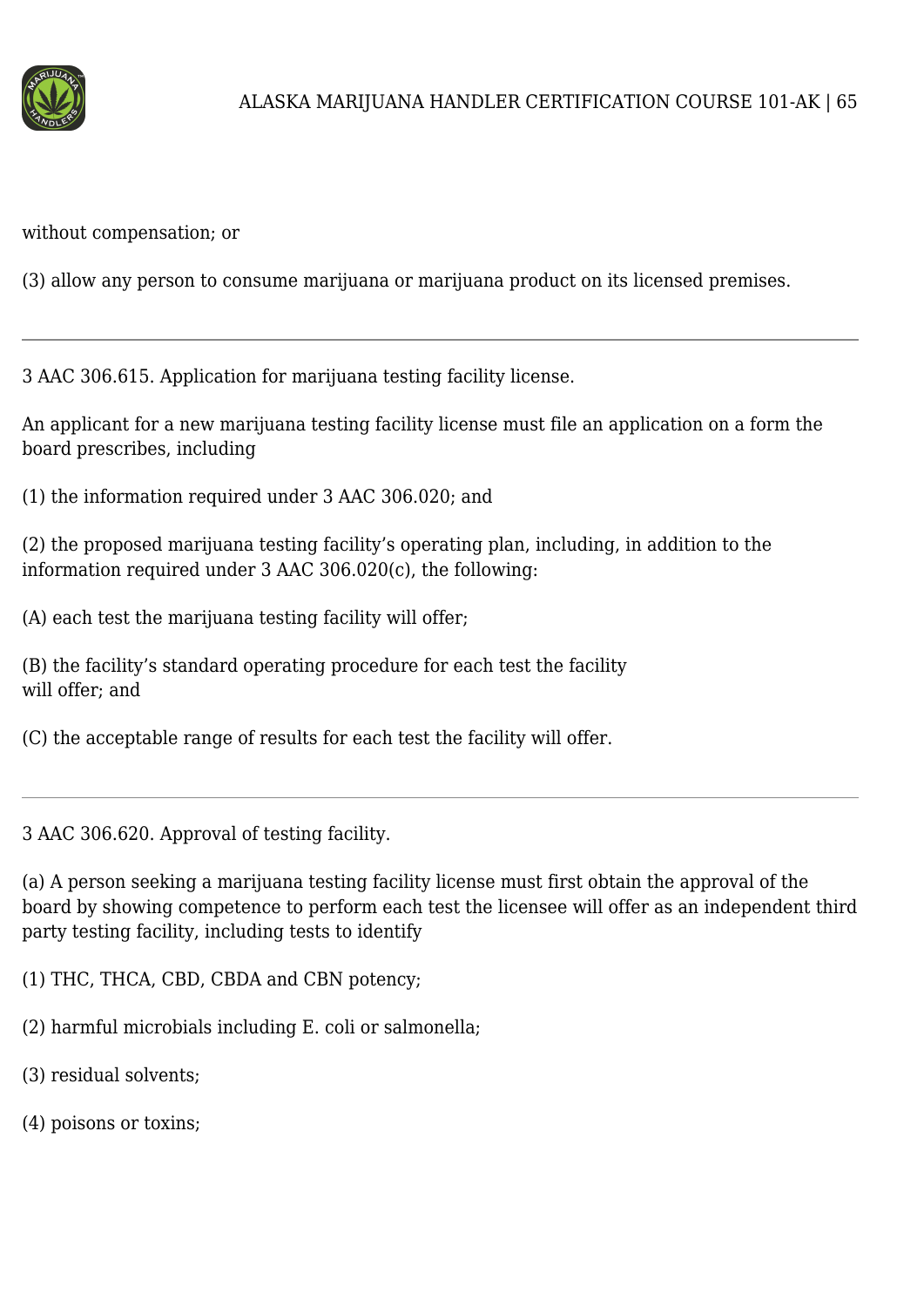without compensation; or

(3) allow any person to consume marijuana or marijuana product on its licensed premises.

---

3 AAC 306.615. Application for marijuana testing facility license.

An applicant for a new marijuana testing facility license must file an application on a form the board prescribes, including

(1) the information required under 3 AAC 306.020; and

(2) the proposed marijuana testing facility's operating plan, including, in addition to the information required under 3 AAC 306.020(c), the following:

(A) each test the marijuana testing facility will offer;

(B) the facility's standard operating procedure for each test the facility will offer; and

(C) the acceptable range of results for each test the facility will offer.

---

3 AAC 306.620. Approval of testing facility.

(a) A person seeking a marijuana testing facility license must first obtain the approval of the board by showing competence to perform each test the licensee will offer as an independent third party testing facility, including tests to identify

(1) THC, THCA, CBD, CBDA and CBN potency;

(2) harmful microbials including E. coli or salmonella;

(3) residual solvents;

(4) poisons or toxins;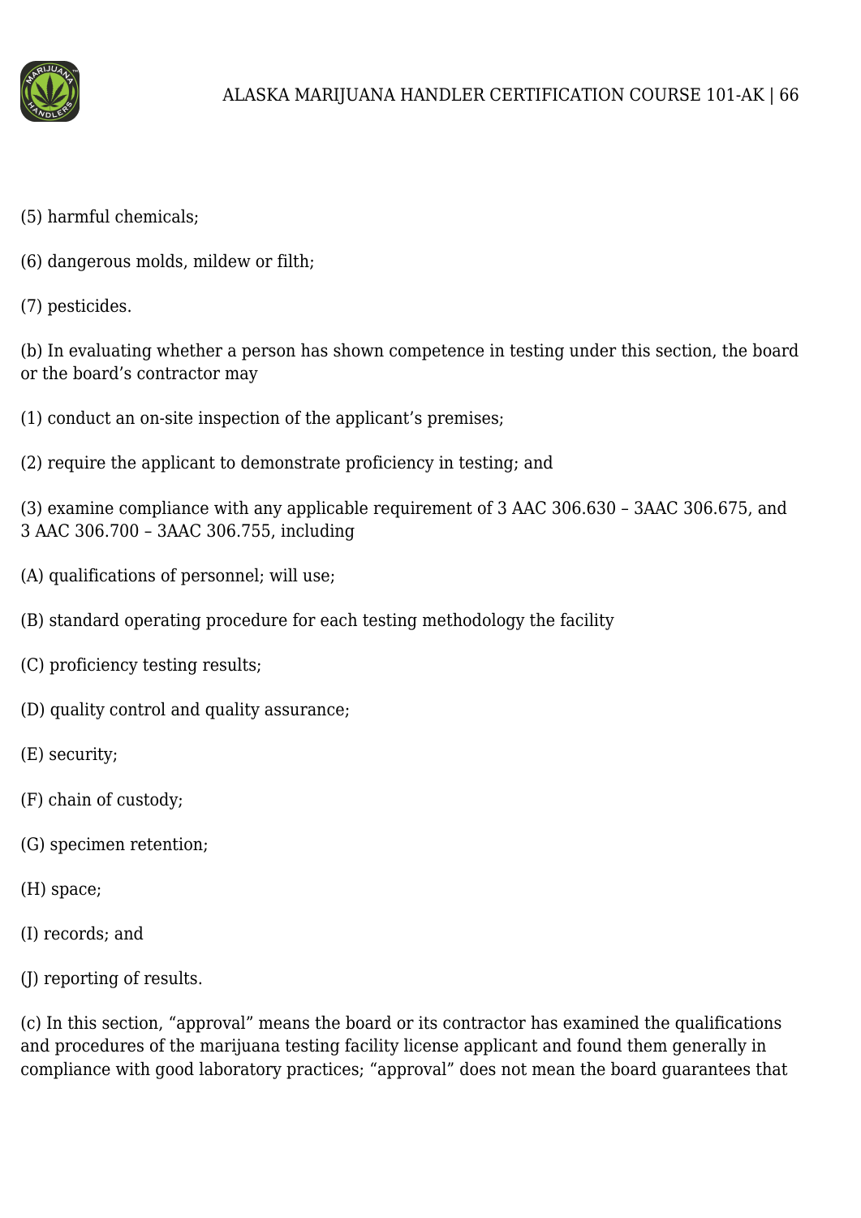(5) harmful chemicals;

(6) dangerous molds, mildew or filth;

(7) pesticides.

(b) In evaluating whether a person has shown competence in testing under this section, the board or the board's contractor may

(1) conduct an on-site inspection of the applicant's premises;

(2) require the applicant to demonstrate proficiency in testing; and

(3) examine compliance with any applicable requirement of 3 AAC 306.630 – 3AAC 306.675, and 3 AAC 306.700 – 3AAC 306.755, including

(A) qualifications of personnel; will use;

(B) standard operating procedure for each testing methodology the facility

(C) proficiency testing results;

(D) quality control and quality assurance;

(E) security;

(F) chain of custody;

(G) specimen retention;

(H) space;

(I) records; and

(J) reporting of results.

(c) In this section, "approval" means the board or its contractor has examined the qualifications and procedures of the marijuana testing facility license applicant and found them generally in compliance with good laboratory practices; "approval" does not mean the board guarantees that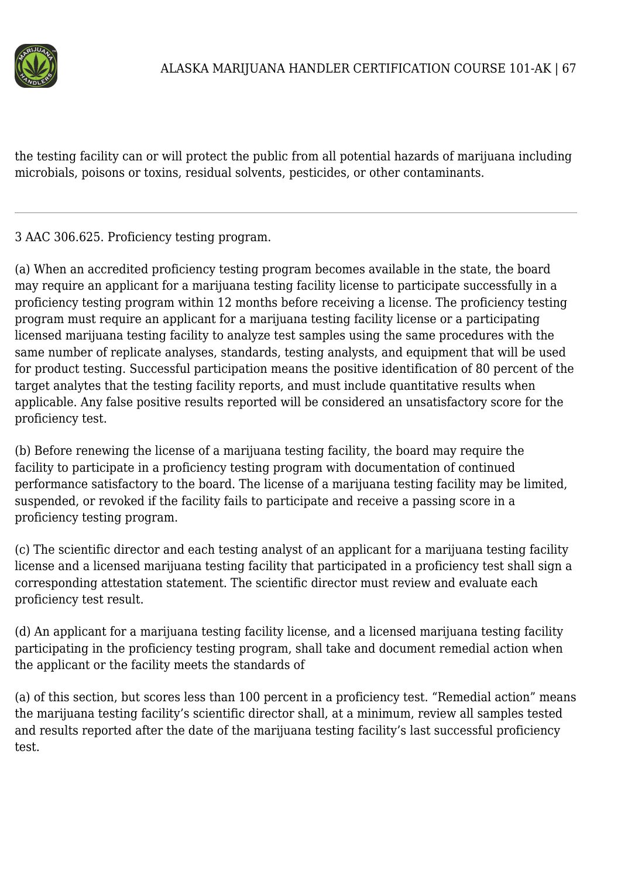the testing facility can or will protect the public from all potential hazards of marijuana including microbials, poisons or toxins, residual solvents, pesticides, or other contaminants.

---

3 AAC 306.625. Proficiency testing program.

(a) When an accredited proficiency testing program becomes available in the state, the board may require an applicant for a marijuana testing facility license to participate successfully in a proficiency testing program within 12 months before receiving a license. The proficiency testing program must require an applicant for a marijuana testing facility license or a participating licensed marijuana testing facility to analyze test samples using the same procedures with the same number of replicate analyses, standards, testing analysts, and equipment that will be used for product testing. Successful participation means the positive identification of 80 percent of the target analytes that the testing facility reports, and must include quantitative results when applicable. Any false positive results reported will be considered an unsatisfactory score for the proficiency test.

(b) Before renewing the license of a marijuana testing facility, the board may require the facility to participate in a proficiency testing program with documentation of continued performance satisfactory to the board. The license of a marijuana testing facility may be limited, suspended, or revoked if the facility fails to participate and receive a passing score in a proficiency testing program.

(c) The scientific director and each testing analyst of an applicant for a marijuana testing facility license and a licensed marijuana testing facility that participated in a proficiency test shall sign a corresponding attestation statement. The scientific director must review and evaluate each proficiency test result.

(d) An applicant for a marijuana testing facility license, and a licensed marijuana testing facility participating in the proficiency testing program, shall take and document remedial action when the applicant or the facility meets the standards of

(a) of this section, but scores less than 100 percent in a proficiency test. "Remedial action" means the marijuana testing facility's scientific director shall, at a minimum, review all samples tested and results reported after the date of the marijuana testing facility's last successful proficiency test.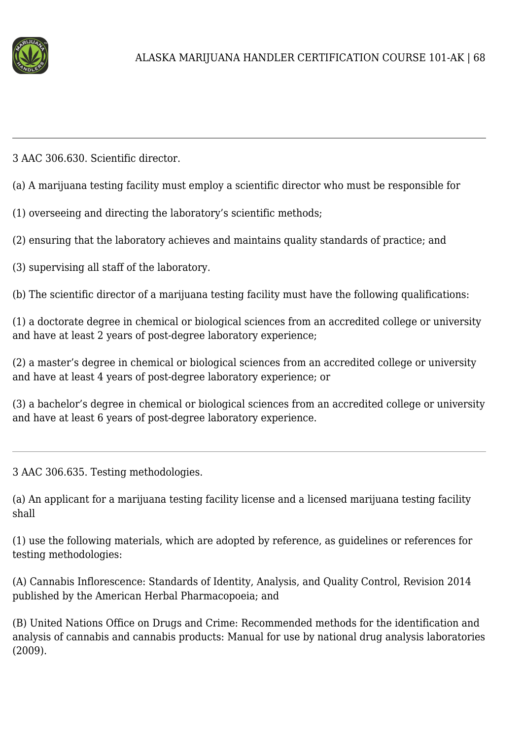---

3 AAC 306.630. Scientific director.

(a) A marijuana testing facility must employ a scientific director who must be responsible for

(1) overseeing and directing the laboratory's scientific methods;

(2) ensuring that the laboratory achieves and maintains quality standards of practice; and

(3) supervising all staff of the laboratory.

(b) The scientific director of a marijuana testing facility must have the following qualifications:

(1) a doctorate degree in chemical or biological sciences from an accredited college or university and have at least 2 years of post-degree laboratory experience;

(2) a master's degree in chemical or biological sciences from an accredited college or university and have at least 4 years of post-degree laboratory experience; or

(3) a bachelor's degree in chemical or biological sciences from an accredited college or university and have at least 6 years of post-degree laboratory experience.

---

3 AAC 306.635. Testing methodologies.

(a) An applicant for a marijuana testing facility license and a licensed marijuana testing facility shall

(1) use the following materials, which are adopted by reference, as guidelines or references for testing methodologies:

(A) Cannabis Inflorescence: Standards of Identity, Analysis, and Quality Control, Revision 2014 published by the American Herbal Pharmacopoeia; and

(B) United Nations Office on Drugs and Crime: Recommended methods for the identification and analysis of cannabis and cannabis products: Manual for use by national drug analysis laboratories (2009).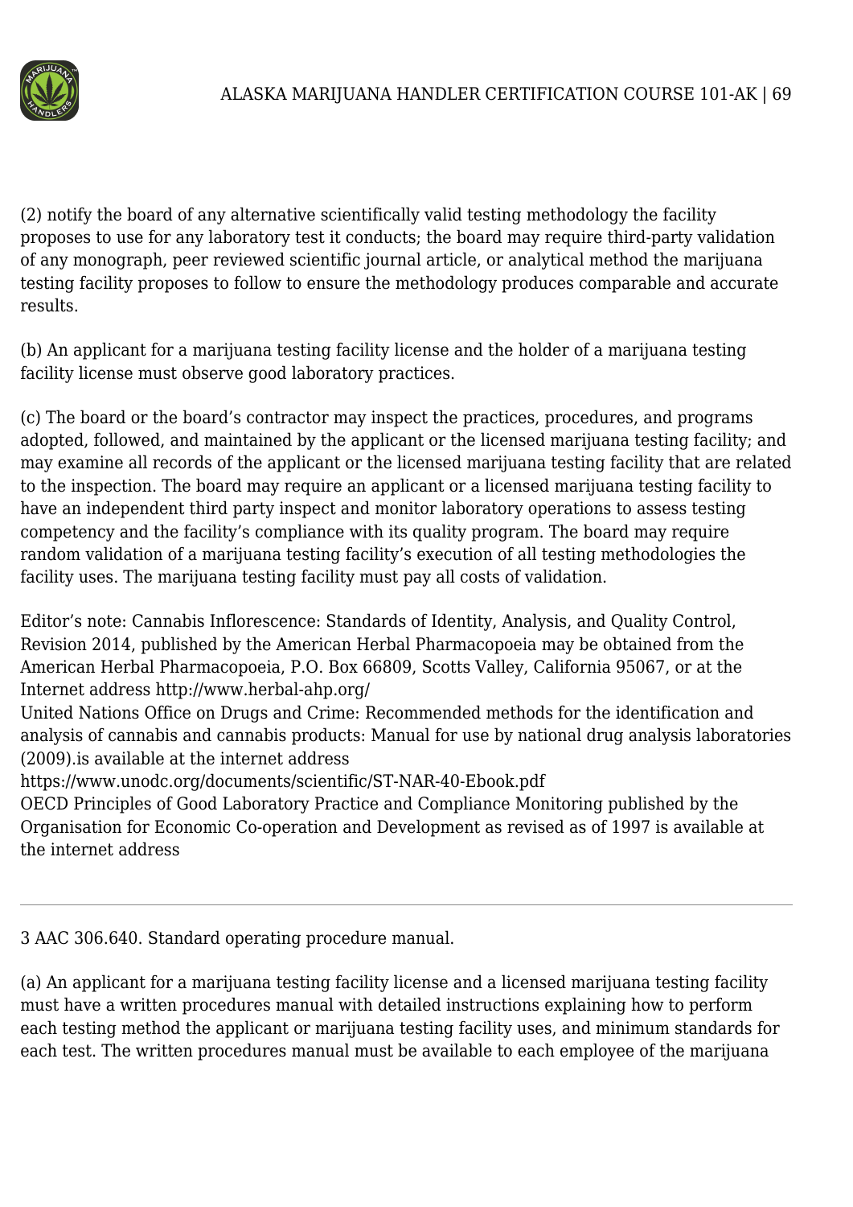(2) notify the board of any alternative scientifically valid testing methodology the facility proposes to use for any laboratory test it conducts; the board may require third-party validation of any monograph, peer reviewed scientific journal article, or analytical method the marijuana testing facility proposes to follow to ensure the methodology produces comparable and accurate results.

(b) An applicant for a marijuana testing facility license and the holder of a marijuana testing facility license must observe good laboratory practices.

(c) The board or the board's contractor may inspect the practices, procedures, and programs adopted, followed, and maintained by the applicant or the licensed marijuana testing facility; and may examine all records of the applicant or the licensed marijuana testing facility that are related to the inspection. The board may require an applicant or a licensed marijuana testing facility to have an independent third party inspect and monitor laboratory operations to assess testing competency and the facility's compliance with its quality program. The board may require random validation of a marijuana testing facility's execution of all testing methodologies the facility uses. The marijuana testing facility must pay all costs of validation.

Editor's note: Cannabis Inflorescence: Standards of Identity, Analysis, and Quality Control, Revision 2014, published by the American Herbal Pharmacopoeia may be obtained from the American Herbal Pharmacopoeia, P.O. Box 66809, Scotts Valley, California 95067, or at the Internet address http://www.herbal-ahp.org/
United Nations Office on Drugs and Crime: Recommended methods for the identification and analysis of cannabis and cannabis products: Manual for use by national drug analysis laboratories (2009).is available at the internet address
https://www.unodc.org/documents/scientific/ST-NAR-40-Ebook.pdf
OECD Principles of Good Laboratory Practice and Compliance Monitoring published by the Organisation for Economic Co-operation and Development as revised as of 1997 is available at the internet address

---

3 AAC 306.640. Standard operating procedure manual.

(a) An applicant for a marijuana testing facility license and a licensed marijuana testing facility must have a written procedures manual with detailed instructions explaining how to perform each testing method the applicant or marijuana testing facility uses, and minimum standards for each test. The written procedures manual must be available to each employee of the marijuana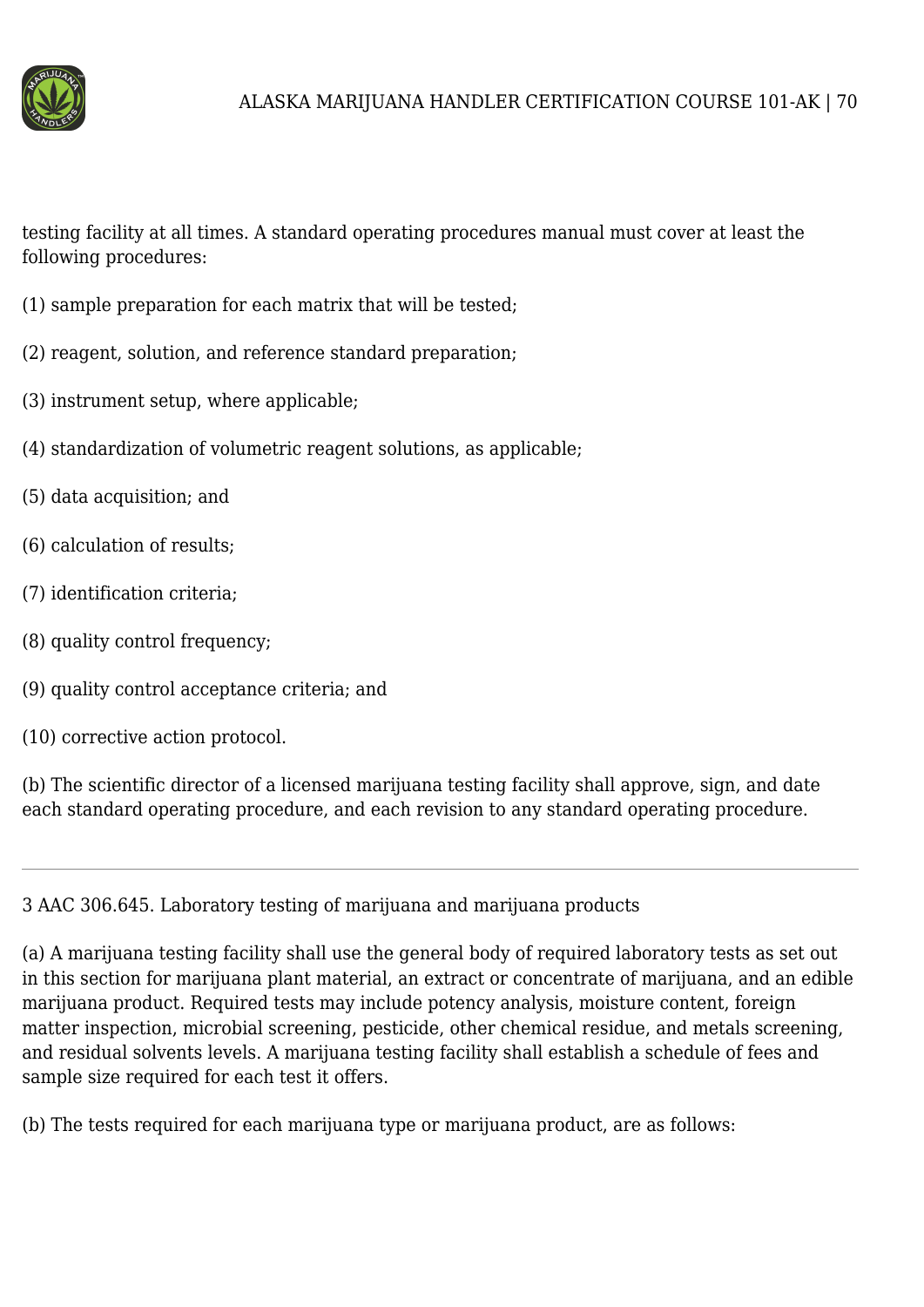testing facility at all times. A standard operating procedures manual must cover at least the following procedures:

(1) sample preparation for each matrix that will be tested;

(2) reagent, solution, and reference standard preparation;

(3) instrument setup, where applicable;

(4) standardization of volumetric reagent solutions, as applicable;

(5) data acquisition; and

(6) calculation of results;

(7) identification criteria;

(8) quality control frequency;

(9) quality control acceptance criteria; and

(10) corrective action protocol.

(b) The scientific director of a licensed marijuana testing facility shall approve, sign, and date each standard operating procedure, and each revision to any standard operating procedure.

---

3 AAC 306.645. Laboratory testing of marijuana and marijuana products

(a) A marijuana testing facility shall use the general body of required laboratory tests as set out in this section for marijuana plant material, an extract or concentrate of marijuana, and an edible marijuana product. Required tests may include potency analysis, moisture content, foreign matter inspection, microbial screening, pesticide, other chemical residue, and metals screening, and residual solvents levels. A marijuana testing facility shall establish a schedule of fees and sample size required for each test it offers.

(b) The tests required for each marijuana type or marijuana product, are as follows: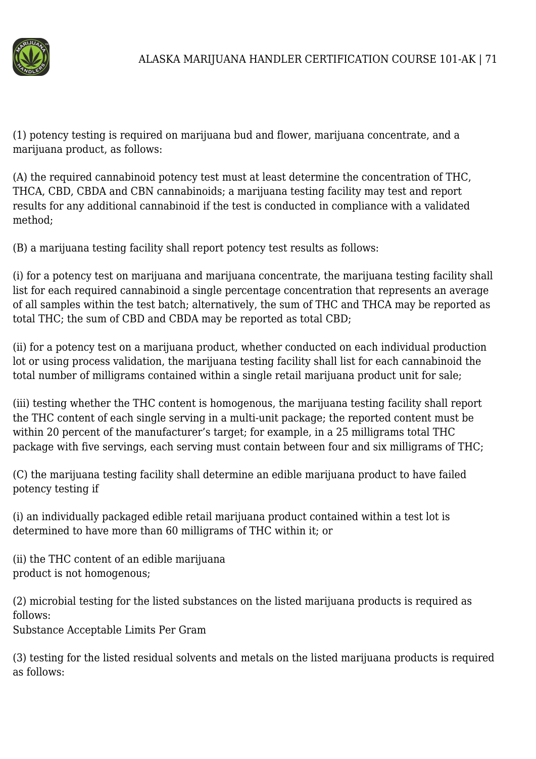(1) potency testing is required on marijuana bud and flower, marijuana concentrate, and a marijuana product, as follows:

(A) the required cannabinoid potency test must at least determine the concentration of THC, THCA, CBD, CBDA and CBN cannabinoids; a marijuana testing facility may test and report results for any additional cannabinoid if the test is conducted in compliance with a validated method;

(B) a marijuana testing facility shall report potency test results as follows:

(i) for a potency test on marijuana and marijuana concentrate, the marijuana testing facility shall list for each required cannabinoid a single percentage concentration that represents an average of all samples within the test batch; alternatively, the sum of THC and THCA may be reported as total THC; the sum of CBD and CBDA may be reported as total CBD;

(ii) for a potency test on a marijuana product, whether conducted on each individual production lot or using process validation, the marijuana testing facility shall list for each cannabinoid the total number of milligrams contained within a single retail marijuana product unit for sale;

(iii) testing whether the THC content is homogenous, the marijuana testing facility shall report the THC content of each single serving in a multi-unit package; the reported content must be within 20 percent of the manufacturer's target; for example, in a 25 milligrams total THC package with five servings, each serving must contain between four and six milligrams of THC;

(C) the marijuana testing facility shall determine an edible marijuana product to have failed potency testing if

(i) an individually packaged edible retail marijuana product contained within a test lot is determined to have more than 60 milligrams of THC within it; or

(ii) the THC content of an edible marijuana product is not homogenous;

(2) microbial testing for the listed substances on the listed marijuana products is required as follows:
Substance Acceptable Limits Per Gram

(3) testing for the listed residual solvents and metals on the listed marijuana products is required as follows: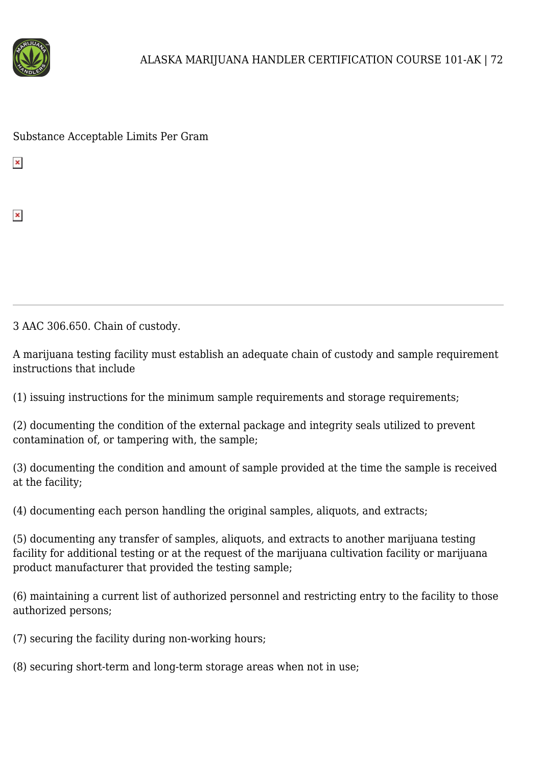Substance Acceptable Limits Per Gram

---

3 AAC 306.650. Chain of custody.

A marijuana testing facility must establish an adequate chain of custody and sample requirement instructions that include

(1) issuing instructions for the minimum sample requirements and storage requirements;

(2) documenting the condition of the external package and integrity seals utilized to prevent contamination of, or tampering with, the sample;

(3) documenting the condition and amount of sample provided at the time the sample is received at the facility;

(4) documenting each person handling the original samples, aliquots, and extracts;

(5) documenting any transfer of samples, aliquots, and extracts to another marijuana testing facility for additional testing or at the request of the marijuana cultivation facility or marijuana product manufacturer that provided the testing sample;

(6) maintaining a current list of authorized personnel and restricting entry to the facility to those authorized persons;

(7) securing the facility during non-working hours;

(8) securing short-term and long-term storage areas when not in use;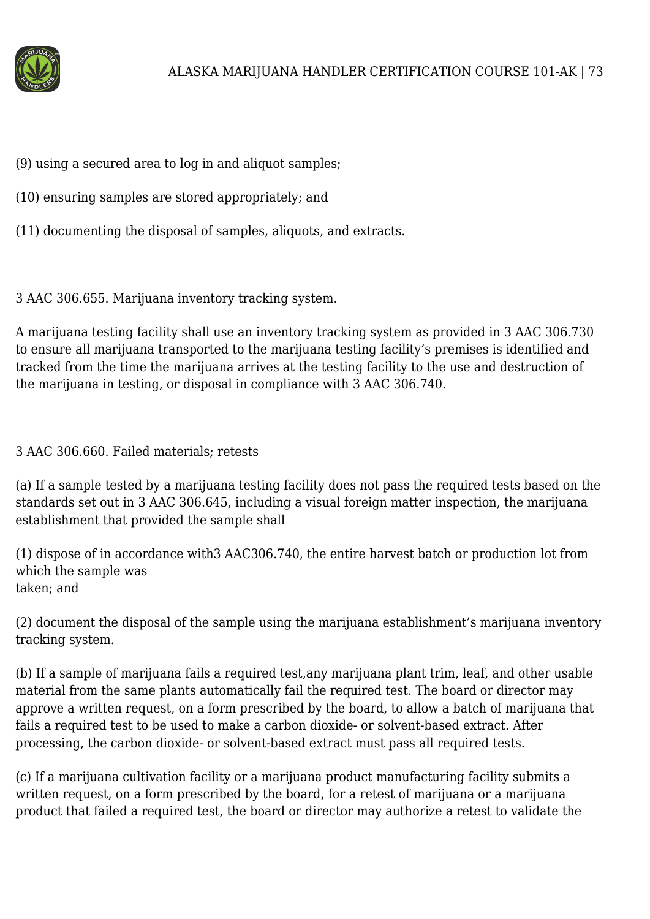(9) using a secured area to log in and aliquot samples;

(10) ensuring samples are stored appropriately; and

(11) documenting the disposal of samples, aliquots, and extracts.

---

3 AAC 306.655. Marijuana inventory tracking system.

A marijuana testing facility shall use an inventory tracking system as provided in 3 AAC 306.730 to ensure all marijuana transported to the marijuana testing facility's premises is identified and tracked from the time the marijuana arrives at the testing facility to the use and destruction of the marijuana in testing, or disposal in compliance with 3 AAC 306.740.

---

3 AAC 306.660. Failed materials; retests

(a) If a sample tested by a marijuana testing facility does not pass the required tests based on the standards set out in 3 AAC 306.645, including a visual foreign matter inspection, the marijuana establishment that provided the sample shall

(1) dispose of in accordance with3 AAC306.740, the entire harvest batch or production lot from which the sample was
taken; and

(2) document the disposal of the sample using the marijuana establishment's marijuana inventory tracking system.

(b) If a sample of marijuana fails a required test,any marijuana plant trim, leaf, and other usable material from the same plants automatically fail the required test. The board or director may approve a written request, on a form prescribed by the board, to allow a batch of marijuana that fails a required test to be used to make a carbon dioxide- or solvent-based extract. After processing, the carbon dioxide- or solvent-based extract must pass all required tests.

(c) If a marijuana cultivation facility or a marijuana product manufacturing facility submits a written request, on a form prescribed by the board, for a retest of marijuana or a marijuana product that failed a required test, the board or director may authorize a retest to validate the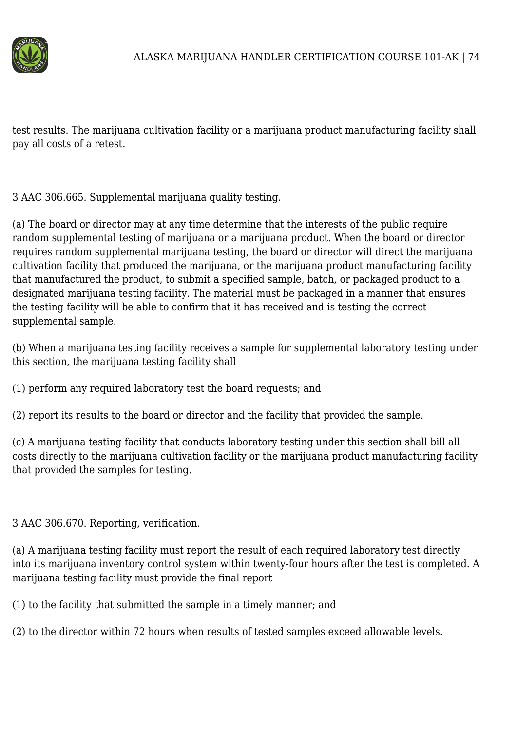test results. The marijuana cultivation facility or a marijuana product manufacturing facility shall pay all costs of a retest.

---

3 AAC 306.665. Supplemental marijuana quality testing.

(a) The board or director may at any time determine that the interests of the public require random supplemental testing of marijuana or a marijuana product. When the board or director requires random supplemental marijuana testing, the board or director will direct the marijuana cultivation facility that produced the marijuana, or the marijuana product manufacturing facility that manufactured the product, to submit a specified sample, batch, or packaged product to a designated marijuana testing facility. The material must be packaged in a manner that ensures the testing facility will be able to confirm that it has received and is testing the correct supplemental sample.

(b) When a marijuana testing facility receives a sample for supplemental laboratory testing under this section, the marijuana testing facility shall

(1) perform any required laboratory test the board requests; and

(2) report its results to the board or director and the facility that provided the sample.

(c) A marijuana testing facility that conducts laboratory testing under this section shall bill all costs directly to the marijuana cultivation facility or the marijuana product manufacturing facility that provided the samples for testing.

---

3 AAC 306.670. Reporting, verification.

(a) A marijuana testing facility must report the result of each required laboratory test directly into its marijuana inventory control system within twenty-four hours after the test is completed. A marijuana testing facility must provide the final report

(1) to the facility that submitted the sample in a timely manner; and

(2) to the director within 72 hours when results of tested samples exceed allowable levels.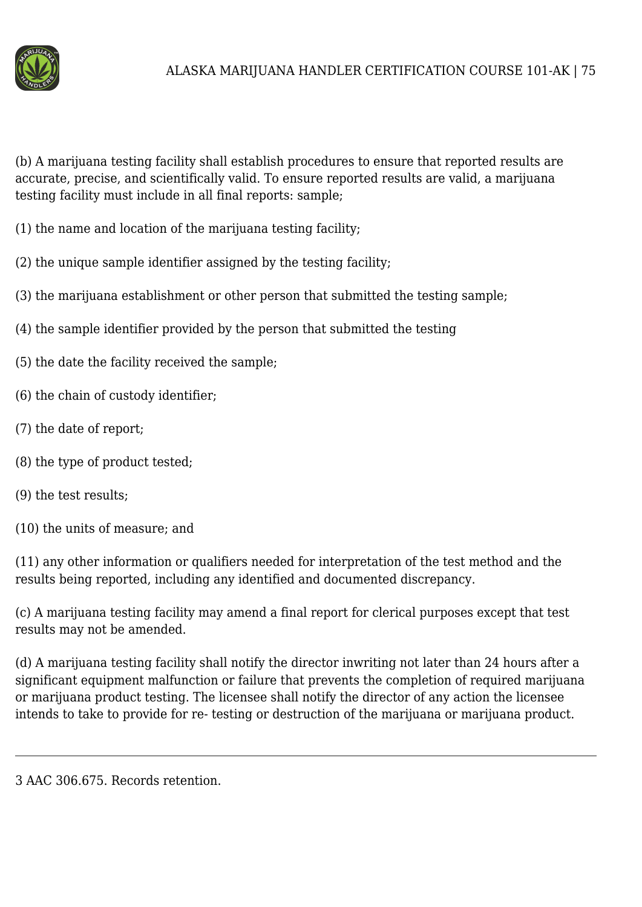(b) A marijuana testing facility shall establish procedures to ensure that reported results are accurate, precise, and scientifically valid. To ensure reported results are valid, a marijuana testing facility must include in all final reports: sample;

(1) the name and location of the marijuana testing facility;

(2) the unique sample identifier assigned by the testing facility;

(3) the marijuana establishment or other person that submitted the testing sample;

(4) the sample identifier provided by the person that submitted the testing

(5) the date the facility received the sample;

(6) the chain of custody identifier;

(7) the date of report;

(8) the type of product tested;

(9) the test results;

(10) the units of measure; and

(11) any other information or qualifiers needed for interpretation of the test method and the results being reported, including any identified and documented discrepancy.

(c) A marijuana testing facility may amend a final report for clerical purposes except that test results may not be amended.

(d) A marijuana testing facility shall notify the director inwriting not later than 24 hours after a significant equipment malfunction or failure that prevents the completion of required marijuana or marijuana product testing. The licensee shall notify the director of any action the licensee intends to take to provide for re- testing or destruction of the marijuana or marijuana product.

---

3 AAC 306.675. Records retention.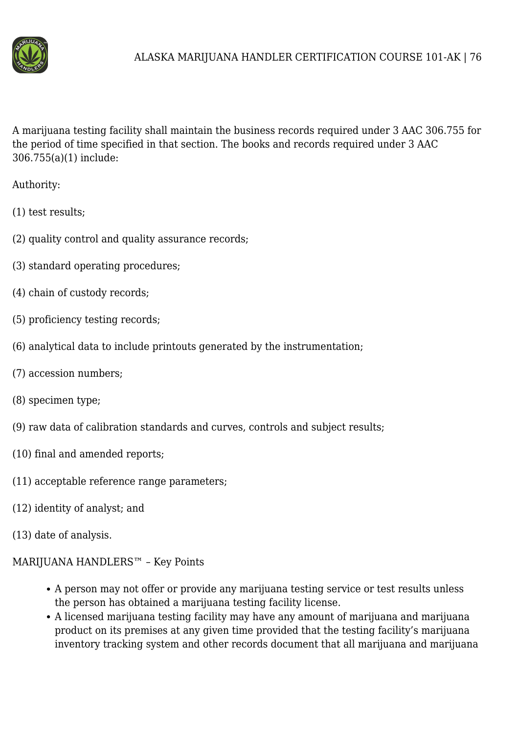A marijuana testing facility shall maintain the business records required under 3 AAC 306.755 for the period of time specified in that section. The books and records required under 3 AAC 306.755(a)(1) include:

Authority:

(1) test results;

(2) quality control and quality assurance records;

(3) standard operating procedures;

(4) chain of custody records;

(5) proficiency testing records;

(6) analytical data to include printouts generated by the instrumentation;

(7) accession numbers;

(8) specimen type;

(9) raw data of calibration standards and curves, controls and subject results;

(10) final and amended reports;

(11) acceptable reference range parameters;

(12) identity of analyst; and

(13) date of analysis.

MARIJUANA HANDLERS™ – Key Points

- A person may not offer or provide any marijuana testing service or test results unless the person has obtained a marijuana testing facility license.
- A licensed marijuana testing facility may have any amount of marijuana and marijuana product on its premises at any given time provided that the testing facility's marijuana inventory tracking system and other records document that all marijuana and marijuana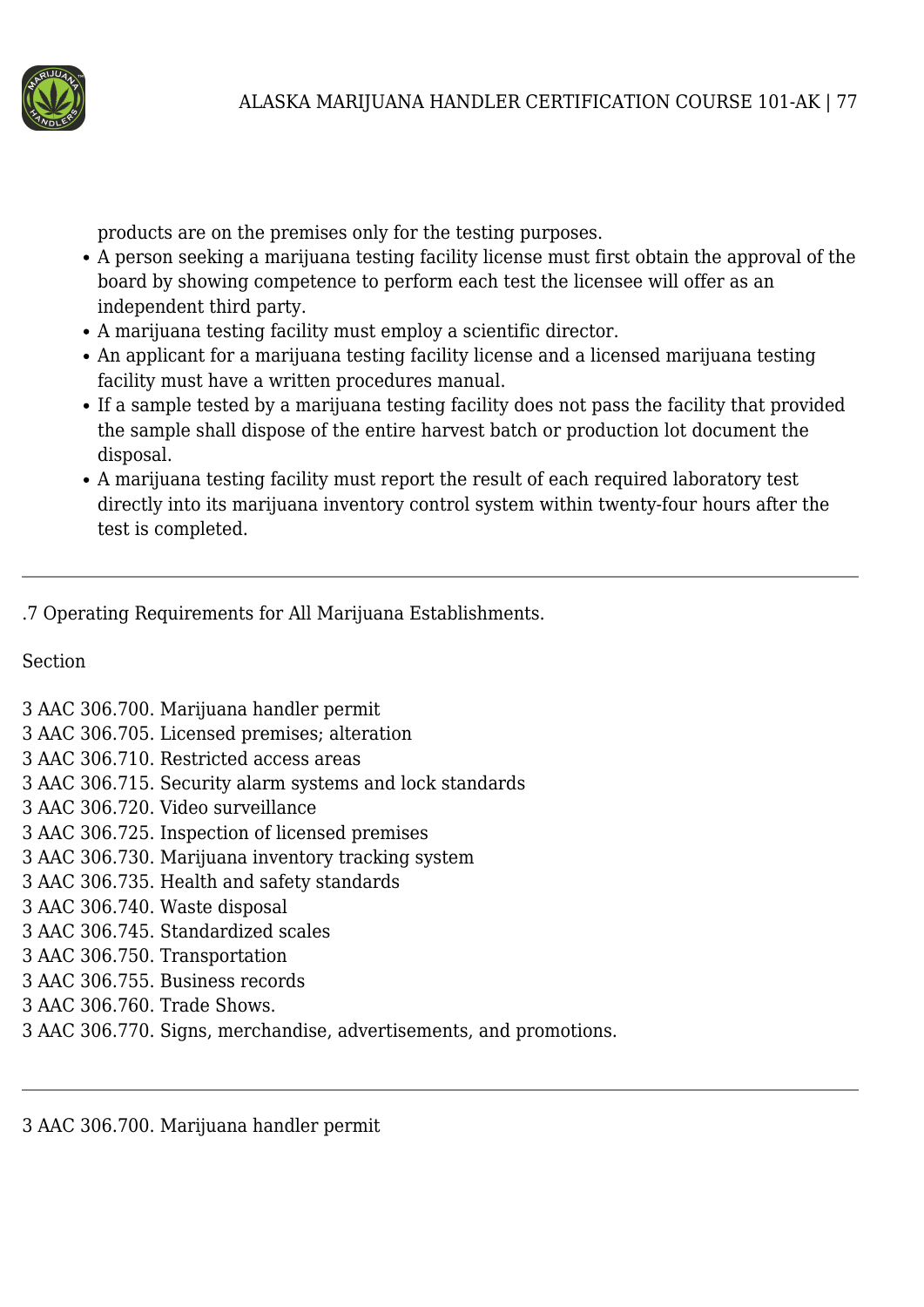products are on the premises only for the testing purposes.

- A person seeking a marijuana testing facility license must first obtain the approval of the board by showing competence to perform each test the licensee will offer as an independent third party.
- A marijuana testing facility must employ a scientific director.
- An applicant for a marijuana testing facility license and a licensed marijuana testing facility must have a written procedures manual.
- If a sample tested by a marijuana testing facility does not pass the facility that provided the sample shall dispose of the entire harvest batch or production lot document the disposal.
- A marijuana testing facility must report the result of each required laboratory test directly into its marijuana inventory control system within twenty-four hours after the test is completed.

---

.7 Operating Requirements for All Marijuana Establishments.

Section

3 AAC 306.700. Marijuana handler permit
3 AAC 306.705. Licensed premises; alteration
3 AAC 306.710. Restricted access areas
3 AAC 306.715. Security alarm systems and lock standards
3 AAC 306.720. Video surveillance
3 AAC 306.725. Inspection of licensed premises
3 AAC 306.730. Marijuana inventory tracking system
3 AAC 306.735. Health and safety standards
3 AAC 306.740. Waste disposal
3 AAC 306.745. Standardized scales
3 AAC 306.750. Transportation
3 AAC 306.755. Business records
3 AAC 306.760. Trade Shows.
3 AAC 306.770. Signs, merchandise, advertisements, and promotions.

---

3 AAC 306.700. Marijuana handler permit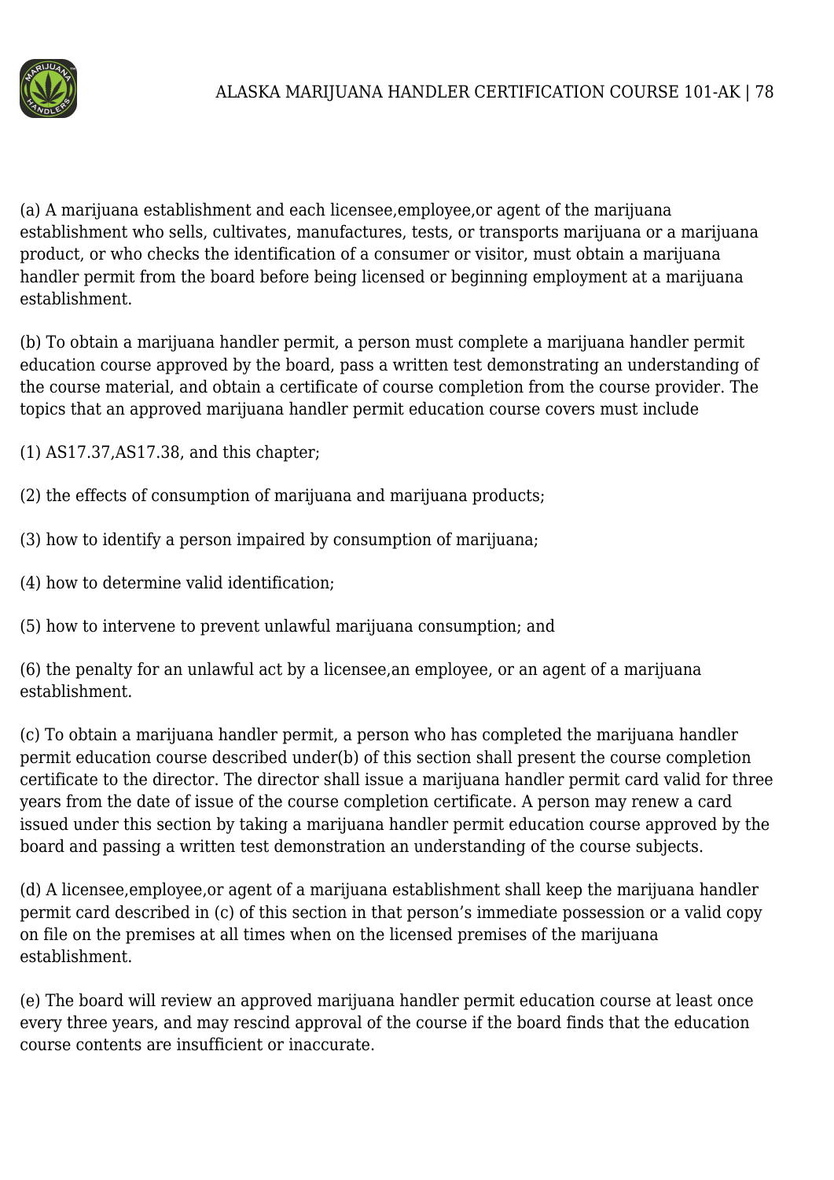(a) A marijuana establishment and each licensee,employee,or agent of the marijuana establishment who sells, cultivates, manufactures, tests, or transports marijuana or a marijuana product, or who checks the identification of a consumer or visitor, must obtain a marijuana handler permit from the board before being licensed or beginning employment at a marijuana establishment.

(b) To obtain a marijuana handler permit, a person must complete a marijuana handler permit education course approved by the board, pass a written test demonstrating an understanding of the course material, and obtain a certificate of course completion from the course provider. The topics that an approved marijuana handler permit education course covers must include

(1) AS17.37,AS17.38, and this chapter;

(2) the effects of consumption of marijuana and marijuana products;

(3) how to identify a person impaired by consumption of marijuana;

(4) how to determine valid identification;

(5) how to intervene to prevent unlawful marijuana consumption; and

(6) the penalty for an unlawful act by a licensee,an employee, or an agent of a marijuana establishment.

(c) To obtain a marijuana handler permit, a person who has completed the marijuana handler permit education course described under(b) of this section shall present the course completion certificate to the director. The director shall issue a marijuana handler permit card valid for three years from the date of issue of the course completion certificate. A person may renew a card issued under this section by taking a marijuana handler permit education course approved by the board and passing a written test demonstration an understanding of the course subjects.

(d) A licensee,employee,or agent of a marijuana establishment shall keep the marijuana handler permit card described in (c) of this section in that person's immediate possession or a valid copy on file on the premises at all times when on the licensed premises of the marijuana establishment.

(e) The board will review an approved marijuana handler permit education course at least once every three years, and may rescind approval of the course if the board finds that the education course contents are insufficient or inaccurate.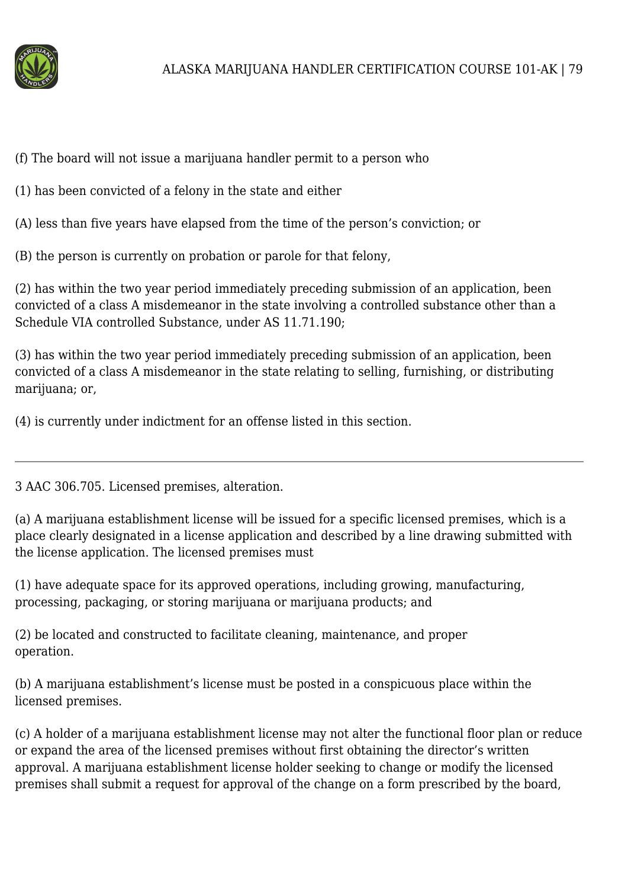(f) The board will not issue a marijuana handler permit to a person who

(1) has been convicted of a felony in the state and either

(A) less than five years have elapsed from the time of the person's conviction; or

(B) the person is currently on probation or parole for that felony,

(2) has within the two year period immediately preceding submission of an application, been convicted of a class A misdemeanor in the state involving a controlled substance other than a Schedule VIA controlled Substance, under AS 11.71.190;

(3) has within the two year period immediately preceding submission of an application, been convicted of a class A misdemeanor in the state relating to selling, furnishing, or distributing marijuana; or,

(4) is currently under indictment for an offense listed in this section.

---

3 AAC 306.705. Licensed premises, alteration.

(a) A marijuana establishment license will be issued for a specific licensed premises, which is a place clearly designated in a license application and described by a line drawing submitted with the license application. The licensed premises must

(1) have adequate space for its approved operations, including growing, manufacturing, processing, packaging, or storing marijuana or marijuana products; and

(2) be located and constructed to facilitate cleaning, maintenance, and proper operation.

(b) A marijuana establishment's license must be posted in a conspicuous place within the licensed premises.

(c) A holder of a marijuana establishment license may not alter the functional floor plan or reduce or expand the area of the licensed premises without first obtaining the director's written approval. A marijuana establishment license holder seeking to change or modify the licensed premises shall submit a request for approval of the change on a form prescribed by the board,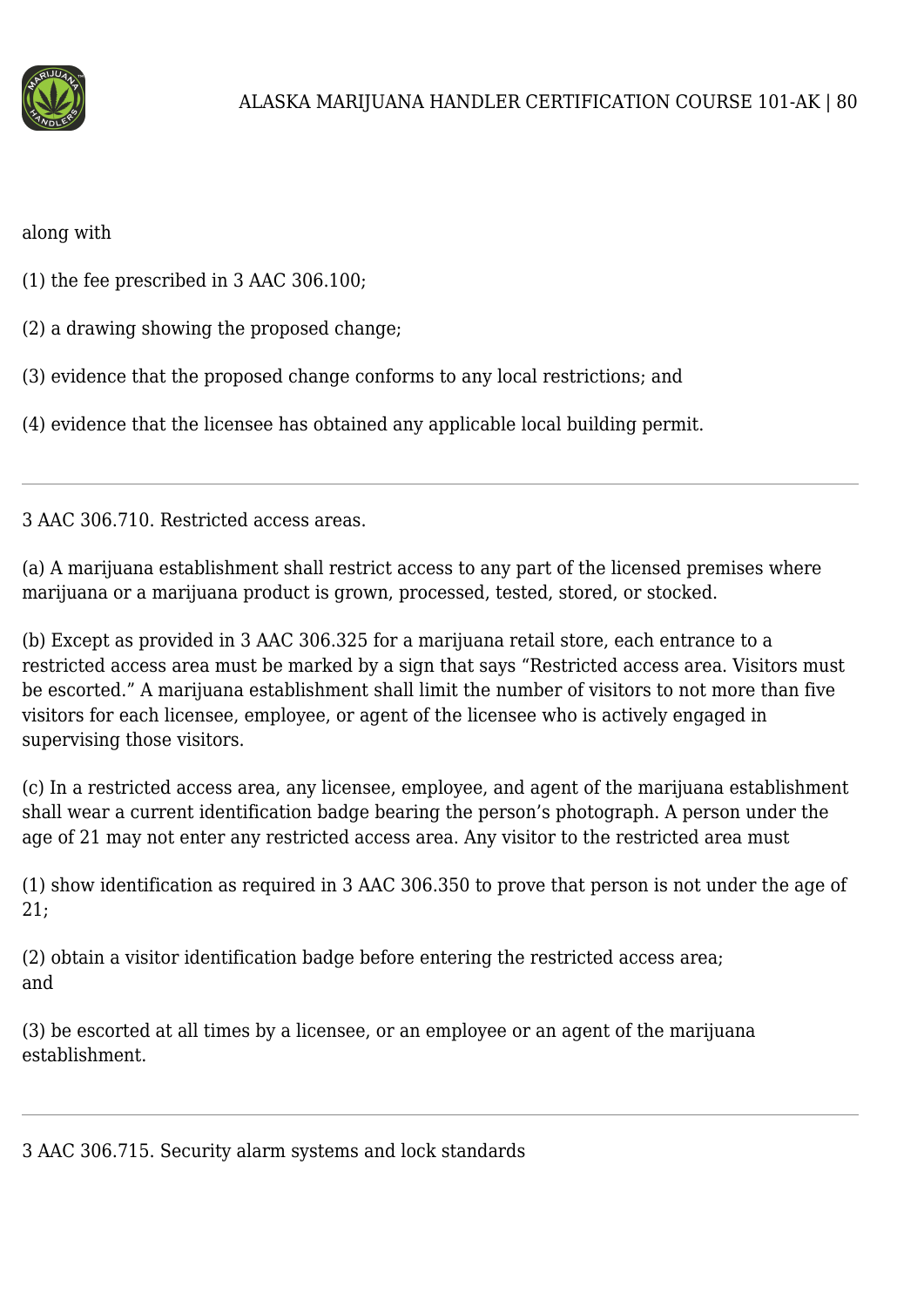along with

(1) the fee prescribed in 3 AAC 306.100;

(2) a drawing showing the proposed change;

(3) evidence that the proposed change conforms to any local restrictions; and

(4) evidence that the licensee has obtained any applicable local building permit.

---

3 AAC 306.710. Restricted access areas.

(a) A marijuana establishment shall restrict access to any part of the licensed premises where marijuana or a marijuana product is grown, processed, tested, stored, or stocked.

(b) Except as provided in 3 AAC 306.325 for a marijuana retail store, each entrance to a restricted access area must be marked by a sign that says "Restricted access area. Visitors must be escorted." A marijuana establishment shall limit the number of visitors to not more than five visitors for each licensee, employee, or agent of the licensee who is actively engaged in supervising those visitors.

(c) In a restricted access area, any licensee, employee, and agent of the marijuana establishment shall wear a current identification badge bearing the person's photograph. A person under the age of 21 may not enter any restricted access area. Any visitor to the restricted area must

(1) show identification as required in 3 AAC 306.350 to prove that person is not under the age of 21;

(2) obtain a visitor identification badge before entering the restricted access area;
and

(3) be escorted at all times by a licensee, or an employee or an agent of the marijuana establishment.

---

3 AAC 306.715. Security alarm systems and lock standards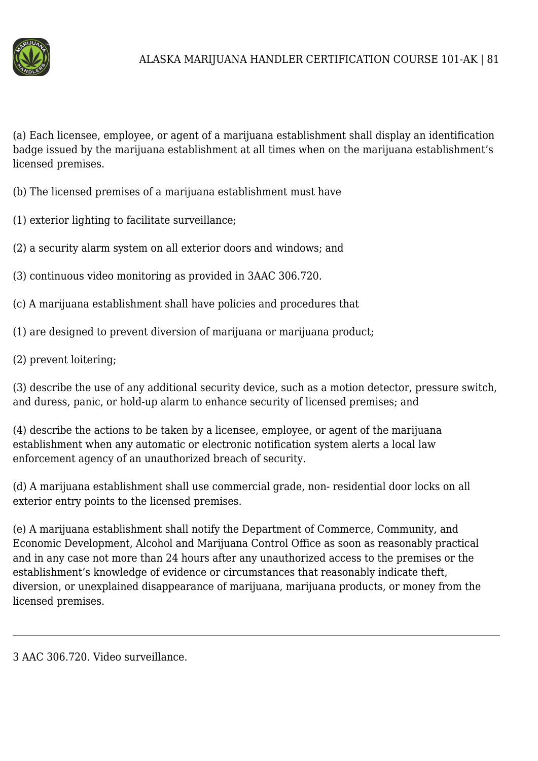(a) Each licensee, employee, or agent of a marijuana establishment shall display an identification badge issued by the marijuana establishment at all times when on the marijuana establishment's licensed premises.

(b) The licensed premises of a marijuana establishment must have

(1) exterior lighting to facilitate surveillance;

(2) a security alarm system on all exterior doors and windows; and

(3) continuous video monitoring as provided in 3AAC 306.720.

(c) A marijuana establishment shall have policies and procedures that

(1) are designed to prevent diversion of marijuana or marijuana product;

(2) prevent loitering;

(3) describe the use of any additional security device, such as a motion detector, pressure switch, and duress, panic, or hold-up alarm to enhance security of licensed premises; and

(4) describe the actions to be taken by a licensee, employee, or agent of the marijuana establishment when any automatic or electronic notification system alerts a local law enforcement agency of an unauthorized breach of security.

(d) A marijuana establishment shall use commercial grade, non- residential door locks on all exterior entry points to the licensed premises.

(e) A marijuana establishment shall notify the Department of Commerce, Community, and Economic Development, Alcohol and Marijuana Control Office as soon as reasonably practical and in any case not more than 24 hours after any unauthorized access to the premises or the establishment's knowledge of evidence or circumstances that reasonably indicate theft, diversion, or unexplained disappearance of marijuana, marijuana products, or money from the licensed premises.

---

3 AAC 306.720. Video surveillance.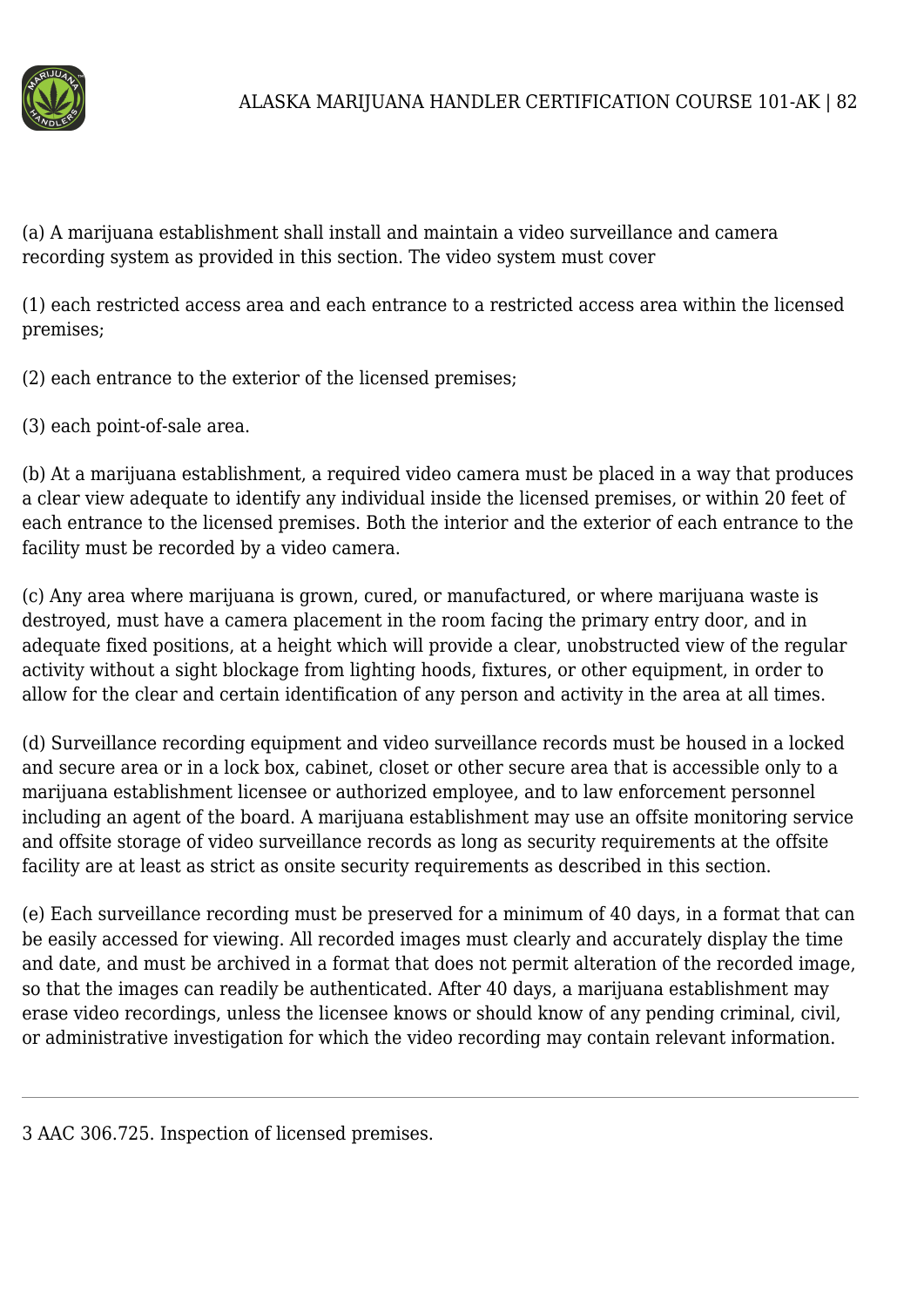(a) A marijuana establishment shall install and maintain a video surveillance and camera recording system as provided in this section. The video system must cover

(1) each restricted access area and each entrance to a restricted access area within the licensed premises;

(2) each entrance to the exterior of the licensed premises;

(3) each point-of-sale area.

(b) At a marijuana establishment, a required video camera must be placed in a way that produces a clear view adequate to identify any individual inside the licensed premises, or within 20 feet of each entrance to the licensed premises. Both the interior and the exterior of each entrance to the facility must be recorded by a video camera.

(c) Any area where marijuana is grown, cured, or manufactured, or where marijuana waste is destroyed, must have a camera placement in the room facing the primary entry door, and in adequate fixed positions, at a height which will provide a clear, unobstructed view of the regular activity without a sight blockage from lighting hoods, fixtures, or other equipment, in order to allow for the clear and certain identification of any person and activity in the area at all times.

(d) Surveillance recording equipment and video surveillance records must be housed in a locked and secure area or in a lock box, cabinet, closet or other secure area that is accessible only to a marijuana establishment licensee or authorized employee, and to law enforcement personnel including an agent of the board. A marijuana establishment may use an offsite monitoring service and offsite storage of video surveillance records as long as security requirements at the offsite facility are at least as strict as onsite security requirements as described in this section.

(e) Each surveillance recording must be preserved for a minimum of 40 days, in a format that can be easily accessed for viewing. All recorded images must clearly and accurately display the time and date, and must be archived in a format that does not permit alteration of the recorded image, so that the images can readily be authenticated. After 40 days, a marijuana establishment may erase video recordings, unless the licensee knows or should know of any pending criminal, civil, or administrative investigation for which the video recording may contain relevant information.

---

3 AAC 306.725. Inspection of licensed premises.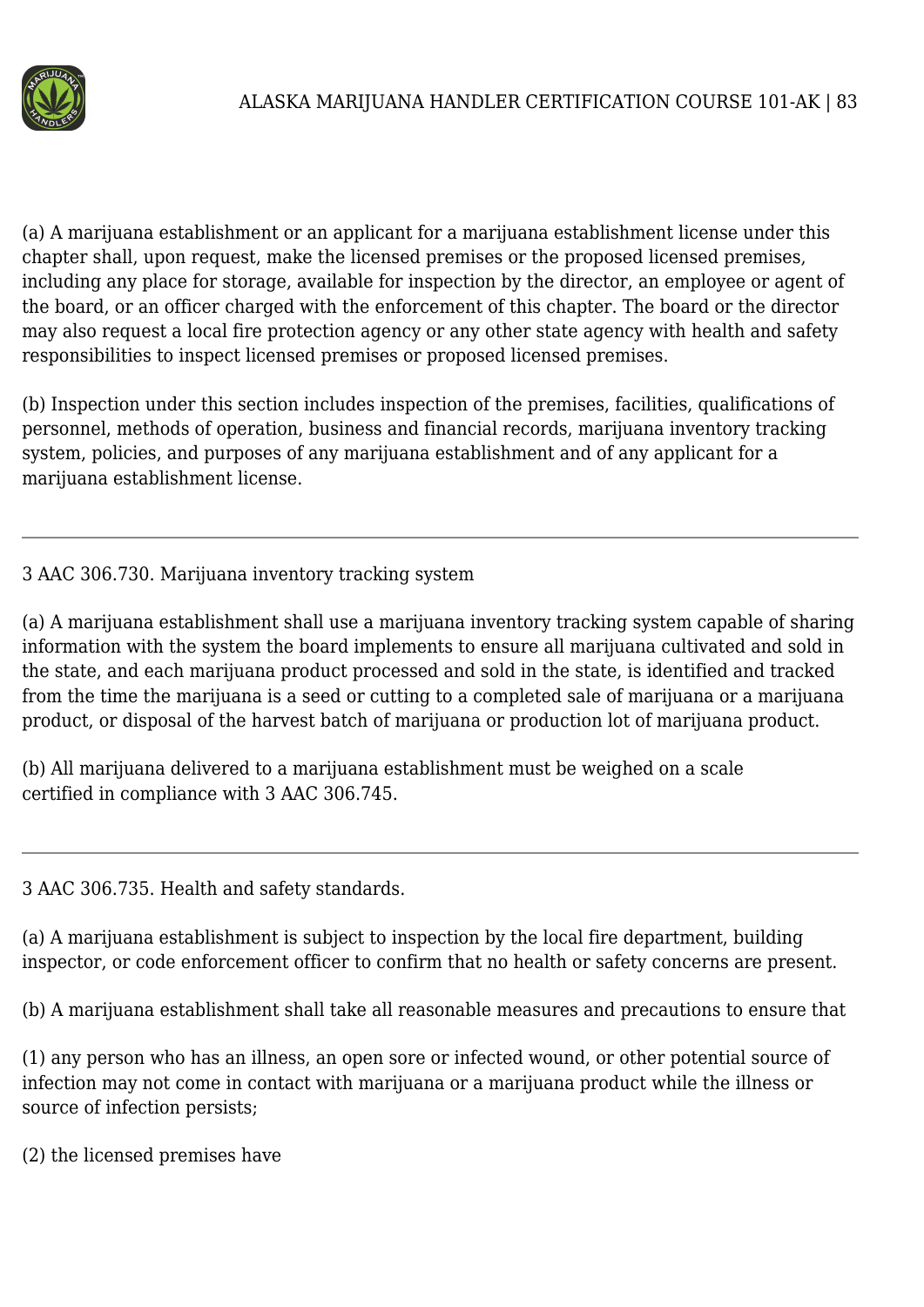(a) A marijuana establishment or an applicant for a marijuana establishment license under this chapter shall, upon request, make the licensed premises or the proposed licensed premises, including any place for storage, available for inspection by the director, an employee or agent of the board, or an officer charged with the enforcement of this chapter. The board or the director may also request a local fire protection agency or any other state agency with health and safety responsibilities to inspect licensed premises or proposed licensed premises.

(b) Inspection under this section includes inspection of the premises, facilities, qualifications of personnel, methods of operation, business and financial records, marijuana inventory tracking system, policies, and purposes of any marijuana establishment and of any applicant for a marijuana establishment license.

---

3 AAC 306.730. Marijuana inventory tracking system

(a) A marijuana establishment shall use a marijuana inventory tracking system capable of sharing information with the system the board implements to ensure all marijuana cultivated and sold in the state, and each marijuana product processed and sold in the state, is identified and tracked from the time the marijuana is a seed or cutting to a completed sale of marijuana or a marijuana product, or disposal of the harvest batch of marijuana or production lot of marijuana product.

(b) All marijuana delivered to a marijuana establishment must be weighed on a scale certified in compliance with 3 AAC 306.745.

---

3 AAC 306.735. Health and safety standards.

(a) A marijuana establishment is subject to inspection by the local fire department, building inspector, or code enforcement officer to confirm that no health or safety concerns are present.

(b) A marijuana establishment shall take all reasonable measures and precautions to ensure that

(1) any person who has an illness, an open sore or infected wound, or other potential source of infection may not come in contact with marijuana or a marijuana product while the illness or source of infection persists;

(2) the licensed premises have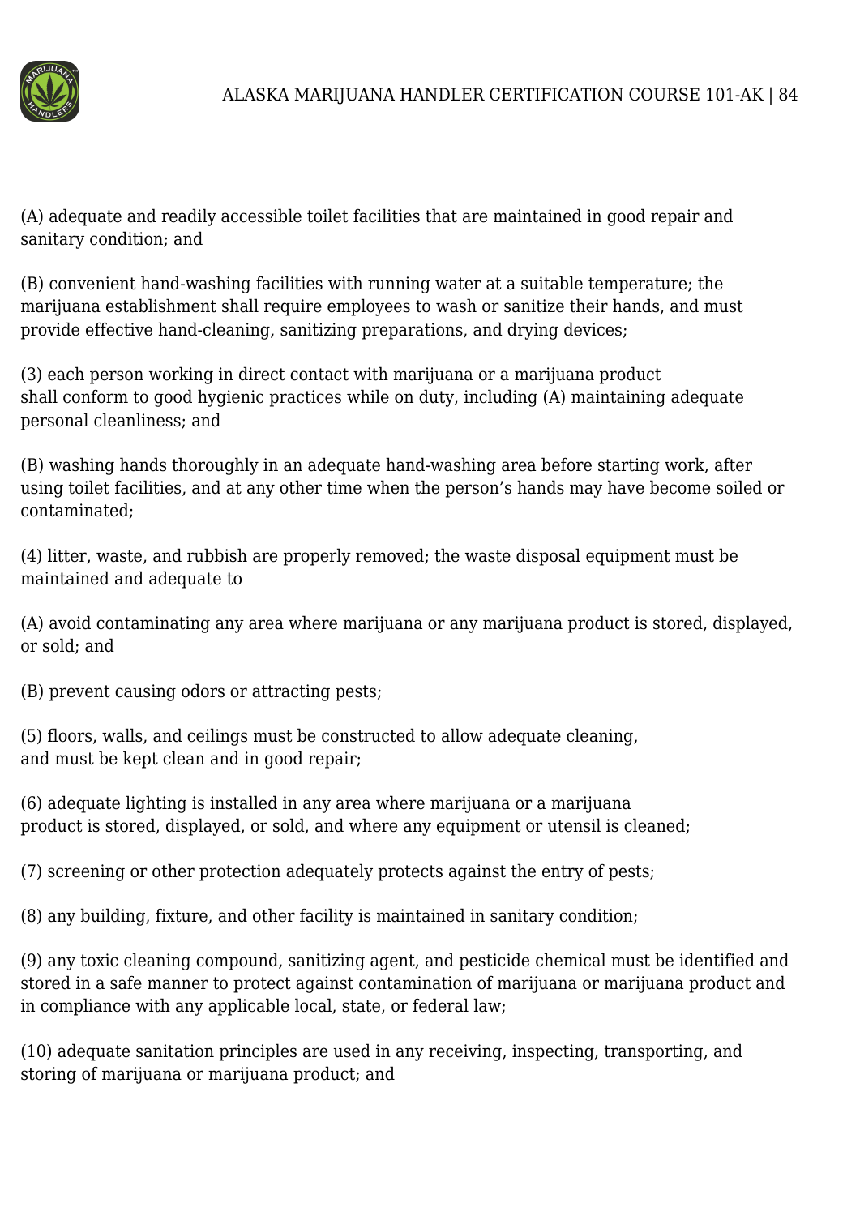(A) adequate and readily accessible toilet facilities that are maintained in good repair and sanitary condition; and

(B) convenient hand-washing facilities with running water at a suitable temperature; the marijuana establishment shall require employees to wash or sanitize their hands, and must provide effective hand-cleaning, sanitizing preparations, and drying devices;

(3) each person working in direct contact with marijuana or a marijuana product shall conform to good hygienic practices while on duty, including (A) maintaining adequate personal cleanliness; and

(B) washing hands thoroughly in an adequate hand-washing area before starting work, after using toilet facilities, and at any other time when the person's hands may have become soiled or contaminated;

(4) litter, waste, and rubbish are properly removed; the waste disposal equipment must be maintained and adequate to

(A) avoid contaminating any area where marijuana or any marijuana product is stored, displayed, or sold; and

(B) prevent causing odors or attracting pests;

(5) floors, walls, and ceilings must be constructed to allow adequate cleaning, and must be kept clean and in good repair;

(6) adequate lighting is installed in any area where marijuana or a marijuana product is stored, displayed, or sold, and where any equipment or utensil is cleaned;

(7) screening or other protection adequately protects against the entry of pests;

(8) any building, fixture, and other facility is maintained in sanitary condition;

(9) any toxic cleaning compound, sanitizing agent, and pesticide chemical must be identified and stored in a safe manner to protect against contamination of marijuana or marijuana product and in compliance with any applicable local, state, or federal law;

(10) adequate sanitation principles are used in any receiving, inspecting, transporting, and storing of marijuana or marijuana product; and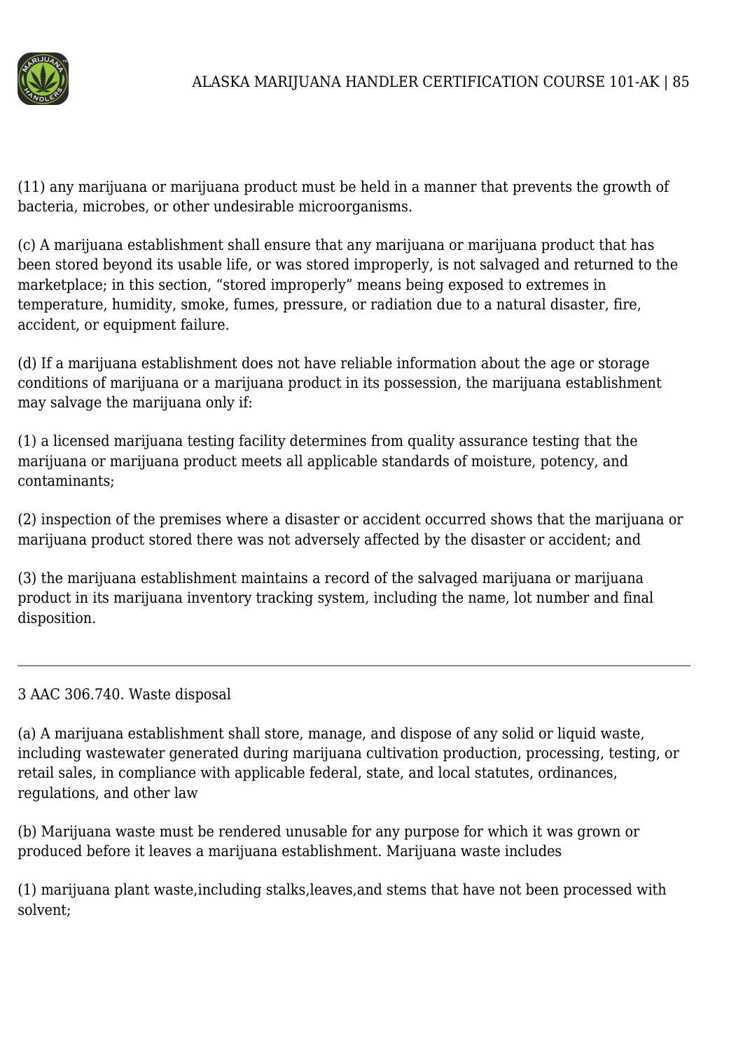(11) any marijuana or marijuana product must be held in a manner that prevents the growth of bacteria, microbes, or other undesirable microorganisms.

(c) A marijuana establishment shall ensure that any marijuana or marijuana product that has been stored beyond its usable life, or was stored improperly, is not salvaged and returned to the marketplace; in this section, "stored improperly" means being exposed to extremes in temperature, humidity, smoke, fumes, pressure, or radiation due to a natural disaster, fire, accident, or equipment failure.

(d) If a marijuana establishment does not have reliable information about the age or storage conditions of marijuana or a marijuana product in its possession, the marijuana establishment may salvage the marijuana only if:

(1) a licensed marijuana testing facility determines from quality assurance testing that the marijuana or marijuana product meets all applicable standards of moisture, potency, and contaminants;

(2) inspection of the premises where a disaster or accident occurred shows that the marijuana or marijuana product stored there was not adversely affected by the disaster or accident; and

(3) the marijuana establishment maintains a record of the salvaged marijuana or marijuana product in its marijuana inventory tracking system, including the name, lot number and final disposition.

---

3 AAC 306.740. Waste disposal

(a) A marijuana establishment shall store, manage, and dispose of any solid or liquid waste, including wastewater generated during marijuana cultivation production, processing, testing, or retail sales, in compliance with applicable federal, state, and local statutes, ordinances, regulations, and other law

(b) Marijuana waste must be rendered unusable for any purpose for which it was grown or produced before it leaves a marijuana establishment. Marijuana waste includes

(1) marijuana plant waste,including stalks,leaves,and stems that have not been processed with solvent;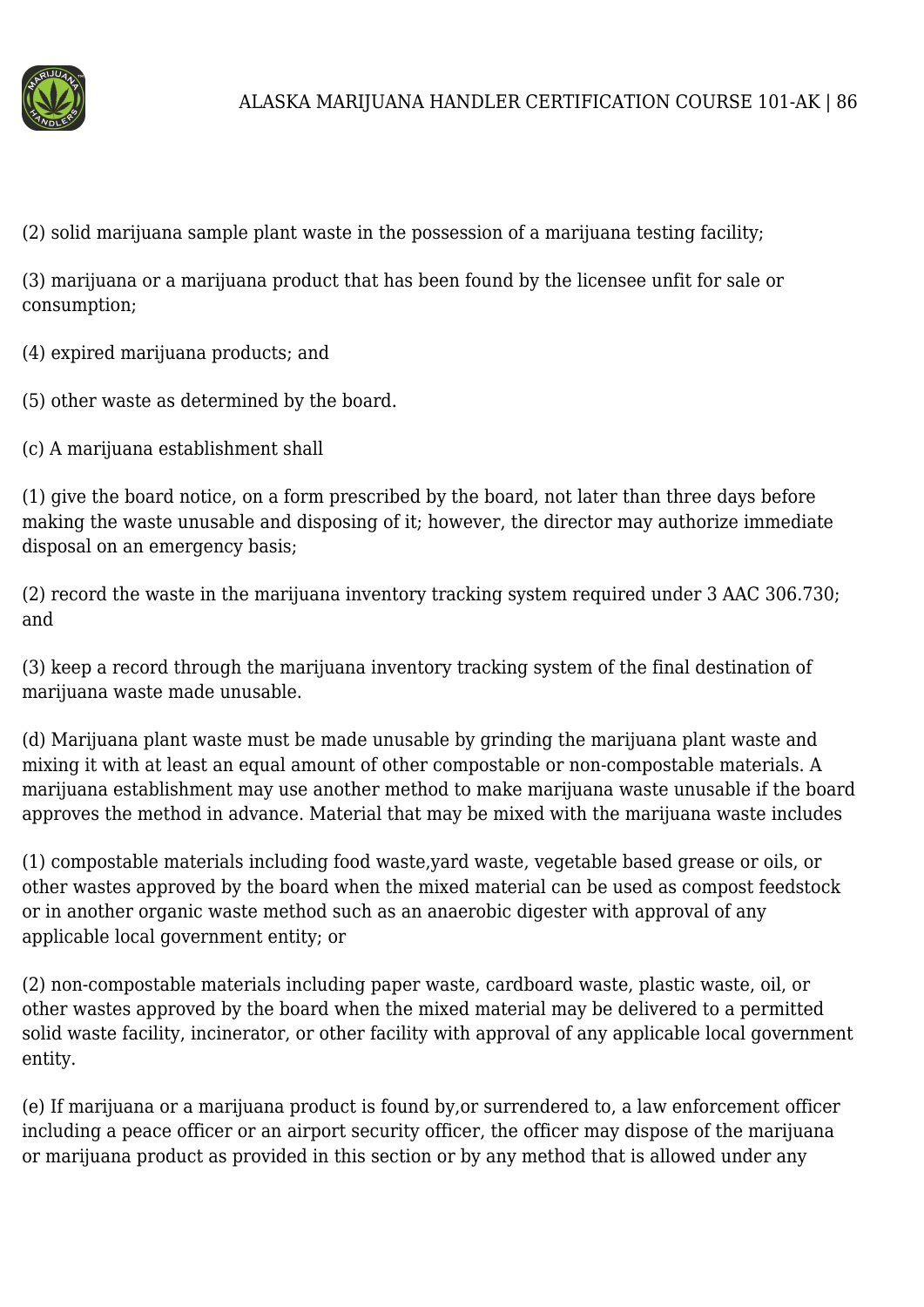(2) solid marijuana sample plant waste in the possession of a marijuana testing facility;

(3) marijuana or a marijuana product that has been found by the licensee unfit for sale or consumption;

(4) expired marijuana products; and

(5) other waste as determined by the board.

(c) A marijuana establishment shall

(1) give the board notice, on a form prescribed by the board, not later than three days before making the waste unusable and disposing of it; however, the director may authorize immediate disposal on an emergency basis;

(2) record the waste in the marijuana inventory tracking system required under 3 AAC 306.730; and

(3) keep a record through the marijuana inventory tracking system of the final destination of marijuana waste made unusable.

(d) Marijuana plant waste must be made unusable by grinding the marijuana plant waste and mixing it with at least an equal amount of other compostable or non-compostable materials. A marijuana establishment may use another method to make marijuana waste unusable if the board approves the method in advance. Material that may be mixed with the marijuana waste includes

(1) compostable materials including food waste,yard waste, vegetable based grease or oils, or other wastes approved by the board when the mixed material can be used as compost feedstock or in another organic waste method such as an anaerobic digester with approval of any applicable local government entity; or

(2) non-compostable materials including paper waste, cardboard waste, plastic waste, oil, or other wastes approved by the board when the mixed material may be delivered to a permitted solid waste facility, incinerator, or other facility with approval of any applicable local government entity.

(e) If marijuana or a marijuana product is found by,or surrendered to, a law enforcement officer including a peace officer or an airport security officer, the officer may dispose of the marijuana or marijuana product as provided in this section or by any method that is allowed under any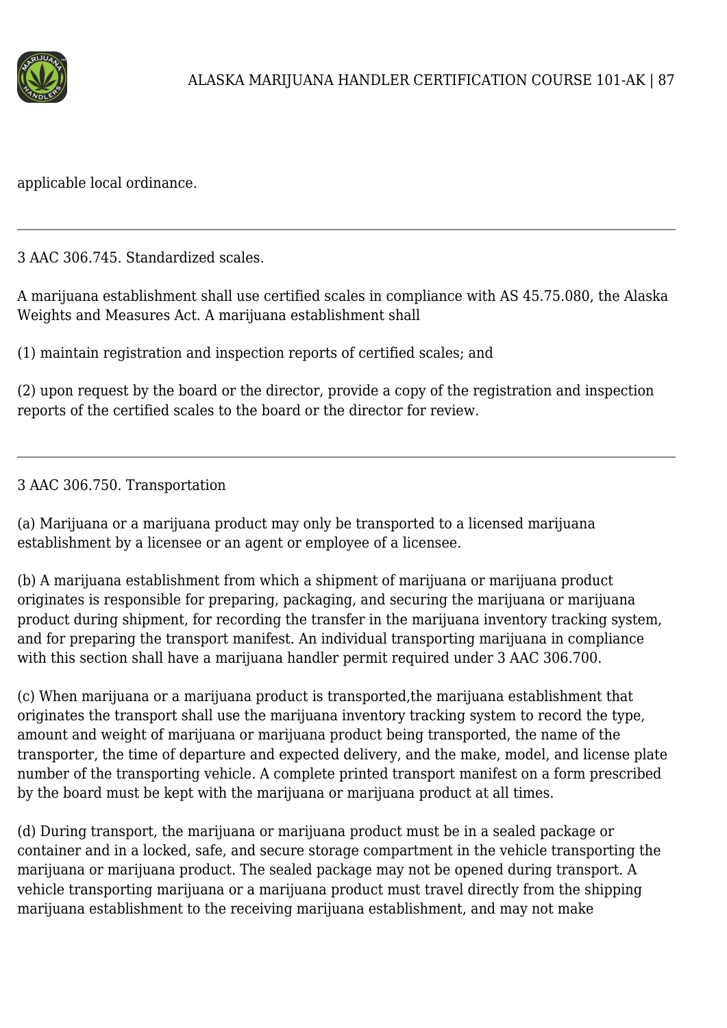applicable local ordinance.

---

3 AAC 306.745. Standardized scales.

A marijuana establishment shall use certified scales in compliance with AS 45.75.080, the Alaska Weights and Measures Act. A marijuana establishment shall

(1) maintain registration and inspection reports of certified scales; and

(2) upon request by the board or the director, provide a copy of the registration and inspection reports of the certified scales to the board or the director for review.

---

3 AAC 306.750. Transportation

(a) Marijuana or a marijuana product may only be transported to a licensed marijuana establishment by a licensee or an agent or employee of a licensee.

(b) A marijuana establishment from which a shipment of marijuana or marijuana product originates is responsible for preparing, packaging, and securing the marijuana or marijuana product during shipment, for recording the transfer in the marijuana inventory tracking system, and for preparing the transport manifest. An individual transporting marijuana in compliance with this section shall have a marijuana handler permit required under 3 AAC 306.700.

(c) When marijuana or a marijuana product is transported,the marijuana establishment that originates the transport shall use the marijuana inventory tracking system to record the type, amount and weight of marijuana or marijuana product being transported, the name of the transporter, the time of departure and expected delivery, and the make, model, and license plate number of the transporting vehicle. A complete printed transport manifest on a form prescribed by the board must be kept with the marijuana or marijuana product at all times.

(d) During transport, the marijuana or marijuana product must be in a sealed package or container and in a locked, safe, and secure storage compartment in the vehicle transporting the marijuana or marijuana product. The sealed package may not be opened during transport. A vehicle transporting marijuana or a marijuana product must travel directly from the shipping marijuana establishment to the receiving marijuana establishment, and may not make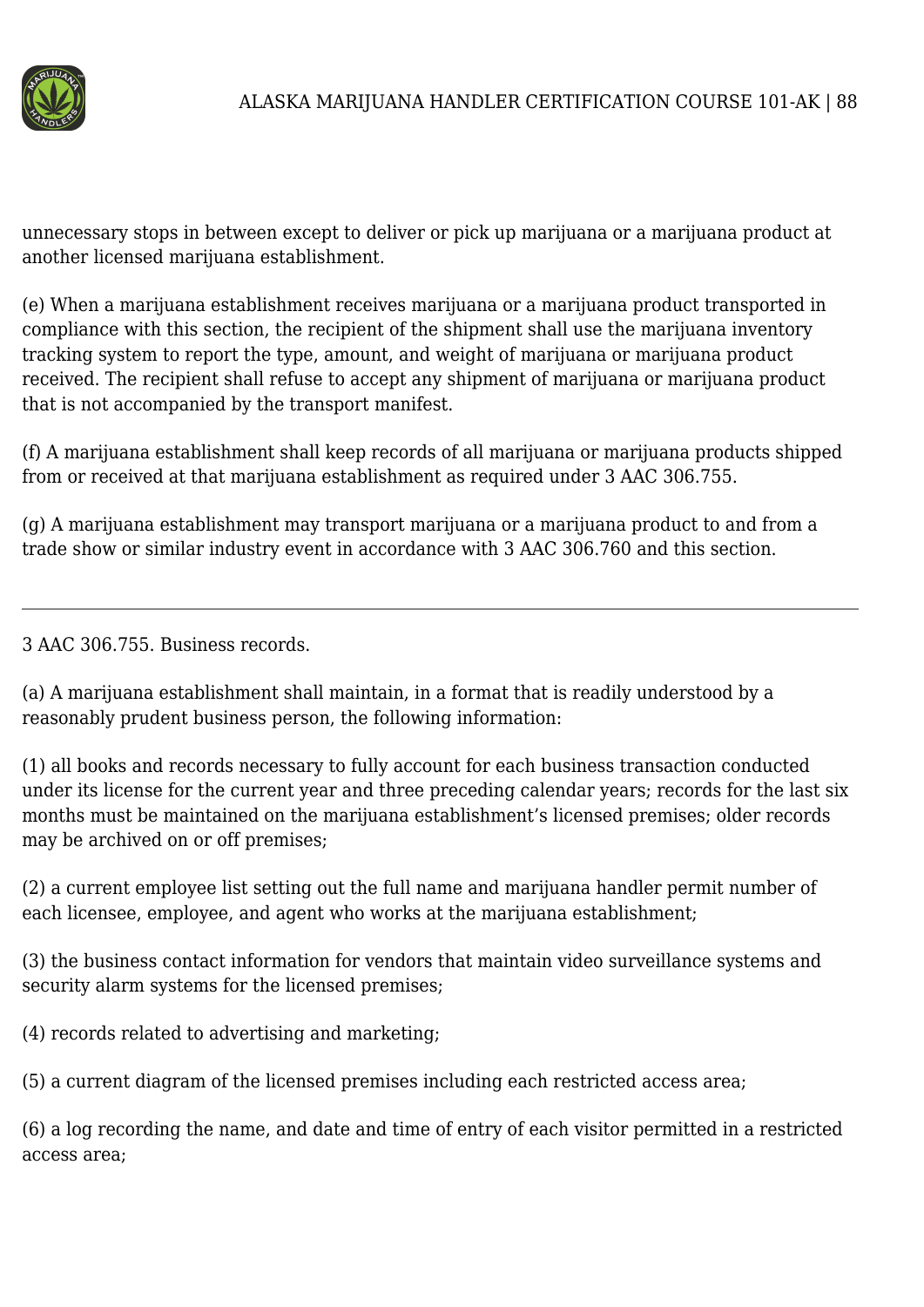unnecessary stops in between except to deliver or pick up marijuana or a marijuana product at another licensed marijuana establishment.

(e) When a marijuana establishment receives marijuana or a marijuana product transported in compliance with this section, the recipient of the shipment shall use the marijuana inventory tracking system to report the type, amount, and weight of marijuana or marijuana product received. The recipient shall refuse to accept any shipment of marijuana or marijuana product that is not accompanied by the transport manifest.

(f) A marijuana establishment shall keep records of all marijuana or marijuana products shipped from or received at that marijuana establishment as required under 3 AAC 306.755.

(g) A marijuana establishment may transport marijuana or a marijuana product to and from a trade show or similar industry event in accordance with 3 AAC 306.760 and this section.

---

3 AAC 306.755. Business records.

(a) A marijuana establishment shall maintain, in a format that is readily understood by a reasonably prudent business person, the following information:

(1) all books and records necessary to fully account for each business transaction conducted under its license for the current year and three preceding calendar years; records for the last six months must be maintained on the marijuana establishment's licensed premises; older records may be archived on or off premises;

(2) a current employee list setting out the full name and marijuana handler permit number of each licensee, employee, and agent who works at the marijuana establishment;

(3) the business contact information for vendors that maintain video surveillance systems and security alarm systems for the licensed premises;

(4) records related to advertising and marketing;

(5) a current diagram of the licensed premises including each restricted access area;

(6) a log recording the name, and date and time of entry of each visitor permitted in a restricted access area;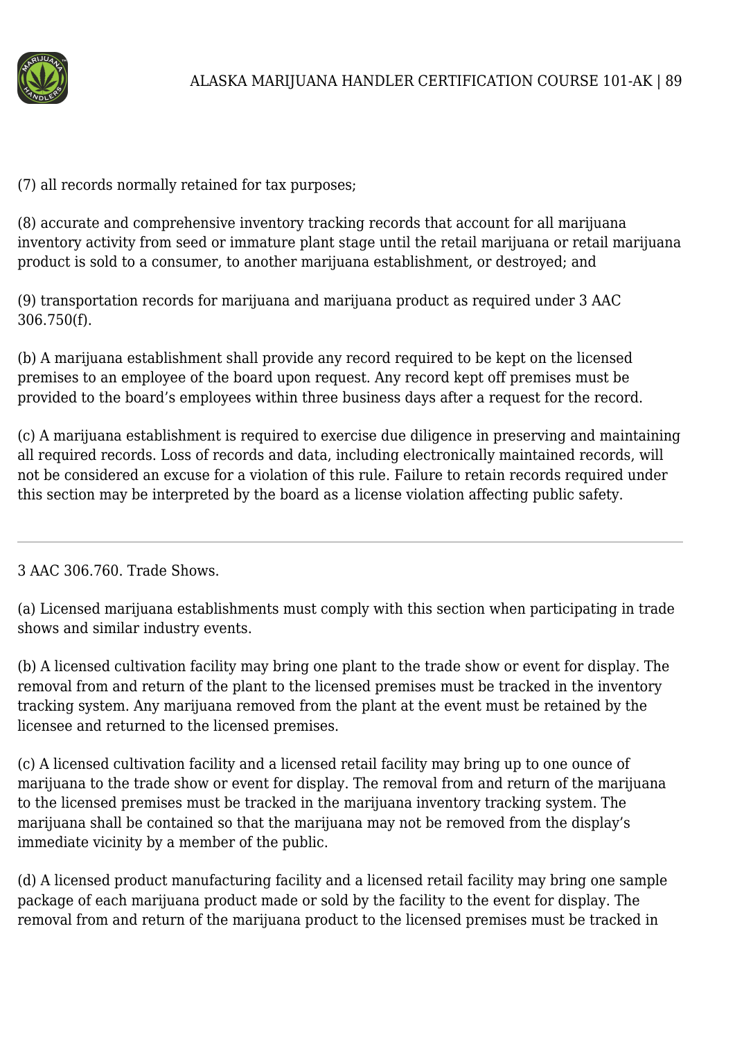(7) all records normally retained for tax purposes;

(8) accurate and comprehensive inventory tracking records that account for all marijuana inventory activity from seed or immature plant stage until the retail marijuana or retail marijuana product is sold to a consumer, to another marijuana establishment, or destroyed; and

(9) transportation records for marijuana and marijuana product as required under 3 AAC 306.750(f).

(b) A marijuana establishment shall provide any record required to be kept on the licensed premises to an employee of the board upon request. Any record kept off premises must be provided to the board's employees within three business days after a request for the record.

(c) A marijuana establishment is required to exercise due diligence in preserving and maintaining all required records. Loss of records and data, including electronically maintained records, will not be considered an excuse for a violation of this rule. Failure to retain records required under this section may be interpreted by the board as a license violation affecting public safety.

---

3 AAC 306.760. Trade Shows.

(a) Licensed marijuana establishments must comply with this section when participating in trade shows and similar industry events.

(b) A licensed cultivation facility may bring one plant to the trade show or event for display. The removal from and return of the plant to the licensed premises must be tracked in the inventory tracking system. Any marijuana removed from the plant at the event must be retained by the licensee and returned to the licensed premises.

(c) A licensed cultivation facility and a licensed retail facility may bring up to one ounce of marijuana to the trade show or event for display. The removal from and return of the marijuana to the licensed premises must be tracked in the marijuana inventory tracking system. The marijuana shall be contained so that the marijuana may not be removed from the display's immediate vicinity by a member of the public.

(d) A licensed product manufacturing facility and a licensed retail facility may bring one sample package of each marijuana product made or sold by the facility to the event for display. The removal from and return of the marijuana product to the licensed premises must be tracked in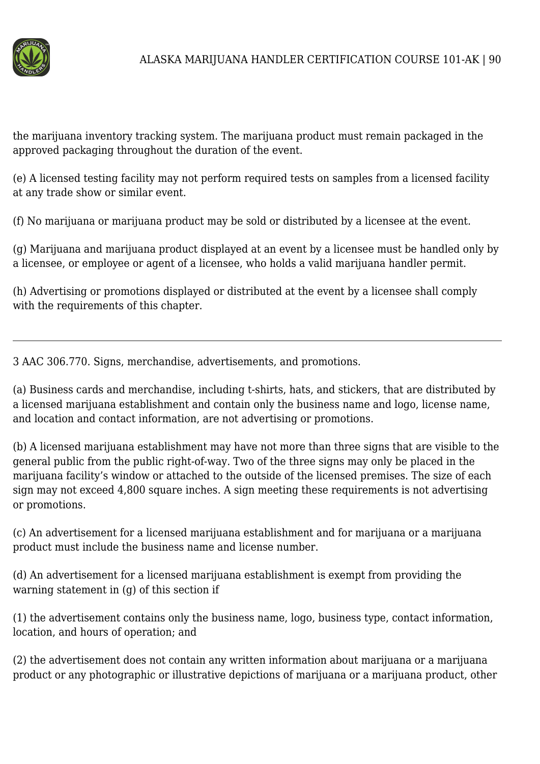the marijuana inventory tracking system. The marijuana product must remain packaged in the approved packaging throughout the duration of the event.

(e) A licensed testing facility may not perform required tests on samples from a licensed facility at any trade show or similar event.

(f) No marijuana or marijuana product may be sold or distributed by a licensee at the event.

(g) Marijuana and marijuana product displayed at an event by a licensee must be handled only by a licensee, or employee or agent of a licensee, who holds a valid marijuana handler permit.

(h) Advertising or promotions displayed or distributed at the event by a licensee shall comply with the requirements of this chapter.

---

3 AAC 306.770. Signs, merchandise, advertisements, and promotions.

(a) Business cards and merchandise, including t-shirts, hats, and stickers, that are distributed by a licensed marijuana establishment and contain only the business name and logo, license name, and location and contact information, are not advertising or promotions.

(b) A licensed marijuana establishment may have not more than three signs that are visible to the general public from the public right-of-way. Two of the three signs may only be placed in the marijuana facility's window or attached to the outside of the licensed premises. The size of each sign may not exceed 4,800 square inches. A sign meeting these requirements is not advertising or promotions.

(c) An advertisement for a licensed marijuana establishment and for marijuana or a marijuana product must include the business name and license number.

(d) An advertisement for a licensed marijuana establishment is exempt from providing the warning statement in (g) of this section if

(1) the advertisement contains only the business name, logo, business type, contact information, location, and hours of operation; and

(2) the advertisement does not contain any written information about marijuana or a marijuana product or any photographic or illustrative depictions of marijuana or a marijuana product, other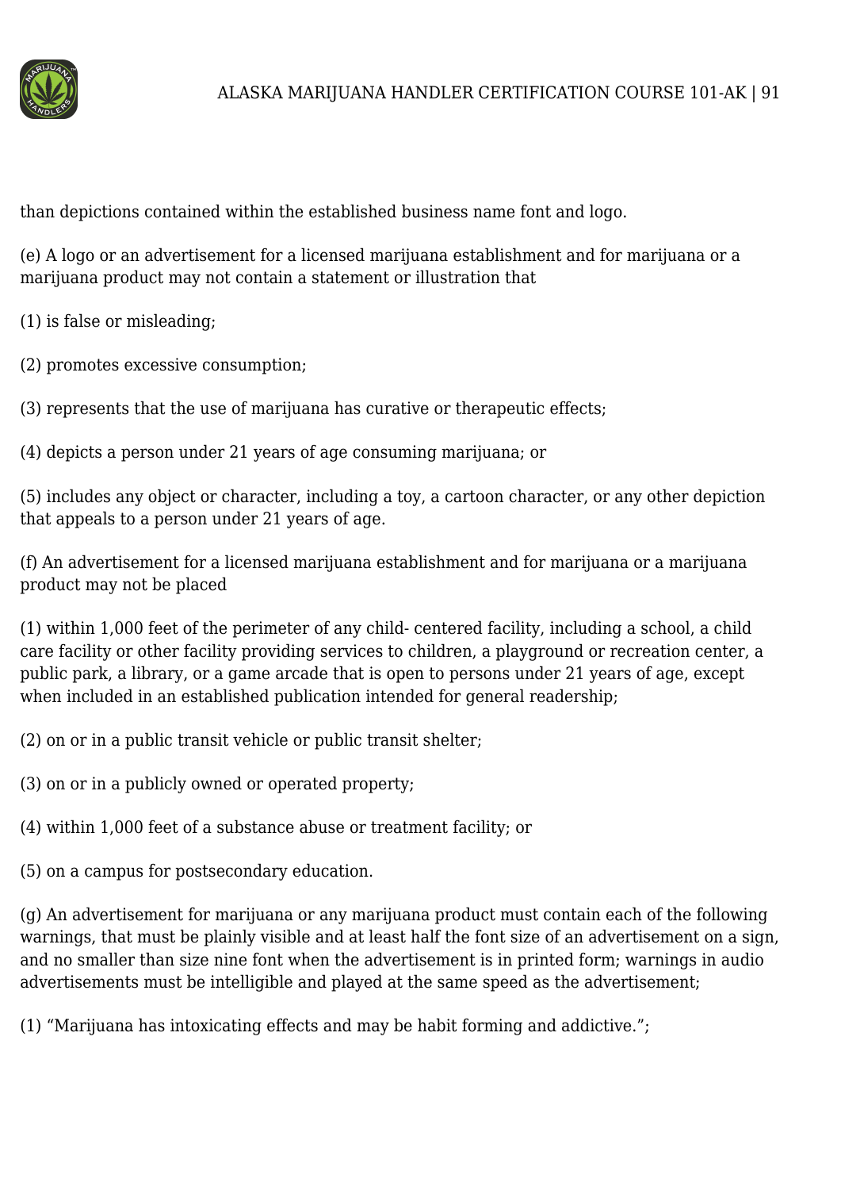than depictions contained within the established business name font and logo.

(e) A logo or an advertisement for a licensed marijuana establishment and for marijuana or a marijuana product may not contain a statement or illustration that

(1) is false or misleading;

(2) promotes excessive consumption;

(3) represents that the use of marijuana has curative or therapeutic effects;

(4) depicts a person under 21 years of age consuming marijuana; or

(5) includes any object or character, including a toy, a cartoon character, or any other depiction that appeals to a person under 21 years of age.

(f) An advertisement for a licensed marijuana establishment and for marijuana or a marijuana product may not be placed

(1) within 1,000 feet of the perimeter of any child- centered facility, including a school, a child care facility or other facility providing services to children, a playground or recreation center, a public park, a library, or a game arcade that is open to persons under 21 years of age, except when included in an established publication intended for general readership;

(2) on or in a public transit vehicle or public transit shelter;

(3) on or in a publicly owned or operated property;

(4) within 1,000 feet of a substance abuse or treatment facility; or

(5) on a campus for postsecondary education.

(g) An advertisement for marijuana or any marijuana product must contain each of the following warnings, that must be plainly visible and at least half the font size of an advertisement on a sign, and no smaller than size nine font when the advertisement is in printed form; warnings in audio advertisements must be intelligible and played at the same speed as the advertisement;

(1) "Marijuana has intoxicating effects and may be habit forming and addictive.";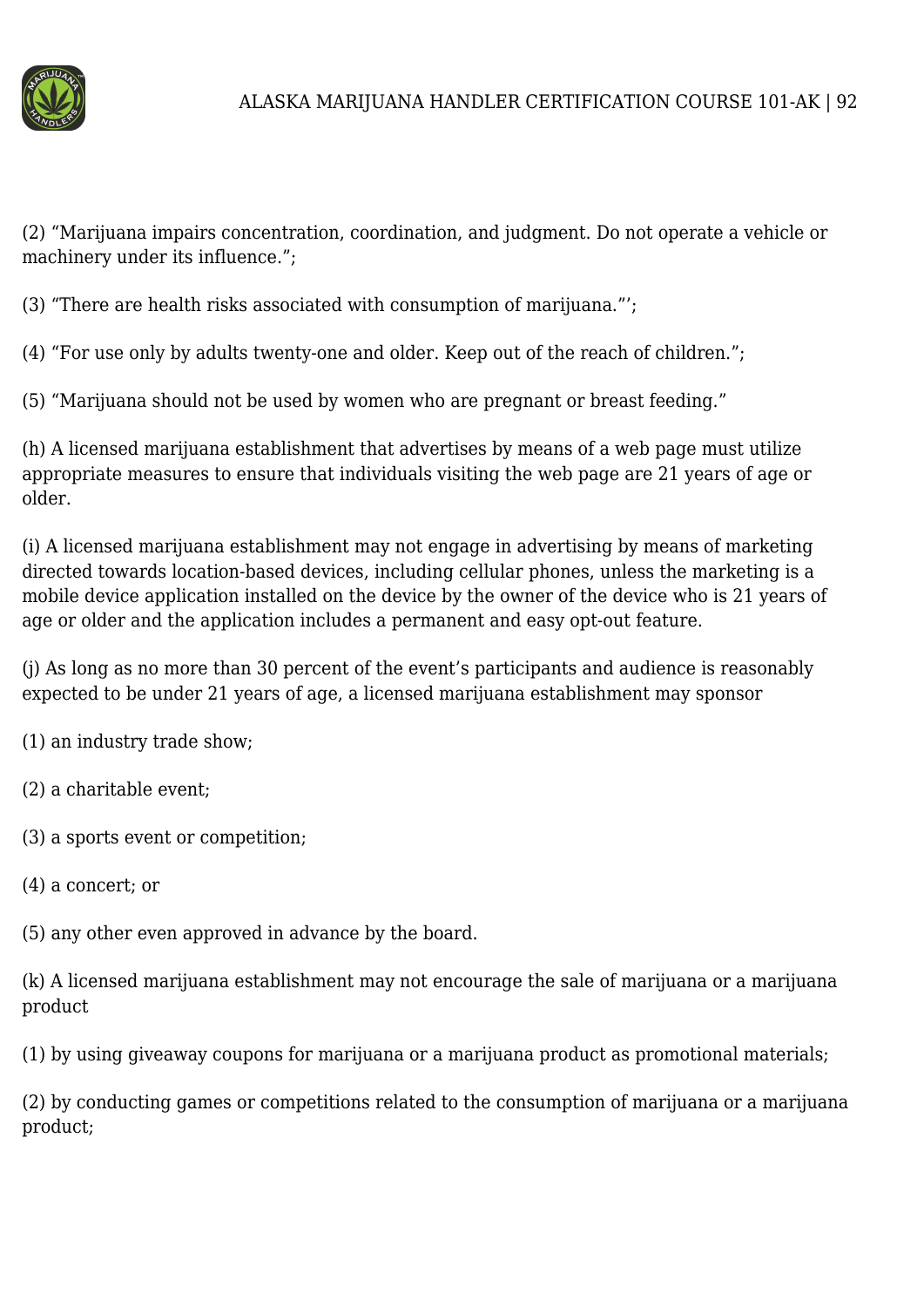(2) “Marijuana impairs concentration, coordination, and judgment. Do not operate a vehicle or machinery under its influence.”;

(3) “There are health risks associated with consumption of marijuana.”’;

(4) “For use only by adults twenty-one and older. Keep out of the reach of children.”;

(5) “Marijuana should not be used by women who are pregnant or breast feeding.”

(h) A licensed marijuana establishment that advertises by means of a web page must utilize appropriate measures to ensure that individuals visiting the web page are 21 years of age or older.

(i) A licensed marijuana establishment may not engage in advertising by means of marketing directed towards location-based devices, including cellular phones, unless the marketing is a mobile device application installed on the device by the owner of the device who is 21 years of age or older and the application includes a permanent and easy opt-out feature.

(j) As long as no more than 30 percent of the event’s participants and audience is reasonably expected to be under 21 years of age, a licensed marijuana establishment may sponsor

(1) an industry trade show;

(2) a charitable event;

(3) a sports event or competition;

(4) a concert; or

(5) any other even approved in advance by the board.

(k) A licensed marijuana establishment may not encourage the sale of marijuana or a marijuana product

(1) by using giveaway coupons for marijuana or a marijuana product as promotional materials;

(2) by conducting games or competitions related to the consumption of marijuana or a marijuana product;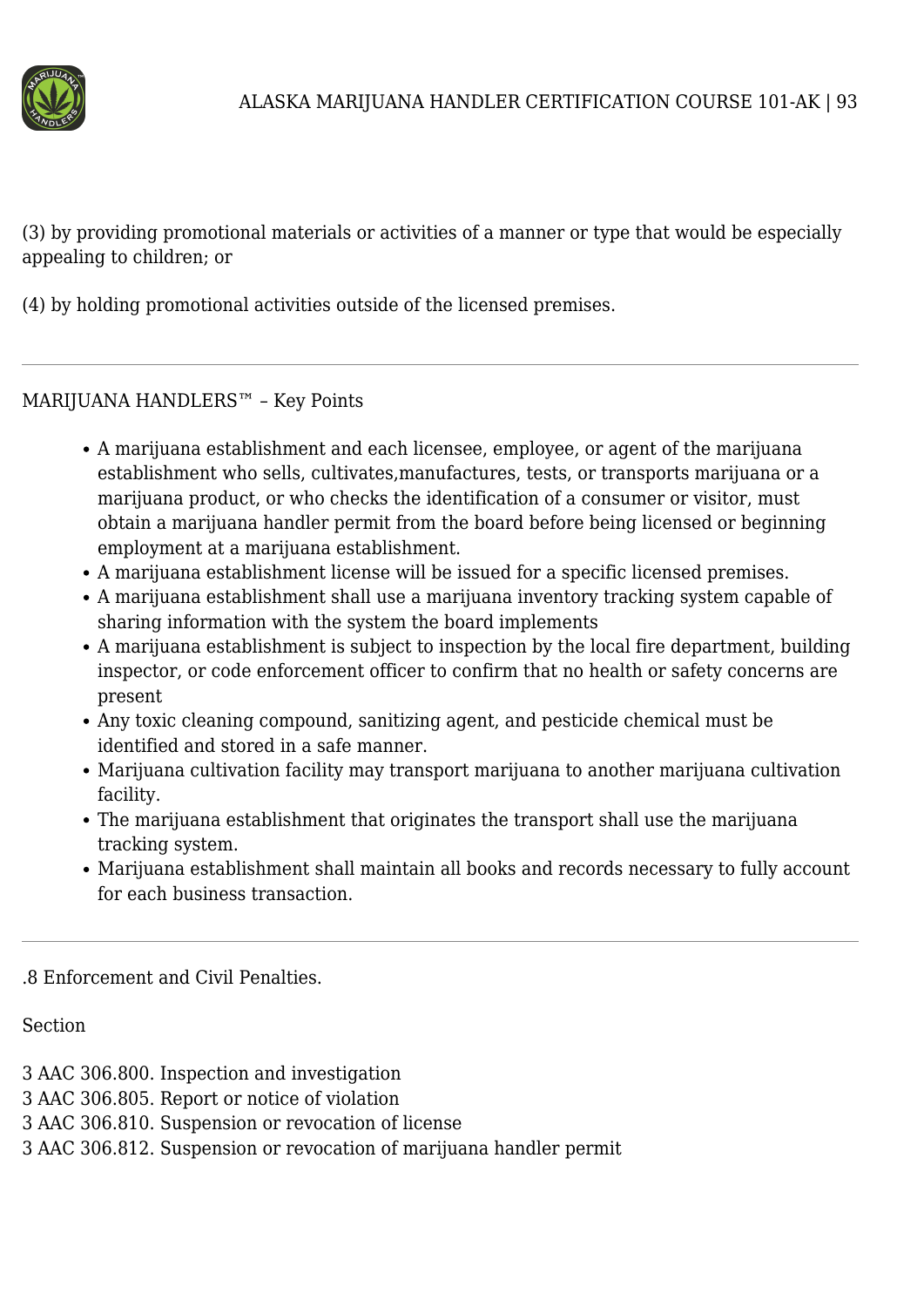(3) by providing promotional materials or activities of a manner or type that would be especially appealing to children; or

(4) by holding promotional activities outside of the licensed premises.

---

MARIJUANA HANDLERS™ – Key Points

- A marijuana establishment and each licensee, employee, or agent of the marijuana establishment who sells, cultivates,manufactures, tests, or transports marijuana or a marijuana product, or who checks the identification of a consumer or visitor, must obtain a marijuana handler permit from the board before being licensed or beginning employment at a marijuana establishment.
- A marijuana establishment license will be issued for a specific licensed premises.
- A marijuana establishment shall use a marijuana inventory tracking system capable of sharing information with the system the board implements
- A marijuana establishment is subject to inspection by the local fire department, building inspector, or code enforcement officer to confirm that no health or safety concerns are present
- Any toxic cleaning compound, sanitizing agent, and pesticide chemical must be identified and stored in a safe manner.
- Marijuana cultivation facility may transport marijuana to another marijuana cultivation facility.
- The marijuana establishment that originates the transport shall use the marijuana tracking system.
- Marijuana establishment shall maintain all books and records necessary to fully account for each business transaction.

---

.8 Enforcement and Civil Penalties.

Section

3 AAC 306.800. Inspection and investigation
3 AAC 306.805. Report or notice of violation
3 AAC 306.810. Suspension or revocation of license
3 AAC 306.812. Suspension or revocation of marijuana handler permit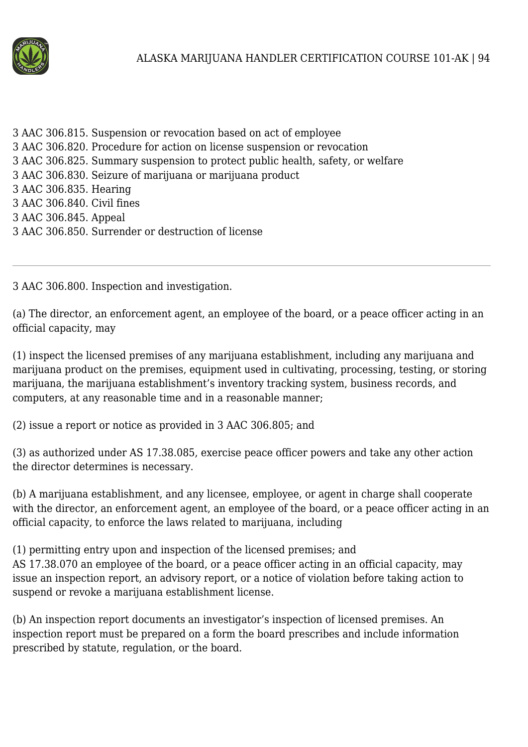3 AAC 306.815. Suspension or revocation based on act of employee
3 AAC 306.820. Procedure for action on license suspension or revocation
3 AAC 306.825. Summary suspension to protect public health, safety, or welfare
3 AAC 306.830. Seizure of marijuana or marijuana product
3 AAC 306.835. Hearing
3 AAC 306.840. Civil fines
3 AAC 306.845. Appeal
3 AAC 306.850. Surrender or destruction of license

---

3 AAC 306.800. Inspection and investigation.

(a) The director, an enforcement agent, an employee of the board, or a peace officer acting in an official capacity, may

(1) inspect the licensed premises of any marijuana establishment, including any marijuana and marijuana product on the premises, equipment used in cultivating, processing, testing, or storing marijuana, the marijuana establishment's inventory tracking system, business records, and computers, at any reasonable time and in a reasonable manner;

(2) issue a report or notice as provided in 3 AAC 306.805; and

(3) as authorized under AS 17.38.085, exercise peace officer powers and take any other action the director determines is necessary.

(b) A marijuana establishment, and any licensee, employee, or agent in charge shall cooperate with the director, an enforcement agent, an employee of the board, or a peace officer acting in an official capacity, to enforce the laws related to marijuana, including

(1) permitting entry upon and inspection of the licensed premises; and
AS 17.38.070 an employee of the board, or a peace officer acting in an official capacity, may issue an inspection report, an advisory report, or a notice of violation before taking action to suspend or revoke a marijuana establishment license.

(b) An inspection report documents an investigator's inspection of licensed premises. An inspection report must be prepared on a form the board prescribes and include information prescribed by statute, regulation, or the board.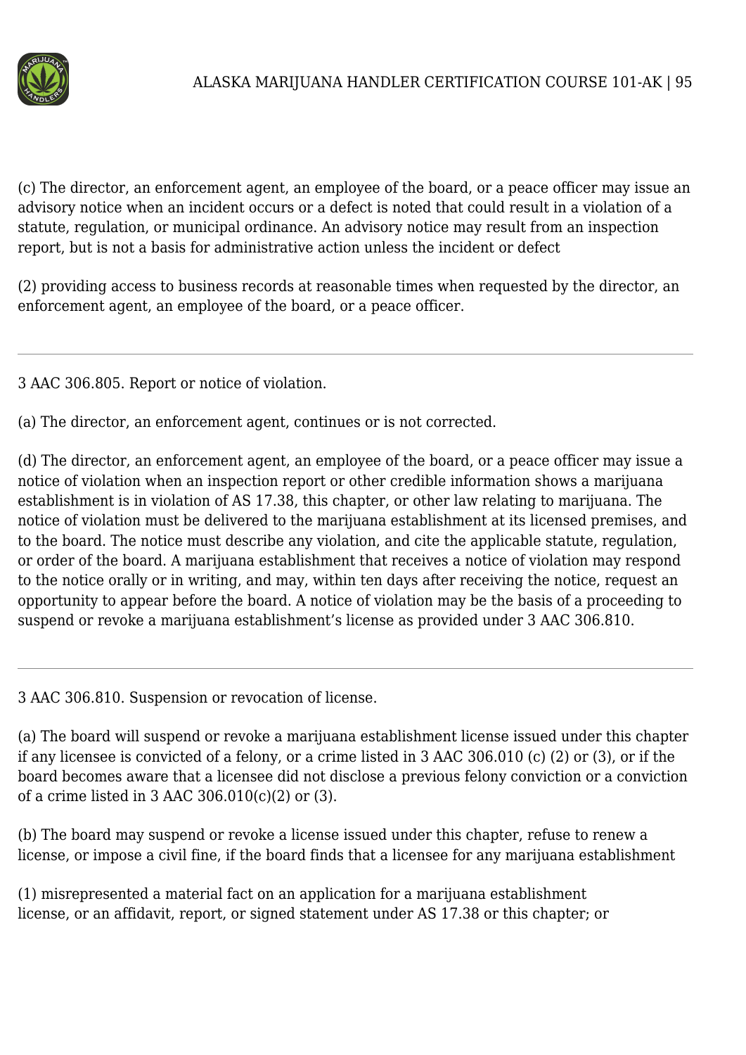(c) The director, an enforcement agent, an employee of the board, or a peace officer may issue an advisory notice when an incident occurs or a defect is noted that could result in a violation of a statute, regulation, or municipal ordinance. An advisory notice may result from an inspection report, but is not a basis for administrative action unless the incident or defect

(2) providing access to business records at reasonable times when requested by the director, an enforcement agent, an employee of the board, or a peace officer.

---

3 AAC 306.805. Report or notice of violation.

(a) The director, an enforcement agent, continues or is not corrected.

(d) The director, an enforcement agent, an employee of the board, or a peace officer may issue a notice of violation when an inspection report or other credible information shows a marijuana establishment is in violation of AS 17.38, this chapter, or other law relating to marijuana. The notice of violation must be delivered to the marijuana establishment at its licensed premises, and to the board. The notice must describe any violation, and cite the applicable statute, regulation, or order of the board. A marijuana establishment that receives a notice of violation may respond to the notice orally or in writing, and may, within ten days after receiving the notice, request an opportunity to appear before the board. A notice of violation may be the basis of a proceeding to suspend or revoke a marijuana establishment's license as provided under 3 AAC 306.810.

---

3 AAC 306.810. Suspension or revocation of license.

(a) The board will suspend or revoke a marijuana establishment license issued under this chapter if any licensee is convicted of a felony, or a crime listed in 3 AAC 306.010 (c) (2) or (3), or if the board becomes aware that a licensee did not disclose a previous felony conviction or a conviction of a crime listed in 3 AAC 306.010(c)(2) or (3).

(b) The board may suspend or revoke a license issued under this chapter, refuse to renew a license, or impose a civil fine, if the board finds that a licensee for any marijuana establishment

(1) misrepresented a material fact on an application for a marijuana establishment license, or an affidavit, report, or signed statement under AS 17.38 or this chapter; or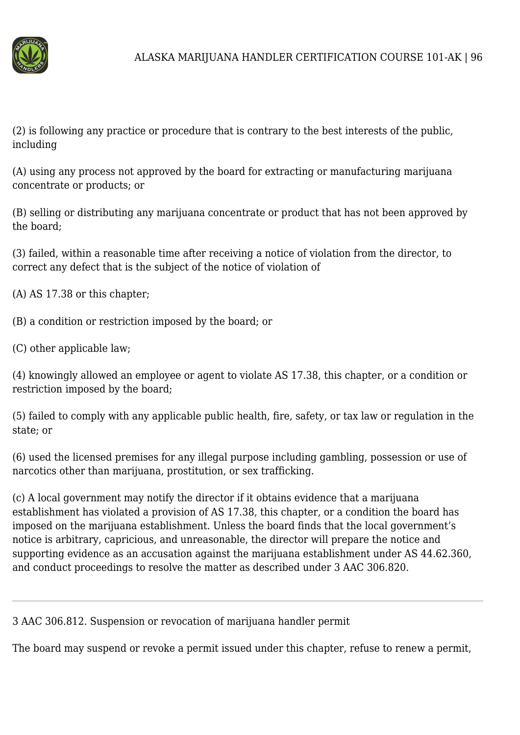(2) is following any practice or procedure that is contrary to the best interests of the public, including

(A) using any process not approved by the board for extracting or manufacturing marijuana concentrate or products; or

(B) selling or distributing any marijuana concentrate or product that has not been approved by the board;

(3) failed, within a reasonable time after receiving a notice of violation from the director, to correct any defect that is the subject of the notice of violation of

(A) AS 17.38 or this chapter;

(B) a condition or restriction imposed by the board; or

(C) other applicable law;

(4) knowingly allowed an employee or agent to violate AS 17.38, this chapter, or a condition or restriction imposed by the board;

(5) failed to comply with any applicable public health, fire, safety, or tax law or regulation in the state; or

(6) used the licensed premises for any illegal purpose including gambling, possession or use of narcotics other than marijuana, prostitution, or sex trafficking.

(c) A local government may notify the director if it obtains evidence that a marijuana establishment has violated a provision of AS 17.38, this chapter, or a condition the board has imposed on the marijuana establishment. Unless the board finds that the local government's notice is arbitrary, capricious, and unreasonable, the director will prepare the notice and supporting evidence as an accusation against the marijuana establishment under AS 44.62.360, and conduct proceedings to resolve the matter as described under 3 AAC 306.820.

---

3 AAC 306.812. Suspension or revocation of marijuana handler permit

The board may suspend or revoke a permit issued under this chapter, refuse to renew a permit,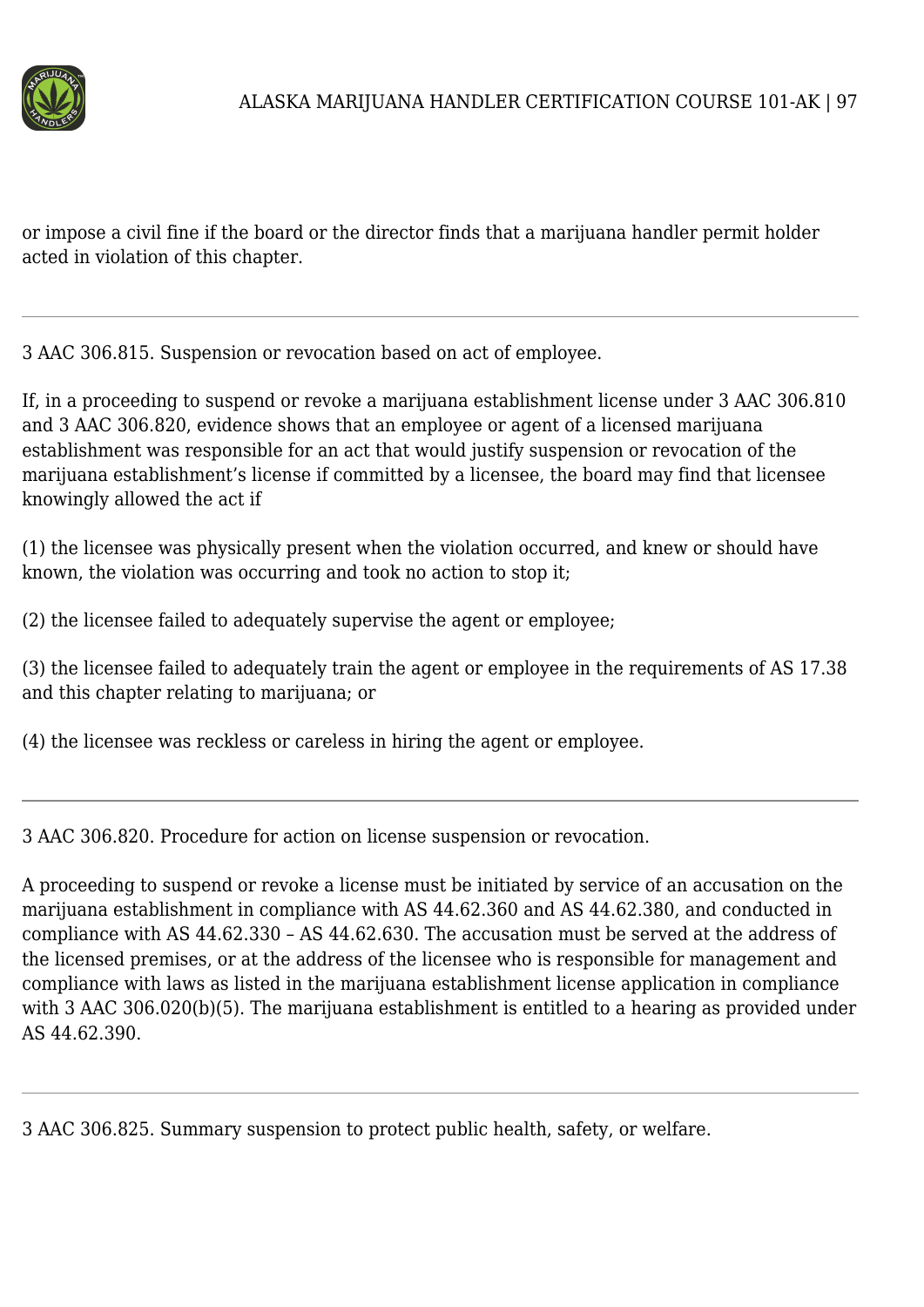or impose a civil fine if the board or the director finds that a marijuana handler permit holder acted in violation of this chapter.

---

3 AAC 306.815. Suspension or revocation based on act of employee.

If, in a proceeding to suspend or revoke a marijuana establishment license under 3 AAC 306.810 and 3 AAC 306.820, evidence shows that an employee or agent of a licensed marijuana establishment was responsible for an act that would justify suspension or revocation of the marijuana establishment's license if committed by a licensee, the board may find that licensee knowingly allowed the act if

(1) the licensee was physically present when the violation occurred, and knew or should have known, the violation was occurring and took no action to stop it;

(2) the licensee failed to adequately supervise the agent or employee;

(3) the licensee failed to adequately train the agent or employee in the requirements of AS 17.38 and this chapter relating to marijuana; or

(4) the licensee was reckless or careless in hiring the agent or employee.

---

3 AAC 306.820. Procedure for action on license suspension or revocation.

A proceeding to suspend or revoke a license must be initiated by service of an accusation on the marijuana establishment in compliance with AS 44.62.360 and AS 44.62.380, and conducted in compliance with AS 44.62.330 – AS 44.62.630. The accusation must be served at the address of the licensed premises, or at the address of the licensee who is responsible for management and compliance with laws as listed in the marijuana establishment license application in compliance with 3 AAC 306.020(b)(5). The marijuana establishment is entitled to a hearing as provided under AS 44.62.390.

---

3 AAC 306.825. Summary suspension to protect public health, safety, or welfare.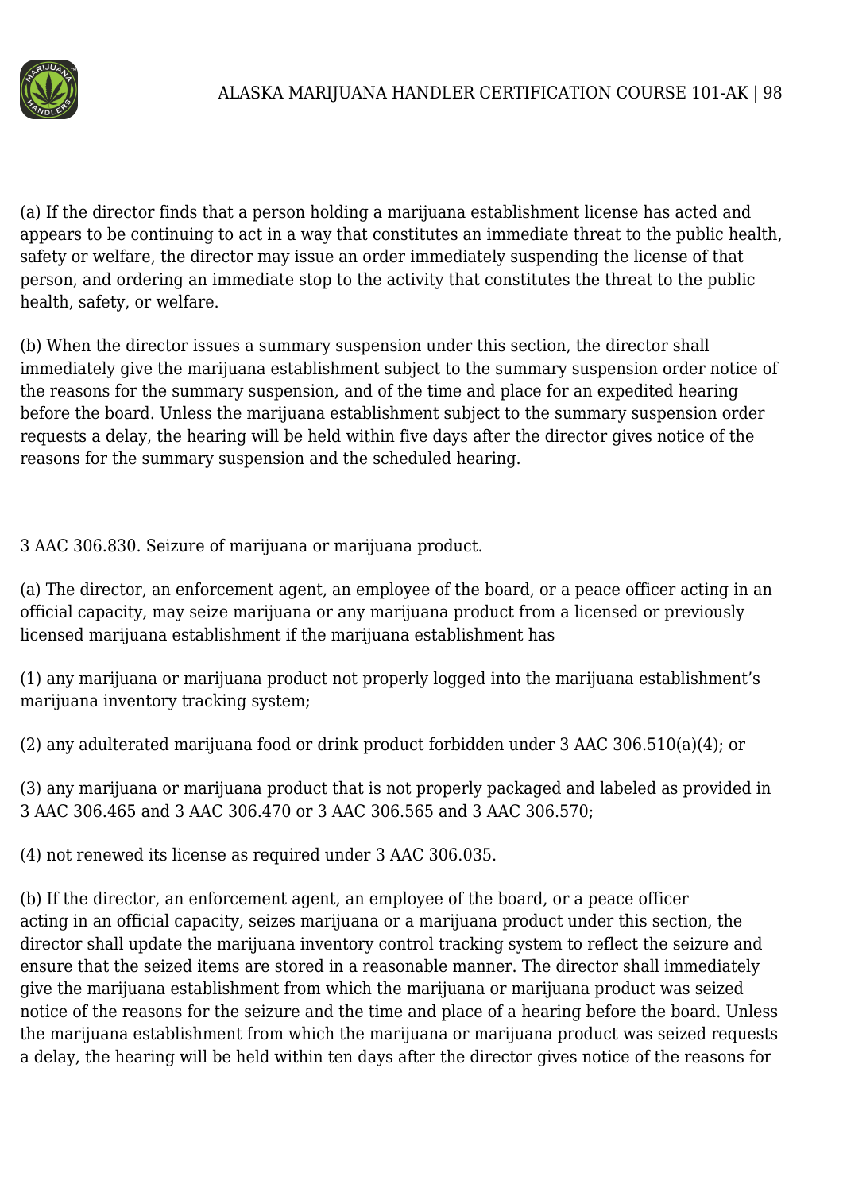(a) If the director finds that a person holding a marijuana establishment license has acted and appears to be continuing to act in a way that constitutes an immediate threat to the public health, safety or welfare, the director may issue an order immediately suspending the license of that person, and ordering an immediate stop to the activity that constitutes the threat to the public health, safety, or welfare.

(b) When the director issues a summary suspension under this section, the director shall immediately give the marijuana establishment subject to the summary suspension order notice of the reasons for the summary suspension, and of the time and place for an expedited hearing before the board. Unless the marijuana establishment subject to the summary suspension order requests a delay, the hearing will be held within five days after the director gives notice of the reasons for the summary suspension and the scheduled hearing.

---

3 AAC 306.830. Seizure of marijuana or marijuana product.

(a) The director, an enforcement agent, an employee of the board, or a peace officer acting in an official capacity, may seize marijuana or any marijuana product from a licensed or previously licensed marijuana establishment if the marijuana establishment has

(1) any marijuana or marijuana product not properly logged into the marijuana establishment's marijuana inventory tracking system;

(2) any adulterated marijuana food or drink product forbidden under 3 AAC 306.510(a)(4); or

(3) any marijuana or marijuana product that is not properly packaged and labeled as provided in 3 AAC 306.465 and 3 AAC 306.470 or 3 AAC 306.565 and 3 AAC 306.570;

(4) not renewed its license as required under 3 AAC 306.035.

(b) If the director, an enforcement agent, an employee of the board, or a peace officer acting in an official capacity, seizes marijuana or a marijuana product under this section, the director shall update the marijuana inventory control tracking system to reflect the seizure and ensure that the seized items are stored in a reasonable manner. The director shall immediately give the marijuana establishment from which the marijuana or marijuana product was seized notice of the reasons for the seizure and the time and place of a hearing before the board. Unless the marijuana establishment from which the marijuana or marijuana product was seized requests a delay, the hearing will be held within ten days after the director gives notice of the reasons for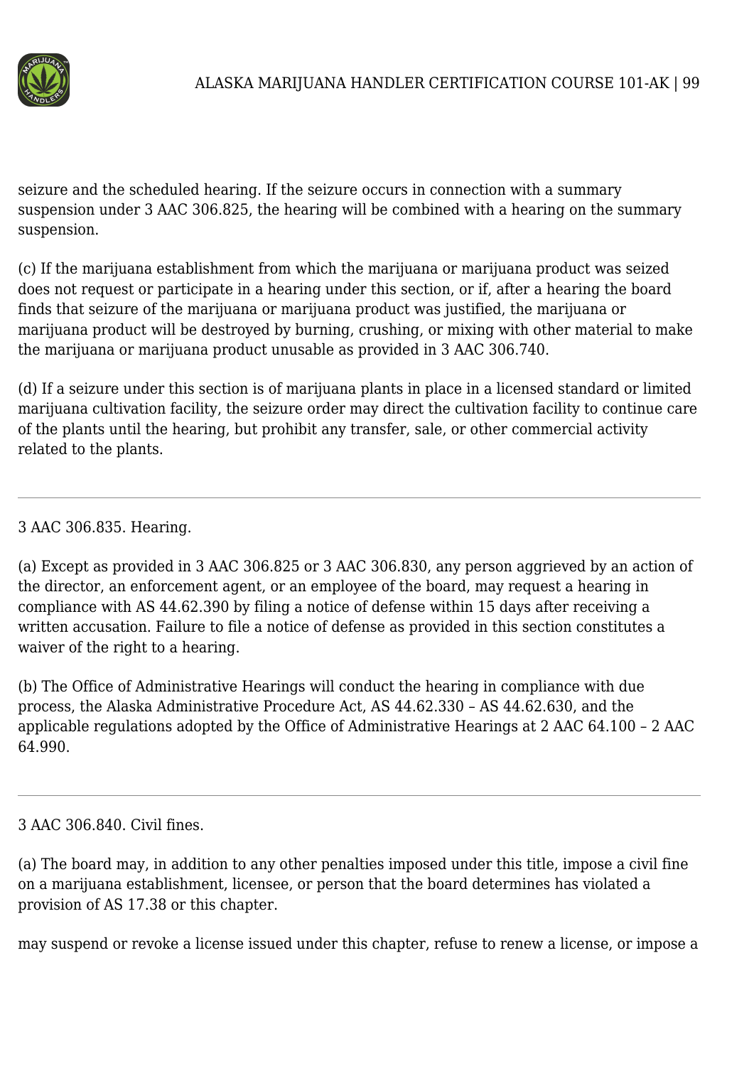seizure and the scheduled hearing. If the seizure occurs in connection with a summary suspension under 3 AAC 306.825, the hearing will be combined with a hearing on the summary suspension.

(c) If the marijuana establishment from which the marijuana or marijuana product was seized does not request or participate in a hearing under this section, or if, after a hearing the board finds that seizure of the marijuana or marijuana product was justified, the marijuana or marijuana product will be destroyed by burning, crushing, or mixing with other material to make the marijuana or marijuana product unusable as provided in 3 AAC 306.740.

(d) If a seizure under this section is of marijuana plants in place in a licensed standard or limited marijuana cultivation facility, the seizure order may direct the cultivation facility to continue care of the plants until the hearing, but prohibit any transfer, sale, or other commercial activity related to the plants.

---

3 AAC 306.835. Hearing.

(a) Except as provided in 3 AAC 306.825 or 3 AAC 306.830, any person aggrieved by an action of the director, an enforcement agent, or an employee of the board, may request a hearing in compliance with AS 44.62.390 by filing a notice of defense within 15 days after receiving a written accusation. Failure to file a notice of defense as provided in this section constitutes a waiver of the right to a hearing.

(b) The Office of Administrative Hearings will conduct the hearing in compliance with due process, the Alaska Administrative Procedure Act, AS 44.62.330 – AS 44.62.630, and the applicable regulations adopted by the Office of Administrative Hearings at 2 AAC 64.100 – 2 AAC 64.990.

---

3 AAC 306.840. Civil fines.

(a) The board may, in addition to any other penalties imposed under this title, impose a civil fine on a marijuana establishment, licensee, or person that the board determines has violated a provision of AS 17.38 or this chapter.

may suspend or revoke a license issued under this chapter, refuse to renew a license, or impose a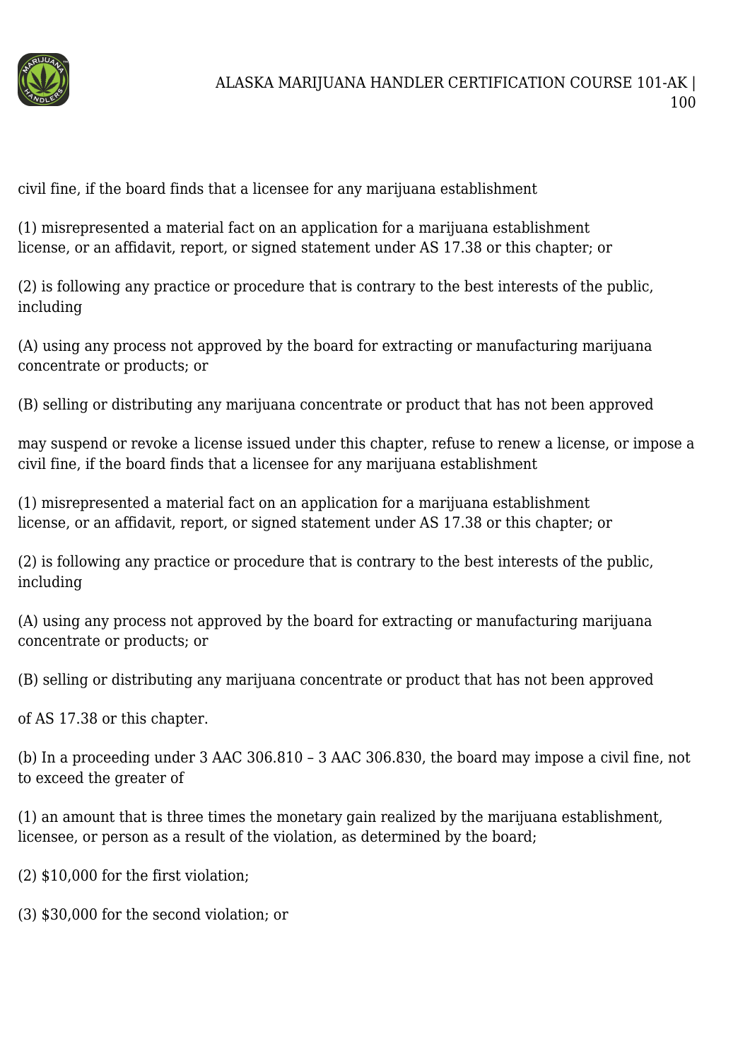civil fine, if the board finds that a licensee for any marijuana establishment

(1) misrepresented a material fact on an application for a marijuana establishment license, or an affidavit, report, or signed statement under AS 17.38 or this chapter; or

(2) is following any practice or procedure that is contrary to the best interests of the public, including

(A) using any process not approved by the board for extracting or manufacturing marijuana concentrate or products; or

(B) selling or distributing any marijuana concentrate or product that has not been approved

may suspend or revoke a license issued under this chapter, refuse to renew a license, or impose a civil fine, if the board finds that a licensee for any marijuana establishment

(1) misrepresented a material fact on an application for a marijuana establishment license, or an affidavit, report, or signed statement under AS 17.38 or this chapter; or

(2) is following any practice or procedure that is contrary to the best interests of the public, including

(A) using any process not approved by the board for extracting or manufacturing marijuana concentrate or products; or

(B) selling or distributing any marijuana concentrate or product that has not been approved

of AS 17.38 or this chapter.

(b) In a proceeding under 3 AAC 306.810 – 3 AAC 306.830, the board may impose a civil fine, not to exceed the greater of

(1) an amount that is three times the monetary gain realized by the marijuana establishment, licensee, or person as a result of the violation, as determined by the board;

(2) $10,000 for the first violation;

(3) $30,000 for the second violation; or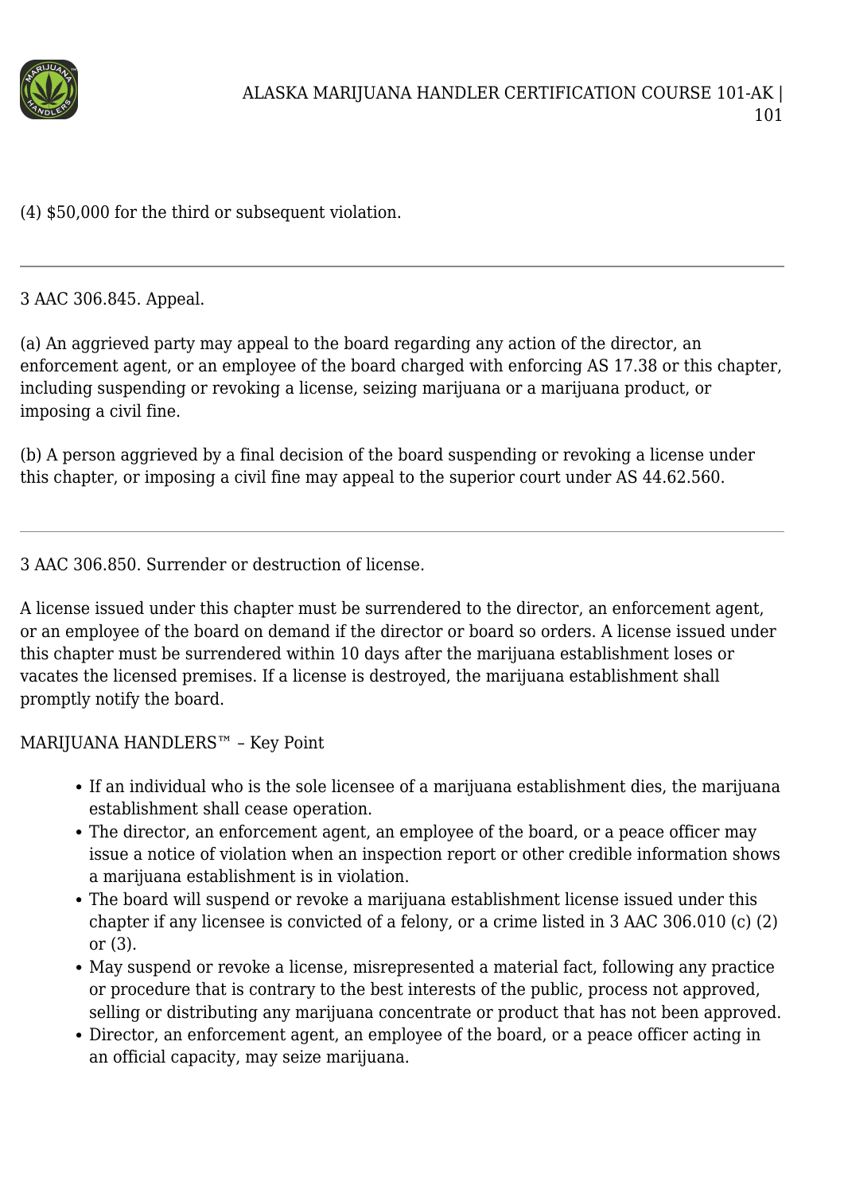(4) $50,000 for the third or subsequent violation.

---

3 AAC 306.845. Appeal.

(a) An aggrieved party may appeal to the board regarding any action of the director, an enforcement agent, or an employee of the board charged with enforcing AS 17.38 or this chapter, including suspending or revoking a license, seizing marijuana or a marijuana product, or imposing a civil fine.

(b) A person aggrieved by a final decision of the board suspending or revoking a license under this chapter, or imposing a civil fine may appeal to the superior court under AS 44.62.560.

---

3 AAC 306.850. Surrender or destruction of license.

A license issued under this chapter must be surrendered to the director, an enforcement agent, or an employee of the board on demand if the director or board so orders. A license issued under this chapter must be surrendered within 10 days after the marijuana establishment loses or vacates the licensed premises. If a license is destroyed, the marijuana establishment shall promptly notify the board.

MARIJUANA HANDLERS™ – Key Point

- If an individual who is the sole licensee of a marijuana establishment dies, the marijuana establishment shall cease operation.
- The director, an enforcement agent, an employee of the board, or a peace officer may issue a notice of violation when an inspection report or other credible information shows a marijuana establishment is in violation.
- The board will suspend or revoke a marijuana establishment license issued under this chapter if any licensee is convicted of a felony, or a crime listed in 3 AAC 306.010 (c) (2) or (3).
- May suspend or revoke a license, misrepresented a material fact, following any practice or procedure that is contrary to the best interests of the public, process not approved, selling or distributing any marijuana concentrate or product that has not been approved.
- Director, an enforcement agent, an employee of the board, or a peace officer acting in an official capacity, may seize marijuana.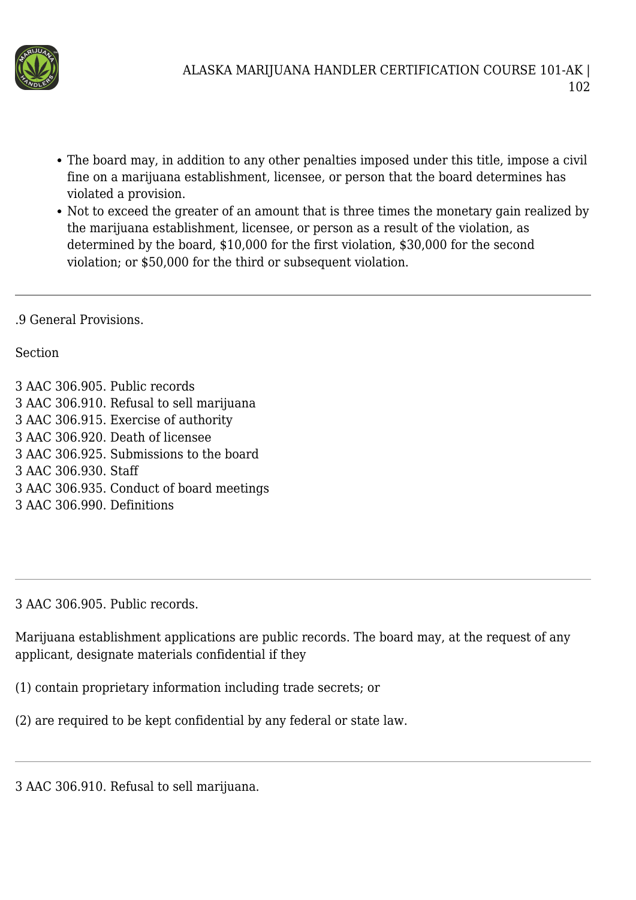- The board may, in addition to any other penalties imposed under this title, impose a civil fine on a marijuana establishment, licensee, or person that the board determines has violated a provision.
- Not to exceed the greater of an amount that is three times the monetary gain realized by the marijuana establishment, licensee, or person as a result of the violation, as determined by the board, $10,000 for the first violation, $30,000 for the second violation; or $50,000 for the third or subsequent violation.

---

.9 General Provisions.

Section

3 AAC 306.905. Public records
3 AAC 306.910. Refusal to sell marijuana
3 AAC 306.915. Exercise of authority
3 AAC 306.920. Death of licensee
3 AAC 306.925. Submissions to the board
3 AAC 306.930. Staff
3 AAC 306.935. Conduct of board meetings
3 AAC 306.990. Definitions

---

3 AAC 306.905. Public records.

Marijuana establishment applications are public records. The board may, at the request of any applicant, designate materials confidential if they

(1) contain proprietary information including trade secrets; or

(2) are required to be kept confidential by any federal or state law.

---

3 AAC 306.910. Refusal to sell marijuana.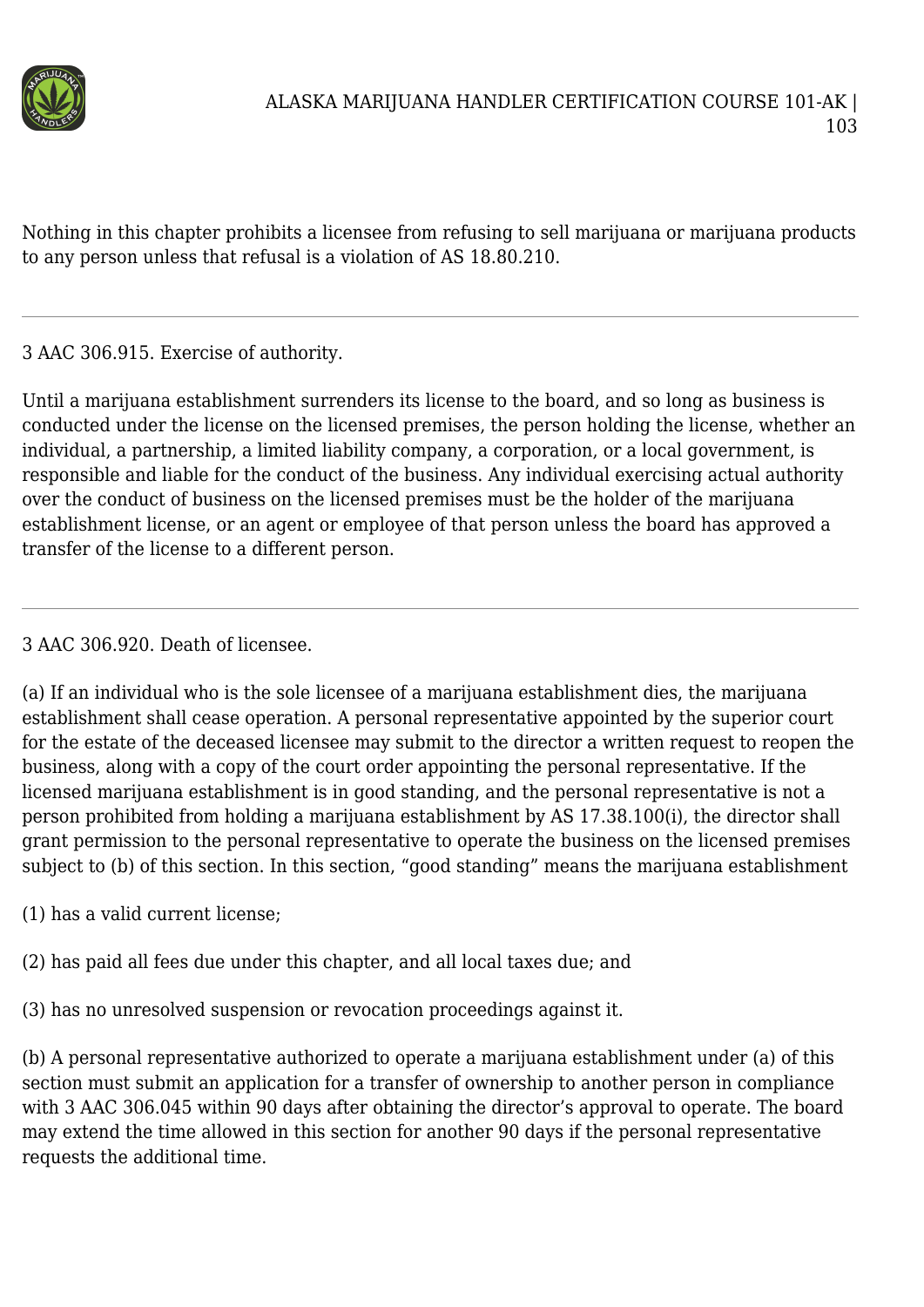Nothing in this chapter prohibits a licensee from refusing to sell marijuana or marijuana products to any person unless that refusal is a violation of AS 18.80.210.

---

3 AAC 306.915. Exercise of authority.

Until a marijuana establishment surrenders its license to the board, and so long as business is conducted under the license on the licensed premises, the person holding the license, whether an individual, a partnership, a limited liability company, a corporation, or a local government, is responsible and liable for the conduct of the business. Any individual exercising actual authority over the conduct of business on the licensed premises must be the holder of the marijuana establishment license, or an agent or employee of that person unless the board has approved a transfer of the license to a different person.

---

3 AAC 306.920. Death of licensee.

(a) If an individual who is the sole licensee of a marijuana establishment dies, the marijuana establishment shall cease operation. A personal representative appointed by the superior court for the estate of the deceased licensee may submit to the director a written request to reopen the business, along with a copy of the court order appointing the personal representative. If the licensed marijuana establishment is in good standing, and the personal representative is not a person prohibited from holding a marijuana establishment by AS 17.38.100(i), the director shall grant permission to the personal representative to operate the business on the licensed premises subject to (b) of this section. In this section, "good standing" means the marijuana establishment

(1) has a valid current license;

(2) has paid all fees due under this chapter, and all local taxes due; and

(3) has no unresolved suspension or revocation proceedings against it.

(b) A personal representative authorized to operate a marijuana establishment under (a) of this section must submit an application for a transfer of ownership to another person in compliance with 3 AAC 306.045 within 90 days after obtaining the director's approval to operate. The board may extend the time allowed in this section for another 90 days if the personal representative requests the additional time.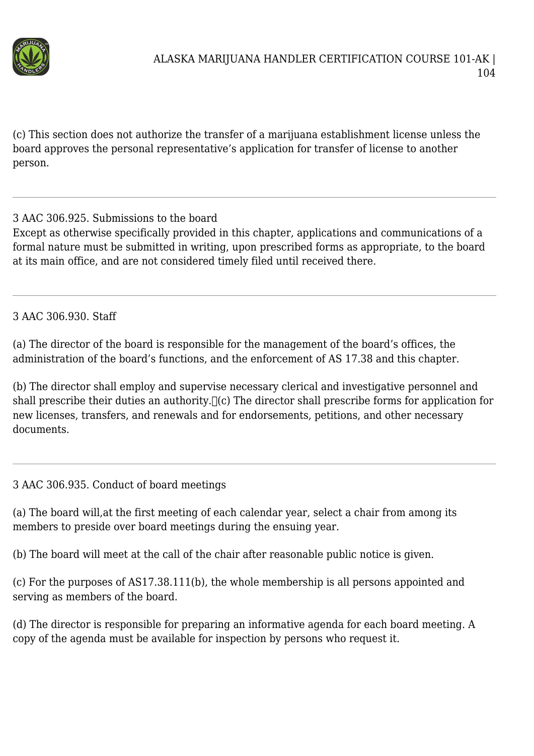(c) This section does not authorize the transfer of a marijuana establishment license unless the board approves the personal representative’s application for transfer of license to another person.

---

3 AAC 306.925. Submissions to the board
Except as otherwise specifically provided in this chapter, applications and communications of a formal nature must be submitted in writing, upon prescribed forms as appropriate, to the board at its main office, and are not considered timely filed until received there.

---

3 AAC 306.930. Staff

(a) The director of the board is responsible for the management of the board’s offices, the administration of the board’s functions, and the enforcement of AS 17.38 and this chapter.

(b) The director shall employ and supervise necessary clerical and investigative personnel and shall prescribe their duties an authority. (c) The director shall prescribe forms for application for new licenses, transfers, and renewals and for endorsements, petitions, and other necessary documents.

---

3 AAC 306.935. Conduct of board meetings

(a) The board will,at the first meeting of each calendar year, select a chair from among its members to preside over board meetings during the ensuing year.

(b) The board will meet at the call of the chair after reasonable public notice is given.

(c) For the purposes of AS17.38.111(b), the whole membership is all persons appointed and serving as members of the board.

(d) The director is responsible for preparing an informative agenda for each board meeting. A copy of the agenda must be available for inspection by persons who request it.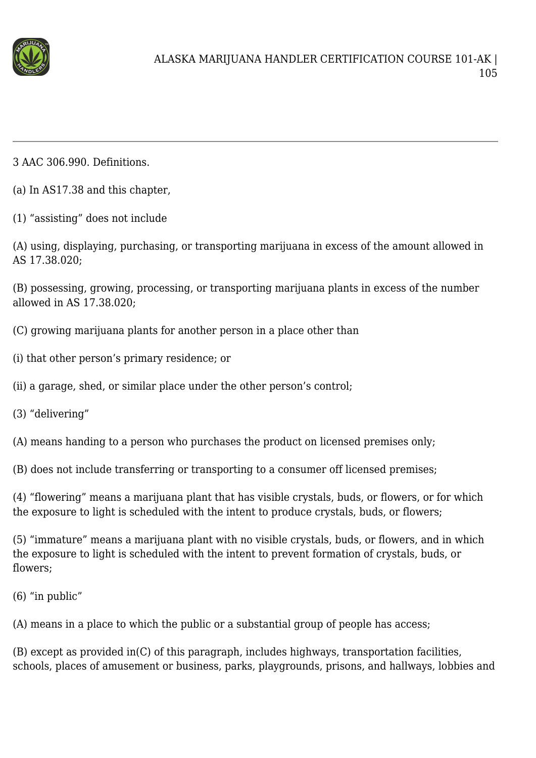3 AAC 306.990. Definitions.

(a) In AS17.38 and this chapter,

(1) “assisting” does not include

(A) using, displaying, purchasing, or transporting marijuana in excess of the amount allowed in AS 17.38.020;

(B) possessing, growing, processing, or transporting marijuana plants in excess of the number allowed in AS 17.38.020;

(C) growing marijuana plants for another person in a place other than

(i) that other person’s primary residence; or

(ii) a garage, shed, or similar place under the other person’s control;

(3) “delivering”

(A) means handing to a person who purchases the product on licensed premises only;

(B) does not include transferring or transporting to a consumer off licensed premises;

(4) “flowering” means a marijuana plant that has visible crystals, buds, or flowers, or for which the exposure to light is scheduled with the intent to produce crystals, buds, or flowers;

(5) “immature” means a marijuana plant with no visible crystals, buds, or flowers, and in which the exposure to light is scheduled with the intent to prevent formation of crystals, buds, or flowers;

(6) “in public”

(A) means in a place to which the public or a substantial group of people has access;

(B) except as provided in(C) of this paragraph, includes highways, transportation facilities, schools, places of amusement or business, parks, playgrounds, prisons, and hallways, lobbies and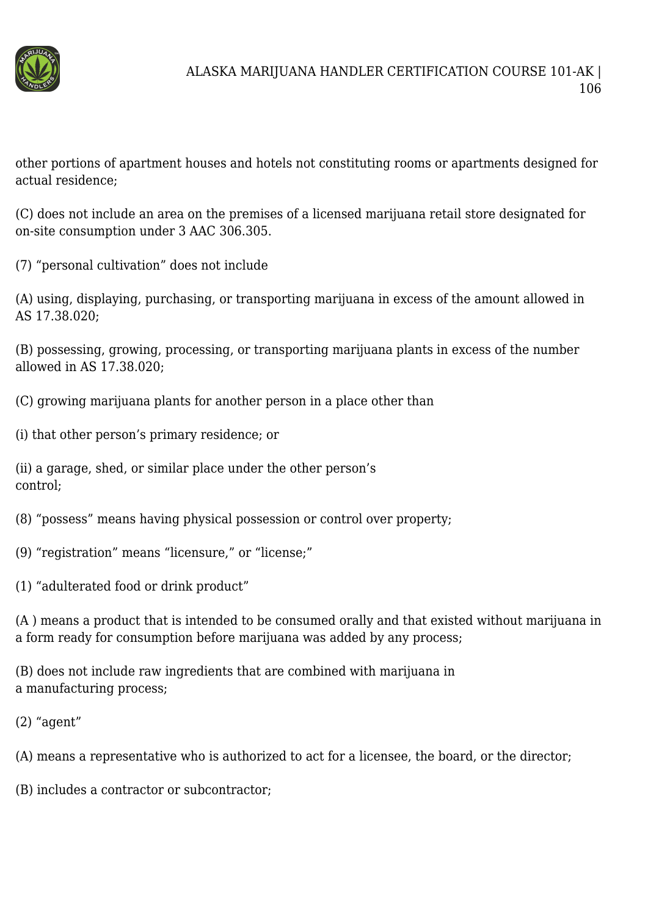other portions of apartment houses and hotels not constituting rooms or apartments designed for actual residence;

(C) does not include an area on the premises of a licensed marijuana retail store designated for on-site consumption under 3 AAC 306.305.

(7) "personal cultivation" does not include

(A) using, displaying, purchasing, or transporting marijuana in excess of the amount allowed in AS 17.38.020;

(B) possessing, growing, processing, or transporting marijuana plants in excess of the number allowed in AS 17.38.020;

(C) growing marijuana plants for another person in a place other than

(i) that other person's primary residence; or

(ii) a garage, shed, or similar place under the other person's control;

(8) "possess" means having physical possession or control over property;

(9) "registration" means "licensure," or "license;"

(1) "adulterated food or drink product"

(A ) means a product that is intended to be consumed orally and that existed without marijuana in a form ready for consumption before marijuana was added by any process;

(B) does not include raw ingredients that are combined with marijuana in a manufacturing process;

(2) "agent"

(A) means a representative who is authorized to act for a licensee, the board, or the director;

(B) includes a contractor or subcontractor;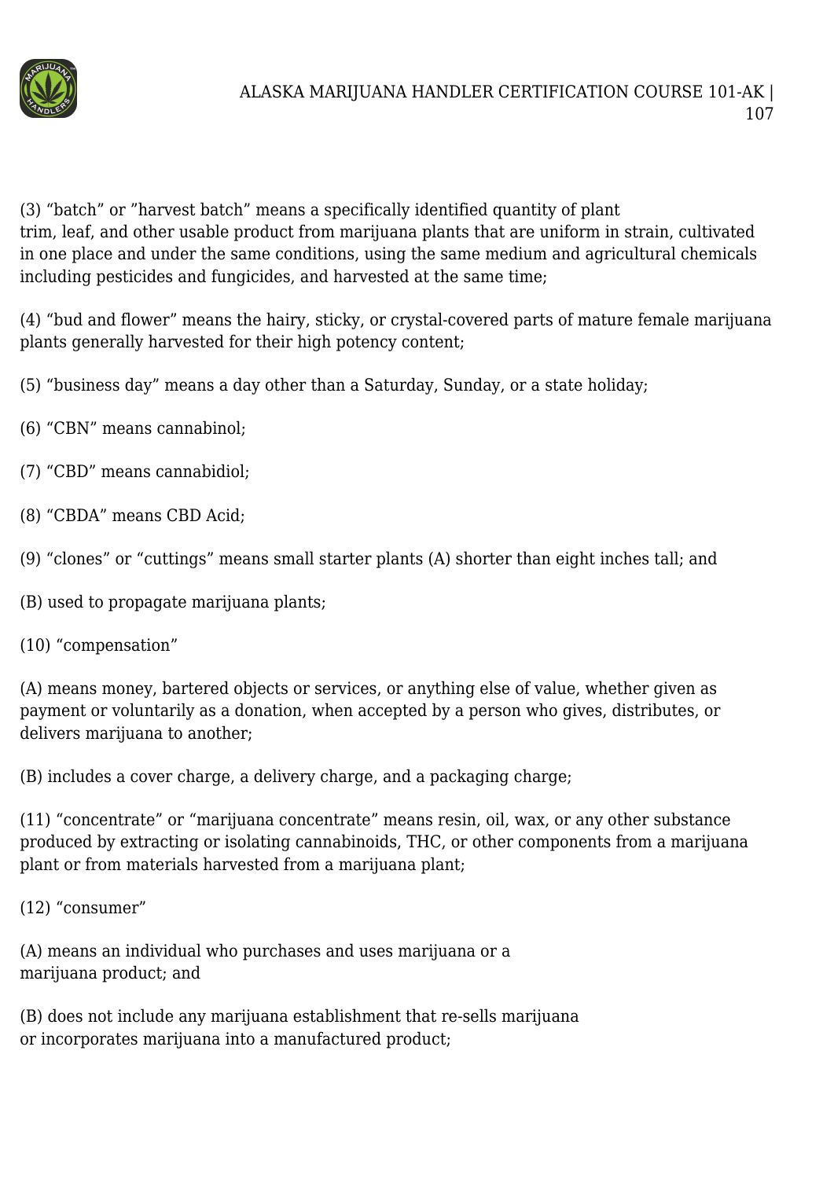(3) “batch” or ”harvest batch” means a specifically identified quantity of plant trim, leaf, and other usable product from marijuana plants that are uniform in strain, cultivated in one place and under the same conditions, using the same medium and agricultural chemicals including pesticides and fungicides, and harvested at the same time;

(4) “bud and flower” means the hairy, sticky, or crystal-covered parts of mature female marijuana plants generally harvested for their high potency content;

(5) “business day” means a day other than a Saturday, Sunday, or a state holiday;

(6) “CBN” means cannabinol;

(7) “CBD” means cannabidiol;

(8) “CBDA” means CBD Acid;

(9) “clones” or “cuttings” means small starter plants (A) shorter than eight inches tall; and

(B) used to propagate marijuana plants;

(10) “compensation”

(A) means money, bartered objects or services, or anything else of value, whether given as payment or voluntarily as a donation, when accepted by a person who gives, distributes, or delivers marijuana to another;

(B) includes a cover charge, a delivery charge, and a packaging charge;

(11) “concentrate” or “marijuana concentrate” means resin, oil, wax, or any other substance produced by extracting or isolating cannabinoids, THC, or other components from a marijuana plant or from materials harvested from a marijuana plant;

(12) “consumer”

(A) means an individual who purchases and uses marijuana or a marijuana product; and

(B) does not include any marijuana establishment that re-sells marijuana or incorporates marijuana into a manufactured product;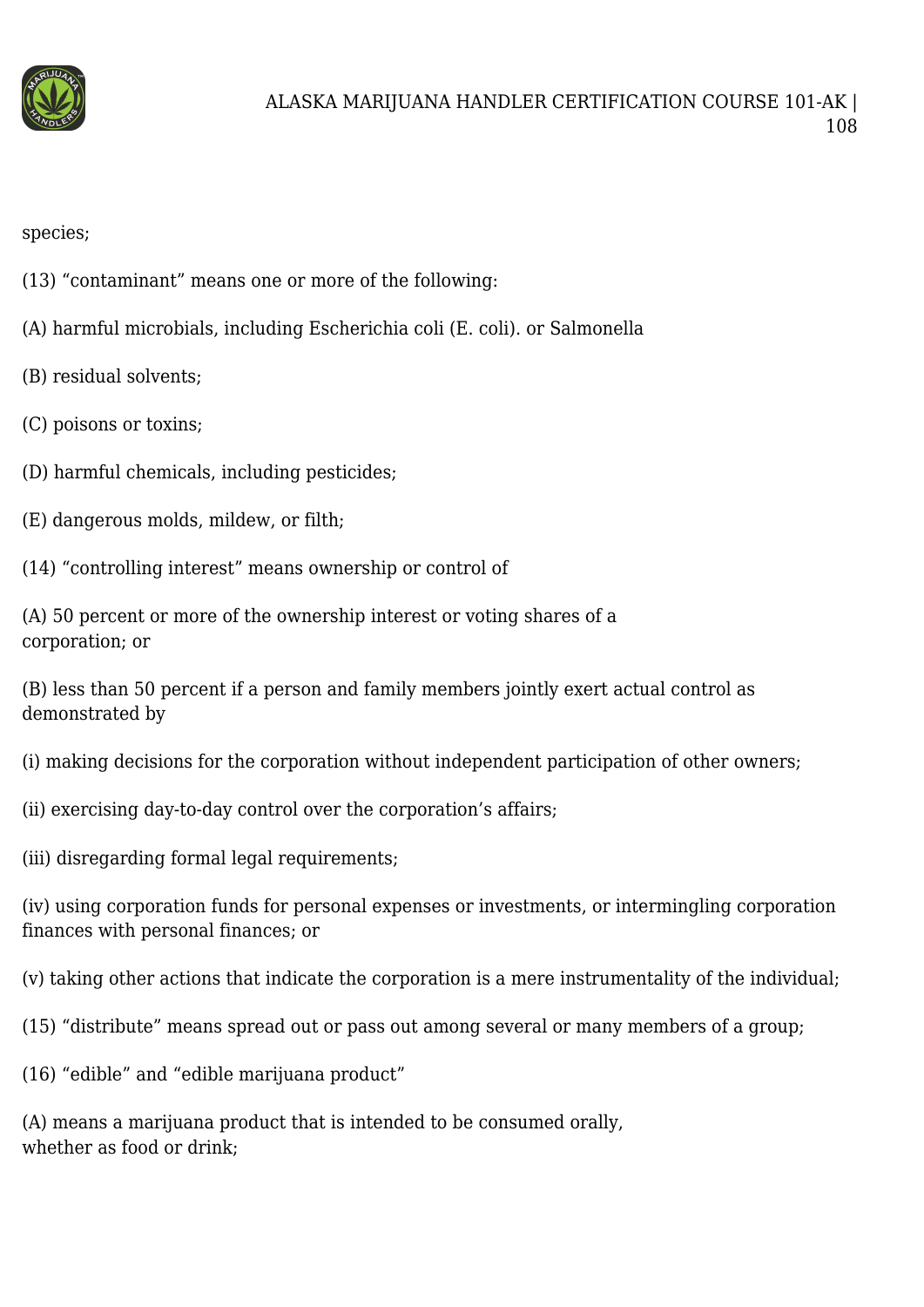species;

(13) “contaminant” means one or more of the following:

(A) harmful microbials, including Escherichia coli (E. coli). or Salmonella

(B) residual solvents;

(C) poisons or toxins;

(D) harmful chemicals, including pesticides;

(E) dangerous molds, mildew, or filth;

(14) “controlling interest” means ownership or control of

(A) 50 percent or more of the ownership interest or voting shares of a corporation; or

(B) less than 50 percent if a person and family members jointly exert actual control as demonstrated by

(i) making decisions for the corporation without independent participation of other owners;

(ii) exercising day-to-day control over the corporation’s affairs;

(iii) disregarding formal legal requirements;

(iv) using corporation funds for personal expenses or investments, or intermingling corporation finances with personal finances; or

(v) taking other actions that indicate the corporation is a mere instrumentality of the individual;

(15) “distribute” means spread out or pass out among several or many members of a group;

(16) “edible” and “edible marijuana product”

(A) means a marijuana product that is intended to be consumed orally, whether as food or drink;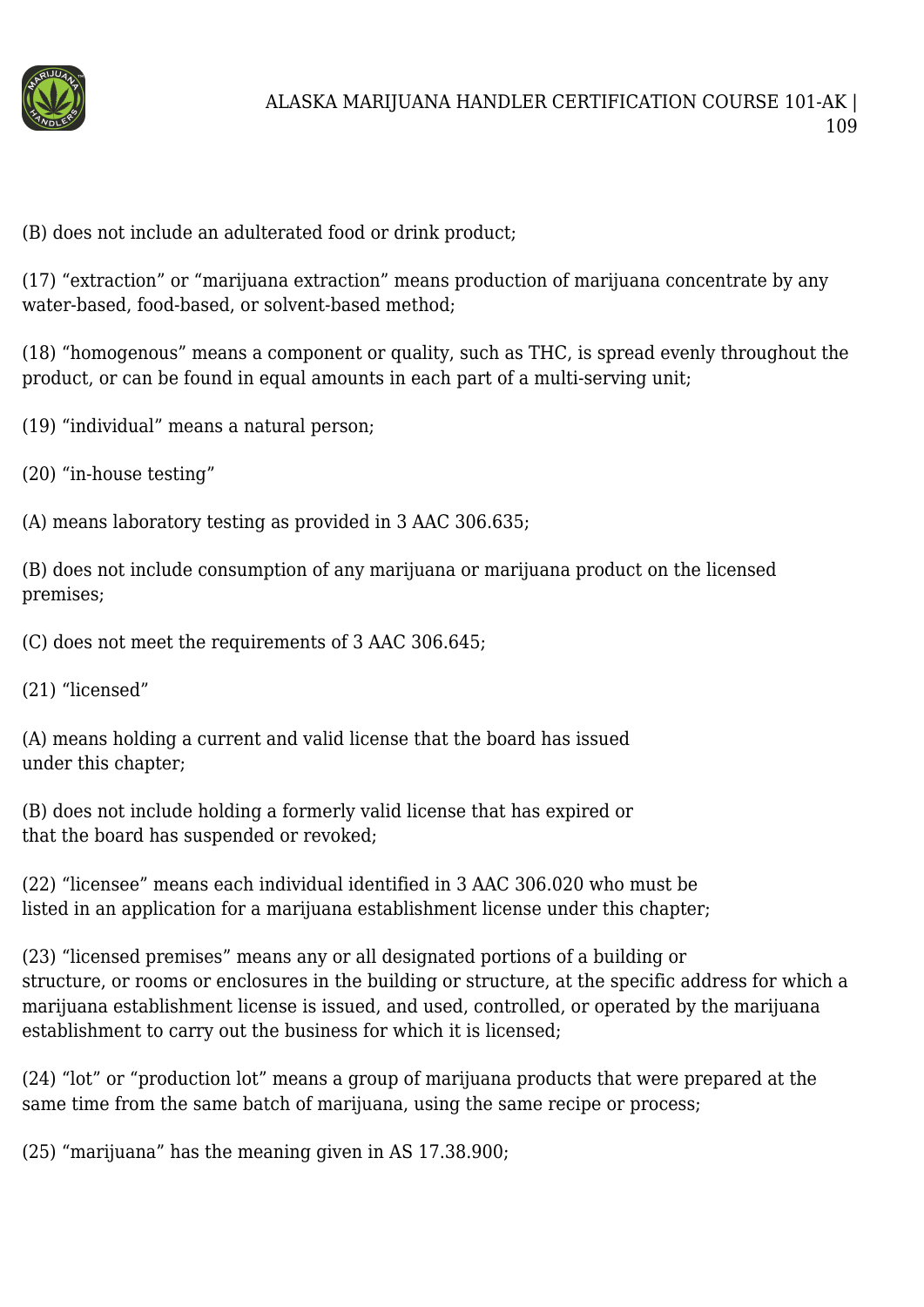(B) does not include an adulterated food or drink product;

(17) “extraction” or “marijuana extraction” means production of marijuana concentrate by any water-based, food-based, or solvent-based method;

(18) “homogenous” means a component or quality, such as THC, is spread evenly throughout the product, or can be found in equal amounts in each part of a multi-serving unit;

(19) “individual” means a natural person;

(20) “in-house testing”

(A) means laboratory testing as provided in 3 AAC 306.635;

(B) does not include consumption of any marijuana or marijuana product on the licensed premises;

(C) does not meet the requirements of 3 AAC 306.645;

(21) “licensed”

(A) means holding a current and valid license that the board has issued under this chapter;

(B) does not include holding a formerly valid license that has expired or that the board has suspended or revoked;

(22) “licensee” means each individual identified in 3 AAC 306.020 who must be listed in an application for a marijuana establishment license under this chapter;

(23) “licensed premises” means any or all designated portions of a building or structure, or rooms or enclosures in the building or structure, at the specific address for which a marijuana establishment license is issued, and used, controlled, or operated by the marijuana establishment to carry out the business for which it is licensed;

(24) “lot” or “production lot” means a group of marijuana products that were prepared at the same time from the same batch of marijuana, using the same recipe or process;

(25) “marijuana” has the meaning given in AS 17.38.900;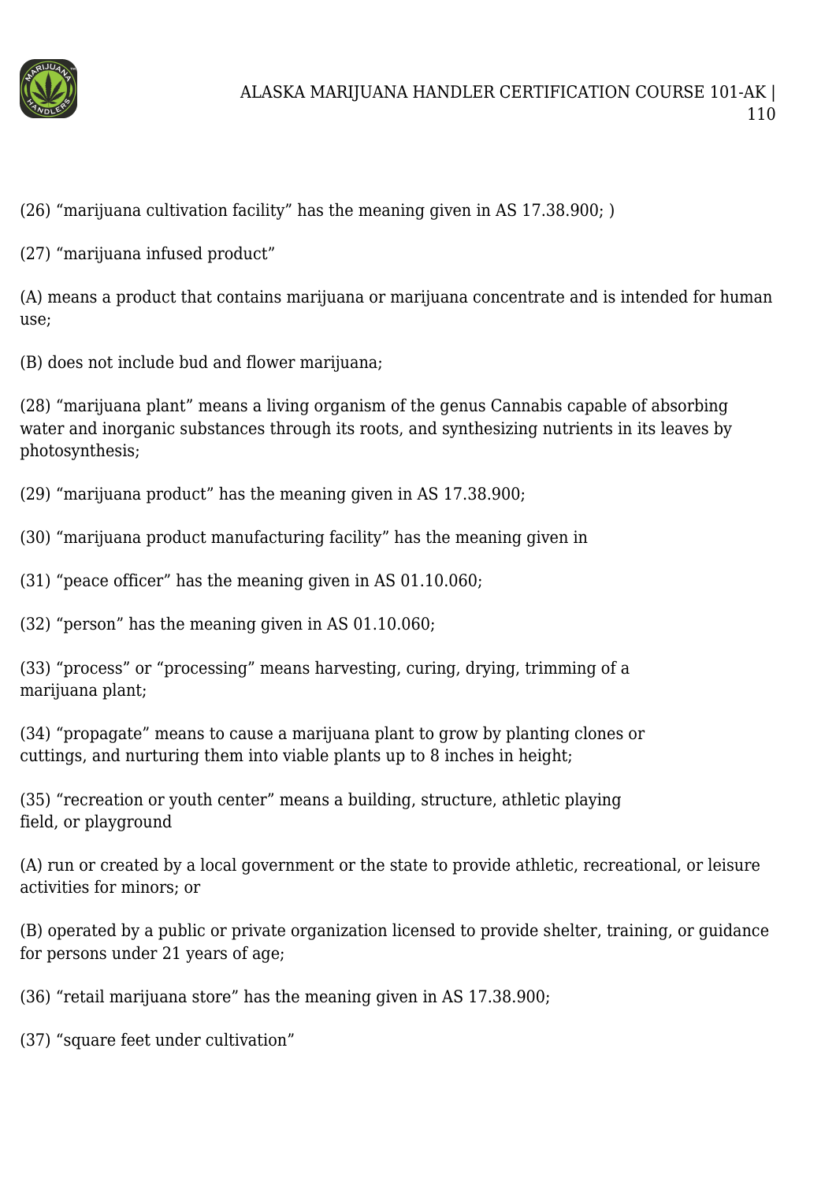(26) “marijuana cultivation facility” has the meaning given in AS 17.38.900; )

(27) “marijuana infused product”

(A) means a product that contains marijuana or marijuana concentrate and is intended for human use;

(B) does not include bud and flower marijuana;

(28) “marijuana plant” means a living organism of the genus Cannabis capable of absorbing water and inorganic substances through its roots, and synthesizing nutrients in its leaves by photosynthesis;

(29) “marijuana product” has the meaning given in AS 17.38.900;

(30) “marijuana product manufacturing facility” has the meaning given in

(31) “peace officer” has the meaning given in AS 01.10.060;

(32) “person” has the meaning given in AS 01.10.060;

(33) “process” or “processing” means harvesting, curing, drying, trimming of a marijuana plant;

(34) “propagate” means to cause a marijuana plant to grow by planting clones or cuttings, and nurturing them into viable plants up to 8 inches in height;

(35) “recreation or youth center” means a building, structure, athletic playing field, or playground

(A) run or created by a local government or the state to provide athletic, recreational, or leisure activities for minors; or

(B) operated by a public or private organization licensed to provide shelter, training, or guidance for persons under 21 years of age;

(36) “retail marijuana store” has the meaning given in AS 17.38.900;

(37) “square feet under cultivation”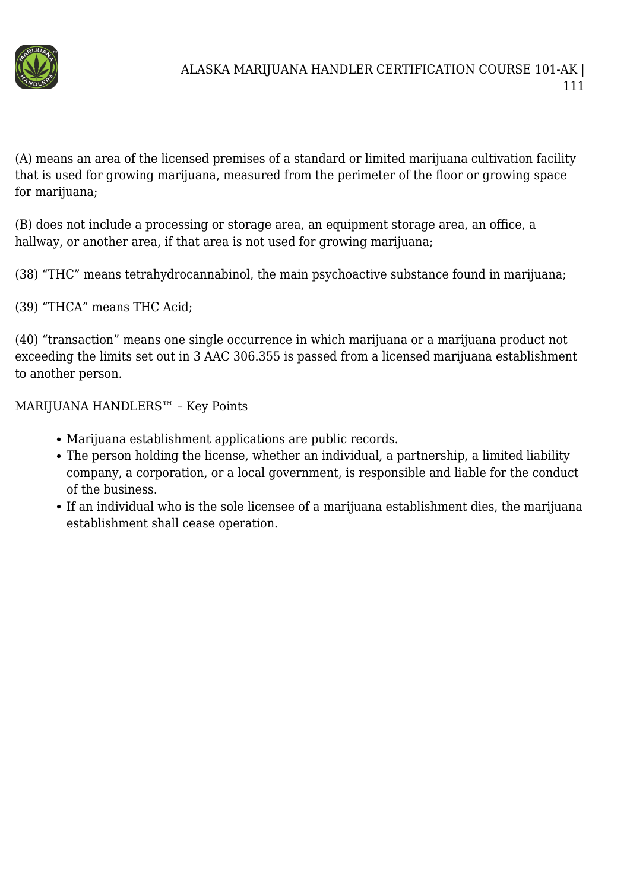(A) means an area of the licensed premises of a standard or limited marijuana cultivation facility that is used for growing marijuana, measured from the perimeter of the floor or growing space for marijuana;

(B) does not include a processing or storage area, an equipment storage area, an office, a hallway, or another area, if that area is not used for growing marijuana;

(38) "THC" means tetrahydrocannabinol, the main psychoactive substance found in marijuana;

(39) "THCA" means THC Acid;

(40) "transaction" means one single occurrence in which marijuana or a marijuana product not exceeding the limits set out in 3 AAC 306.355 is passed from a licensed marijuana establishment to another person.

MARIJUANA HANDLERS™ – Key Points

- Marijuana establishment applications are public records.
- The person holding the license, whether an individual, a partnership, a limited liability company, a corporation, or a local government, is responsible and liable for the conduct of the business.
- If an individual who is the sole licensee of a marijuana establishment dies, the marijuana establishment shall cease operation.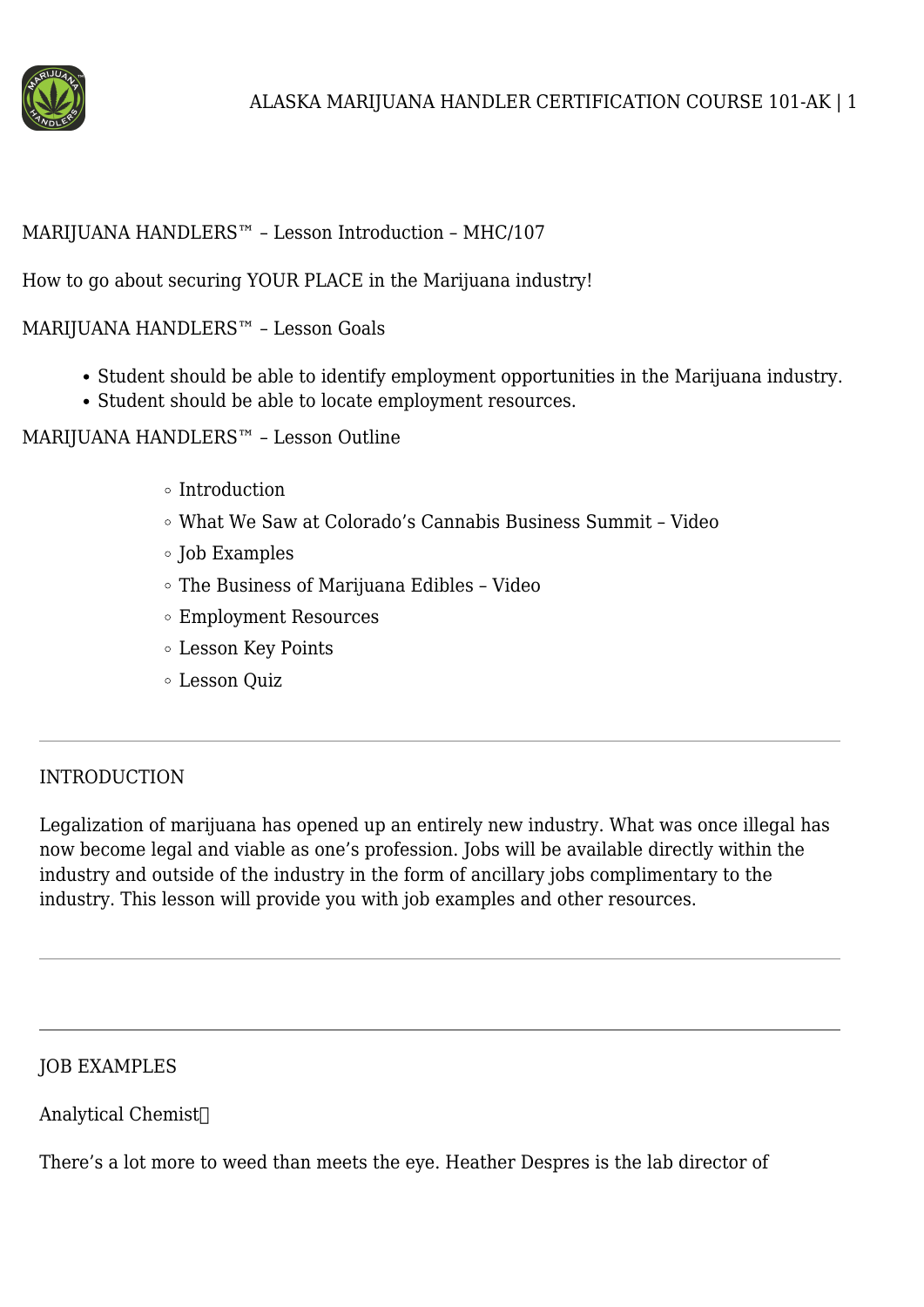MARIJUANA HANDLERS™ – Lesson Introduction – MHC/107

How to go about securing YOUR PLACE in the Marijuana industry!

MARIJUANA HANDLERS™ – Lesson Goals

- Student should be able to identify employment opportunities in the Marijuana industry.
- Student should be able to locate employment resources.

MARIJUANA HANDLERS™ – Lesson Outline

- Introduction
- What We Saw at Colorado's Cannabis Business Summit – Video
- Job Examples
- The Business of Marijuana Edibles – Video
- Employment Resources
- Lesson Key Points
- Lesson Quiz

---

## INTRODUCTION

Legalization of marijuana has opened up an entirely new industry. What was once illegal has now become legal and viable as one's profession. Jobs will be available directly within the industry and outside of the industry in the form of ancillary jobs complimentary to the industry. This lesson will provide you with job examples and other resources.

---

---

## JOB EXAMPLES

Analytical Chemist

There's a lot more to weed than meets the eye. Heather Despres is the lab director of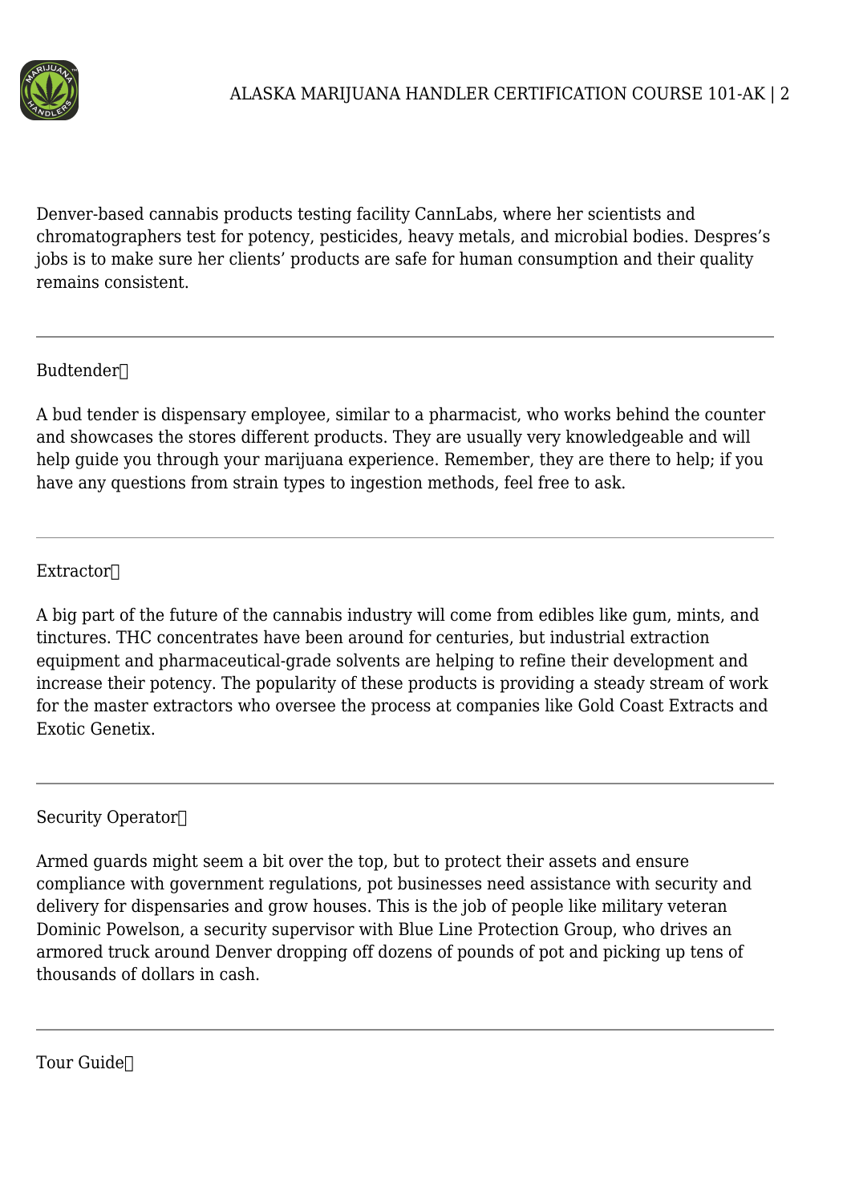Denver-based cannabis products testing facility CannLabs, where her scientists and chromatographers test for potency, pesticides, heavy metals, and microbial bodies. Despres's jobs is to make sure her clients' products are safe for human consumption and their quality remains consistent.

---

Budtender

A bud tender is dispensary employee, similar to a pharmacist, who works behind the counter and showcases the stores different products. They are usually very knowledgeable and will help guide you through your marijuana experience. Remember, they are there to help; if you have any questions from strain types to ingestion methods, feel free to ask.

---

Extractor

A big part of the future of the cannabis industry will come from edibles like gum, mints, and tinctures. THC concentrates have been around for centuries, but industrial extraction equipment and pharmaceutical-grade solvents are helping to refine their development and increase their potency. The popularity of these products is providing a steady stream of work for the master extractors who oversee the process at companies like Gold Coast Extracts and Exotic Genetix.

---

Security Operator

Armed guards might seem a bit over the top, but to protect their assets and ensure compliance with government regulations, pot businesses need assistance with security and delivery for dispensaries and grow houses. This is the job of people like military veteran Dominic Powelson, a security supervisor with Blue Line Protection Group, who drives an armored truck around Denver dropping off dozens of pounds of pot and picking up tens of thousands of dollars in cash.

---

Tour Guide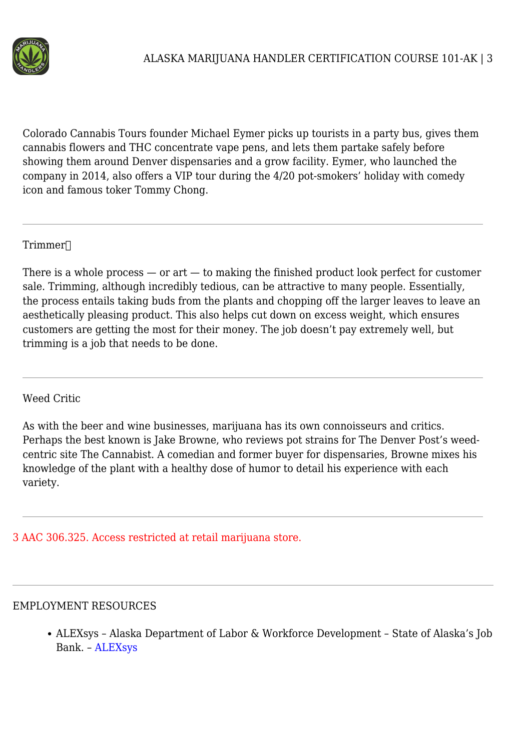Colorado Cannabis Tours founder Michael Eymer picks up tourists in a party bus, gives them cannabis flowers and THC concentrate vape pens, and lets them partake safely before showing them around Denver dispensaries and a grow facility. Eymer, who launched the company in 2014, also offers a VIP tour during the 4/20 pot-smokers' holiday with comedy icon and famous toker Tommy Chong.

---

Trimmer

There is a whole process — or art — to making the finished product look perfect for customer sale. Trimming, although incredibly tedious, can be attractive to many people. Essentially, the process entails taking buds from the plants and chopping off the larger leaves to leave an aesthetically pleasing product. This also helps cut down on excess weight, which ensures customers are getting the most for their money. The job doesn't pay extremely well, but trimming is a job that needs to be done.

---

Weed Critic

As with the beer and wine businesses, marijuana has its own connoisseurs and critics. Perhaps the best known is Jake Browne, who reviews pot strains for The Denver Post's weed-centric site The Cannabist. A comedian and former buyer for dispensaries, Browne mixes his knowledge of the plant with a healthy dose of humor to detail his experience with each variety.

---

3 AAC 306.325. Access restricted at retail marijuana store.

---

EMPLOYMENT RESOURCES

- ALEXsys – Alaska Department of Labor & Workforce Development – State of Alaska's Job Bank. – ALEXsys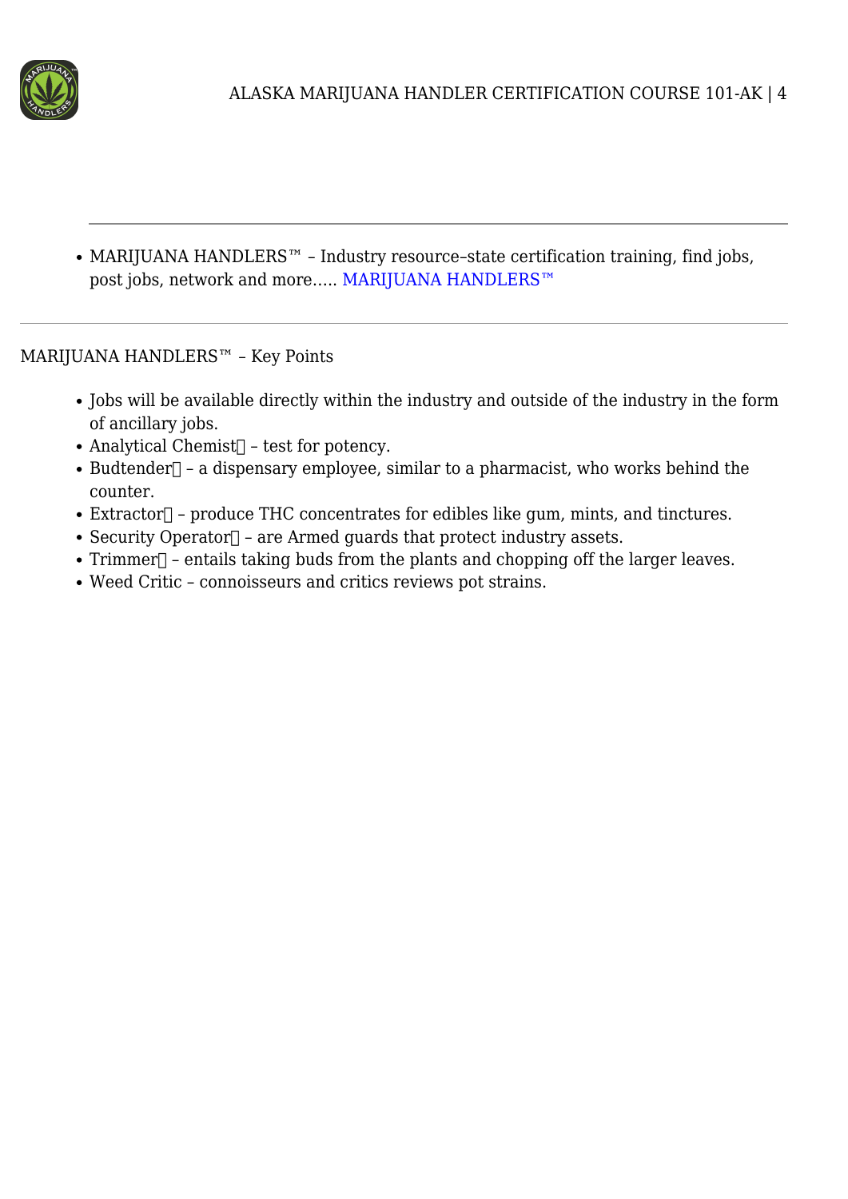---

- MARIJUANA HANDLERS™ – Industry resource–state certification training, find jobs, post jobs, network and more….. MARIJUANA HANDLERS™

---

MARIJUANA HANDLERS™ – Key Points

- Jobs will be available directly within the industry and outside of the industry in the form of ancillary jobs.
- Analytical Chemist – test for potency.
- Budtender – a dispensary employee, similar to a pharmacist, who works behind the counter.
- Extractor – produce THC concentrates for edibles like gum, mints, and tinctures.
- Security Operator – are Armed guards that protect industry assets.
- Trimmer – entails taking buds from the plants and chopping off the larger leaves.
- Weed Critic – connoisseurs and critics reviews pot strains.